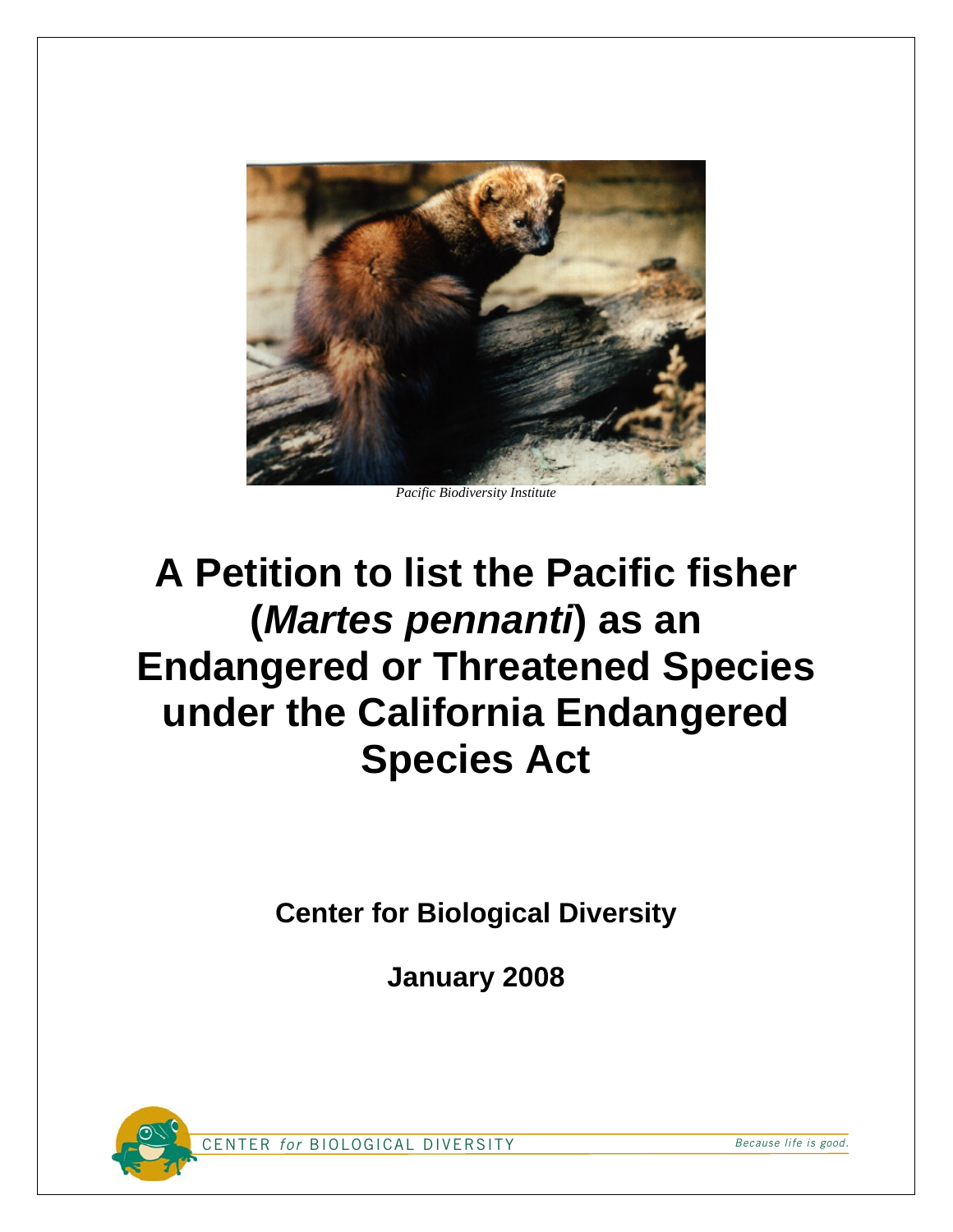*Pacific Biodiversity Institute*

# A Petition to list the Pacific fisher (*Martes pennanti*) as an Endangered or Threatened Species under the California Endangered Species Act

**Center for Biological Diversity**

**January 2008**

CENTER *for* BIOLOGICAL DIVERSITY

*Because life is good.*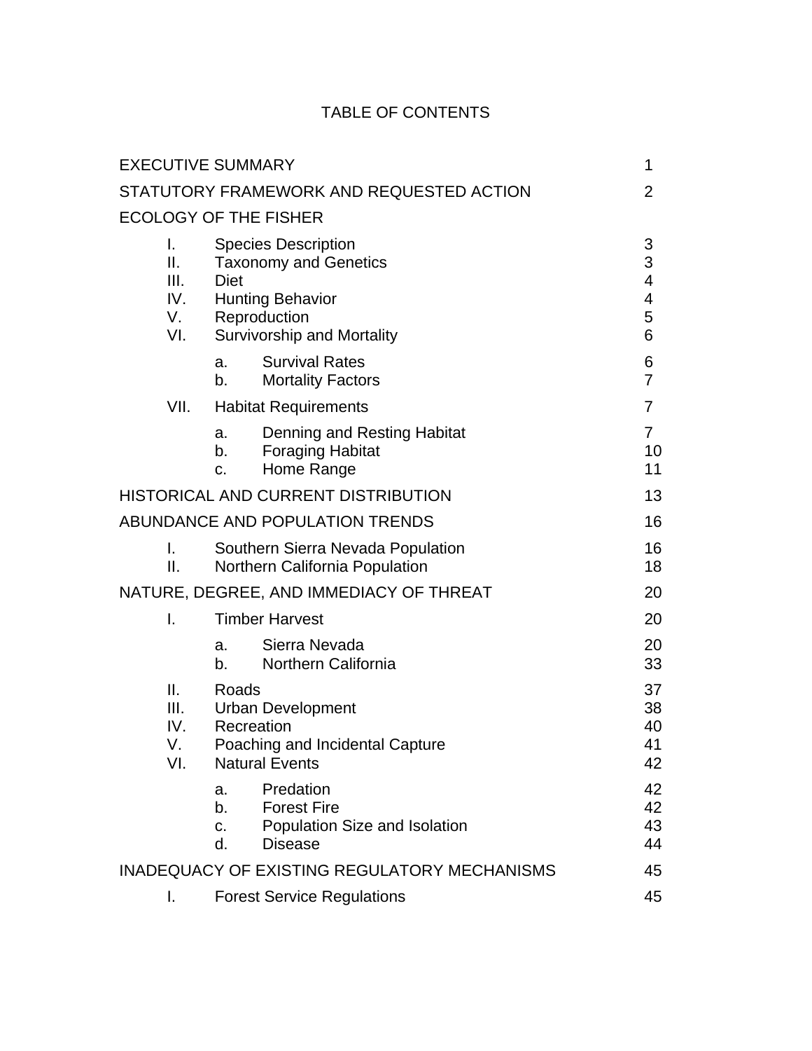# TABLE OF CONTENTS

| | | | |
|---|---|---|---|
| EXECUTIVE SUMMARY | | | 1 |
| STATUTORY FRAMEWORK AND REQUESTED ACTION | | | 2 |
| ECOLOGY OF THE FISHER | | | |
| I. | Species Description | | 3 |
| II. | Taxonomy and Genetics | | 3 |
| III. | Diet | | 4 |
| IV. | Hunting Behavior | | 4 |
| V. | Reproduction | | 5 |
| VI. | Survivorship and Mortality | | 6 |
| | a. | Survival Rates | 6 |
| | b. | Mortality Factors | 7 |
| VII. | Habitat Requirements | | 7 |
| | a. | Denning and Resting Habitat | 7 |
| | b. | Foraging Habitat | 10 |
| | c. | Home Range | 11 |
| HISTORICAL AND CURRENT DISTRIBUTION | | | 13 |
| ABUNDANCE AND POPULATION TRENDS | | | 16 |
| I. | Southern Sierra Nevada Population | | 16 |
| II. | Northern California Population | | 18 |
| NATURE, DEGREE, AND IMMEDIACY OF THREAT | | | 20 |
| I. | Timber Harvest | | 20 |
| | a. | Sierra Nevada | 20 |
| | b. | Northern California | 33 |
| II. | Roads | | 37 |
| III. | Urban Development | | 38 |
| IV. | Recreation | | 40 |
| V. | Poaching and Incidental Capture | | 41 |
| VI. | Natural Events | | 42 |
| | a. | Predation | 42 |
| | b. | Forest Fire | 42 |
| | c. | Population Size and Isolation | 43 |
| | d. | Disease | 44 |
| INADEQUACY OF EXISTING REGULATORY MECHANISMS | | | 45 |
| I. | Forest Service Regulations | | 45 |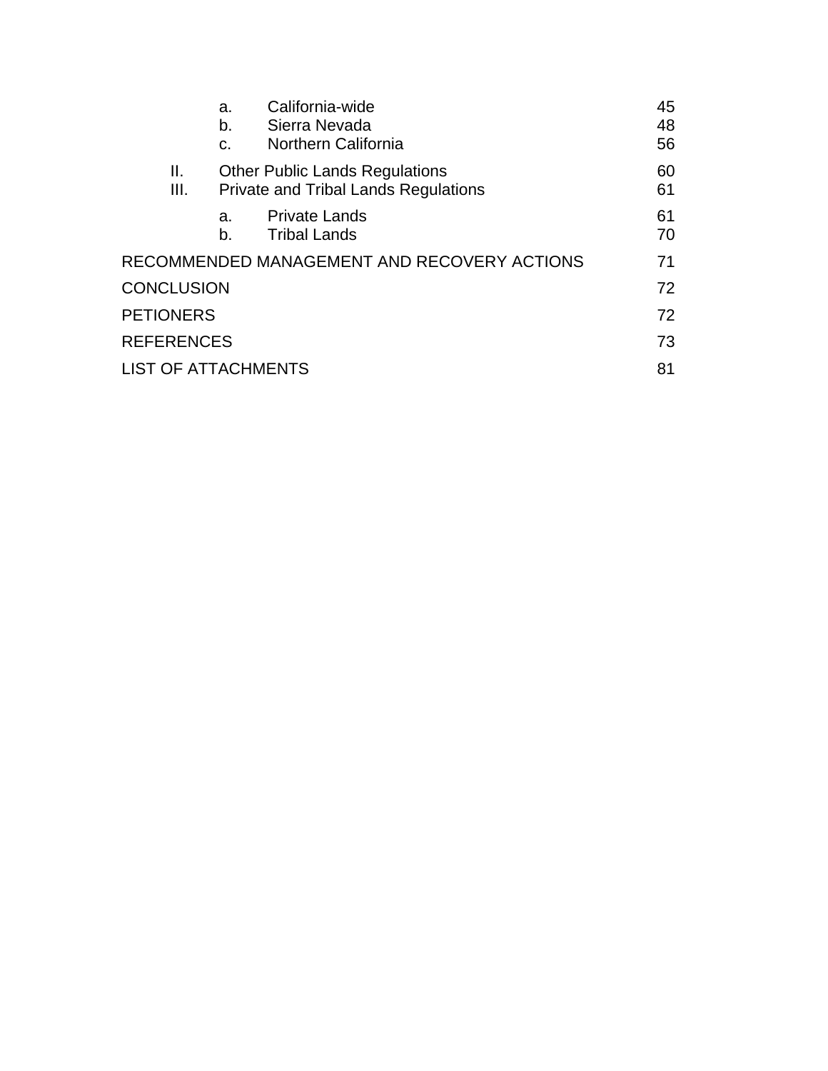| | | | |
|---|---|---|---|
| | a. | California-wide | 45 |
| | b. | Sierra Nevada | 48 |
| | c. | Northern California | 56 |
| II. | Other Public Lands Regulations | | 60 |
| III. | Private and Tribal Lands Regulations | | 61 |
| | a. | Private Lands | 61 |
| | b. | Tribal Lands | 70 |

RECOMMENDED MANAGEMENT AND RECOVERY ACTIONS 71

CONCLUSION 72

PETIONERS 72

REFERENCES 73

LIST OF ATTACHMENTS 81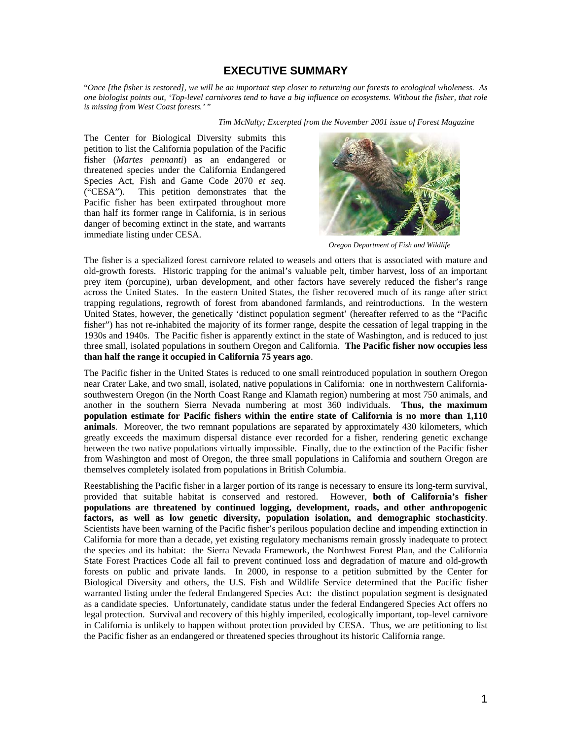# EXECUTIVE SUMMARY

"*Once [the fisher is restored], we will be an important step closer to returning our forests to ecological wholeness. As one biologist points out, 'Top-level carnivores tend to have a big influence on ecosystems. Without the fisher, that role is missing from West Coast forests.'* "

*Tim McNulty; Excerpted from the November 2001 issue of Forest Magazine*

The Center for Biological Diversity submits this petition to list the California population of the Pacific fisher (*Martes pennanti*) as an endangered or threatened species under the California Endangered Species Act, Fish and Game Code 2070 *et seq*. ("CESA"). This petition demonstrates that the Pacific fisher has been extirpated throughout more than half its former range in California, is in serious danger of becoming extinct in the state, and warrants immediate listing under CESA.

*Oregon Department of Fish and Wildlife*

The fisher is a specialized forest carnivore related to weasels and otters that is associated with mature and old-growth forests. Historic trapping for the animal's valuable pelt, timber harvest, loss of an important prey item (porcupine), urban development, and other factors have severely reduced the fisher's range across the United States. In the eastern United States, the fisher recovered much of its range after strict trapping regulations, regrowth of forest from abandoned farmlands, and reintroductions. In the western United States, however, the genetically 'distinct population segment' (hereafter referred to as the "Pacific fisher") has not re-inhabited the majority of its former range, despite the cessation of legal trapping in the 1930s and 1940s. The Pacific fisher is apparently extinct in the state of Washington, and is reduced to just three small, isolated populations in southern Oregon and California. **The Pacific fisher now occupies less than half the range it occupied in California 75 years ago**.

The Pacific fisher in the United States is reduced to one small reintroduced population in southern Oregon near Crater Lake, and two small, isolated, native populations in California: one in northwestern California-southwestern Oregon (in the North Coast Range and Klamath region) numbering at most 750 animals, and another in the southern Sierra Nevada numbering at most 360 individuals. **Thus, the maximum population estimate for Pacific fishers within the entire state of California is no more than 1,110 animals**. Moreover, the two remnant populations are separated by approximately 430 kilometers, which greatly exceeds the maximum dispersal distance ever recorded for a fisher, rendering genetic exchange between the two native populations virtually impossible. Finally, due to the extinction of the Pacific fisher from Washington and most of Oregon, the three small populations in California and southern Oregon are themselves completely isolated from populations in British Columbia.

Reestablishing the Pacific fisher in a larger portion of its range is necessary to ensure its long-term survival, provided that suitable habitat is conserved and restored. However, **both of California's fisher populations are threatened by continued logging, development, roads, and other anthropogenic factors, as well as low genetic diversity, population isolation, and demographic stochasticity**. Scientists have been warning of the Pacific fisher's perilous population decline and impending extinction in California for more than a decade, yet existing regulatory mechanisms remain grossly inadequate to protect the species and its habitat: the Sierra Nevada Framework, the Northwest Forest Plan, and the California State Forest Practices Code all fail to prevent continued loss and degradation of mature and old-growth forests on public and private lands. In 2000, in response to a petition submitted by the Center for Biological Diversity and others, the U.S. Fish and Wildlife Service determined that the Pacific fisher warranted listing under the federal Endangered Species Act: the distinct population segment is designated as a candidate species. Unfortunately, candidate status under the federal Endangered Species Act offers no legal protection. Survival and recovery of this highly imperiled, ecologically important, top-level carnivore in California is unlikely to happen without protection provided by CESA. Thus, we are petitioning to list the Pacific fisher as an endangered or threatened species throughout its historic California range.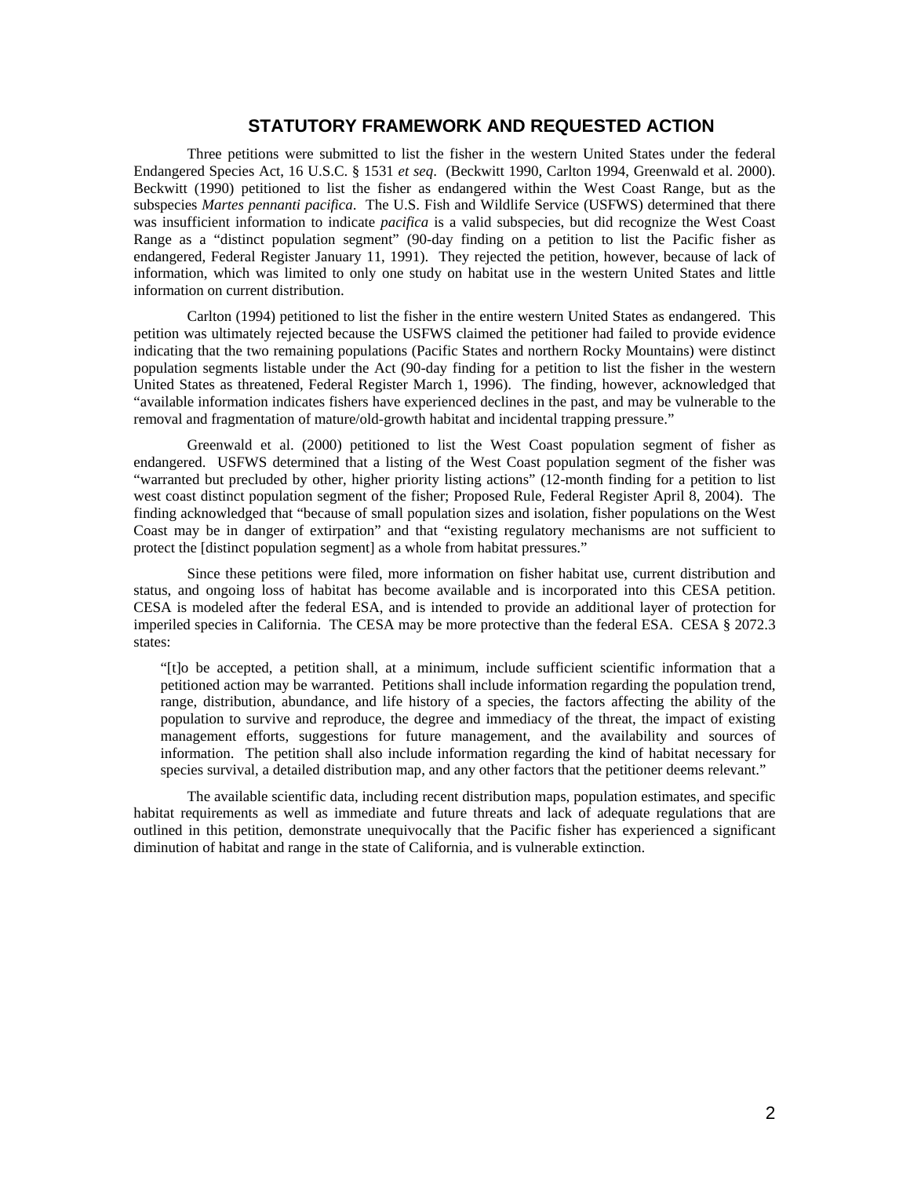## STATUTORY FRAMEWORK AND REQUESTED ACTION

Three petitions were submitted to list the fisher in the western United States under the federal Endangered Species Act, 16 U.S.C. § 1531 *et seq*. (Beckwitt 1990, Carlton 1994, Greenwald et al. 2000). Beckwitt (1990) petitioned to list the fisher as endangered within the West Coast Range, but as the subspecies *Martes pennanti pacifica*. The U.S. Fish and Wildlife Service (USFWS) determined that there was insufficient information to indicate *pacifica* is a valid subspecies, but did recognize the West Coast Range as a "distinct population segment" (90-day finding on a petition to list the Pacific fisher as endangered, Federal Register January 11, 1991). They rejected the petition, however, because of lack of information, which was limited to only one study on habitat use in the western United States and little information on current distribution.

Carlton (1994) petitioned to list the fisher in the entire western United States as endangered. This petition was ultimately rejected because the USFWS claimed the petitioner had failed to provide evidence indicating that the two remaining populations (Pacific States and northern Rocky Mountains) were distinct population segments listable under the Act (90-day finding for a petition to list the fisher in the western United States as threatened, Federal Register March 1, 1996). The finding, however, acknowledged that "available information indicates fishers have experienced declines in the past, and may be vulnerable to the removal and fragmentation of mature/old-growth habitat and incidental trapping pressure."

Greenwald et al. (2000) petitioned to list the West Coast population segment of fisher as endangered. USFWS determined that a listing of the West Coast population segment of the fisher was "warranted but precluded by other, higher priority listing actions" (12-month finding for a petition to list west coast distinct population segment of the fisher; Proposed Rule, Federal Register April 8, 2004). The finding acknowledged that "because of small population sizes and isolation, fisher populations on the West Coast may be in danger of extirpation" and that "existing regulatory mechanisms are not sufficient to protect the [distinct population segment] as a whole from habitat pressures."

Since these petitions were filed, more information on fisher habitat use, current distribution and status, and ongoing loss of habitat has become available and is incorporated into this CESA petition. CESA is modeled after the federal ESA, and is intended to provide an additional layer of protection for imperiled species in California. The CESA may be more protective than the federal ESA. CESA § 2072.3 states:

> "[t]o be accepted, a petition shall, at a minimum, include sufficient scientific information that a petitioned action may be warranted. Petitions shall include information regarding the population trend, range, distribution, abundance, and life history of a species, the factors affecting the ability of the population to survive and reproduce, the degree and immediacy of the threat, the impact of existing management efforts, suggestions for future management, and the availability and sources of information. The petition shall also include information regarding the kind of habitat necessary for species survival, a detailed distribution map, and any other factors that the petitioner deems relevant."

The available scientific data, including recent distribution maps, population estimates, and specific habitat requirements as well as immediate and future threats and lack of adequate regulations that are outlined in this petition, demonstrate unequivocally that the Pacific fisher has experienced a significant diminution of habitat and range in the state of California, and is vulnerable extinction.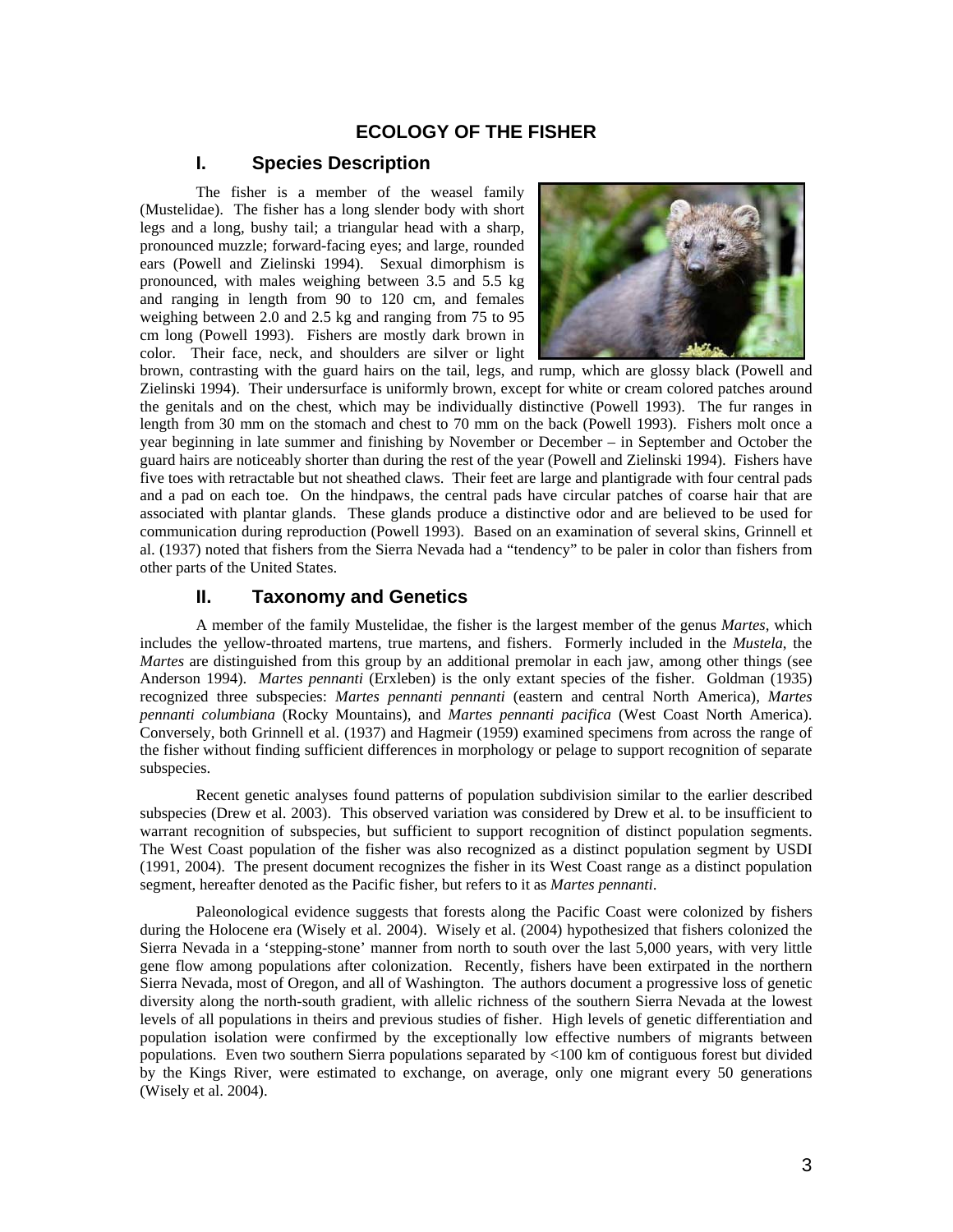# ECOLOGY OF THE FISHER

## I. Species Description

The fisher is a member of the weasel family (Mustelidae). The fisher has a long slender body with short legs and a long, bushy tail; a triangular head with a sharp, pronounced muzzle; forward-facing eyes; and large, rounded ears (Powell and Zielinski 1994). Sexual dimorphism is pronounced, with males weighing between 3.5 and 5.5 kg and ranging in length from 90 to 120 cm, and females weighing between 2.0 and 2.5 kg and ranging from 75 to 95 cm long (Powell 1993). Fishers are mostly dark brown in color. Their face, neck, and shoulders are silver or light brown, contrasting with the guard hairs on the tail, legs, and rump, which are glossy black (Powell and Zielinski 1994). Their undersurface is uniformly brown, except for white or cream colored patches around the genitals and on the chest, which may be individually distinctive (Powell 1993). The fur ranges in length from 30 mm on the stomach and chest to 70 mm on the back (Powell 1993). Fishers molt once a year beginning in late summer and finishing by November or December – in September and October the guard hairs are noticeably shorter than during the rest of the year (Powell and Zielinski 1994). Fishers have five toes with retractable but not sheathed claws. Their feet are large and plantigrade with four central pads and a pad on each toe. On the hindpaws, the central pads have circular patches of coarse hair that are associated with plantar glands. These glands produce a distinctive odor and are believed to be used for communication during reproduction (Powell 1993). Based on an examination of several skins, Grinnell et al. (1937) noted that fishers from the Sierra Nevada had a "tendency" to be paler in color than fishers from other parts of the United States.

## II. Taxonomy and Genetics

A member of the family Mustelidae, the fisher is the largest member of the genus *Martes*, which includes the yellow-throated martens, true martens, and fishers. Formerly included in the *Mustela*, the *Martes* are distinguished from this group by an additional premolar in each jaw, among other things (see Anderson 1994). *Martes pennanti* (Erxleben) is the only extant species of the fisher. Goldman (1935) recognized three subspecies: *Martes pennanti pennanti* (eastern and central North America), *Martes pennanti columbiana* (Rocky Mountains), and *Martes pennanti pacifica* (West Coast North America). Conversely, both Grinnell et al. (1937) and Hagmeir (1959) examined specimens from across the range of the fisher without finding sufficient differences in morphology or pelage to support recognition of separate subspecies.

Recent genetic analyses found patterns of population subdivision similar to the earlier described subspecies (Drew et al. 2003). This observed variation was considered by Drew et al. to be insufficient to warrant recognition of subspecies, but sufficient to support recognition of distinct population segments. The West Coast population of the fisher was also recognized as a distinct population segment by USDI (1991, 2004). The present document recognizes the fisher in its West Coast range as a distinct population segment, hereafter denoted as the Pacific fisher, but refers to it as *Martes pennanti*.

Paleonological evidence suggests that forests along the Pacific Coast were colonized by fishers during the Holocene era (Wisely et al. 2004). Wisely et al. (2004) hypothesized that fishers colonized the Sierra Nevada in a 'stepping-stone' manner from north to south over the last 5,000 years, with very little gene flow among populations after colonization. Recently, fishers have been extirpated in the northern Sierra Nevada, most of Oregon, and all of Washington. The authors document a progressive loss of genetic diversity along the north-south gradient, with allelic richness of the southern Sierra Nevada at the lowest levels of all populations in theirs and previous studies of fisher. High levels of genetic differentiation and population isolation were confirmed by the exceptionally low effective numbers of migrants between populations. Even two southern Sierra populations separated by <100 km of contiguous forest but divided by the Kings River, were estimated to exchange, on average, only one migrant every 50 generations (Wisely et al. 2004).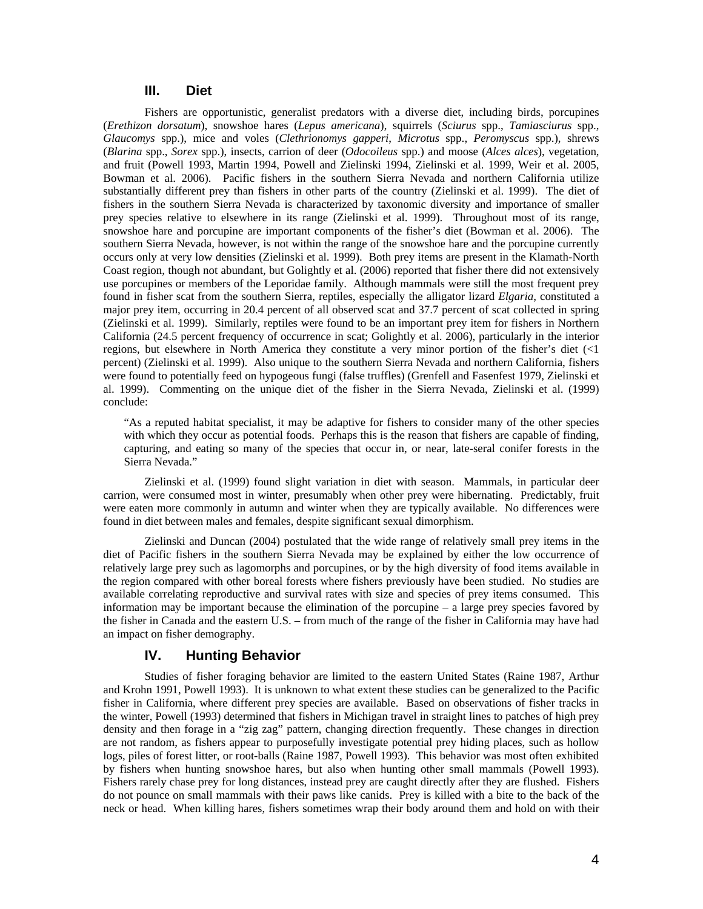## III. Diet

Fishers are opportunistic, generalist predators with a diverse diet, including birds, porcupines (*Erethizon dorsatum*), snowshoe hares (*Lepus americana*), squirrels (*Sciurus* spp., *Tamiasciurus* spp., *Glaucomys* spp.), mice and voles (*Clethrionomys gapperi*, *Microtus* spp., *Peromyscus* spp.), shrews (*Blarina* spp., *Sorex* spp.), insects, carrion of deer (*Odocoileus* spp.) and moose (*Alces alces*), vegetation, and fruit (Powell 1993, Martin 1994, Powell and Zielinski 1994, Zielinski et al. 1999, Weir et al. 2005, Bowman et al. 2006). Pacific fishers in the southern Sierra Nevada and northern California utilize substantially different prey than fishers in other parts of the country (Zielinski et al. 1999). The diet of fishers in the southern Sierra Nevada is characterized by taxonomic diversity and importance of smaller prey species relative to elsewhere in its range (Zielinski et al. 1999). Throughout most of its range, snowshoe hare and porcupine are important components of the fisher's diet (Bowman et al. 2006). The southern Sierra Nevada, however, is not within the range of the snowshoe hare and the porcupine currently occurs only at very low densities (Zielinski et al. 1999). Both prey items are present in the Klamath-North Coast region, though not abundant, but Golightly et al. (2006) reported that fisher there did not extensively use porcupines or members of the Leporidae family. Although mammals were still the most frequent prey found in fisher scat from the southern Sierra, reptiles, especially the alligator lizard *Elgaria*, constituted a major prey item, occurring in 20.4 percent of all observed scat and 37.7 percent of scat collected in spring (Zielinski et al. 1999). Similarly, reptiles were found to be an important prey item for fishers in Northern California (24.5 percent frequency of occurrence in scat; Golightly et al. 2006), particularly in the interior regions, but elsewhere in North America they constitute a very minor portion of the fisher's diet (<1 percent) (Zielinski et al. 1999). Also unique to the southern Sierra Nevada and northern California, fishers were found to potentially feed on hypogeous fungi (false truffles) (Grenfell and Fasenfest 1979, Zielinski et al. 1999). Commenting on the unique diet of the fisher in the Sierra Nevada, Zielinski et al. (1999) conclude:

> "As a reputed habitat specialist, it may be adaptive for fishers to consider many of the other species with which they occur as potential foods. Perhaps this is the reason that fishers are capable of finding, capturing, and eating so many of the species that occur in, or near, late-seral conifer forests in the Sierra Nevada."

Zielinski et al. (1999) found slight variation in diet with season. Mammals, in particular deer carrion, were consumed most in winter, presumably when other prey were hibernating. Predictably, fruit were eaten more commonly in autumn and winter when they are typically available. No differences were found in diet between males and females, despite significant sexual dimorphism.

Zielinski and Duncan (2004) postulated that the wide range of relatively small prey items in the diet of Pacific fishers in the southern Sierra Nevada may be explained by either the low occurrence of relatively large prey such as lagomorphs and porcupines, or by the high diversity of food items available in the region compared with other boreal forests where fishers previously have been studied. No studies are available correlating reproductive and survival rates with size and species of prey items consumed. This information may be important because the elimination of the porcupine – a large prey species favored by the fisher in Canada and the eastern U.S. – from much of the range of the fisher in California may have had an impact on fisher demography.

## IV. Hunting Behavior

Studies of fisher foraging behavior are limited to the eastern United States (Raine 1987, Arthur and Krohn 1991, Powell 1993). It is unknown to what extent these studies can be generalized to the Pacific fisher in California, where different prey species are available. Based on observations of fisher tracks in the winter, Powell (1993) determined that fishers in Michigan travel in straight lines to patches of high prey density and then forage in a "zig zag" pattern, changing direction frequently. These changes in direction are not random, as fishers appear to purposefully investigate potential prey hiding places, such as hollow logs, piles of forest litter, or root-balls (Raine 1987, Powell 1993). This behavior was most often exhibited by fishers when hunting snowshoe hares, but also when hunting other small mammals (Powell 1993). Fishers rarely chase prey for long distances, instead prey are caught directly after they are flushed. Fishers do not pounce on small mammals with their paws like canids. Prey is killed with a bite to the back of the neck or head. When killing hares, fishers sometimes wrap their body around them and hold on with their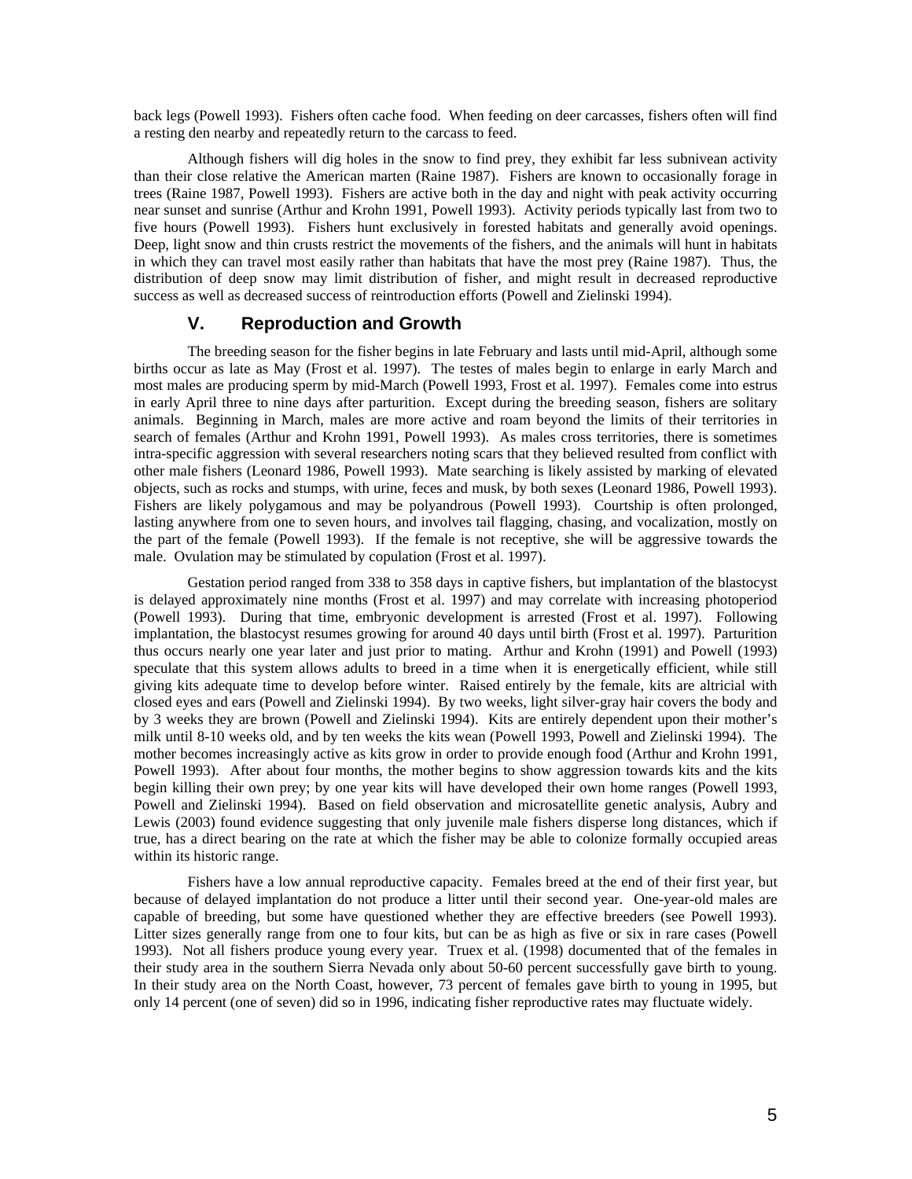back legs (Powell 1993). Fishers often cache food. When feeding on deer carcasses, fishers often will find a resting den nearby and repeatedly return to the carcass to feed.

Although fishers will dig holes in the snow to find prey, they exhibit far less subnivean activity than their close relative the American marten (Raine 1987). Fishers are known to occasionally forage in trees (Raine 1987, Powell 1993). Fishers are active both in the day and night with peak activity occurring near sunset and sunrise (Arthur and Krohn 1991, Powell 1993). Activity periods typically last from two to five hours (Powell 1993). Fishers hunt exclusively in forested habitats and generally avoid openings. Deep, light snow and thin crusts restrict the movements of the fishers, and the animals will hunt in habitats in which they can travel most easily rather than habitats that have the most prey (Raine 1987). Thus, the distribution of deep snow may limit distribution of fisher, and might result in decreased reproductive success as well as decreased success of reintroduction efforts (Powell and Zielinski 1994).

## V. Reproduction and Growth

The breeding season for the fisher begins in late February and lasts until mid-April, although some births occur as late as May (Frost et al. 1997). The testes of males begin to enlarge in early March and most males are producing sperm by mid-March (Powell 1993, Frost et al. 1997). Females come into estrus in early April three to nine days after parturition. Except during the breeding season, fishers are solitary animals. Beginning in March, males are more active and roam beyond the limits of their territories in search of females (Arthur and Krohn 1991, Powell 1993). As males cross territories, there is sometimes intra-specific aggression with several researchers noting scars that they believed resulted from conflict with other male fishers (Leonard 1986, Powell 1993). Mate searching is likely assisted by marking of elevated objects, such as rocks and stumps, with urine, feces and musk, by both sexes (Leonard 1986, Powell 1993). Fishers are likely polygamous and may be polyandrous (Powell 1993). Courtship is often prolonged, lasting anywhere from one to seven hours, and involves tail flagging, chasing, and vocalization, mostly on the part of the female (Powell 1993). If the female is not receptive, she will be aggressive towards the male. Ovulation may be stimulated by copulation (Frost et al. 1997).

Gestation period ranged from 338 to 358 days in captive fishers, but implantation of the blastocyst is delayed approximately nine months (Frost et al. 1997) and may correlate with increasing photoperiod (Powell 1993). During that time, embryonic development is arrested (Frost et al. 1997). Following implantation, the blastocyst resumes growing for around 40 days until birth (Frost et al. 1997). Parturition thus occurs nearly one year later and just prior to mating. Arthur and Krohn (1991) and Powell (1993) speculate that this system allows adults to breed in a time when it is energetically efficient, while still giving kits adequate time to develop before winter. Raised entirely by the female, kits are altricial with closed eyes and ears (Powell and Zielinski 1994). By two weeks, light silver-gray hair covers the body and by 3 weeks they are brown (Powell and Zielinski 1994). Kits are entirely dependent upon their mother's milk until 8-10 weeks old, and by ten weeks the kits wean (Powell 1993, Powell and Zielinski 1994). The mother becomes increasingly active as kits grow in order to provide enough food (Arthur and Krohn 1991, Powell 1993). After about four months, the mother begins to show aggression towards kits and the kits begin killing their own prey; by one year kits will have developed their own home ranges (Powell 1993, Powell and Zielinski 1994). Based on field observation and microsatellite genetic analysis, Aubry and Lewis (2003) found evidence suggesting that only juvenile male fishers disperse long distances, which if true, has a direct bearing on the rate at which the fisher may be able to colonize formally occupied areas within its historic range.

Fishers have a low annual reproductive capacity. Females breed at the end of their first year, but because of delayed implantation do not produce a litter until their second year. One-year-old males are capable of breeding, but some have questioned whether they are effective breeders (see Powell 1993). Litter sizes generally range from one to four kits, but can be as high as five or six in rare cases (Powell 1993). Not all fishers produce young every year. Truex et al. (1998) documented that of the females in their study area in the southern Sierra Nevada only about 50-60 percent successfully gave birth to young. In their study area on the North Coast, however, 73 percent of females gave birth to young in 1995, but only 14 percent (one of seven) did so in 1996, indicating fisher reproductive rates may fluctuate widely.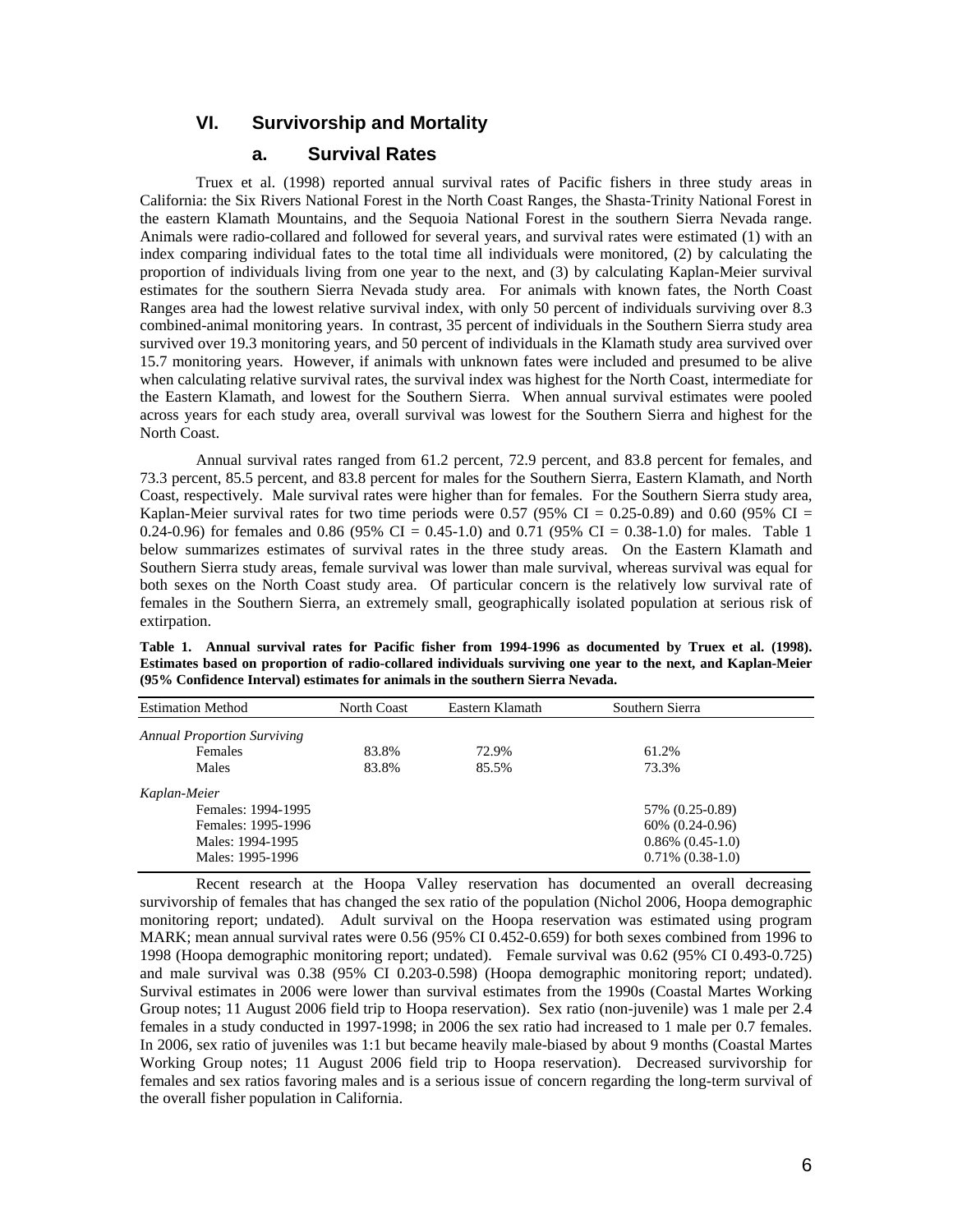## VI. Survivorship and Mortality

### a. Survival Rates

Truex et al. (1998) reported annual survival rates of Pacific fishers in three study areas in California: the Six Rivers National Forest in the North Coast Ranges, the Shasta-Trinity National Forest in the eastern Klamath Mountains, and the Sequoia National Forest in the southern Sierra Nevada range. Animals were radio-collared and followed for several years, and survival rates were estimated (1) with an index comparing individual fates to the total time all individuals were monitored, (2) by calculating the proportion of individuals living from one year to the next, and (3) by calculating Kaplan-Meier survival estimates for the southern Sierra Nevada study area. For animals with known fates, the North Coast Ranges area had the lowest relative survival index, with only 50 percent of individuals surviving over 8.3 combined-animal monitoring years. In contrast, 35 percent of individuals in the Southern Sierra study area survived over 19.3 monitoring years, and 50 percent of individuals in the Klamath study area survived over 15.7 monitoring years. However, if animals with unknown fates were included and presumed to be alive when calculating relative survival rates, the survival index was highest for the North Coast, intermediate for the Eastern Klamath, and lowest for the Southern Sierra. When annual survival estimates were pooled across years for each study area, overall survival was lowest for the Southern Sierra and highest for the North Coast.

Annual survival rates ranged from 61.2 percent, 72.9 percent, and 83.8 percent for females, and 73.3 percent, 85.5 percent, and 83.8 percent for males for the Southern Sierra, Eastern Klamath, and North Coast, respectively. Male survival rates were higher than for females. For the Southern Sierra study area, Kaplan-Meier survival rates for two time periods were 0.57 (95% CI = 0.25-0.89) and 0.60 (95% CI = 0.24-0.96) for females and 0.86 (95% CI = 0.45-1.0) and 0.71 (95% CI = 0.38-1.0) for males. Table 1 below summarizes estimates of survival rates in the three study areas. On the Eastern Klamath and Southern Sierra study areas, female survival was lower than male survival, whereas survival was equal for both sexes on the North Coast study area. Of particular concern is the relatively low survival rate of females in the Southern Sierra, an extremely small, geographically isolated population at serious risk of extirpation.

**Table 1. Annual survival rates for Pacific fisher from 1994-1996 as documented by Truex et al. (1998). Estimates based on proportion of radio-collared individuals surviving one year to the next, and Kaplan-Meier (95% Confidence Interval) estimates for animals in the southern Sierra Nevada.**

| Estimation Method | North Coast | Eastern Klamath | Southern Sierra |
|---|---|---|---|
| *Annual Proportion Surviving* | | | |
| Females | 83.8% | 72.9% | 61.2% |
| Males | 83.8% | 85.5% | 73.3% |
| *Kaplan-Meier* | | | |
| Females: 1994-1995 | | | 57% (0.25-0.89) |
| Females: 1995-1996 | | | 60% (0.24-0.96) |
| Males: 1994-1995 | | | 0.86% (0.45-1.0) |
| Males: 1995-1996 | | | 0.71% (0.38-1.0) |

Recent research at the Hoopa Valley reservation has documented an overall decreasing survivorship of females that has changed the sex ratio of the population (Nichol 2006, Hoopa demographic monitoring report; undated). Adult survival on the Hoopa reservation was estimated using program MARK; mean annual survival rates were 0.56 (95% CI 0.452-0.659) for both sexes combined from 1996 to 1998 (Hoopa demographic monitoring report; undated). Female survival was 0.62 (95% CI 0.493-0.725) and male survival was 0.38 (95% CI 0.203-0.598) (Hoopa demographic monitoring report; undated). Survival estimates in 2006 were lower than survival estimates from the 1990s (Coastal Martes Working Group notes; 11 August 2006 field trip to Hoopa reservation). Sex ratio (non-juvenile) was 1 male per 2.4 females in a study conducted in 1997-1998; in 2006 the sex ratio had increased to 1 male per 0.7 females. In 2006, sex ratio of juveniles was 1:1 but became heavily male-biased by about 9 months (Coastal Martes Working Group notes; 11 August 2006 field trip to Hoopa reservation). Decreased survivorship for females and sex ratios favoring males and is a serious issue of concern regarding the long-term survival of the overall fisher population in California.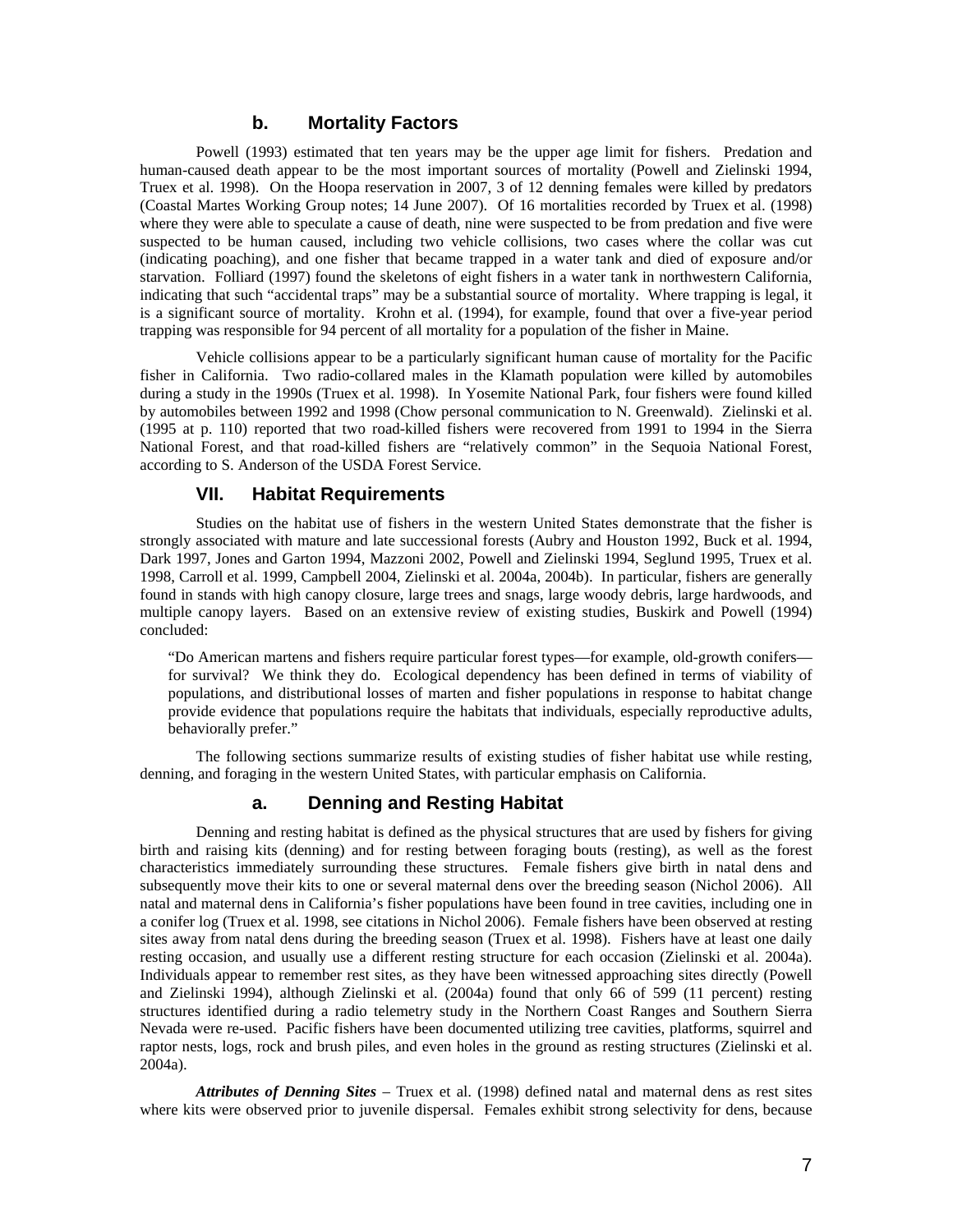### b. Mortality Factors

Powell (1993) estimated that ten years may be the upper age limit for fishers. Predation and human-caused death appear to be the most important sources of mortality (Powell and Zielinski 1994, Truex et al. 1998). On the Hoopa reservation in 2007, 3 of 12 denning females were killed by predators (Coastal Martes Working Group notes; 14 June 2007). Of 16 mortalities recorded by Truex et al. (1998) where they were able to speculate a cause of death, nine were suspected to be from predation and five were suspected to be human caused, including two vehicle collisions, two cases where the collar was cut (indicating poaching), and one fisher that became trapped in a water tank and died of exposure and/or starvation. Folliard (1997) found the skeletons of eight fishers in a water tank in northwestern California, indicating that such "accidental traps" may be a substantial source of mortality. Where trapping is legal, it is a significant source of mortality. Krohn et al. (1994), for example, found that over a five-year period trapping was responsible for 94 percent of all mortality for a population of the fisher in Maine.

Vehicle collisions appear to be a particularly significant human cause of mortality for the Pacific fisher in California. Two radio-collared males in the Klamath population were killed by automobiles during a study in the 1990s (Truex et al. 1998). In Yosemite National Park, four fishers were found killed by automobiles between 1992 and 1998 (Chow personal communication to N. Greenwald). Zielinski et al. (1995 at p. 110) reported that two road-killed fishers were recovered from 1991 to 1994 in the Sierra National Forest, and that road-killed fishers are "relatively common" in the Sequoia National Forest, according to S. Anderson of the USDA Forest Service.

## VII. Habitat Requirements

Studies on the habitat use of fishers in the western United States demonstrate that the fisher is strongly associated with mature and late successional forests (Aubry and Houston 1992, Buck et al. 1994, Dark 1997, Jones and Garton 1994, Mazzoni 2002, Powell and Zielinski 1994, Seglund 1995, Truex et al. 1998, Carroll et al. 1999, Campbell 2004, Zielinski et al. 2004a, 2004b). In particular, fishers are generally found in stands with high canopy closure, large trees and snags, large woody debris, large hardwoods, and multiple canopy layers. Based on an extensive review of existing studies, Buskirk and Powell (1994) concluded:

> "Do American martens and fishers require particular forest types—for example, old-growth conifers—for survival? We think they do. Ecological dependency has been defined in terms of viability of populations, and distributional losses of marten and fisher populations in response to habitat change provide evidence that populations require the habitats that individuals, especially reproductive adults, behaviorally prefer."

The following sections summarize results of existing studies of fisher habitat use while resting, denning, and foraging in the western United States, with particular emphasis on California.

### a. Denning and Resting Habitat

Denning and resting habitat is defined as the physical structures that are used by fishers for giving birth and raising kits (denning) and for resting between foraging bouts (resting), as well as the forest characteristics immediately surrounding these structures. Female fishers give birth in natal dens and subsequently move their kits to one or several maternal dens over the breeding season (Nichol 2006). All natal and maternal dens in California's fisher populations have been found in tree cavities, including one in a conifer log (Truex et al. 1998, see citations in Nichol 2006). Female fishers have been observed at resting sites away from natal dens during the breeding season (Truex et al. 1998). Fishers have at least one daily resting occasion, and usually use a different resting structure for each occasion (Zielinski et al. 2004a). Individuals appear to remember rest sites, as they have been witnessed approaching sites directly (Powell and Zielinski 1994), although Zielinski et al. (2004a) found that only 66 of 599 (11 percent) resting structures identified during a radio telemetry study in the Northern Coast Ranges and Southern Sierra Nevada were re-used. Pacific fishers have been documented utilizing tree cavities, platforms, squirrel and raptor nests, logs, rock and brush piles, and even holes in the ground as resting structures (Zielinski et al. 2004a).

***Attributes of Denning Sites*** – Truex et al. (1998) defined natal and maternal dens as rest sites where kits were observed prior to juvenile dispersal. Females exhibit strong selectivity for dens, because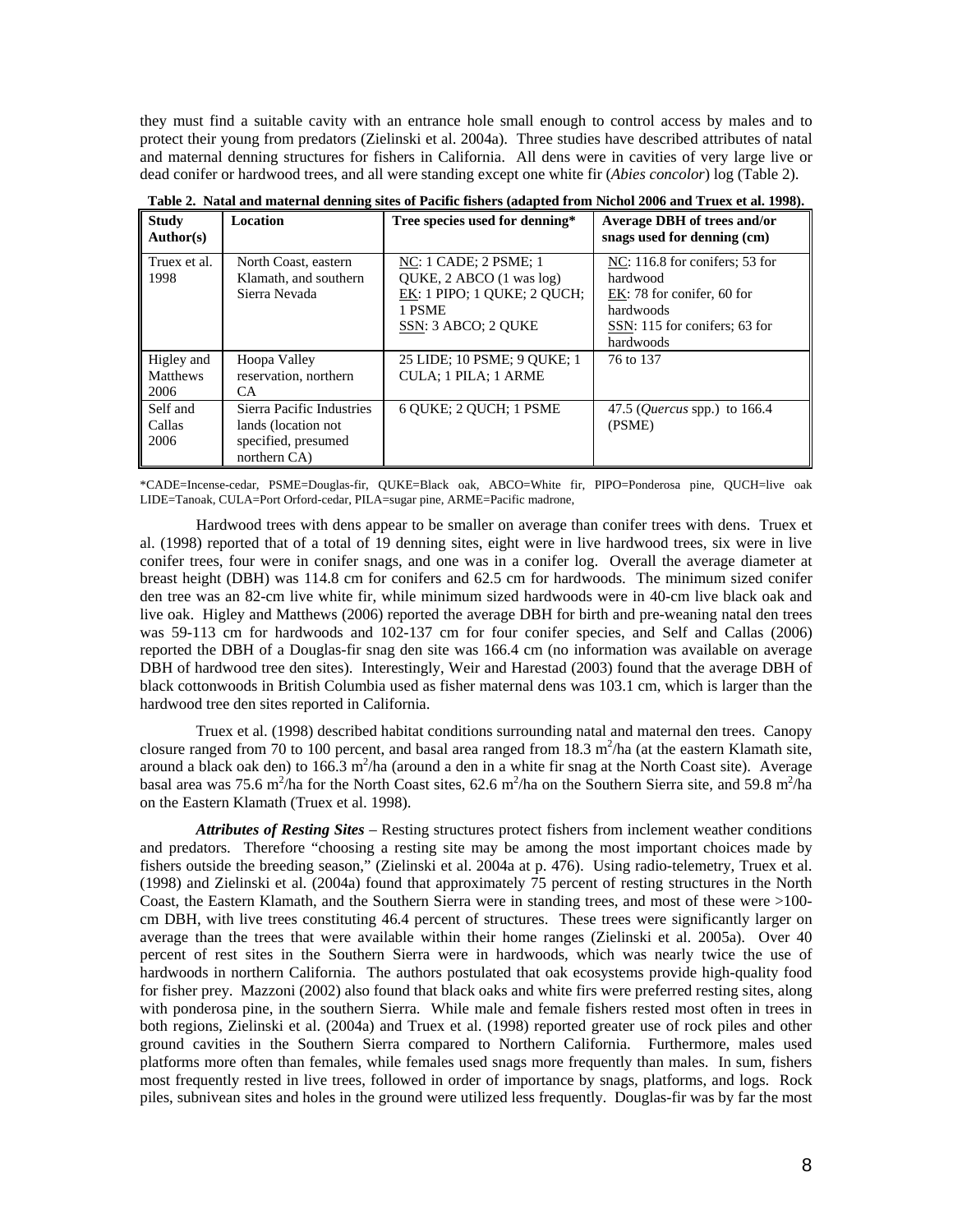they must find a suitable cavity with an entrance hole small enough to control access by males and to protect their young from predators (Zielinski et al. 2004a). Three studies have described attributes of natal and maternal denning structures for fishers in California. All dens were in cavities of very large live or dead conifer or hardwood trees, and all were standing except one white fir (*Abies concolor*) log (Table 2).

**Table 2. Natal and maternal denning sites of Pacific fishers (adapted from Nichol 2006 and Truex et al. 1998).**

| Study Author(s) | Location | Tree species used for denning* | Average DBH of trees and/or snags used for denning (cm) |
|---|---|---|---|
| Truex et al. 1998 | North Coast, eastern Klamath, and southern Sierra Nevada | NC: 1 CADE; 2 PSME; 1 QUKE, 2 ABCO (1 was log)<br>EK: 1 PIPO; 1 QUKE; 2 QUCH; 1 PSME<br>SSN: 3 ABCO; 2 QUKE | NC: 116.8 for conifers; 53 for hardwood<br>EK: 78 for conifer, 60 for hardwoods<br>SSN: 115 for conifers; 63 for hardwoods |
| Higley and Matthews 2006 | Hoopa Valley reservation, northern CA | 25 LIDE; 10 PSME; 9 QUKE; 1 CULA; 1 PILA; 1 ARME | 76 to 137 |
| Self and Callas 2006 | Sierra Pacific Industries lands (location not specified, presumed northern CA) | 6 QUKE; 2 QUCH; 1 PSME | 47.5 (*Quercus* spp.) to 166.4 (PSME) |

*CADE=Incense-cedar, PSME=Douglas-fir, QUKE=Black oak, ABCO=White fir, PIPO=Ponderosa pine, QUCH=live oak LIDE=Tanoak, CULA=Port Orford-cedar, PILA=sugar pine, ARME=Pacific madrone,

Hardwood trees with dens appear to be smaller on average than conifer trees with dens. Truex et al. (1998) reported that of a total of 19 denning sites, eight were in live hardwood trees, six were in live conifer trees, four were in conifer snags, and one was in a conifer log. Overall the average diameter at breast height (DBH) was 114.8 cm for conifers and 62.5 cm for hardwoods. The minimum sized conifer den tree was an 82-cm live white fir, while minimum sized hardwoods were in 40-cm live black oak and live oak. Higley and Matthews (2006) reported the average DBH for birth and pre-weaning natal den trees was 59-113 cm for hardwoods and 102-137 cm for four conifer species, and Self and Callas (2006) reported the DBH of a Douglas-fir snag den site was 166.4 cm (no information was available on average DBH of hardwood tree den sites). Interestingly, Weir and Harestad (2003) found that the average DBH of black cottonwoods in British Columbia used as fisher maternal dens was 103.1 cm, which is larger than the hardwood tree den sites reported in California.

Truex et al. (1998) described habitat conditions surrounding natal and maternal den trees. Canopy closure ranged from 70 to 100 percent, and basal area ranged from 18.3 $m^2$/ha (at the eastern Klamath site, around a black oak den) to 166.3 $m^2$/ha (around a den in a white fir snag at the North Coast site). Average basal area was 75.6 $m^2$/ha for the North Coast sites, 62.6 $m^2$/ha on the Southern Sierra site, and 59.8 $m^2$/ha on the Eastern Klamath (Truex et al. 1998).

***Attributes of Resting Sites*** – Resting structures protect fishers from inclement weather conditions and predators. Therefore "choosing a resting site may be among the most important choices made by fishers outside the breeding season," (Zielinski et al. 2004a at p. 476). Using radio-telemetry, Truex et al. (1998) and Zielinski et al. (2004a) found that approximately 75 percent of resting structures in the North Coast, the Eastern Klamath, and the Southern Sierra were in standing trees, and most of these were >100-cm DBH, with live trees constituting 46.4 percent of structures. These trees were significantly larger on average than the trees that were available within their home ranges (Zielinski et al. 2005a). Over 40 percent of rest sites in the Southern Sierra were in hardwoods, which was nearly twice the use of hardwoods in northern California. The authors postulated that oak ecosystems provide high-quality food for fisher prey. Mazzoni (2002) also found that black oaks and white firs were preferred resting sites, along with ponderosa pine, in the southern Sierra. While male and female fishers rested most often in trees in both regions, Zielinski et al. (2004a) and Truex et al. (1998) reported greater use of rock piles and other ground cavities in the Southern Sierra compared to Northern California. Furthermore, males used platforms more often than females, while females used snags more frequently than males. In sum, fishers most frequently rested in live trees, followed in order of importance by snags, platforms, and logs. Rock piles, subnivean sites and holes in the ground were utilized less frequently. Douglas-fir was by far the most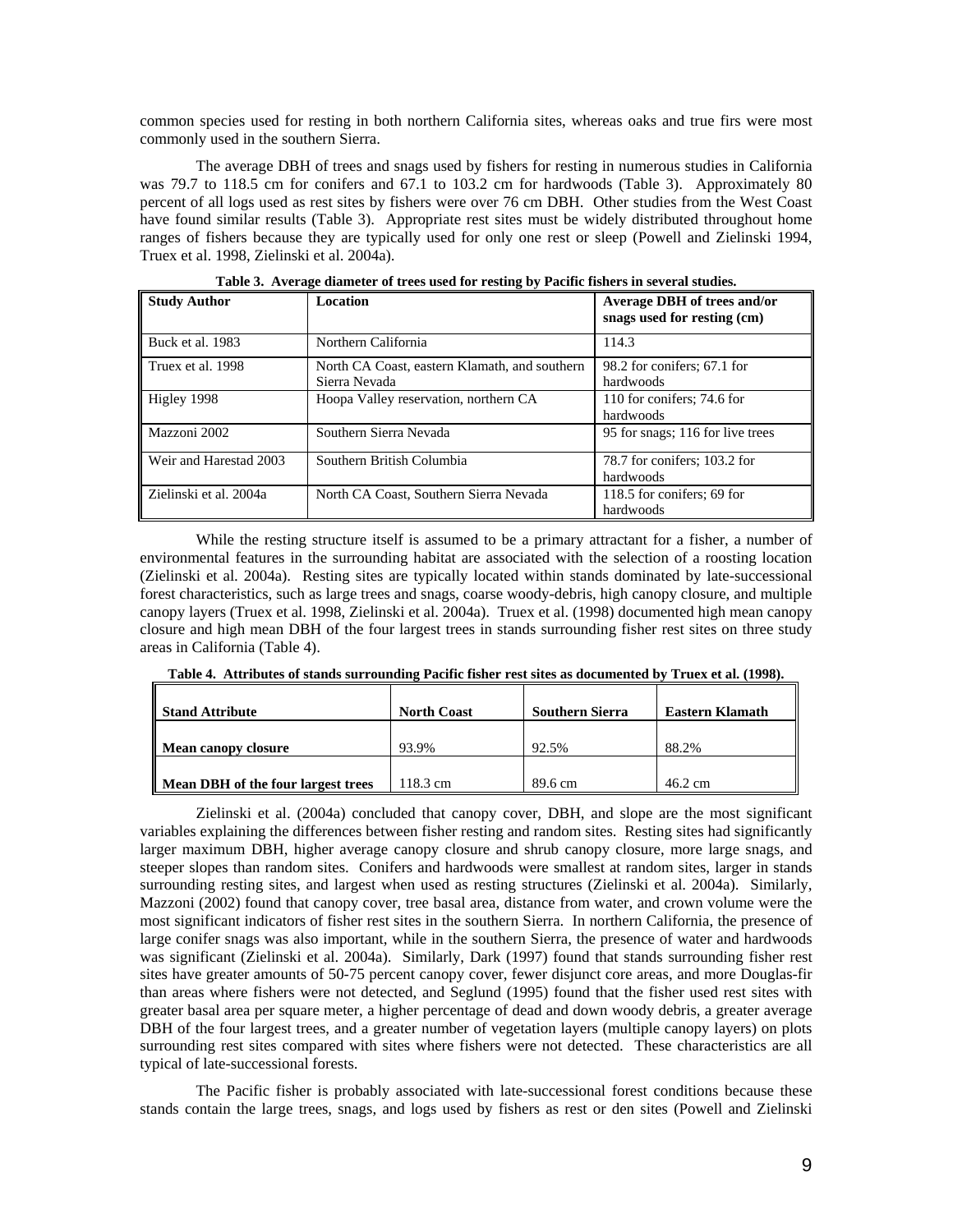common species used for resting in both northern California sites, whereas oaks and true firs were most commonly used in the southern Sierra.

The average DBH of trees and snags used by fishers for resting in numerous studies in California was 79.7 to 118.5 cm for conifers and 67.1 to 103.2 cm for hardwoods (Table 3). Approximately 80 percent of all logs used as rest sites by fishers were over 76 cm DBH. Other studies from the West Coast have found similar results (Table 3). Appropriate rest sites must be widely distributed throughout home ranges of fishers because they are typically used for only one rest or sleep (Powell and Zielinski 1994, Truex et al. 1998, Zielinski et al. 2004a).

**Table 3. Average diameter of trees used for resting by Pacific fishers in several studies.**

| Study Author | Location | Average DBH of trees and/or snags used for resting (cm) |
|---|---|---|
| Buck et al. 1983 | Northern California | 114.3 |
| Truex et al. 1998 | North CA Coast, eastern Klamath, and southern Sierra Nevada | 98.2 for conifers; 67.1 for hardwoods |
| Higley 1998 | Hoopa Valley reservation, northern CA | 110 for conifers; 74.6 for hardwoods |
| Mazzoni 2002 | Southern Sierra Nevada | 95 for snags; 116 for live trees |
| Weir and Harestad 2003 | Southern British Columbia | 78.7 for conifers; 103.2 for hardwoods |
| Zielinski et al. 2004a | North CA Coast, Southern Sierra Nevada | 118.5 for conifers; 69 for hardwoods |

While the resting structure itself is assumed to be a primary attractant for a fisher, a number of environmental features in the surrounding habitat are associated with the selection of a roosting location (Zielinski et al. 2004a). Resting sites are typically located within stands dominated by late-successional forest characteristics, such as large trees and snags, coarse woody-debris, high canopy closure, and multiple canopy layers (Truex et al. 1998, Zielinski et al. 2004a). Truex et al. (1998) documented high mean canopy closure and high mean DBH of the four largest trees in stands surrounding fisher rest sites on three study areas in California (Table 4).

**Table 4. Attributes of stands surrounding Pacific fisher rest sites as documented by Truex et al. (1998).**

| Stand Attribute | North Coast | Southern Sierra | Eastern Klamath |
|---|---|---|---|
| **Mean canopy closure** | 93.9% | 92.5% | 88.2% |
| **Mean DBH of the four largest trees** | 118.3 cm | 89.6 cm | 46.2 cm |

Zielinski et al. (2004a) concluded that canopy cover, DBH, and slope are the most significant variables explaining the differences between fisher resting and random sites. Resting sites had significantly larger maximum DBH, higher average canopy closure and shrub canopy closure, more large snags, and steeper slopes than random sites. Conifers and hardwoods were smallest at random sites, larger in stands surrounding resting sites, and largest when used as resting structures (Zielinski et al. 2004a). Similarly, Mazzoni (2002) found that canopy cover, tree basal area, distance from water, and crown volume were the most significant indicators of fisher rest sites in the southern Sierra. In northern California, the presence of large conifer snags was also important, while in the southern Sierra, the presence of water and hardwoods was significant (Zielinski et al. 2004a). Similarly, Dark (1997) found that stands surrounding fisher rest sites have greater amounts of 50-75 percent canopy cover, fewer disjunct core areas, and more Douglas-fir than areas where fishers were not detected, and Seglund (1995) found that the fisher used rest sites with greater basal area per square meter, a higher percentage of dead and down woody debris, a greater average DBH of the four largest trees, and a greater number of vegetation layers (multiple canopy layers) on plots surrounding rest sites compared with sites where fishers were not detected. These characteristics are all typical of late-successional forests.

The Pacific fisher is probably associated with late-successional forest conditions because these stands contain the large trees, snags, and logs used by fishers as rest or den sites (Powell and Zielinski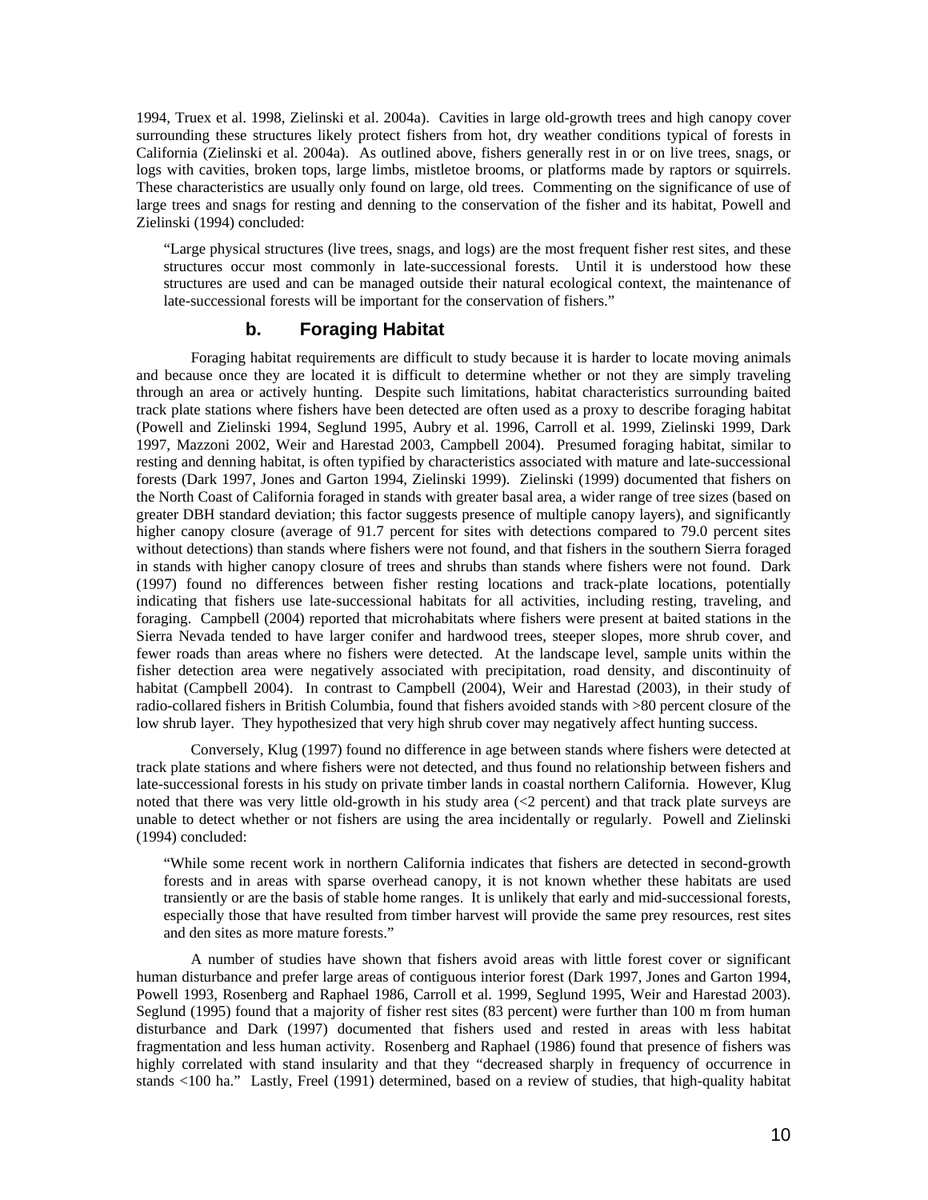1994, Truex et al. 1998, Zielinski et al. 2004a). Cavities in large old-growth trees and high canopy cover surrounding these structures likely protect fishers from hot, dry weather conditions typical of forests in California (Zielinski et al. 2004a). As outlined above, fishers generally rest in or on live trees, snags, or logs with cavities, broken tops, large limbs, mistletoe brooms, or platforms made by raptors or squirrels. These characteristics are usually only found on large, old trees. Commenting on the significance of use of large trees and snags for resting and denning to the conservation of the fisher and its habitat, Powell and Zielinski (1994) concluded:

> "Large physical structures (live trees, snags, and logs) are the most frequent fisher rest sites, and these structures occur most commonly in late-successional forests. Until it is understood how these structures are used and can be managed outside their natural ecological context, the maintenance of late-successional forests will be important for the conservation of fishers."

### b. Foraging Habitat

Foraging habitat requirements are difficult to study because it is harder to locate moving animals and because once they are located it is difficult to determine whether or not they are simply traveling through an area or actively hunting. Despite such limitations, habitat characteristics surrounding baited track plate stations where fishers have been detected are often used as a proxy to describe foraging habitat (Powell and Zielinski 1994, Seglund 1995, Aubry et al. 1996, Carroll et al. 1999, Zielinski 1999, Dark 1997, Mazzoni 2002, Weir and Harestad 2003, Campbell 2004). Presumed foraging habitat, similar to resting and denning habitat, is often typified by characteristics associated with mature and late-successional forests (Dark 1997, Jones and Garton 1994, Zielinski 1999). Zielinski (1999) documented that fishers on the North Coast of California foraged in stands with greater basal area, a wider range of tree sizes (based on greater DBH standard deviation; this factor suggests presence of multiple canopy layers), and significantly higher canopy closure (average of 91.7 percent for sites with detections compared to 79.0 percent sites without detections) than stands where fishers were not found, and that fishers in the southern Sierra foraged in stands with higher canopy closure of trees and shrubs than stands where fishers were not found. Dark (1997) found no differences between fisher resting locations and track-plate locations, potentially indicating that fishers use late-successional habitats for all activities, including resting, traveling, and foraging. Campbell (2004) reported that microhabitats where fishers were present at baited stations in the Sierra Nevada tended to have larger conifer and hardwood trees, steeper slopes, more shrub cover, and fewer roads than areas where no fishers were detected. At the landscape level, sample units within the fisher detection area were negatively associated with precipitation, road density, and discontinuity of habitat (Campbell 2004). In contrast to Campbell (2004), Weir and Harestad (2003), in their study of radio-collared fishers in British Columbia, found that fishers avoided stands with >80 percent closure of the low shrub layer. They hypothesized that very high shrub cover may negatively affect hunting success.

Conversely, Klug (1997) found no difference in age between stands where fishers were detected at track plate stations and where fishers were not detected, and thus found no relationship between fishers and late-successional forests in his study on private timber lands in coastal northern California. However, Klug noted that there was very little old-growth in his study area (<2 percent) and that track plate surveys are unable to detect whether or not fishers are using the area incidentally or regularly. Powell and Zielinski (1994) concluded:

> "While some recent work in northern California indicates that fishers are detected in second-growth forests and in areas with sparse overhead canopy, it is not known whether these habitats are used transiently or are the basis of stable home ranges. It is unlikely that early and mid-successional forests, especially those that have resulted from timber harvest will provide the same prey resources, rest sites and den sites as more mature forests."

A number of studies have shown that fishers avoid areas with little forest cover or significant human disturbance and prefer large areas of contiguous interior forest (Dark 1997, Jones and Garton 1994, Powell 1993, Rosenberg and Raphael 1986, Carroll et al. 1999, Seglund 1995, Weir and Harestad 2003). Seglund (1995) found that a majority of fisher rest sites (83 percent) were further than 100 m from human disturbance and Dark (1997) documented that fishers used and rested in areas with less habitat fragmentation and less human activity. Rosenberg and Raphael (1986) found that presence of fishers was highly correlated with stand insularity and that they "decreased sharply in frequency of occurrence in stands <100 ha." Lastly, Freel (1991) determined, based on a review of studies, that high-quality habitat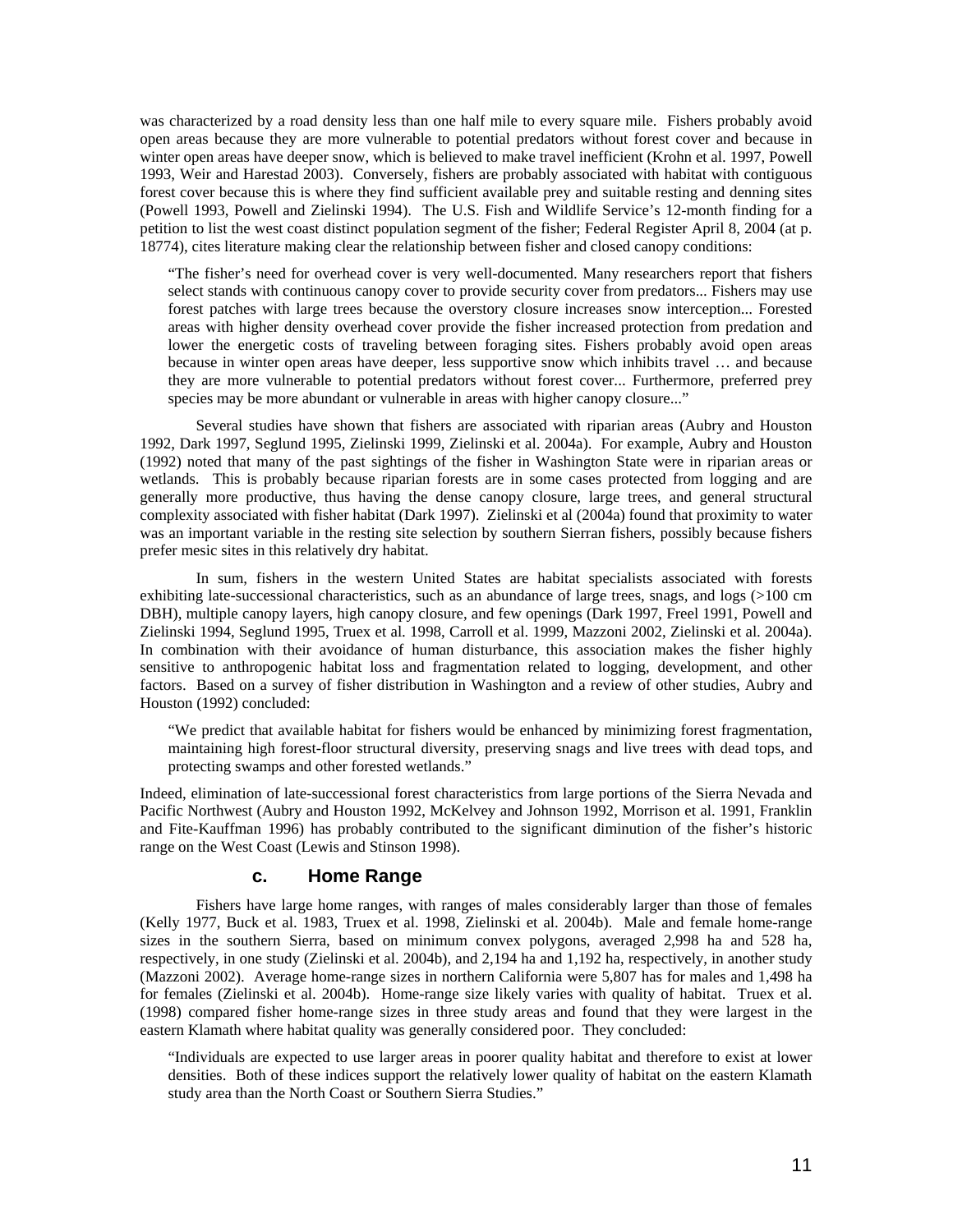was characterized by a road density less than one half mile to every square mile. Fishers probably avoid open areas because they are more vulnerable to potential predators without forest cover and because in winter open areas have deeper snow, which is believed to make travel inefficient (Krohn et al. 1997, Powell 1993, Weir and Harestad 2003). Conversely, fishers are probably associated with habitat with contiguous forest cover because this is where they find sufficient available prey and suitable resting and denning sites (Powell 1993, Powell and Zielinski 1994). The U.S. Fish and Wildlife Service's 12-month finding for a petition to list the west coast distinct population segment of the fisher; Federal Register April 8, 2004 (at p. 18774), cites literature making clear the relationship between fisher and closed canopy conditions:

> "The fisher's need for overhead cover is very well-documented. Many researchers report that fishers select stands with continuous canopy cover to provide security cover from predators... Fishers may use forest patches with large trees because the overstory closure increases snow interception... Forested areas with higher density overhead cover provide the fisher increased protection from predation and lower the energetic costs of traveling between foraging sites. Fishers probably avoid open areas because in winter open areas have deeper, less supportive snow which inhibits travel … and because they are more vulnerable to potential predators without forest cover... Furthermore, preferred prey species may be more abundant or vulnerable in areas with higher canopy closure..."

Several studies have shown that fishers are associated with riparian areas (Aubry and Houston 1992, Dark 1997, Seglund 1995, Zielinski 1999, Zielinski et al. 2004a). For example, Aubry and Houston (1992) noted that many of the past sightings of the fisher in Washington State were in riparian areas or wetlands. This is probably because riparian forests are in some cases protected from logging and are generally more productive, thus having the dense canopy closure, large trees, and general structural complexity associated with fisher habitat (Dark 1997). Zielinski et al (2004a) found that proximity to water was an important variable in the resting site selection by southern Sierran fishers, possibly because fishers prefer mesic sites in this relatively dry habitat.

In sum, fishers in the western United States are habitat specialists associated with forests exhibiting late-successional characteristics, such as an abundance of large trees, snags, and logs (>100 cm DBH), multiple canopy layers, high canopy closure, and few openings (Dark 1997, Freel 1991, Powell and Zielinski 1994, Seglund 1995, Truex et al. 1998, Carroll et al. 1999, Mazzoni 2002, Zielinski et al. 2004a). In combination with their avoidance of human disturbance, this association makes the fisher highly sensitive to anthropogenic habitat loss and fragmentation related to logging, development, and other factors. Based on a survey of fisher distribution in Washington and a review of other studies, Aubry and Houston (1992) concluded:

> "We predict that available habitat for fishers would be enhanced by minimizing forest fragmentation, maintaining high forest-floor structural diversity, preserving snags and live trees with dead tops, and protecting swamps and other forested wetlands."

Indeed, elimination of late-successional forest characteristics from large portions of the Sierra Nevada and Pacific Northwest (Aubry and Houston 1992, McKelvey and Johnson 1992, Morrison et al. 1991, Franklin and Fite-Kauffman 1996) has probably contributed to the significant diminution of the fisher's historic range on the West Coast (Lewis and Stinson 1998).

### c. Home Range

Fishers have large home ranges, with ranges of males considerably larger than those of females (Kelly 1977, Buck et al. 1983, Truex et al. 1998, Zielinski et al. 2004b). Male and female home-range sizes in the southern Sierra, based on minimum convex polygons, averaged 2,998 ha and 528 ha, respectively, in one study (Zielinski et al. 2004b), and 2,194 ha and 1,192 ha, respectively, in another study (Mazzoni 2002). Average home-range sizes in northern California were 5,807 has for males and 1,498 ha for females (Zielinski et al. 2004b). Home-range size likely varies with quality of habitat. Truex et al. (1998) compared fisher home-range sizes in three study areas and found that they were largest in the eastern Klamath where habitat quality was generally considered poor. They concluded:

> "Individuals are expected to use larger areas in poorer quality habitat and therefore to exist at lower densities. Both of these indices support the relatively lower quality of habitat on the eastern Klamath study area than the North Coast or Southern Sierra Studies."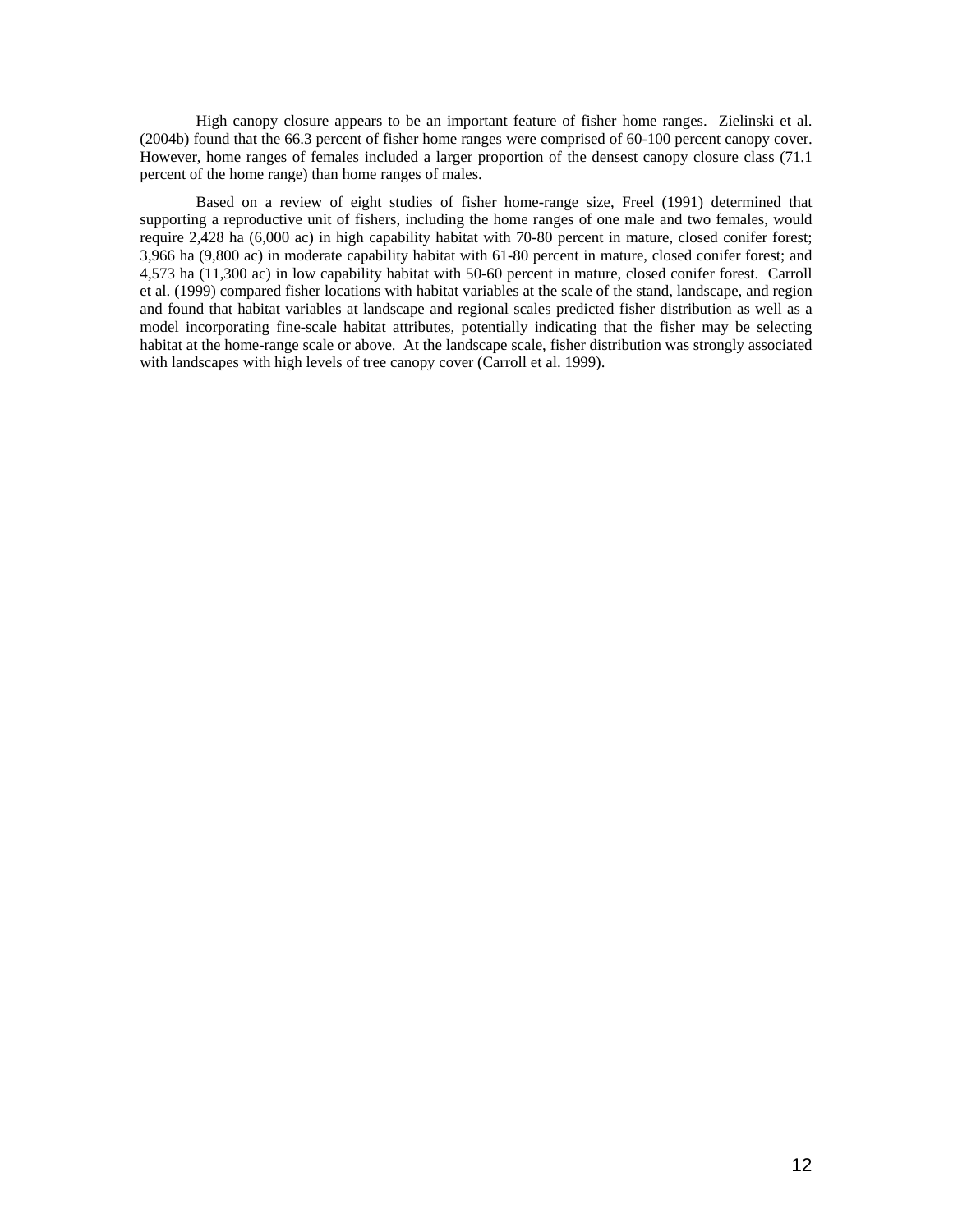High canopy closure appears to be an important feature of fisher home ranges. Zielinski et al. (2004b) found that the 66.3 percent of fisher home ranges were comprised of 60-100 percent canopy cover. However, home ranges of females included a larger proportion of the densest canopy closure class (71.1 percent of the home range) than home ranges of males.

Based on a review of eight studies of fisher home-range size, Freel (1991) determined that supporting a reproductive unit of fishers, including the home ranges of one male and two females, would require 2,428 ha (6,000 ac) in high capability habitat with 70-80 percent in mature, closed conifer forest; 3,966 ha (9,800 ac) in moderate capability habitat with 61-80 percent in mature, closed conifer forest; and 4,573 ha (11,300 ac) in low capability habitat with 50-60 percent in mature, closed conifer forest. Carroll et al. (1999) compared fisher locations with habitat variables at the scale of the stand, landscape, and region and found that habitat variables at landscape and regional scales predicted fisher distribution as well as a model incorporating fine-scale habitat attributes, potentially indicating that the fisher may be selecting habitat at the home-range scale or above. At the landscape scale, fisher distribution was strongly associated with landscapes with high levels of tree canopy cover (Carroll et al. 1999).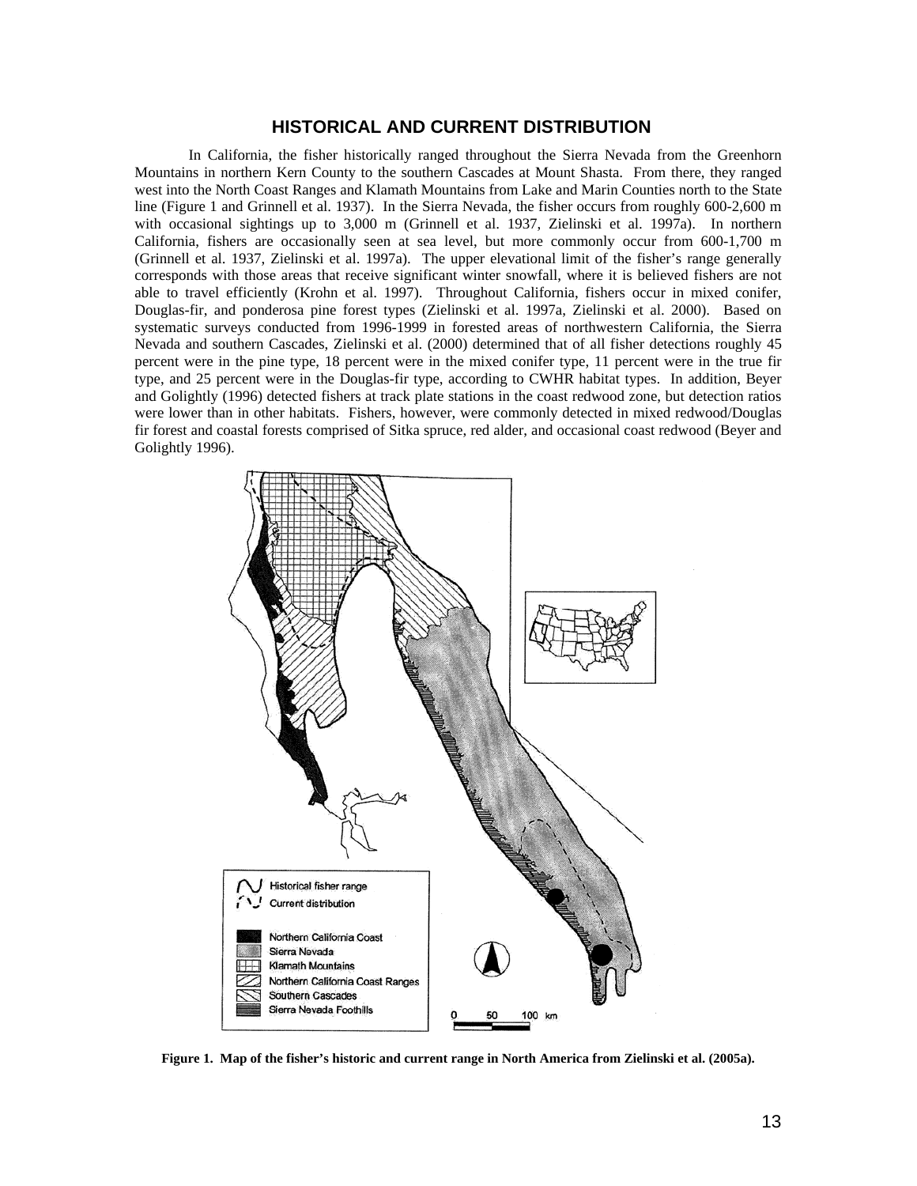## HISTORICAL AND CURRENT DISTRIBUTION

In California, the fisher historically ranged throughout the Sierra Nevada from the Greenhorn Mountains in northern Kern County to the southern Cascades at Mount Shasta. From there, they ranged west into the North Coast Ranges and Klamath Mountains from Lake and Marin Counties north to the State line (Figure 1 and Grinnell et al. 1937). In the Sierra Nevada, the fisher occurs from roughly 600-2,600 m with occasional sightings up to 3,000 m (Grinnell et al. 1937, Zielinski et al. 1997a). In northern California, fishers are occasionally seen at sea level, but more commonly occur from 600-1,700 m (Grinnell et al. 1937, Zielinski et al. 1997a). The upper elevational limit of the fisher's range generally corresponds with those areas that receive significant winter snowfall, where it is believed fishers are not able to travel efficiently (Krohn et al. 1997). Throughout California, fishers occur in mixed conifer, Douglas-fir, and ponderosa pine forest types (Zielinski et al. 1997a, Zielinski et al. 2000). Based on systematic surveys conducted from 1996-1999 in forested areas of northwestern California, the Sierra Nevada and southern Cascades, Zielinski et al. (2000) determined that of all fisher detections roughly 45 percent were in the pine type, 18 percent were in the mixed conifer type, 11 percent were in the true fir type, and 25 percent were in the Douglas-fir type, according to CWHR habitat types. In addition, Beyer and Golightly (1996) detected fishers at track plate stations in the coast redwood zone, but detection ratios were lower than in other habitats. Fishers, however, were commonly detected in mixed redwood/Douglas fir forest and coastal forests comprised of Sitka spruce, red alder, and occasional coast redwood (Beyer and Golightly 1996).

Historical fisher range
Current distribution

Northern California Coast
Sierra Nevada
Klamath Mountains
Northern California Coast Ranges
Southern Cascades
Sierra Nevada Foothills

0 50 100 km

**Figure 1. Map of the fisher's historic and current range in North America from Zielinski et al. (2005a).**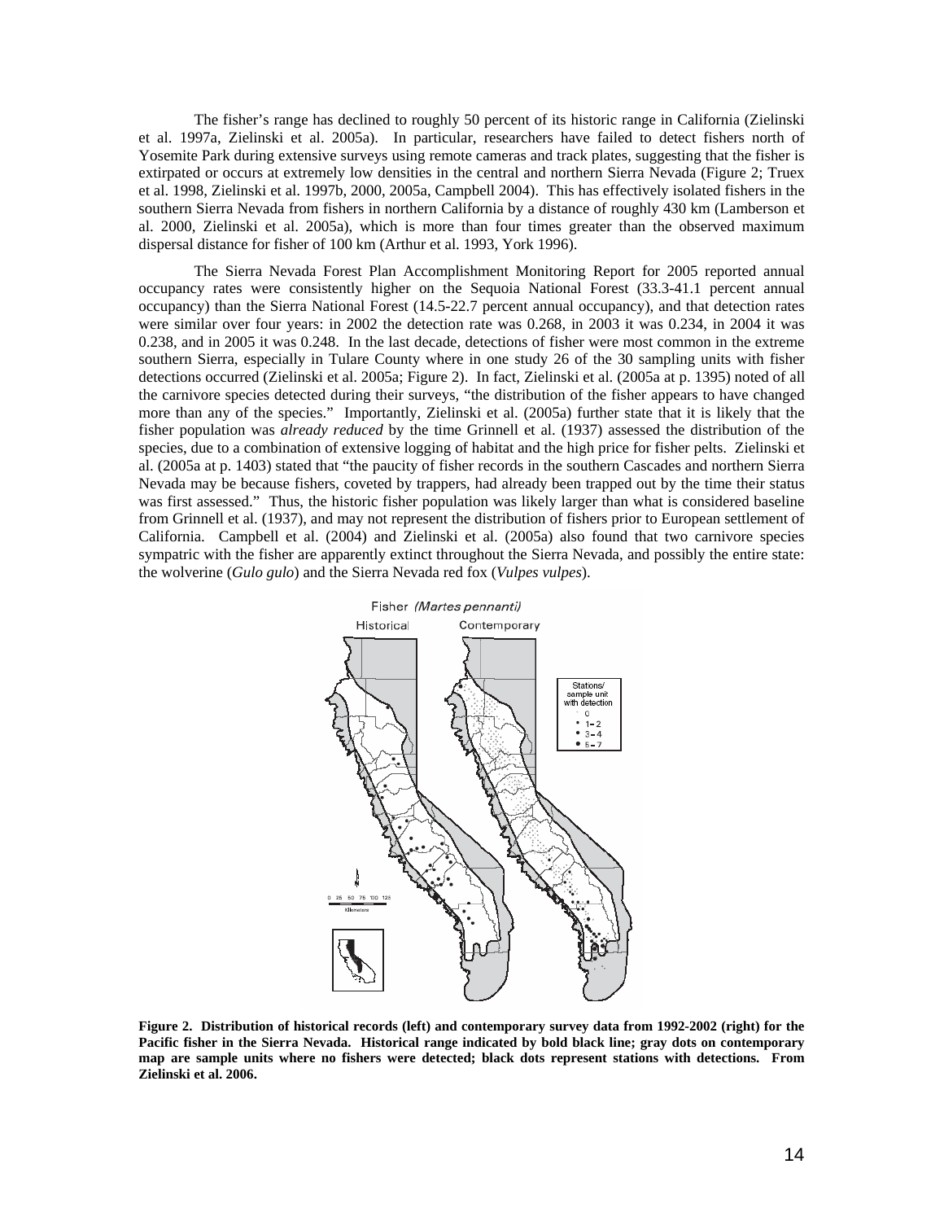The fisher's range has declined to roughly 50 percent of its historic range in California (Zielinski et al. 1997a, Zielinski et al. 2005a). In particular, researchers have failed to detect fishers north of Yosemite Park during extensive surveys using remote cameras and track plates, suggesting that the fisher is extirpated or occurs at extremely low densities in the central and northern Sierra Nevada (Figure 2; Truex et al. 1998, Zielinski et al. 1997b, 2000, 2005a, Campbell 2004). This has effectively isolated fishers in the southern Sierra Nevada from fishers in northern California by a distance of roughly 430 km (Lamberson et al. 2000, Zielinski et al. 2005a), which is more than four times greater than the observed maximum dispersal distance for fisher of 100 km (Arthur et al. 1993, York 1996).

The Sierra Nevada Forest Plan Accomplishment Monitoring Report for 2005 reported annual occupancy rates were consistently higher on the Sequoia National Forest (33.3-41.1 percent annual occupancy) than the Sierra National Forest (14.5-22.7 percent annual occupancy), and that detection rates were similar over four years: in 2002 the detection rate was 0.268, in 2003 it was 0.234, in 2004 it was 0.238, and in 2005 it was 0.248. In the last decade, detections of fisher were most common in the extreme southern Sierra, especially in Tulare County where in one study 26 of the 30 sampling units with fisher detections occurred (Zielinski et al. 2005a; Figure 2). In fact, Zielinski et al. (2005a at p. 1395) noted of all the carnivore species detected during their surveys, "the distribution of the fisher appears to have changed more than any of the species." Importantly, Zielinski et al. (2005a) further state that it is likely that the fisher population was *already reduced* by the time Grinnell et al. (1937) assessed the distribution of the species, due to a combination of extensive logging of habitat and the high price for fisher pelts. Zielinski et al. (2005a at p. 1403) stated that "the paucity of fisher records in the southern Cascades and northern Sierra Nevada may be because fishers, coveted by trappers, had already been trapped out by the time their status was first assessed." Thus, the historic fisher population was likely larger than what is considered baseline from Grinnell et al. (1937), and may not represent the distribution of fishers prior to European settlement of California. Campbell et al. (2004) and Zielinski et al. (2005a) also found that two carnivore species sympatric with the fisher are apparently extinct throughout the Sierra Nevada, and possibly the entire state: the wolverine (*Gulo gulo*) and the Sierra Nevada red fox (*Vulpes vulpes*).

**Figure 2. Distribution of historical records (left) and contemporary survey data from 1992-2002 (right) for the Pacific fisher in the Sierra Nevada. Historical range indicated by bold black line; gray dots on contemporary map are sample units where no fishers were detected; black dots represent stations with detections. From Zielinski et al. 2006.**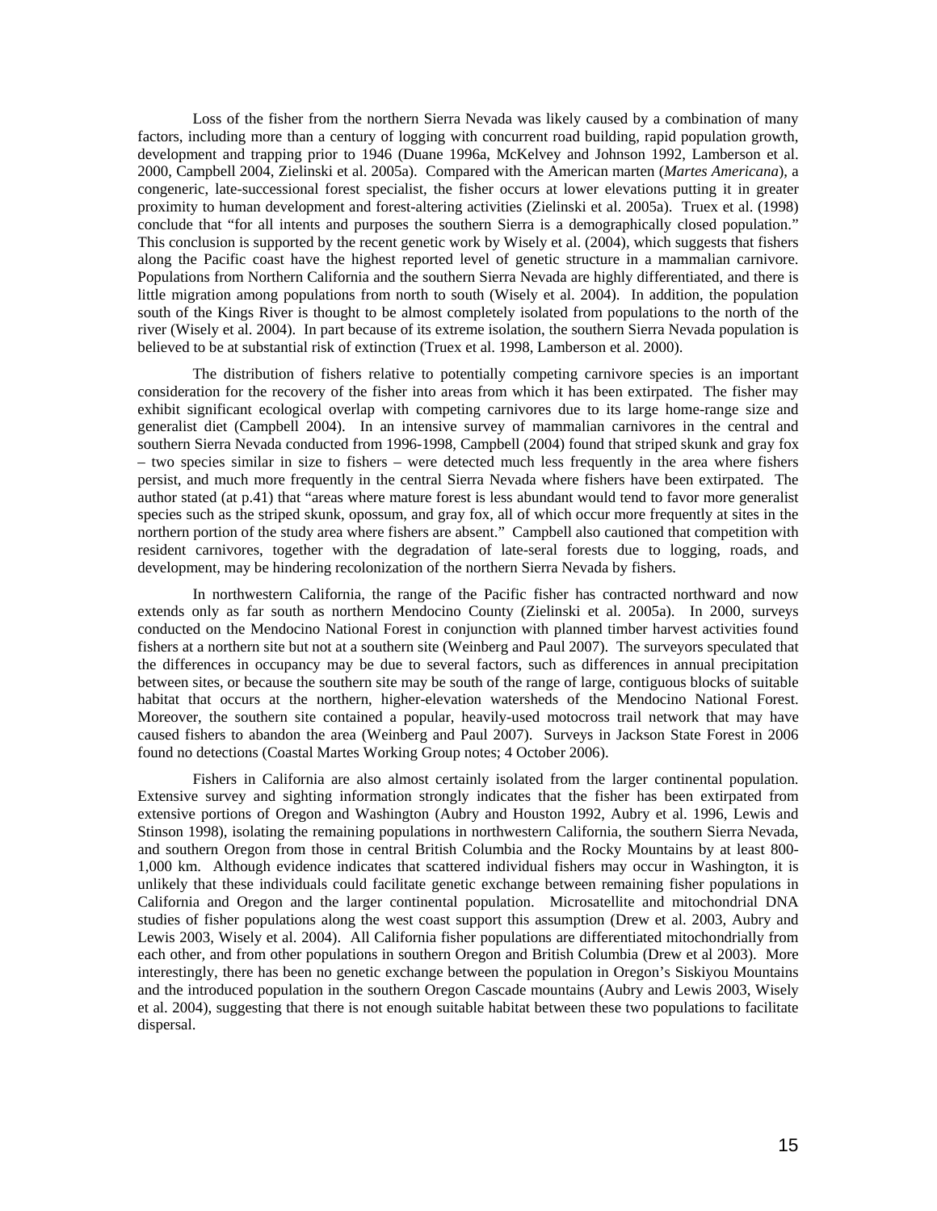Loss of the fisher from the northern Sierra Nevada was likely caused by a combination of many factors, including more than a century of logging with concurrent road building, rapid population growth, development and trapping prior to 1946 (Duane 1996a, McKelvey and Johnson 1992, Lamberson et al. 2000, Campbell 2004, Zielinski et al. 2005a). Compared with the American marten (*Martes Americana*), a congeneric, late-successional forest specialist, the fisher occurs at lower elevations putting it in greater proximity to human development and forest-altering activities (Zielinski et al. 2005a). Truex et al. (1998) conclude that "for all intents and purposes the southern Sierra is a demographically closed population." This conclusion is supported by the recent genetic work by Wisely et al. (2004), which suggests that fishers along the Pacific coast have the highest reported level of genetic structure in a mammalian carnivore. Populations from Northern California and the southern Sierra Nevada are highly differentiated, and there is little migration among populations from north to south (Wisely et al. 2004). In addition, the population south of the Kings River is thought to be almost completely isolated from populations to the north of the river (Wisely et al. 2004). In part because of its extreme isolation, the southern Sierra Nevada population is believed to be at substantial risk of extinction (Truex et al. 1998, Lamberson et al. 2000).

The distribution of fishers relative to potentially competing carnivore species is an important consideration for the recovery of the fisher into areas from which it has been extirpated. The fisher may exhibit significant ecological overlap with competing carnivores due to its large home-range size and generalist diet (Campbell 2004). In an intensive survey of mammalian carnivores in the central and southern Sierra Nevada conducted from 1996-1998, Campbell (2004) found that striped skunk and gray fox – two species similar in size to fishers – were detected much less frequently in the area where fishers persist, and much more frequently in the central Sierra Nevada where fishers have been extirpated. The author stated (at p.41) that "areas where mature forest is less abundant would tend to favor more generalist species such as the striped skunk, opossum, and gray fox, all of which occur more frequently at sites in the northern portion of the study area where fishers are absent." Campbell also cautioned that competition with resident carnivores, together with the degradation of late-seral forests due to logging, roads, and development, may be hindering recolonization of the northern Sierra Nevada by fishers.

In northwestern California, the range of the Pacific fisher has contracted northward and now extends only as far south as northern Mendocino County (Zielinski et al. 2005a). In 2000, surveys conducted on the Mendocino National Forest in conjunction with planned timber harvest activities found fishers at a northern site but not at a southern site (Weinberg and Paul 2007). The surveyors speculated that the differences in occupancy may be due to several factors, such as differences in annual precipitation between sites, or because the southern site may be south of the range of large, contiguous blocks of suitable habitat that occurs at the northern, higher-elevation watersheds of the Mendocino National Forest. Moreover, the southern site contained a popular, heavily-used motocross trail network that may have caused fishers to abandon the area (Weinberg and Paul 2007). Surveys in Jackson State Forest in 2006 found no detections (Coastal Martes Working Group notes; 4 October 2006).

Fishers in California are also almost certainly isolated from the larger continental population. Extensive survey and sighting information strongly indicates that the fisher has been extirpated from extensive portions of Oregon and Washington (Aubry and Houston 1992, Aubry et al. 1996, Lewis and Stinson 1998), isolating the remaining populations in northwestern California, the southern Sierra Nevada, and southern Oregon from those in central British Columbia and the Rocky Mountains by at least 800-1,000 km. Although evidence indicates that scattered individual fishers may occur in Washington, it is unlikely that these individuals could facilitate genetic exchange between remaining fisher populations in California and Oregon and the larger continental population. Microsatellite and mitochondrial DNA studies of fisher populations along the west coast support this assumption (Drew et al. 2003, Aubry and Lewis 2003, Wisely et al. 2004). All California fisher populations are differentiated mitochondrially from each other, and from other populations in southern Oregon and British Columbia (Drew et al 2003). More interestingly, there has been no genetic exchange between the population in Oregon's Siskiyou Mountains and the introduced population in the southern Oregon Cascade mountains (Aubry and Lewis 2003, Wisely et al. 2004), suggesting that there is not enough suitable habitat between these two populations to facilitate dispersal.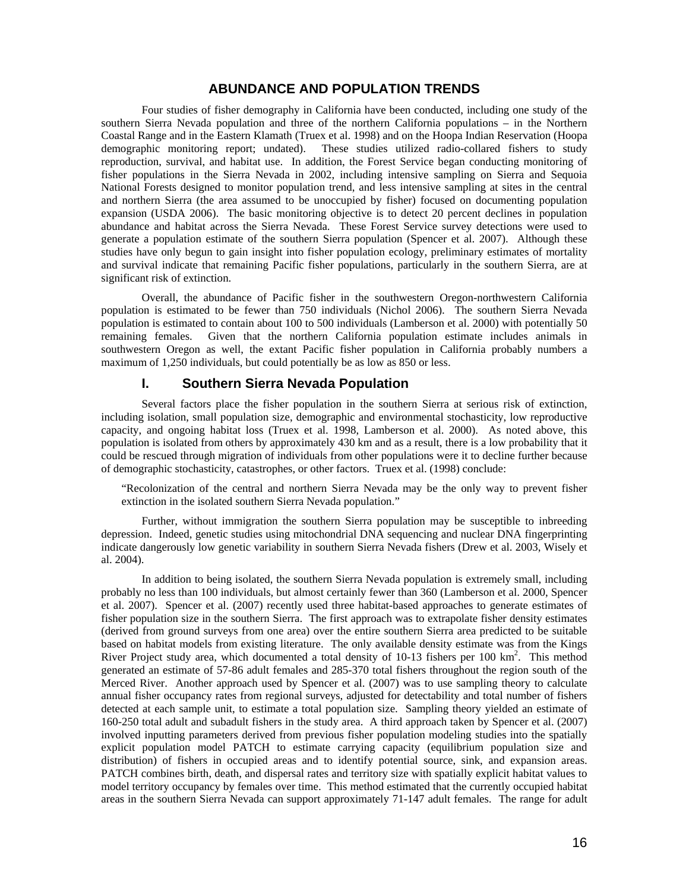## ABUNDANCE AND POPULATION TRENDS

Four studies of fisher demography in California have been conducted, including one study of the southern Sierra Nevada population and three of the northern California populations – in the Northern Coastal Range and in the Eastern Klamath (Truex et al. 1998) and on the Hoopa Indian Reservation (Hoopa demographic monitoring report; undated). These studies utilized radio-collared fishers to study reproduction, survival, and habitat use. In addition, the Forest Service began conducting monitoring of fisher populations in the Sierra Nevada in 2002, including intensive sampling on Sierra and Sequoia National Forests designed to monitor population trend, and less intensive sampling at sites in the central and northern Sierra (the area assumed to be unoccupied by fisher) focused on documenting population expansion (USDA 2006). The basic monitoring objective is to detect 20 percent declines in population abundance and habitat across the Sierra Nevada. These Forest Service survey detections were used to generate a population estimate of the southern Sierra population (Spencer et al. 2007). Although these studies have only begun to gain insight into fisher population ecology, preliminary estimates of mortality and survival indicate that remaining Pacific fisher populations, particularly in the southern Sierra, are at significant risk of extinction.

Overall, the abundance of Pacific fisher in the southwestern Oregon-northwestern California population is estimated to be fewer than 750 individuals (Nichol 2006). The southern Sierra Nevada population is estimated to contain about 100 to 500 individuals (Lamberson et al. 2000) with potentially 50 remaining females. Given that the northern California population estimate includes animals in southwestern Oregon as well, the extant Pacific fisher population in California probably numbers a maximum of 1,250 individuals, but could potentially be as low as 850 or less.

### I. Southern Sierra Nevada Population

Several factors place the fisher population in the southern Sierra at serious risk of extinction, including isolation, small population size, demographic and environmental stochasticity, low reproductive capacity, and ongoing habitat loss (Truex et al. 1998, Lamberson et al. 2000). As noted above, this population is isolated from others by approximately 430 km and as a result, there is a low probability that it could be rescued through migration of individuals from other populations were it to decline further because of demographic stochasticity, catastrophes, or other factors. Truex et al. (1998) conclude:

> "Recolonization of the central and northern Sierra Nevada may be the only way to prevent fisher extinction in the isolated southern Sierra Nevada population."

Further, without immigration the southern Sierra population may be susceptible to inbreeding depression. Indeed, genetic studies using mitochondrial DNA sequencing and nuclear DNA fingerprinting indicate dangerously low genetic variability in southern Sierra Nevada fishers (Drew et al. 2003, Wisely et al. 2004).

In addition to being isolated, the southern Sierra Nevada population is extremely small, including probably no less than 100 individuals, but almost certainly fewer than 360 (Lamberson et al. 2000, Spencer et al. 2007). Spencer et al. (2007) recently used three habitat-based approaches to generate estimates of fisher population size in the southern Sierra. The first approach was to extrapolate fisher density estimates (derived from ground surveys from one area) over the entire southern Sierra area predicted to be suitable based on habitat models from existing literature. The only available density estimate was from the Kings River Project study area, which documented a total density of 10-13 fishers per 100 $km^2$. This method generated an estimate of 57-86 adult females and 285-370 total fishers throughout the region south of the Merced River. Another approach used by Spencer et al. (2007) was to use sampling theory to calculate annual fisher occupancy rates from regional surveys, adjusted for detectability and total number of fishers detected at each sample unit, to estimate a total population size. Sampling theory yielded an estimate of 160-250 total adult and subadult fishers in the study area. A third approach taken by Spencer et al. (2007) involved inputting parameters derived from previous fisher population modeling studies into the spatially explicit population model PATCH to estimate carrying capacity (equilibrium population size and distribution) of fishers in occupied areas and to identify potential source, sink, and expansion areas. PATCH combines birth, death, and dispersal rates and territory size with spatially explicit habitat values to model territory occupancy by females over time. This method estimated that the currently occupied habitat areas in the southern Sierra Nevada can support approximately 71-147 adult females. The range for adult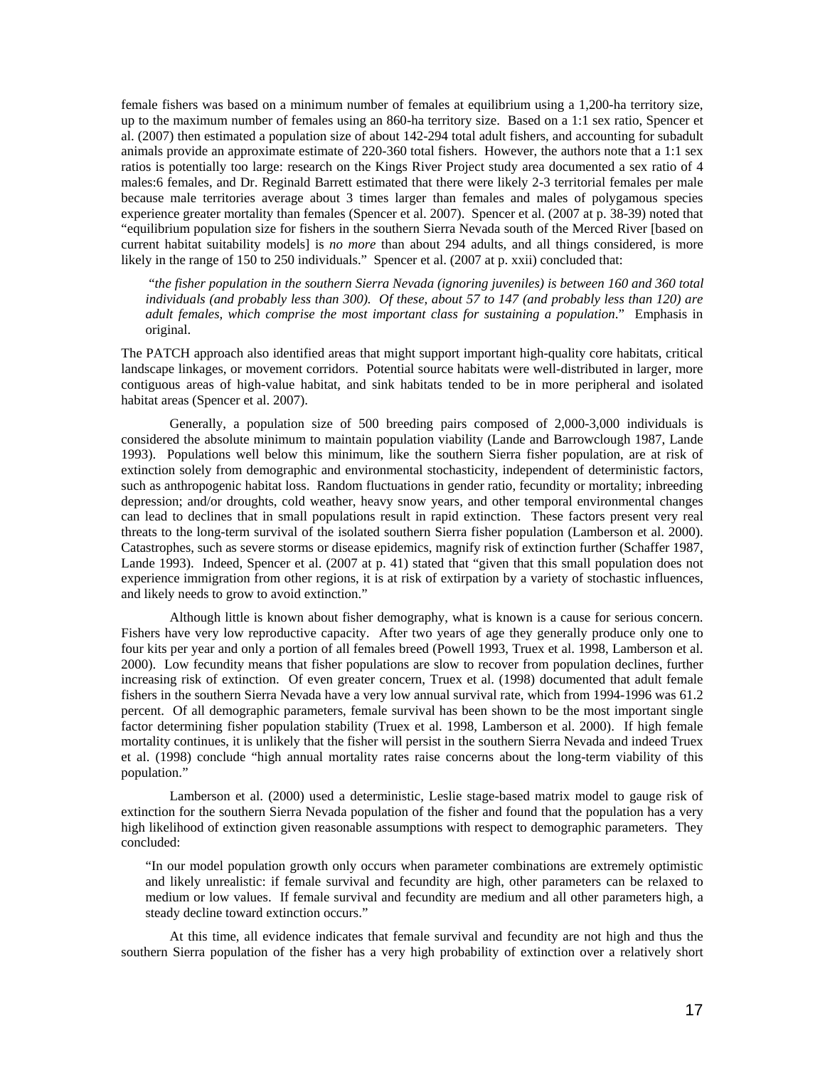female fishers was based on a minimum number of females at equilibrium using a 1,200-ha territory size, up to the maximum number of females using an 860-ha territory size. Based on a 1:1 sex ratio, Spencer et al. (2007) then estimated a population size of about 142-294 total adult fishers, and accounting for subadult animals provide an approximate estimate of 220-360 total fishers. However, the authors note that a 1:1 sex ratios is potentially too large: research on the Kings River Project study area documented a sex ratio of 4 males:6 females, and Dr. Reginald Barrett estimated that there were likely 2-3 territorial females per male because male territories average about 3 times larger than females and males of polygamous species experience greater mortality than females (Spencer et al. 2007). Spencer et al. (2007 at p. 38-39) noted that "equilibrium population size for fishers in the southern Sierra Nevada south of the Merced River [based on current habitat suitability models] is *no more* than about 294 adults, and all things considered, is more likely in the range of 150 to 250 individuals." Spencer et al. (2007 at p. xxii) concluded that:

> "*the fisher population in the southern Sierra Nevada (ignoring juveniles) is between 160 and 360 total individuals (and probably less than 300). Of these, about 57 to 147 (and probably less than 120) are adult females, which comprise the most important class for sustaining a population*." Emphasis in original.

The PATCH approach also identified areas that might support important high-quality core habitats, critical landscape linkages, or movement corridors. Potential source habitats were well-distributed in larger, more contiguous areas of high-value habitat, and sink habitats tended to be in more peripheral and isolated habitat areas (Spencer et al. 2007).

Generally, a population size of 500 breeding pairs composed of 2,000-3,000 individuals is considered the absolute minimum to maintain population viability (Lande and Barrowclough 1987, Lande 1993). Populations well below this minimum, like the southern Sierra fisher population, are at risk of extinction solely from demographic and environmental stochasticity, independent of deterministic factors, such as anthropogenic habitat loss. Random fluctuations in gender ratio, fecundity or mortality; inbreeding depression; and/or droughts, cold weather, heavy snow years, and other temporal environmental changes can lead to declines that in small populations result in rapid extinction. These factors present very real threats to the long-term survival of the isolated southern Sierra fisher population (Lamberson et al. 2000). Catastrophes, such as severe storms or disease epidemics, magnify risk of extinction further (Schaffer 1987, Lande 1993). Indeed, Spencer et al. (2007 at p. 41) stated that "given that this small population does not experience immigration from other regions, it is at risk of extirpation by a variety of stochastic influences, and likely needs to grow to avoid extinction."

Although little is known about fisher demography, what is known is a cause for serious concern. Fishers have very low reproductive capacity. After two years of age they generally produce only one to four kits per year and only a portion of all females breed (Powell 1993, Truex et al. 1998, Lamberson et al. 2000). Low fecundity means that fisher populations are slow to recover from population declines, further increasing risk of extinction. Of even greater concern, Truex et al. (1998) documented that adult female fishers in the southern Sierra Nevada have a very low annual survival rate, which from 1994-1996 was 61.2 percent. Of all demographic parameters, female survival has been shown to be the most important single factor determining fisher population stability (Truex et al. 1998, Lamberson et al. 2000). If high female mortality continues, it is unlikely that the fisher will persist in the southern Sierra Nevada and indeed Truex et al. (1998) conclude "high annual mortality rates raise concerns about the long-term viability of this population."

Lamberson et al. (2000) used a deterministic, Leslie stage-based matrix model to gauge risk of extinction for the southern Sierra Nevada population of the fisher and found that the population has a very high likelihood of extinction given reasonable assumptions with respect to demographic parameters. They concluded:

> "In our model population growth only occurs when parameter combinations are extremely optimistic and likely unrealistic: if female survival and fecundity are high, other parameters can be relaxed to medium or low values. If female survival and fecundity are medium and all other parameters high, a steady decline toward extinction occurs."

At this time, all evidence indicates that female survival and fecundity are not high and thus the southern Sierra population of the fisher has a very high probability of extinction over a relatively short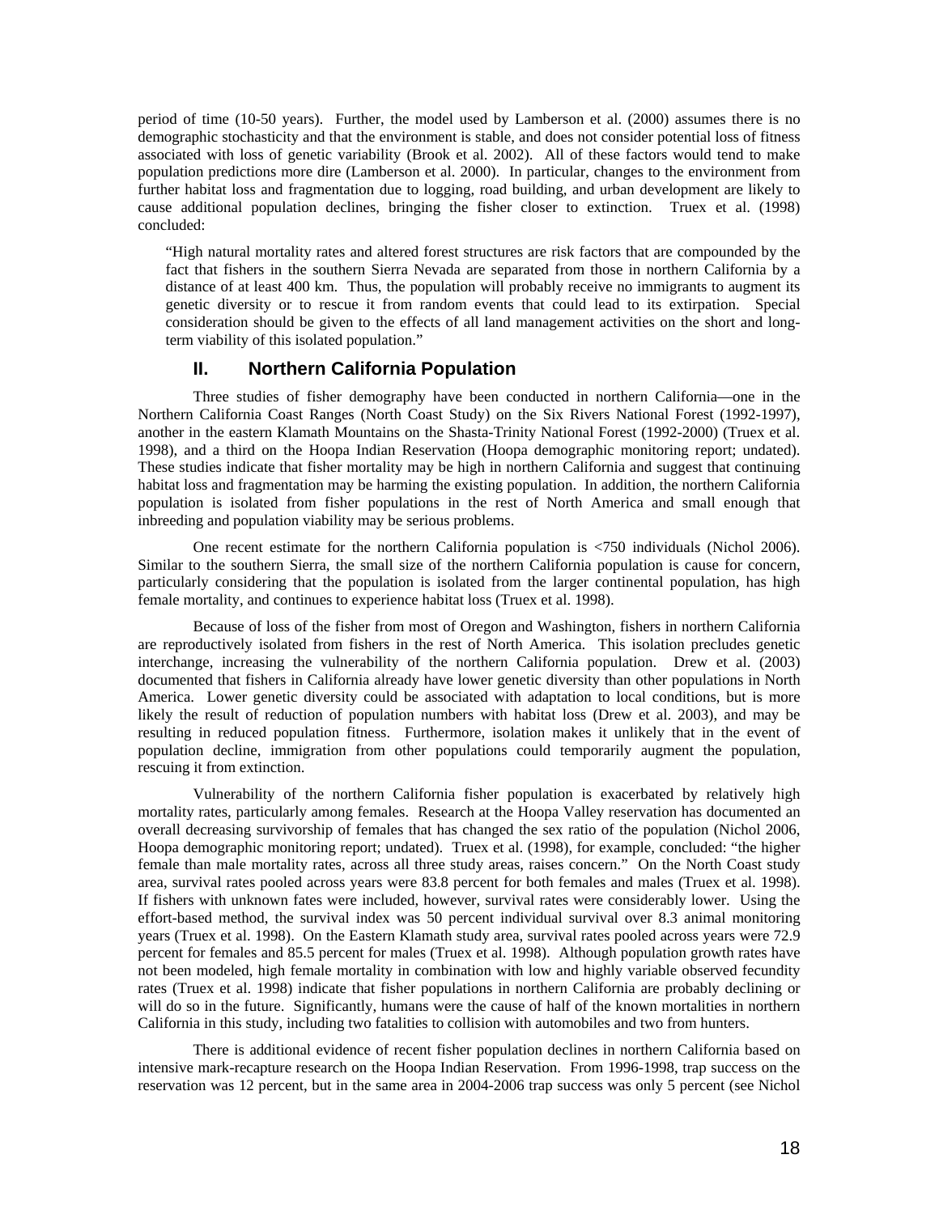period of time (10-50 years). Further, the model used by Lamberson et al. (2000) assumes there is no demographic stochasticity and that the environment is stable, and does not consider potential loss of fitness associated with loss of genetic variability (Brook et al. 2002). All of these factors would tend to make population predictions more dire (Lamberson et al. 2000). In particular, changes to the environment from further habitat loss and fragmentation due to logging, road building, and urban development are likely to cause additional population declines, bringing the fisher closer to extinction. Truex et al. (1998) concluded:

> "High natural mortality rates and altered forest structures are risk factors that are compounded by the fact that fishers in the southern Sierra Nevada are separated from those in northern California by a distance of at least 400 km. Thus, the population will probably receive no immigrants to augment its genetic diversity or to rescue it from random events that could lead to its extirpation. Special consideration should be given to the effects of all land management activities on the short and long-term viability of this isolated population."

## II. Northern California Population

Three studies of fisher demography have been conducted in northern California—one in the Northern California Coast Ranges (North Coast Study) on the Six Rivers National Forest (1992-1997), another in the eastern Klamath Mountains on the Shasta-Trinity National Forest (1992-2000) (Truex et al. 1998), and a third on the Hoopa Indian Reservation (Hoopa demographic monitoring report; undated). These studies indicate that fisher mortality may be high in northern California and suggest that continuing habitat loss and fragmentation may be harming the existing population. In addition, the northern California population is isolated from fisher populations in the rest of North America and small enough that inbreeding and population viability may be serious problems.

One recent estimate for the northern California population is <750 individuals (Nichol 2006). Similar to the southern Sierra, the small size of the northern California population is cause for concern, particularly considering that the population is isolated from the larger continental population, has high female mortality, and continues to experience habitat loss (Truex et al. 1998).

Because of loss of the fisher from most of Oregon and Washington, fishers in northern California are reproductively isolated from fishers in the rest of North America. This isolation precludes genetic interchange, increasing the vulnerability of the northern California population. Drew et al. (2003) documented that fishers in California already have lower genetic diversity than other populations in North America. Lower genetic diversity could be associated with adaptation to local conditions, but is more likely the result of reduction of population numbers with habitat loss (Drew et al. 2003), and may be resulting in reduced population fitness. Furthermore, isolation makes it unlikely that in the event of population decline, immigration from other populations could temporarily augment the population, rescuing it from extinction.

Vulnerability of the northern California fisher population is exacerbated by relatively high mortality rates, particularly among females. Research at the Hoopa Valley reservation has documented an overall decreasing survivorship of females that has changed the sex ratio of the population (Nichol 2006, Hoopa demographic monitoring report; undated). Truex et al. (1998), for example, concluded: "the higher female than male mortality rates, across all three study areas, raises concern." On the North Coast study area, survival rates pooled across years were 83.8 percent for both females and males (Truex et al. 1998). If fishers with unknown fates were included, however, survival rates were considerably lower. Using the effort-based method, the survival index was 50 percent individual survival over 8.3 animal monitoring years (Truex et al. 1998). On the Eastern Klamath study area, survival rates pooled across years were 72.9 percent for females and 85.5 percent for males (Truex et al. 1998). Although population growth rates have not been modeled, high female mortality in combination with low and highly variable observed fecundity rates (Truex et al. 1998) indicate that fisher populations in northern California are probably declining or will do so in the future. Significantly, humans were the cause of half of the known mortalities in northern California in this study, including two fatalities to collision with automobiles and two from hunters.

There is additional evidence of recent fisher population declines in northern California based on intensive mark-recapture research on the Hoopa Indian Reservation. From 1996-1998, trap success on the reservation was 12 percent, but in the same area in 2004-2006 trap success was only 5 percent (see Nichol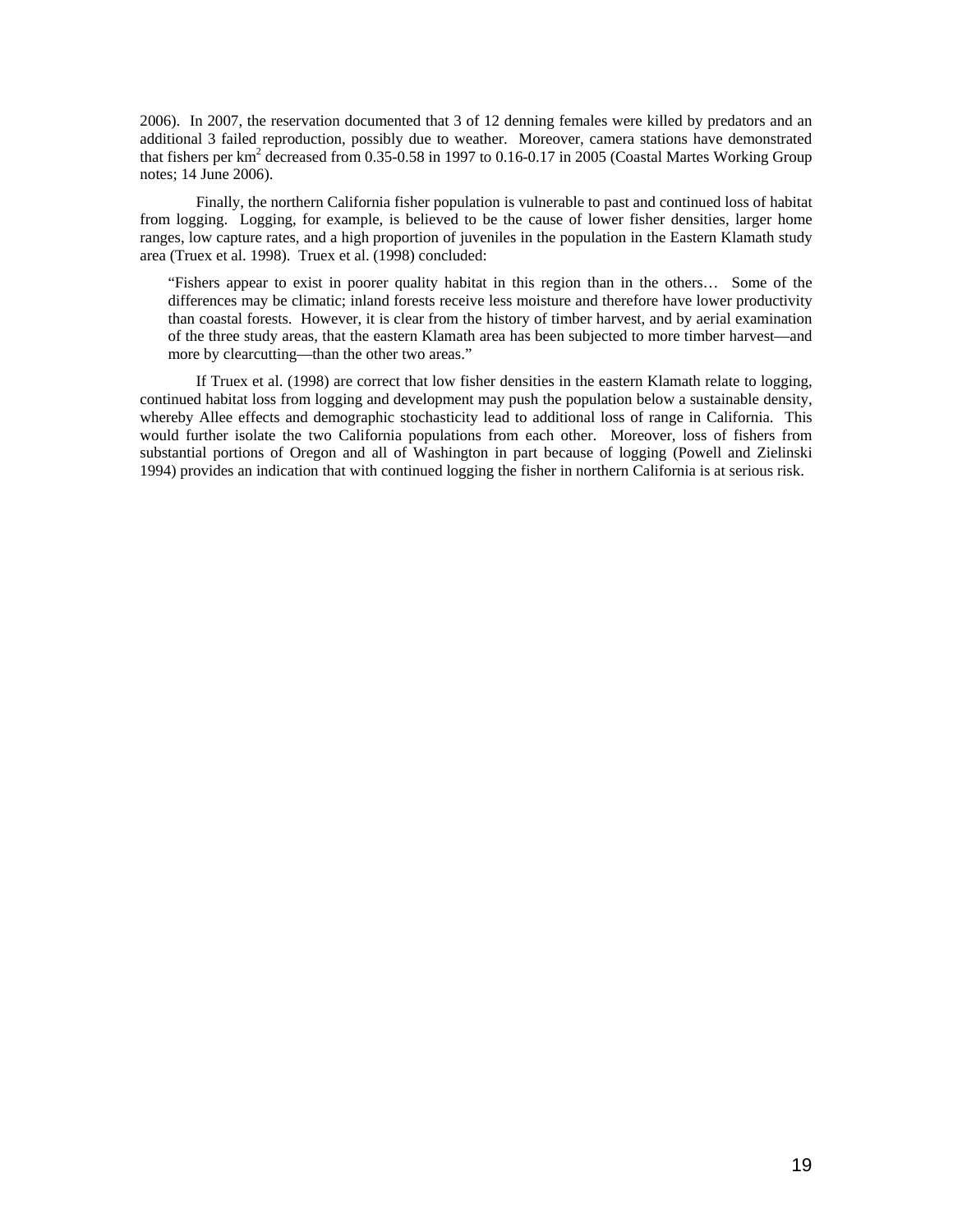2006). In 2007, the reservation documented that 3 of 12 denning females were killed by predators and an additional 3 failed reproduction, possibly due to weather. Moreover, camera stations have demonstrated that fishers per $km^2$ decreased from 0.35-0.58 in 1997 to 0.16-0.17 in 2005 (Coastal Martes Working Group notes; 14 June 2006).

Finally, the northern California fisher population is vulnerable to past and continued loss of habitat from logging. Logging, for example, is believed to be the cause of lower fisher densities, larger home ranges, low capture rates, and a high proportion of juveniles in the population in the Eastern Klamath study area (Truex et al. 1998). Truex et al. (1998) concluded:

> "Fishers appear to exist in poorer quality habitat in this region than in the others… Some of the differences may be climatic; inland forests receive less moisture and therefore have lower productivity than coastal forests. However, it is clear from the history of timber harvest, and by aerial examination of the three study areas, that the eastern Klamath area has been subjected to more timber harvest—and more by clearcutting—than the other two areas."

If Truex et al. (1998) are correct that low fisher densities in the eastern Klamath relate to logging, continued habitat loss from logging and development may push the population below a sustainable density, whereby Allee effects and demographic stochasticity lead to additional loss of range in California. This would further isolate the two California populations from each other. Moreover, loss of fishers from substantial portions of Oregon and all of Washington in part because of logging (Powell and Zielinski 1994) provides an indication that with continued logging the fisher in northern California is at serious risk.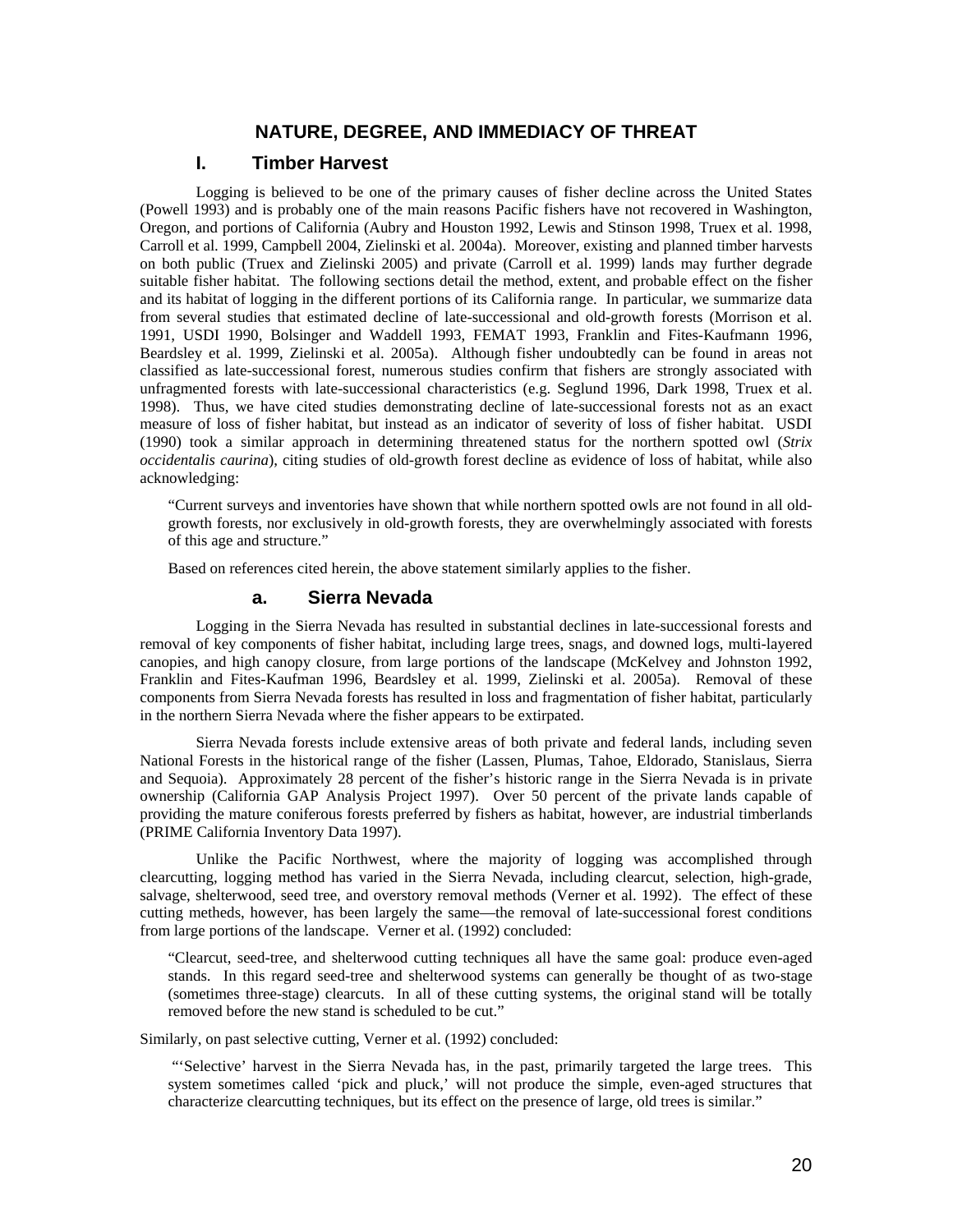## NATURE, DEGREE, AND IMMEDIACY OF THREAT

### I. Timber Harvest

Logging is believed to be one of the primary causes of fisher decline across the United States (Powell 1993) and is probably one of the main reasons Pacific fishers have not recovered in Washington, Oregon, and portions of California (Aubry and Houston 1992, Lewis and Stinson 1998, Truex et al. 1998, Carroll et al. 1999, Campbell 2004, Zielinski et al. 2004a). Moreover, existing and planned timber harvests on both public (Truex and Zielinski 2005) and private (Carroll et al. 1999) lands may further degrade suitable fisher habitat. The following sections detail the method, extent, and probable effect on the fisher and its habitat of logging in the different portions of its California range. In particular, we summarize data from several studies that estimated decline of late-successional and old-growth forests (Morrison et al. 1991, USDI 1990, Bolsinger and Waddell 1993, FEMAT 1993, Franklin and Fites-Kaufmann 1996, Beardsley et al. 1999, Zielinski et al. 2005a). Although fisher undoubtedly can be found in areas not classified as late-successional forest, numerous studies confirm that fishers are strongly associated with unfragmented forests with late-successional characteristics (e.g. Seglund 1996, Dark 1998, Truex et al. 1998). Thus, we have cited studies demonstrating decline of late-successional forests not as an exact measure of loss of fisher habitat, but instead as an indicator of severity of loss of fisher habitat. USDI (1990) took a similar approach in determining threatened status for the northern spotted owl (*Strix occidentalis caurina*), citing studies of old-growth forest decline as evidence of loss of habitat, while also acknowledging:

> "Current surveys and inventories have shown that while northern spotted owls are not found in all old-growth forests, nor exclusively in old-growth forests, they are overwhelmingly associated with forests of this age and structure."

Based on references cited herein, the above statement similarly applies to the fisher.

#### a. Sierra Nevada

Logging in the Sierra Nevada has resulted in substantial declines in late-successional forests and removal of key components of fisher habitat, including large trees, snags, and downed logs, multi-layered canopies, and high canopy closure, from large portions of the landscape (McKelvey and Johnston 1992, Franklin and Fites-Kaufman 1996, Beardsley et al. 1999, Zielinski et al. 2005a). Removal of these components from Sierra Nevada forests has resulted in loss and fragmentation of fisher habitat, particularly in the northern Sierra Nevada where the fisher appears to be extirpated.

Sierra Nevada forests include extensive areas of both private and federal lands, including seven National Forests in the historical range of the fisher (Lassen, Plumas, Tahoe, Eldorado, Stanislaus, Sierra and Sequoia). Approximately 28 percent of the fisher's historic range in the Sierra Nevada is in private ownership (California GAP Analysis Project 1997). Over 50 percent of the private lands capable of providing the mature coniferous forests preferred by fishers as habitat, however, are industrial timberlands (PRIME California Inventory Data 1997).

Unlike the Pacific Northwest, where the majority of logging was accomplished through clearcutting, logging method has varied in the Sierra Nevada, including clearcut, selection, high-grade, salvage, shelterwood, seed tree, and overstory removal methods (Verner et al. 1992). The effect of these cutting metheds, however, has been largely the same—the removal of late-successional forest conditions from large portions of the landscape. Verner et al. (1992) concluded:

> "Clearcut, seed-tree, and shelterwood cutting techniques all have the same goal: produce even-aged stands. In this regard seed-tree and shelterwood systems can generally be thought of as two-stage (sometimes three-stage) clearcuts. In all of these cutting systems, the original stand will be totally removed before the new stand is scheduled to be cut."

Similarly, on past selective cutting, Verner et al. (1992) concluded:

> "'Selective' harvest in the Sierra Nevada has, in the past, primarily targeted the large trees. This system sometimes called 'pick and pluck,' will not produce the simple, even-aged structures that characterize clearcutting techniques, but its effect on the presence of large, old trees is similar."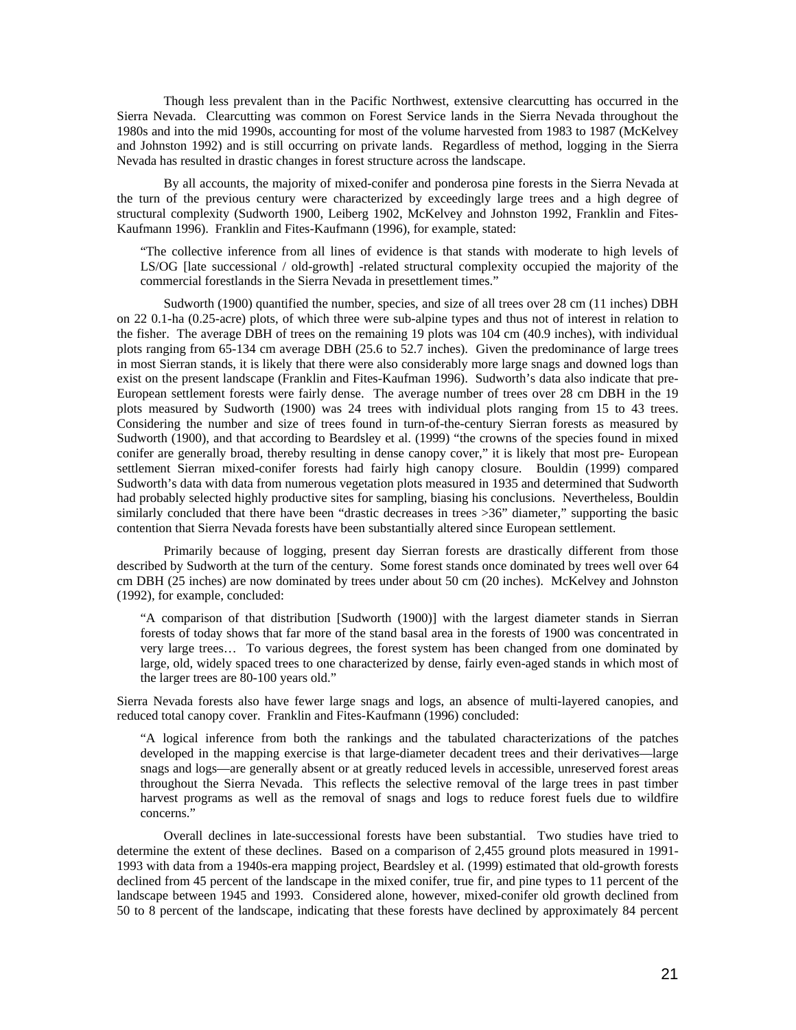Though less prevalent than in the Pacific Northwest, extensive clearcutting has occurred in the Sierra Nevada. Clearcutting was common on Forest Service lands in the Sierra Nevada throughout the 1980s and into the mid 1990s, accounting for most of the volume harvested from 1983 to 1987 (McKelvey and Johnston 1992) and is still occurring on private lands. Regardless of method, logging in the Sierra Nevada has resulted in drastic changes in forest structure across the landscape.

By all accounts, the majority of mixed-conifer and ponderosa pine forests in the Sierra Nevada at the turn of the previous century were characterized by exceedingly large trees and a high degree of structural complexity (Sudworth 1900, Leiberg 1902, McKelvey and Johnston 1992, Franklin and Fites-Kaufmann 1996). Franklin and Fites-Kaufmann (1996), for example, stated:

> "The collective inference from all lines of evidence is that stands with moderate to high levels of LS/OG [late successional / old-growth] -related structural complexity occupied the majority of the commercial forestlands in the Sierra Nevada in presettlement times."

Sudworth (1900) quantified the number, species, and size of all trees over 28 cm (11 inches) DBH on 22 0.1-ha (0.25-acre) plots, of which three were sub-alpine types and thus not of interest in relation to the fisher. The average DBH of trees on the remaining 19 plots was 104 cm (40.9 inches), with individual plots ranging from 65-134 cm average DBH (25.6 to 52.7 inches). Given the predominance of large trees in most Sierran stands, it is likely that there were also considerably more large snags and downed logs than exist on the present landscape (Franklin and Fites-Kaufman 1996). Sudworth's data also indicate that pre-European settlement forests were fairly dense. The average number of trees over 28 cm DBH in the 19 plots measured by Sudworth (1900) was 24 trees with individual plots ranging from 15 to 43 trees. Considering the number and size of trees found in turn-of-the-century Sierran forests as measured by Sudworth (1900), and that according to Beardsley et al. (1999) "the crowns of the species found in mixed conifer are generally broad, thereby resulting in dense canopy cover," it is likely that most pre- European settlement Sierran mixed-conifer forests had fairly high canopy closure. Bouldin (1999) compared Sudworth's data with data from numerous vegetation plots measured in 1935 and determined that Sudworth had probably selected highly productive sites for sampling, biasing his conclusions. Nevertheless, Bouldin similarly concluded that there have been "drastic decreases in trees >36" diameter," supporting the basic contention that Sierra Nevada forests have been substantially altered since European settlement.

Primarily because of logging, present day Sierran forests are drastically different from those described by Sudworth at the turn of the century. Some forest stands once dominated by trees well over 64 cm DBH (25 inches) are now dominated by trees under about 50 cm (20 inches). McKelvey and Johnston (1992), for example, concluded:

> "A comparison of that distribution [Sudworth (1900)] with the largest diameter stands in Sierran forests of today shows that far more of the stand basal area in the forests of 1900 was concentrated in very large trees… To various degrees, the forest system has been changed from one dominated by large, old, widely spaced trees to one characterized by dense, fairly even-aged stands in which most of the larger trees are 80-100 years old."

Sierra Nevada forests also have fewer large snags and logs, an absence of multi-layered canopies, and reduced total canopy cover. Franklin and Fites-Kaufmann (1996) concluded:

> "A logical inference from both the rankings and the tabulated characterizations of the patches developed in the mapping exercise is that large-diameter decadent trees and their derivatives—large snags and logs—are generally absent or at greatly reduced levels in accessible, unreserved forest areas throughout the Sierra Nevada. This reflects the selective removal of the large trees in past timber harvest programs as well as the removal of snags and logs to reduce forest fuels due to wildfire concerns."

Overall declines in late-successional forests have been substantial. Two studies have tried to determine the extent of these declines. Based on a comparison of 2,455 ground plots measured in 1991-1993 with data from a 1940s-era mapping project, Beardsley et al. (1999) estimated that old-growth forests declined from 45 percent of the landscape in the mixed conifer, true fir, and pine types to 11 percent of the landscape between 1945 and 1993. Considered alone, however, mixed-conifer old growth declined from 50 to 8 percent of the landscape, indicating that these forests have declined by approximately 84 percent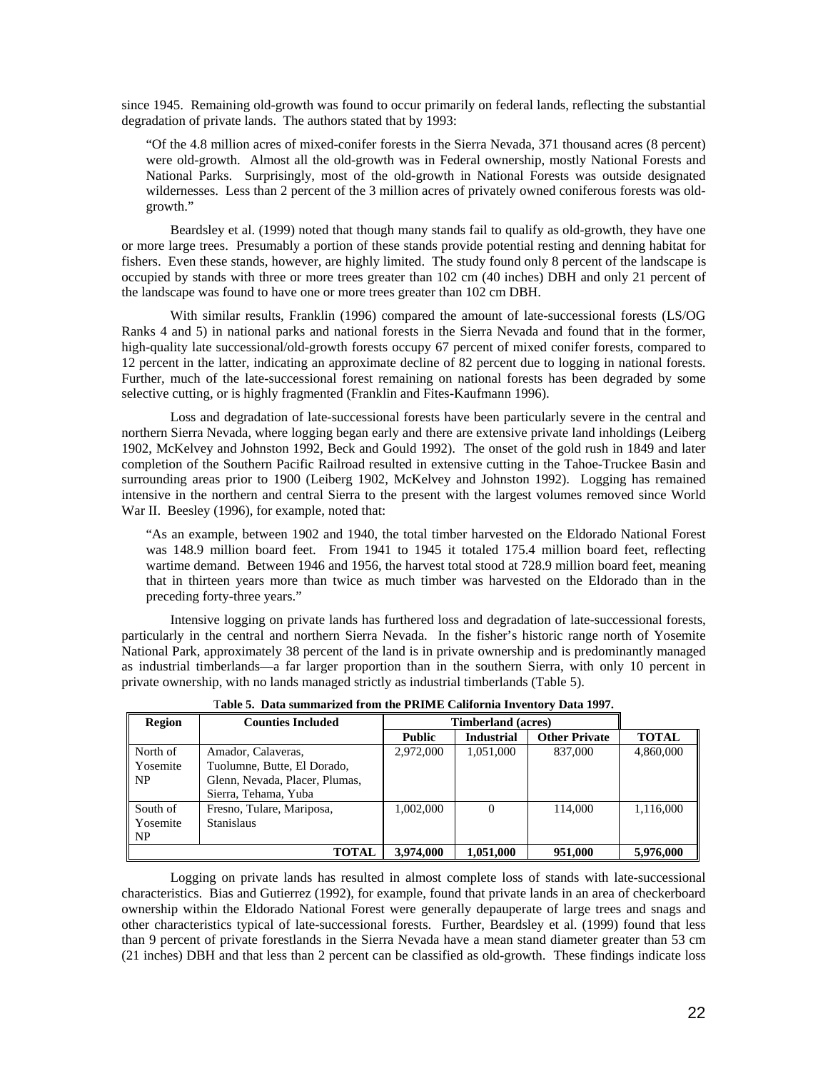since 1945. Remaining old-growth was found to occur primarily on federal lands, reflecting the substantial degradation of private lands. The authors stated that by 1993:

> "Of the 4.8 million acres of mixed-conifer forests in the Sierra Nevada, 371 thousand acres (8 percent) were old-growth. Almost all the old-growth was in Federal ownership, mostly National Forests and National Parks. Surprisingly, most of the old-growth in National Forests was outside designated wildernesses. Less than 2 percent of the 3 million acres of privately owned coniferous forests was old-growth."

Beardsley et al. (1999) noted that though many stands fail to qualify as old-growth, they have one or more large trees. Presumably a portion of these stands provide potential resting and denning habitat for fishers. Even these stands, however, are highly limited. The study found only 8 percent of the landscape is occupied by stands with three or more trees greater than 102 cm (40 inches) DBH and only 21 percent of the landscape was found to have one or more trees greater than 102 cm DBH.

With similar results, Franklin (1996) compared the amount of late-successional forests (LS/OG Ranks 4 and 5) in national parks and national forests in the Sierra Nevada and found that in the former, high-quality late successional/old-growth forests occupy 67 percent of mixed conifer forests, compared to 12 percent in the latter, indicating an approximate decline of 82 percent due to logging in national forests. Further, much of the late-successional forest remaining on national forests has been degraded by some selective cutting, or is highly fragmented (Franklin and Fites-Kaufmann 1996).

Loss and degradation of late-successional forests have been particularly severe in the central and northern Sierra Nevada, where logging began early and there are extensive private land inholdings (Leiberg 1902, McKelvey and Johnston 1992, Beck and Gould 1992). The onset of the gold rush in 1849 and later completion of the Southern Pacific Railroad resulted in extensive cutting in the Tahoe-Truckee Basin and surrounding areas prior to 1900 (Leiberg 1902, McKelvey and Johnston 1992). Logging has remained intensive in the northern and central Sierra to the present with the largest volumes removed since World War II. Beesley (1996), for example, noted that:

> "As an example, between 1902 and 1940, the total timber harvested on the Eldorado National Forest was 148.9 million board feet. From 1941 to 1945 it totaled 175.4 million board feet, reflecting wartime demand. Between 1946 and 1956, the harvest total stood at 728.9 million board feet, meaning that in thirteen years more than twice as much timber was harvested on the Eldorado than in the preceding forty-three years."

Intensive logging on private lands has furthered loss and degradation of late-successional forests, particularly in the central and northern Sierra Nevada. In the fisher's historic range north of Yosemite National Park, approximately 38 percent of the land is in private ownership and is predominantly managed as industrial timberlands—a far larger proportion than in the southern Sierra, with only 10 percent in private ownership, with no lands managed strictly as industrial timberlands (Table 5).

**Table 5. Data summarized from the PRIME California Inventory Data 1997.**

| Region | Counties Included | Timberland (acres) | | | |
|---|---|---|---|---|---|
| | | Public | Industrial | Other Private | TOTAL |
| North of Yosemite NP | Amador, Calaveras, Tuolumne, Butte, El Dorado, Glenn, Nevada, Placer, Plumas, Sierra, Tehama, Yuba | 2,972,000 | 1,051,000 | 837,000 | 4,860,000 |
| South of Yosemite NP | Fresno, Tulare, Mariposa, Stanislaus | 1,002,000 | 0 | 114,000 | 1,116,000 |
| | **TOTAL** | **3,974,000** | **1,051,000** | **951,000** | **5,976,000** |

Logging on private lands has resulted in almost complete loss of stands with late-successional characteristics. Bias and Gutierrez (1992), for example, found that private lands in an area of checkerboard ownership within the Eldorado National Forest were generally depauperate of large trees and snags and other characteristics typical of late-successional forests. Further, Beardsley et al. (1999) found that less than 9 percent of private forestlands in the Sierra Nevada have a mean stand diameter greater than 53 cm (21 inches) DBH and that less than 2 percent can be classified as old-growth. These findings indicate loss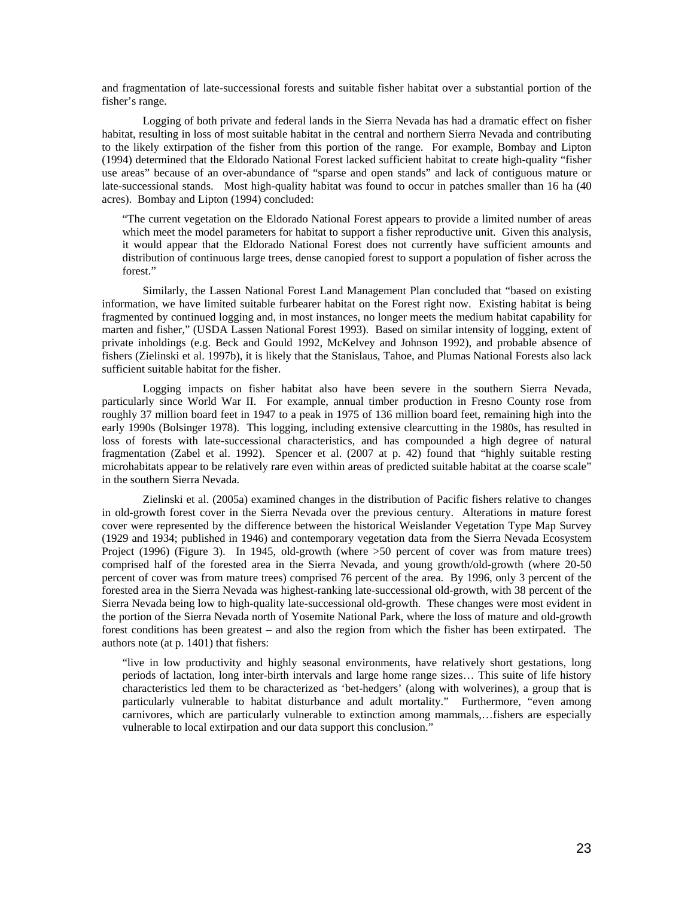and fragmentation of late-successional forests and suitable fisher habitat over a substantial portion of the fisher's range.

Logging of both private and federal lands in the Sierra Nevada has had a dramatic effect on fisher habitat, resulting in loss of most suitable habitat in the central and northern Sierra Nevada and contributing to the likely extirpation of the fisher from this portion of the range. For example, Bombay and Lipton (1994) determined that the Eldorado National Forest lacked sufficient habitat to create high-quality "fisher use areas" because of an over-abundance of "sparse and open stands" and lack of contiguous mature or late-successional stands. Most high-quality habitat was found to occur in patches smaller than 16 ha (40 acres). Bombay and Lipton (1994) concluded:

> "The current vegetation on the Eldorado National Forest appears to provide a limited number of areas which meet the model parameters for habitat to support a fisher reproductive unit. Given this analysis, it would appear that the Eldorado National Forest does not currently have sufficient amounts and distribution of continuous large trees, dense canopied forest to support a population of fisher across the forest."

Similarly, the Lassen National Forest Land Management Plan concluded that "based on existing information, we have limited suitable furbearer habitat on the Forest right now. Existing habitat is being fragmented by continued logging and, in most instances, no longer meets the medium habitat capability for marten and fisher," (USDA Lassen National Forest 1993). Based on similar intensity of logging, extent of private inholdings (e.g. Beck and Gould 1992, McKelvey and Johnson 1992), and probable absence of fishers (Zielinski et al. 1997b), it is likely that the Stanislaus, Tahoe, and Plumas National Forests also lack sufficient suitable habitat for the fisher.

Logging impacts on fisher habitat also have been severe in the southern Sierra Nevada, particularly since World War II. For example, annual timber production in Fresno County rose from roughly 37 million board feet in 1947 to a peak in 1975 of 136 million board feet, remaining high into the early 1990s (Bolsinger 1978). This logging, including extensive clearcutting in the 1980s, has resulted in loss of forests with late-successional characteristics, and has compounded a high degree of natural fragmentation (Zabel et al. 1992). Spencer et al. (2007 at p. 42) found that "highly suitable resting microhabitats appear to be relatively rare even within areas of predicted suitable habitat at the coarse scale" in the southern Sierra Nevada.

Zielinski et al. (2005a) examined changes in the distribution of Pacific fishers relative to changes in old-growth forest cover in the Sierra Nevada over the previous century. Alterations in mature forest cover were represented by the difference between the historical Weislander Vegetation Type Map Survey (1929 and 1934; published in 1946) and contemporary vegetation data from the Sierra Nevada Ecosystem Project (1996) (Figure 3). In 1945, old-growth (where >50 percent of cover was from mature trees) comprised half of the forested area in the Sierra Nevada, and young growth/old-growth (where 20-50 percent of cover was from mature trees) comprised 76 percent of the area. By 1996, only 3 percent of the forested area in the Sierra Nevada was highest-ranking late-successional old-growth, with 38 percent of the Sierra Nevada being low to high-quality late-successional old-growth. These changes were most evident in the portion of the Sierra Nevada north of Yosemite National Park, where the loss of mature and old-growth forest conditions has been greatest – and also the region from which the fisher has been extirpated. The authors note (at p. 1401) that fishers:

> "live in low productivity and highly seasonal environments, have relatively short gestations, long periods of lactation, long inter-birth intervals and large home range sizes… This suite of life history characteristics led them to be characterized as 'bet-hedgers' (along with wolverines), a group that is particularly vulnerable to habitat disturbance and adult mortality." Furthermore, "even among carnivores, which are particularly vulnerable to extinction among mammals,…fishers are especially vulnerable to local extirpation and our data support this conclusion."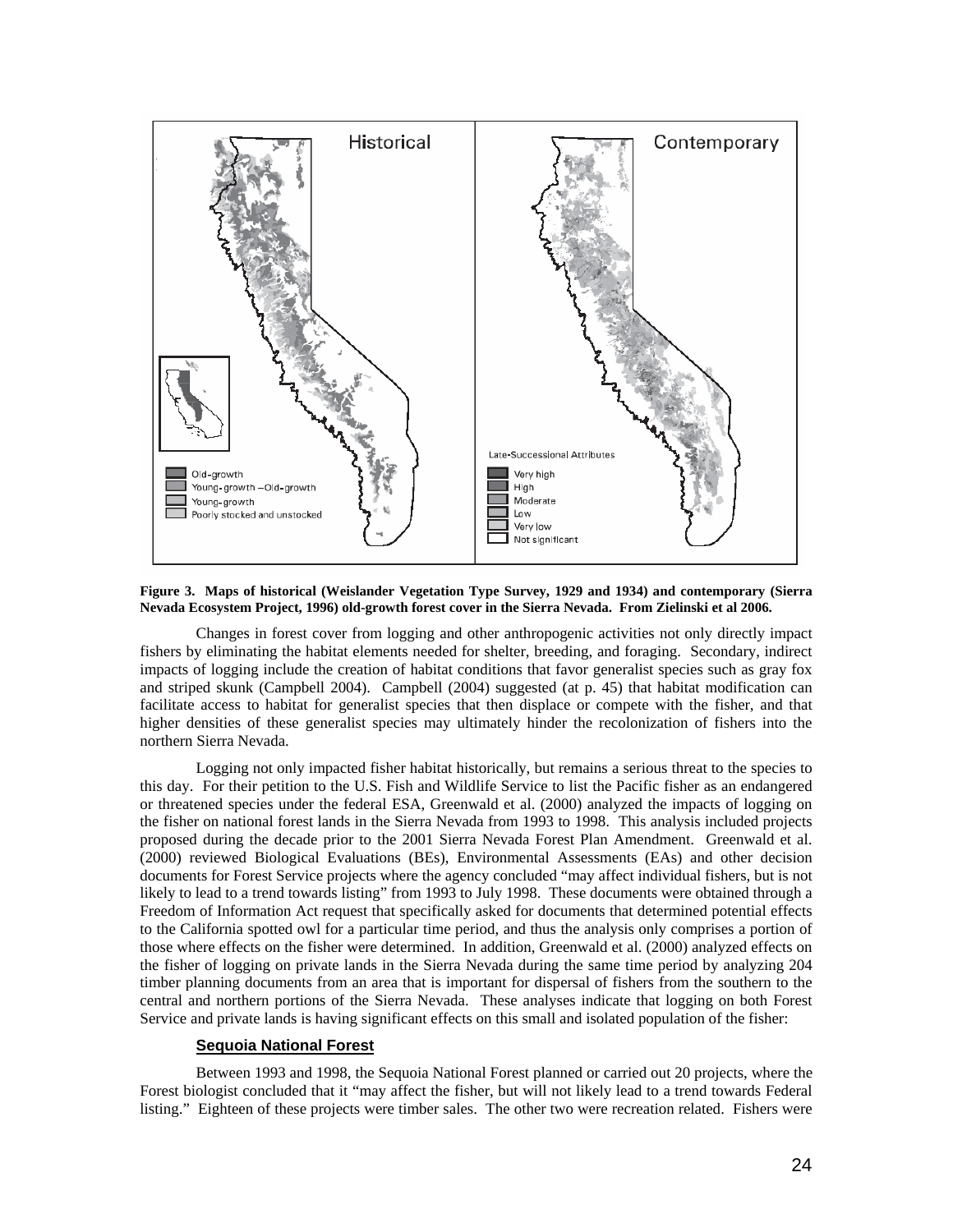**Figure 3. Maps of historical (Weislander Vegetation Type Survey, 1929 and 1934) and contemporary (Sierra Nevada Ecosystem Project, 1996) old-growth forest cover in the Sierra Nevada. From Zielinski et al 2006.**

Changes in forest cover from logging and other anthropogenic activities not only directly impact fishers by eliminating the habitat elements needed for shelter, breeding, and foraging. Secondary, indirect impacts of logging include the creation of habitat conditions that favor generalist species such as gray fox and striped skunk (Campbell 2004). Campbell (2004) suggested (at p. 45) that habitat modification can facilitate access to habitat for generalist species that then displace or compete with the fisher, and that higher densities of these generalist species may ultimately hinder the recolonization of fishers into the northern Sierra Nevada.

Logging not only impacted fisher habitat historically, but remains a serious threat to the species to this day. For their petition to the U.S. Fish and Wildlife Service to list the Pacific fisher as an endangered or threatened species under the federal ESA, Greenwald et al. (2000) analyzed the impacts of logging on the fisher on national forest lands in the Sierra Nevada from 1993 to 1998. This analysis included projects proposed during the decade prior to the 2001 Sierra Nevada Forest Plan Amendment. Greenwald et al. (2000) reviewed Biological Evaluations (BEs), Environmental Assessments (EAs) and other decision documents for Forest Service projects where the agency concluded "may affect individual fishers, but is not likely to lead to a trend towards listing" from 1993 to July 1998. These documents were obtained through a Freedom of Information Act request that specifically asked for documents that determined potential effects to the California spotted owl for a particular time period, and thus the analysis only comprises a portion of those where effects on the fisher were determined. In addition, Greenwald et al. (2000) analyzed effects on the fisher of logging on private lands in the Sierra Nevada during the same time period by analyzing 204 timber planning documents from an area that is important for dispersal of fishers from the southern to the central and northern portions of the Sierra Nevada. These analyses indicate that logging on both Forest Service and private lands is having significant effects on this small and isolated population of the fisher:

**Sequoia National Forest**

Between 1993 and 1998, the Sequoia National Forest planned or carried out 20 projects, where the Forest biologist concluded that it "may affect the fisher, but will not likely lead to a trend towards Federal listing." Eighteen of these projects were timber sales. The other two were recreation related. Fishers were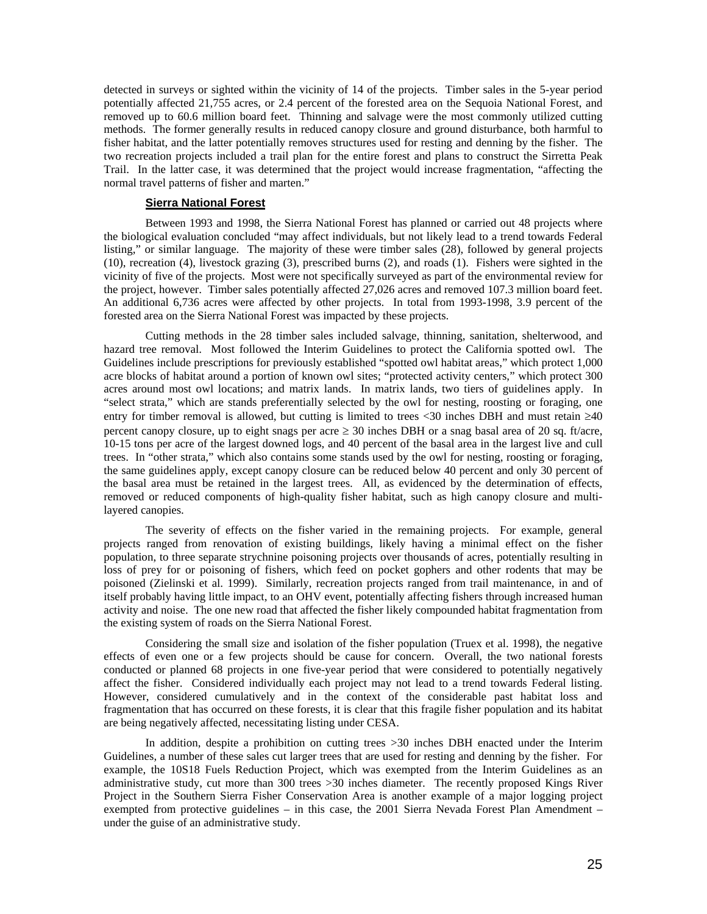detected in surveys or sighted within the vicinity of 14 of the projects. Timber sales in the 5-year period potentially affected 21,755 acres, or 2.4 percent of the forested area on the Sequoia National Forest, and removed up to 60.6 million board feet. Thinning and salvage were the most commonly utilized cutting methods. The former generally results in reduced canopy closure and ground disturbance, both harmful to fisher habitat, and the latter potentially removes structures used for resting and denning by the fisher. The two recreation projects included a trail plan for the entire forest and plans to construct the Sirretta Peak Trail. In the latter case, it was determined that the project would increase fragmentation, "affecting the normal travel patterns of fisher and marten."

### Sierra National Forest

Between 1993 and 1998, the Sierra National Forest has planned or carried out 48 projects where the biological evaluation concluded "may affect individuals, but not likely lead to a trend towards Federal listing," or similar language. The majority of these were timber sales (28), followed by general projects (10), recreation (4), livestock grazing (3), prescribed burns (2), and roads (1). Fishers were sighted in the vicinity of five of the projects. Most were not specifically surveyed as part of the environmental review for the project, however. Timber sales potentially affected 27,026 acres and removed 107.3 million board feet. An additional 6,736 acres were affected by other projects. In total from 1993-1998, 3.9 percent of the forested area on the Sierra National Forest was impacted by these projects.

Cutting methods in the 28 timber sales included salvage, thinning, sanitation, shelterwood, and hazard tree removal. Most followed the Interim Guidelines to protect the California spotted owl. The Guidelines include prescriptions for previously established "spotted owl habitat areas," which protect 1,000 acre blocks of habitat around a portion of known owl sites; "protected activity centers," which protect 300 acres around most owl locations; and matrix lands. In matrix lands, two tiers of guidelines apply. In "select strata," which are stands preferentially selected by the owl for nesting, roosting or foraging, one entry for timber removal is allowed, but cutting is limited to trees <30 inches DBH and must retain ≥40 percent canopy closure, up to eight snags per acre ≥ 30 inches DBH or a snag basal area of 20 sq. ft/acre, 10-15 tons per acre of the largest downed logs, and 40 percent of the basal area in the largest live and cull trees. In "other strata," which also contains some stands used by the owl for nesting, roosting or foraging, the same guidelines apply, except canopy closure can be reduced below 40 percent and only 30 percent of the basal area must be retained in the largest trees. All, as evidenced by the determination of effects, removed or reduced components of high-quality fisher habitat, such as high canopy closure and multi-layered canopies.

The severity of effects on the fisher varied in the remaining projects. For example, general projects ranged from renovation of existing buildings, likely having a minimal effect on the fisher population, to three separate strychnine poisoning projects over thousands of acres, potentially resulting in loss of prey for or poisoning of fishers, which feed on pocket gophers and other rodents that may be poisoned (Zielinski et al. 1999). Similarly, recreation projects ranged from trail maintenance, in and of itself probably having little impact, to an OHV event, potentially affecting fishers through increased human activity and noise. The one new road that affected the fisher likely compounded habitat fragmentation from the existing system of roads on the Sierra National Forest.

Considering the small size and isolation of the fisher population (Truex et al. 1998), the negative effects of even one or a few projects should be cause for concern. Overall, the two national forests conducted or planned 68 projects in one five-year period that were considered to potentially negatively affect the fisher. Considered individually each project may not lead to a trend towards Federal listing. However, considered cumulatively and in the context of the considerable past habitat loss and fragmentation that has occurred on these forests, it is clear that this fragile fisher population and its habitat are being negatively affected, necessitating listing under CESA.

In addition, despite a prohibition on cutting trees >30 inches DBH enacted under the Interim Guidelines, a number of these sales cut larger trees that are used for resting and denning by the fisher. For example, the 10S18 Fuels Reduction Project, which was exempted from the Interim Guidelines as an administrative study, cut more than 300 trees >30 inches diameter. The recently proposed Kings River Project in the Southern Sierra Fisher Conservation Area is another example of a major logging project exempted from protective guidelines – in this case, the 2001 Sierra Nevada Forest Plan Amendment – under the guise of an administrative study.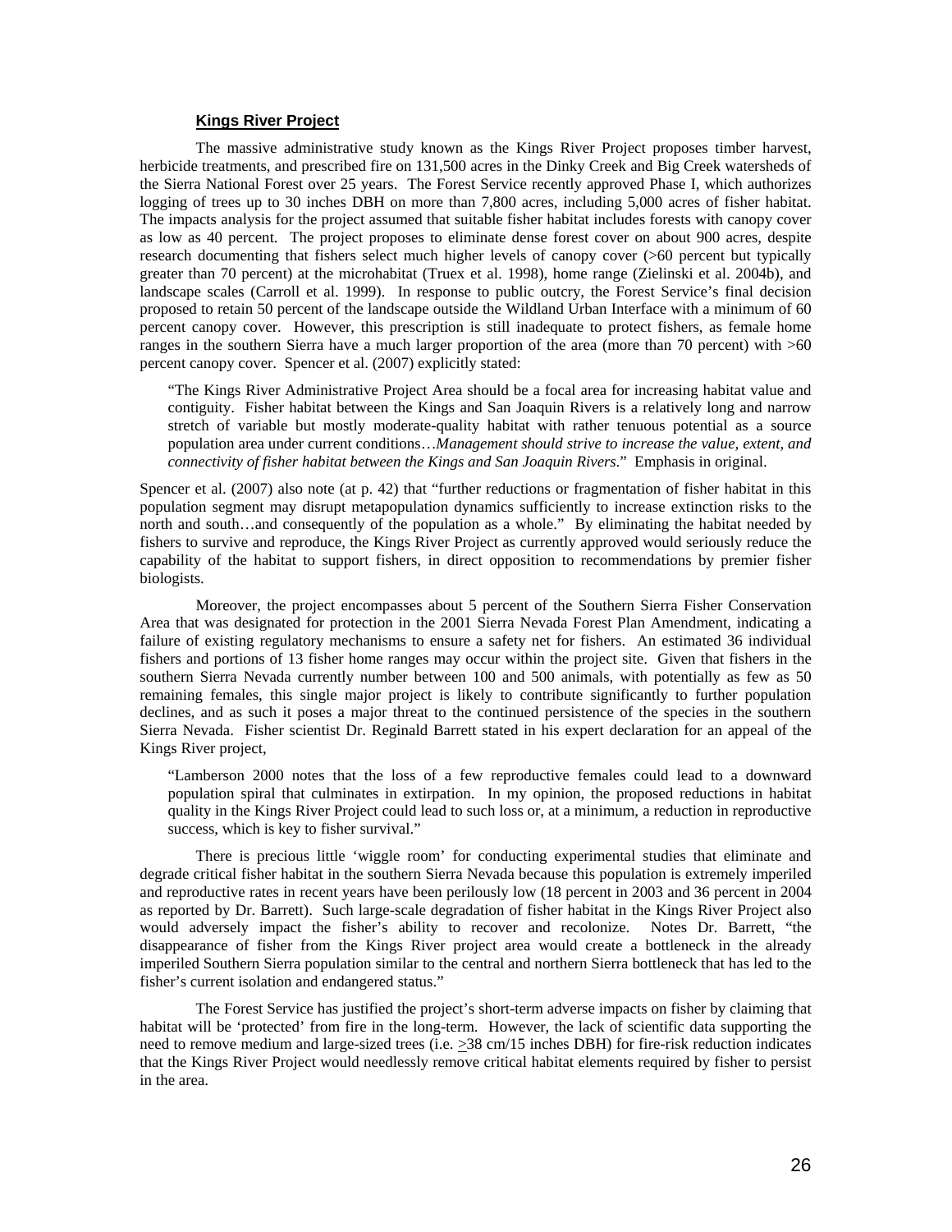### Kings River Project

The massive administrative study known as the Kings River Project proposes timber harvest, herbicide treatments, and prescribed fire on 131,500 acres in the Dinky Creek and Big Creek watersheds of the Sierra National Forest over 25 years. The Forest Service recently approved Phase I, which authorizes logging of trees up to 30 inches DBH on more than 7,800 acres, including 5,000 acres of fisher habitat. The impacts analysis for the project assumed that suitable fisher habitat includes forests with canopy cover as low as 40 percent. The project proposes to eliminate dense forest cover on about 900 acres, despite research documenting that fishers select much higher levels of canopy cover (>60 percent but typically greater than 70 percent) at the microhabitat (Truex et al. 1998), home range (Zielinski et al. 2004b), and landscape scales (Carroll et al. 1999). In response to public outcry, the Forest Service's final decision proposed to retain 50 percent of the landscape outside the Wildland Urban Interface with a minimum of 60 percent canopy cover. However, this prescription is still inadequate to protect fishers, as female home ranges in the southern Sierra have a much larger proportion of the area (more than 70 percent) with >60 percent canopy cover. Spencer et al. (2007) explicitly stated:

> "The Kings River Administrative Project Area should be a focal area for increasing habitat value and contiguity. Fisher habitat between the Kings and San Joaquin Rivers is a relatively long and narrow stretch of variable but mostly moderate-quality habitat with rather tenuous potential as a source population area under current conditions…*Management should strive to increase the value, extent, and connectivity of fisher habitat between the Kings and San Joaquin Rivers*." Emphasis in original.

Spencer et al. (2007) also note (at p. 42) that "further reductions or fragmentation of fisher habitat in this population segment may disrupt metapopulation dynamics sufficiently to increase extinction risks to the north and south…and consequently of the population as a whole." By eliminating the habitat needed by fishers to survive and reproduce, the Kings River Project as currently approved would seriously reduce the capability of the habitat to support fishers, in direct opposition to recommendations by premier fisher biologists.

Moreover, the project encompasses about 5 percent of the Southern Sierra Fisher Conservation Area that was designated for protection in the 2001 Sierra Nevada Forest Plan Amendment, indicating a failure of existing regulatory mechanisms to ensure a safety net for fishers. An estimated 36 individual fishers and portions of 13 fisher home ranges may occur within the project site. Given that fishers in the southern Sierra Nevada currently number between 100 and 500 animals, with potentially as few as 50 remaining females, this single major project is likely to contribute significantly to further population declines, and as such it poses a major threat to the continued persistence of the species in the southern Sierra Nevada. Fisher scientist Dr. Reginald Barrett stated in his expert declaration for an appeal of the Kings River project,

> "Lamberson 2000 notes that the loss of a few reproductive females could lead to a downward population spiral that culminates in extirpation. In my opinion, the proposed reductions in habitat quality in the Kings River Project could lead to such loss or, at a minimum, a reduction in reproductive success, which is key to fisher survival."

There is precious little 'wiggle room' for conducting experimental studies that eliminate and degrade critical fisher habitat in the southern Sierra Nevada because this population is extremely imperiled and reproductive rates in recent years have been perilously low (18 percent in 2003 and 36 percent in 2004 as reported by Dr. Barrett). Such large-scale degradation of fisher habitat in the Kings River Project also would adversely impact the fisher's ability to recover and recolonize. Notes Dr. Barrett, "the disappearance of fisher from the Kings River project area would create a bottleneck in the already imperiled Southern Sierra population similar to the central and northern Sierra bottleneck that has led to the fisher's current isolation and endangered status."

The Forest Service has justified the project's short-term adverse impacts on fisher by claiming that habitat will be 'protected' from fire in the long-term. However, the lack of scientific data supporting the need to remove medium and large-sized trees (i.e. ≥38 cm/15 inches DBH) for fire-risk reduction indicates that the Kings River Project would needlessly remove critical habitat elements required by fisher to persist in the area.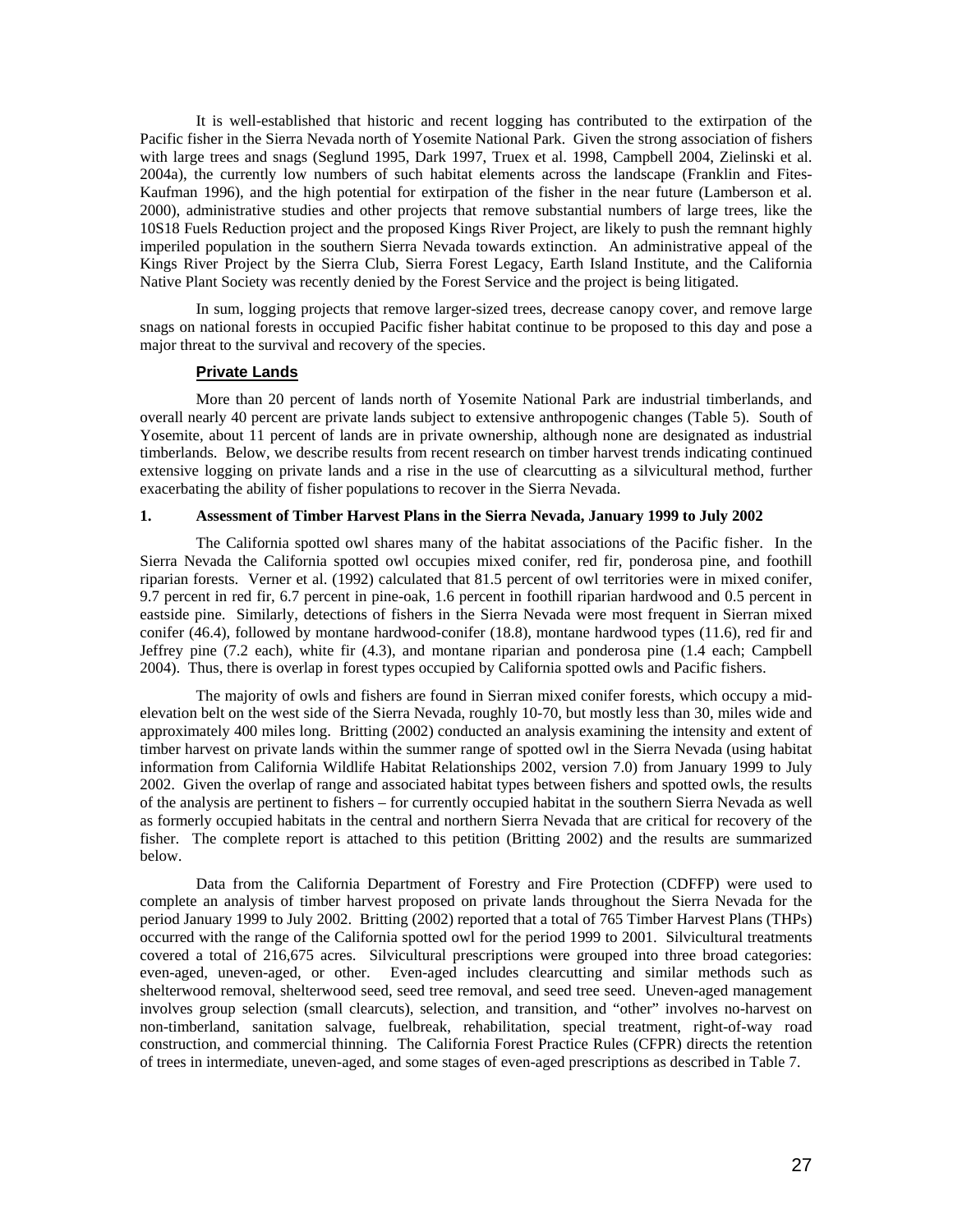It is well-established that historic and recent logging has contributed to the extirpation of the Pacific fisher in the Sierra Nevada north of Yosemite National Park. Given the strong association of fishers with large trees and snags (Seglund 1995, Dark 1997, Truex et al. 1998, Campbell 2004, Zielinski et al. 2004a), the currently low numbers of such habitat elements across the landscape (Franklin and Fites-Kaufman 1996), and the high potential for extirpation of the fisher in the near future (Lamberson et al. 2000), administrative studies and other projects that remove substantial numbers of large trees, like the 10S18 Fuels Reduction project and the proposed Kings River Project, are likely to push the remnant highly imperiled population in the southern Sierra Nevada towards extinction. An administrative appeal of the Kings River Project by the Sierra Club, Sierra Forest Legacy, Earth Island Institute, and the California Native Plant Society was recently denied by the Forest Service and the project is being litigated.

In sum, logging projects that remove larger-sized trees, decrease canopy cover, and remove large snags on national forests in occupied Pacific fisher habitat continue to be proposed to this day and pose a major threat to the survival and recovery of the species.

### Private Lands

More than 20 percent of lands north of Yosemite National Park are industrial timberlands, and overall nearly 40 percent are private lands subject to extensive anthropogenic changes (Table 5). South of Yosemite, about 11 percent of lands are in private ownership, although none are designated as industrial timberlands. Below, we describe results from recent research on timber harvest trends indicating continued extensive logging on private lands and a rise in the use of clearcutting as a silvicultural method, further exacerbating the ability of fisher populations to recover in the Sierra Nevada.

#### 1. Assessment of Timber Harvest Plans in the Sierra Nevada, January 1999 to July 2002

The California spotted owl shares many of the habitat associations of the Pacific fisher. In the Sierra Nevada the California spotted owl occupies mixed conifer, red fir, ponderosa pine, and foothill riparian forests. Verner et al. (1992) calculated that 81.5 percent of owl territories were in mixed conifer, 9.7 percent in red fir, 6.7 percent in pine-oak, 1.6 percent in foothill riparian hardwood and 0.5 percent in eastside pine. Similarly, detections of fishers in the Sierra Nevada were most frequent in Sierran mixed conifer (46.4), followed by montane hardwood-conifer (18.8), montane hardwood types (11.6), red fir and Jeffrey pine (7.2 each), white fir (4.3), and montane riparian and ponderosa pine (1.4 each; Campbell 2004). Thus, there is overlap in forest types occupied by California spotted owls and Pacific fishers.

The majority of owls and fishers are found in Sierran mixed conifer forests, which occupy a mid-elevation belt on the west side of the Sierra Nevada, roughly 10-70, but mostly less than 30, miles wide and approximately 400 miles long. Britting (2002) conducted an analysis examining the intensity and extent of timber harvest on private lands within the summer range of spotted owl in the Sierra Nevada (using habitat information from California Wildlife Habitat Relationships 2002, version 7.0) from January 1999 to July 2002. Given the overlap of range and associated habitat types between fishers and spotted owls, the results of the analysis are pertinent to fishers – for currently occupied habitat in the southern Sierra Nevada as well as formerly occupied habitats in the central and northern Sierra Nevada that are critical for recovery of the fisher. The complete report is attached to this petition (Britting 2002) and the results are summarized below.

Data from the California Department of Forestry and Fire Protection (CDFFP) were used to complete an analysis of timber harvest proposed on private lands throughout the Sierra Nevada for the period January 1999 to July 2002. Britting (2002) reported that a total of 765 Timber Harvest Plans (THPs) occurred with the range of the California spotted owl for the period 1999 to 2001. Silvicultural treatments covered a total of 216,675 acres. Silvicultural prescriptions were grouped into three broad categories: even-aged, uneven-aged, or other. Even-aged includes clearcutting and similar methods such as shelterwood removal, shelterwood seed, seed tree removal, and seed tree seed. Uneven-aged management involves group selection (small clearcuts), selection, and transition, and "other" involves no-harvest on non-timberland, sanitation salvage, fuelbreak, rehabilitation, special treatment, right-of-way road construction, and commercial thinning. The California Forest Practice Rules (CFPR) directs the retention of trees in intermediate, uneven-aged, and some stages of even-aged prescriptions as described in Table 7.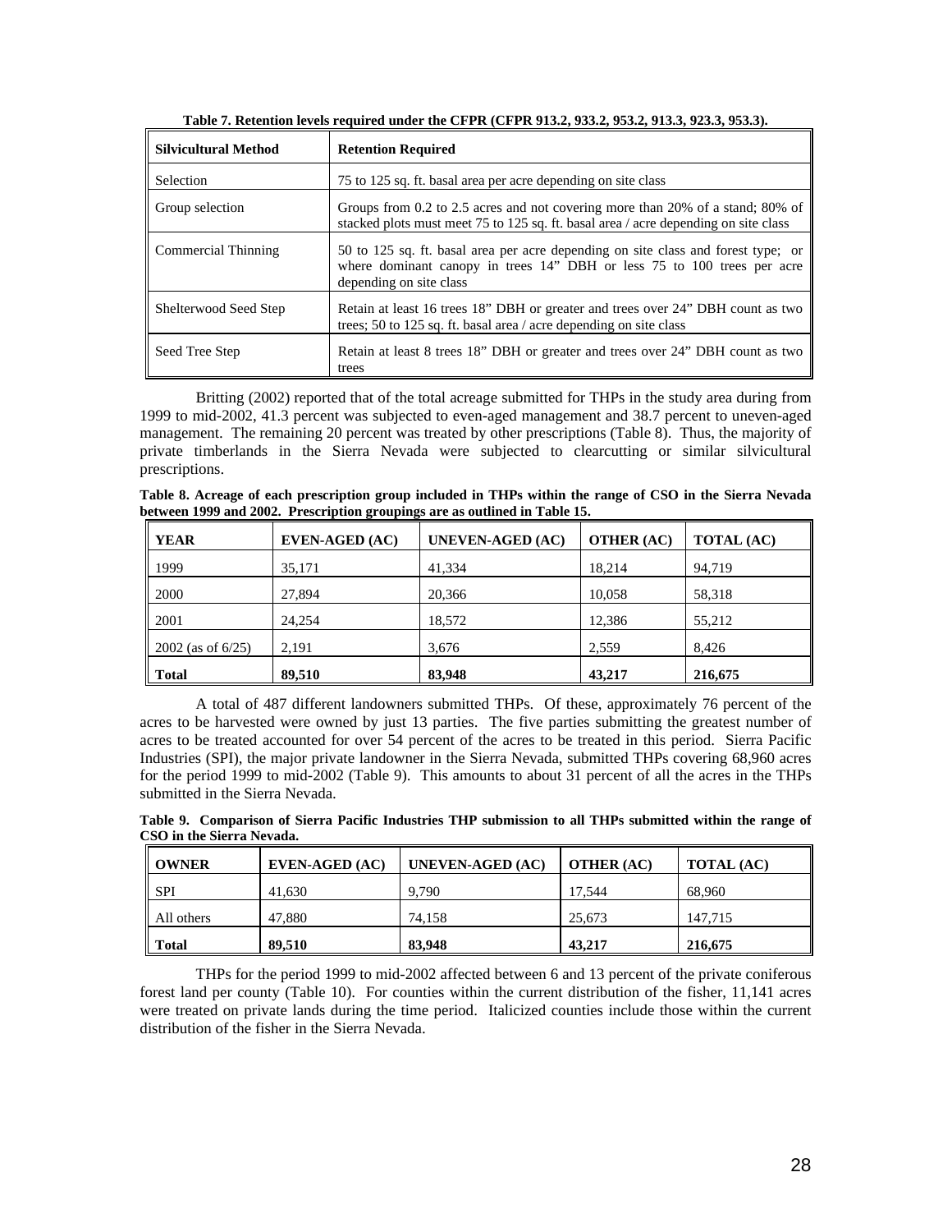**Table 7. Retention levels required under the CFPR (CFPR 913.2, 933.2, 953.2, 913.3, 923.3, 953.3).**

| Silvicultural Method | Retention Required |
|---|---|
| Selection | 75 to 125 sq. ft. basal area per acre depending on site class |
| Group selection | Groups from 0.2 to 2.5 acres and not covering more than 20% of a stand; 80% of stacked plots must meet 75 to 125 sq. ft. basal area / acre depending on site class |
| Commercial Thinning | 50 to 125 sq. ft. basal area per acre depending on site class and forest type; or where dominant canopy in trees 14" DBH or less 75 to 100 trees per acre depending on site class |
| Shelterwood Seed Step | Retain at least 16 trees 18" DBH or greater and trees over 24" DBH count as two trees; 50 to 125 sq. ft. basal area / acre depending on site class |
| Seed Tree Step | Retain at least 8 trees 18" DBH or greater and trees over 24" DBH count as two trees |

Britting (2002) reported that of the total acreage submitted for THPs in the study area during from 1999 to mid-2002, 41.3 percent was subjected to even-aged management and 38.7 percent to uneven-aged management. The remaining 20 percent was treated by other prescriptions (Table 8). Thus, the majority of private timberlands in the Sierra Nevada were subjected to clearcutting or similar silvicultural prescriptions.

**Table 8. Acreage of each prescription group included in THPs within the range of CSO in the Sierra Nevada between 1999 and 2002. Prescription groupings are as outlined in Table 15.**

| YEAR | EVEN-AGED (AC) | UNEVEN-AGED (AC) | OTHER (AC) | TOTAL (AC) |
|---|---|---|---|---|
| 1999 | 35,171 | 41,334 | 18,214 | 94,719 |
| 2000 | 27,894 | 20,366 | 10,058 | 58,318 |
| 2001 | 24,254 | 18,572 | 12,386 | 55,212 |
| 2002 (as of 6/25) | 2,191 | 3,676 | 2,559 | 8,426 |
| **Total** | **89,510** | **83,948** | **43,217** | **216,675** |

A total of 487 different landowners submitted THPs. Of these, approximately 76 percent of the acres to be harvested were owned by just 13 parties. The five parties submitting the greatest number of acres to be treated accounted for over 54 percent of the acres to be treated in this period. Sierra Pacific Industries (SPI), the major private landowner in the Sierra Nevada, submitted THPs covering 68,960 acres for the period 1999 to mid-2002 (Table 9). This amounts to about 31 percent of all the acres in the THPs submitted in the Sierra Nevada.

**Table 9. Comparison of Sierra Pacific Industries THP submission to all THPs submitted within the range of CSO in the Sierra Nevada.**

| OWNER | EVEN-AGED (AC) | UNEVEN-AGED (AC) | OTHER (AC) | TOTAL (AC) |
|---|---|---|---|---|
| SPI | 41,630 | 9,790 | 17,544 | 68,960 |
| All others | 47,880 | 74,158 | 25,673 | 147,715 |
| **Total** | **89,510** | **83,948** | **43,217** | **216,675** |

THPs for the period 1999 to mid-2002 affected between 6 and 13 percent of the private coniferous forest land per county (Table 10). For counties within the current distribution of the fisher, 11,141 acres were treated on private lands during the time period. Italicized counties include those within the current distribution of the fisher in the Sierra Nevada.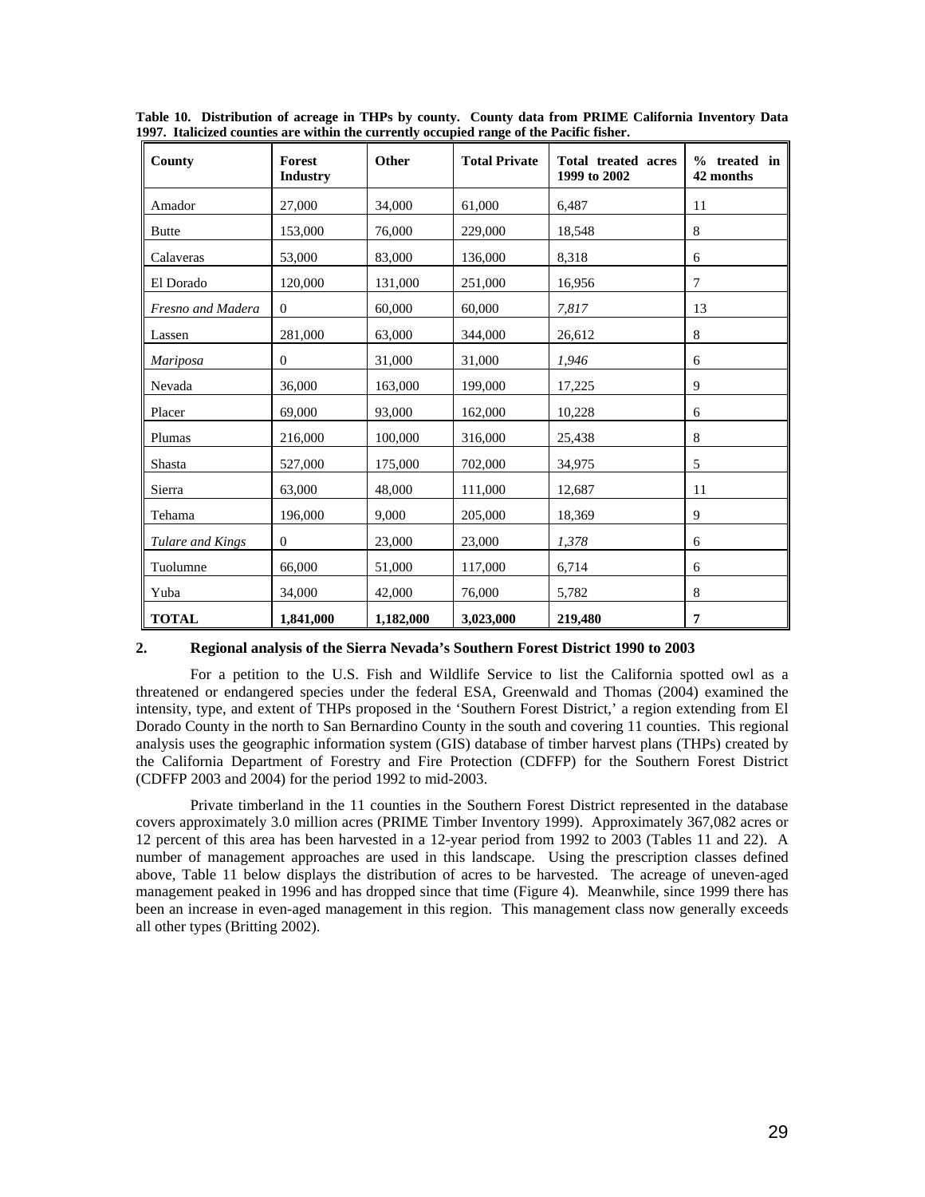**Table 10. Distribution of acreage in THPs by county. County data from PRIME California Inventory Data 1997. Italicized counties are within the currently occupied range of the Pacific fisher.**

| County | Forest Industry | Other | Total Private | Total treated acres 1999 to 2002 | % treated in 42 months |
|---|---|---|---|---|---|
| Amador | 27,000 | 34,000 | 61,000 | 6,487 | 11 |
| Butte | 153,000 | 76,000 | 229,000 | 18,548 | 8 |
| Calaveras | 53,000 | 83,000 | 136,000 | 8,318 | 6 |
| El Dorado | 120,000 | 131,000 | 251,000 | 16,956 | 7 |
| *Fresno and Madera* | 0 | 60,000 | 60,000 | *7,817* | 13 |
| Lassen | 281,000 | 63,000 | 344,000 | 26,612 | 8 |
| *Mariposa* | 0 | 31,000 | 31,000 | *1,946* | 6 |
| Nevada | 36,000 | 163,000 | 199,000 | 17,225 | 9 |
| Placer | 69,000 | 93,000 | 162,000 | 10,228 | 6 |
| Plumas | 216,000 | 100,000 | 316,000 | 25,438 | 8 |
| Shasta | 527,000 | 175,000 | 702,000 | 34,975 | 5 |
| Sierra | 63,000 | 48,000 | 111,000 | 12,687 | 11 |
| Tehama | 196,000 | 9,000 | 205,000 | 18,369 | 9 |
| *Tulare and Kings* | 0 | 23,000 | 23,000 | *1,378* | 6 |
| Tuolumne | 66,000 | 51,000 | 117,000 | 6,714 | 6 |
| Yuba | 34,000 | 42,000 | 76,000 | 5,782 | 8 |
| **TOTAL** | **1,841,000** | **1,182,000** | **3,023,000** | **219,480** | **7** |

## 2. Regional analysis of the Sierra Nevada's Southern Forest District 1990 to 2003

For a petition to the U.S. Fish and Wildlife Service to list the California spotted owl as a threatened or endangered species under the federal ESA, Greenwald and Thomas (2004) examined the intensity, type, and extent of THPs proposed in the 'Southern Forest District,' a region extending from El Dorado County in the north to San Bernardino County in the south and covering 11 counties. This regional analysis uses the geographic information system (GIS) database of timber harvest plans (THPs) created by the California Department of Forestry and Fire Protection (CDFFP) for the Southern Forest District (CDFFP 2003 and 2004) for the period 1992 to mid-2003.

Private timberland in the 11 counties in the Southern Forest District represented in the database covers approximately 3.0 million acres (PRIME Timber Inventory 1999). Approximately 367,082 acres or 12 percent of this area has been harvested in a 12-year period from 1992 to 2003 (Tables 11 and 22). A number of management approaches are used in this landscape. Using the prescription classes defined above, Table 11 below displays the distribution of acres to be harvested. The acreage of uneven-aged management peaked in 1996 and has dropped since that time (Figure 4). Meanwhile, since 1999 there has been an increase in even-aged management in this region. This management class now generally exceeds all other types (Britting 2002).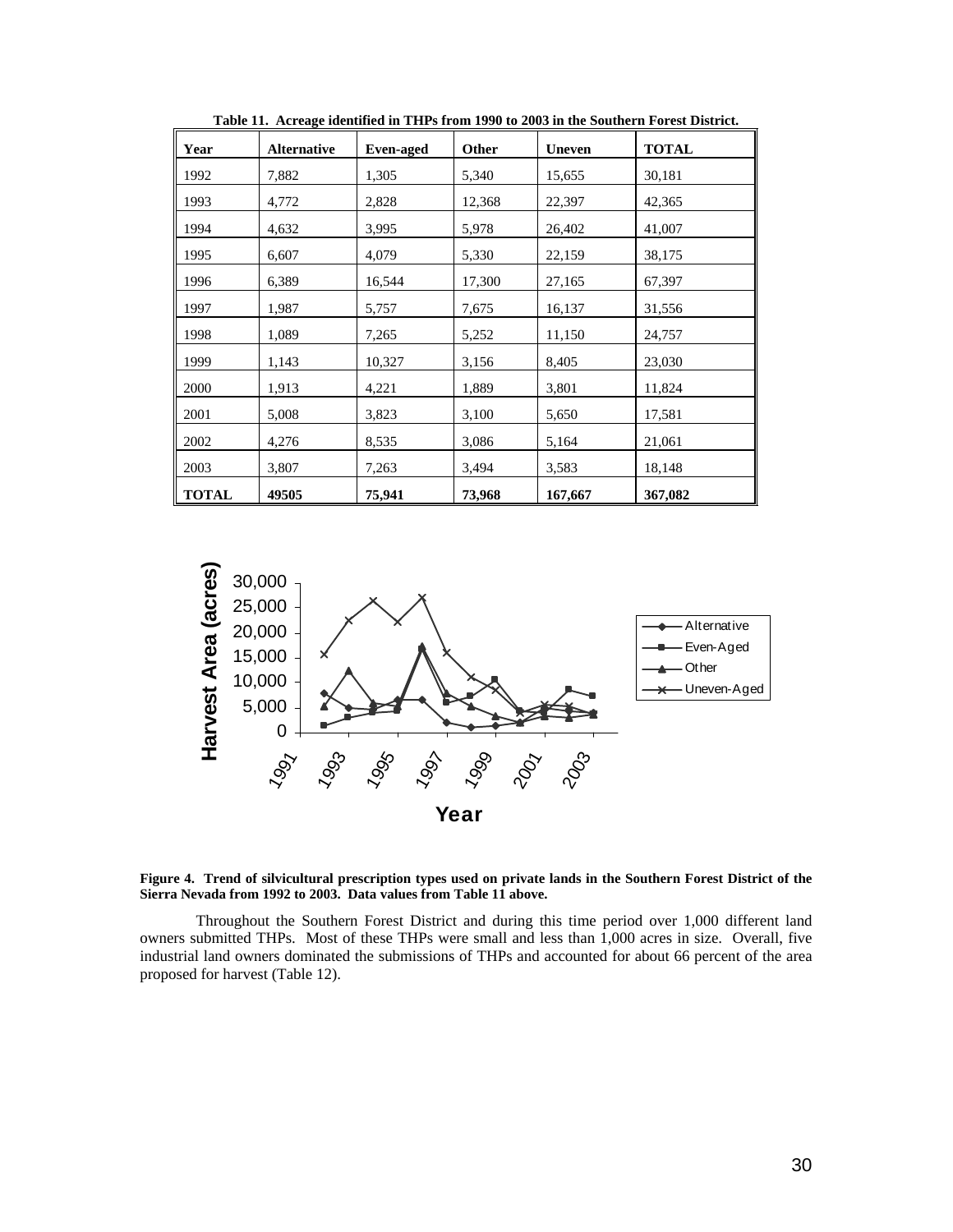**Table 11. Acreage identified in THPs from 1990 to 2003 in the Southern Forest District.**

| Year | Alternative | Even-aged | Other | Uneven | TOTAL |
|---|---|---|---|---|---|
| 1992 | 7,882 | 1,305 | 5,340 | 15,655 | 30,181 |
| 1993 | 4,772 | 2,828 | 12,368 | 22,397 | 42,365 |
| 1994 | 4,632 | 3,995 | 5,978 | 26,402 | 41,007 |
| 1995 | 6,607 | 4,079 | 5,330 | 22,159 | 38,175 |
| 1996 | 6,389 | 16,544 | 17,300 | 27,165 | 67,397 |
| 1997 | 1,987 | 5,757 | 7,675 | 16,137 | 31,556 |
| 1998 | 1,089 | 7,265 | 5,252 | 11,150 | 24,757 |
| 1999 | 1,143 | 10,327 | 3,156 | 8,405 | 23,030 |
| 2000 | 1,913 | 4,221 | 1,889 | 3,801 | 11,824 |
| 2001 | 5,008 | 3,823 | 3,100 | 5,650 | 17,581 |
| 2002 | 4,276 | 8,535 | 3,086 | 5,164 | 21,061 |
| 2003 | 3,807 | 7,263 | 3,494 | 3,583 | 18,148 |
| **TOTAL** | **49505** | **75,941** | **73,968** | **167,667** | **367,082** |

**Figure 4. Trend of silvicultural prescription types used on private lands in the Southern Forest District of the Sierra Nevada from 1992 to 2003. Data values from Table 11 above.**

Throughout the Southern Forest District and during this time period over 1,000 different land owners submitted THPs. Most of these THPs were small and less than 1,000 acres in size. Overall, five industrial land owners dominated the submissions of THPs and accounted for about 66 percent of the area proposed for harvest (Table 12).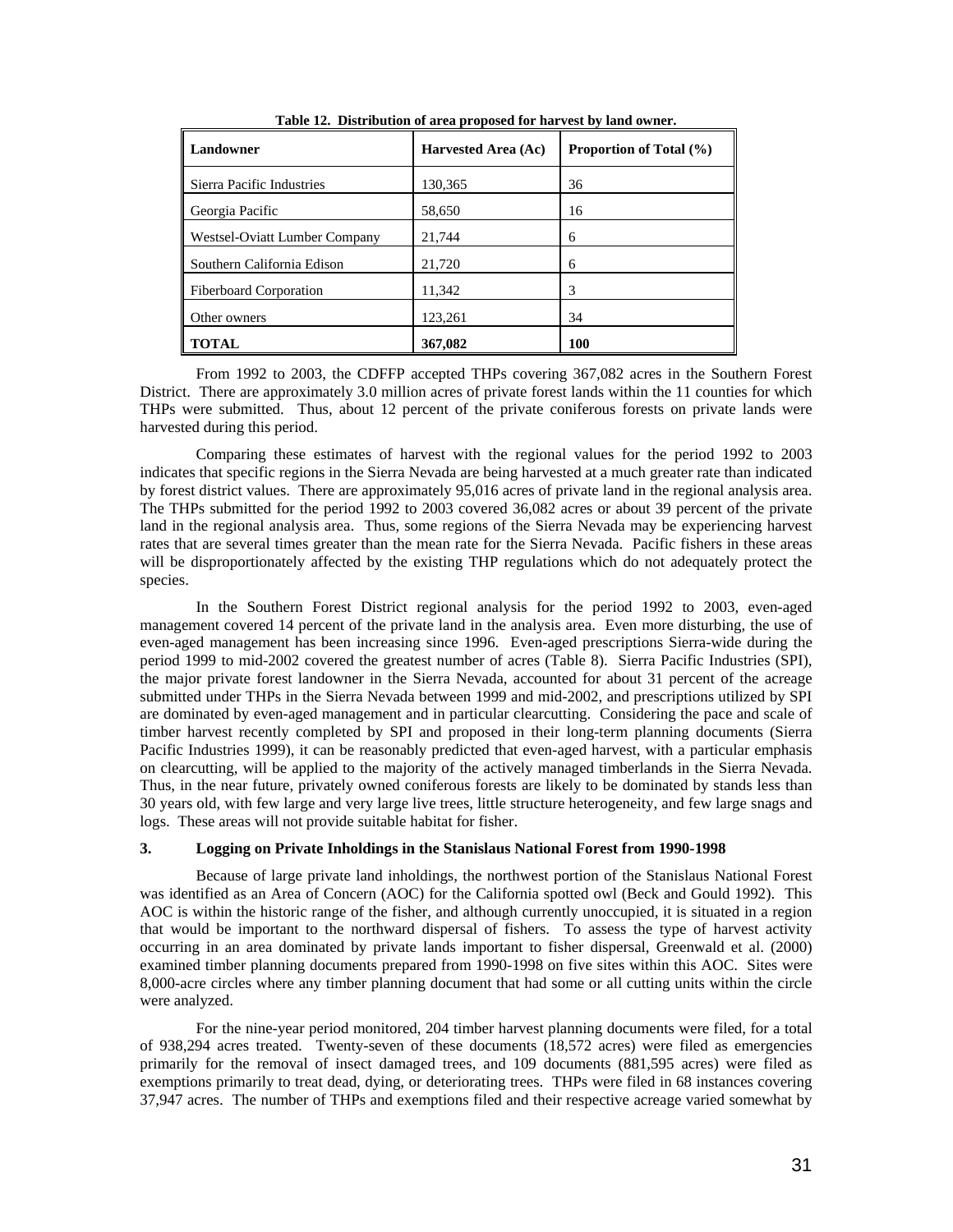**Table 12. Distribution of area proposed for harvest by land owner.**

| Landowner | Harvested Area (Ac) | Proportion of Total (%) |
|---|---|---|
| Sierra Pacific Industries | 130,365 | 36 |
| Georgia Pacific | 58,650 | 16 |
| Westsel-Oviatt Lumber Company | 21,744 | 6 |
| Southern California Edison | 21,720 | 6 |
| Fiberboard Corporation | 11,342 | 3 |
| Other owners | 123,261 | 34 |
| **TOTAL** | **367,082** | **100** |

From 1992 to 2003, the CDFFP accepted THPs covering 367,082 acres in the Southern Forest District. There are approximately 3.0 million acres of private forest lands within the 11 counties for which THPs were submitted. Thus, about 12 percent of the private coniferous forests on private lands were harvested during this period.

Comparing these estimates of harvest with the regional values for the period 1992 to 2003 indicates that specific regions in the Sierra Nevada are being harvested at a much greater rate than indicated by forest district values. There are approximately 95,016 acres of private land in the regional analysis area. The THPs submitted for the period 1992 to 2003 covered 36,082 acres or about 39 percent of the private land in the regional analysis area. Thus, some regions of the Sierra Nevada may be experiencing harvest rates that are several times greater than the mean rate for the Sierra Nevada. Pacific fishers in these areas will be disproportionately affected by the existing THP regulations which do not adequately protect the species.

In the Southern Forest District regional analysis for the period 1992 to 2003, even-aged management covered 14 percent of the private land in the analysis area. Even more disturbing, the use of even-aged management has been increasing since 1996. Even-aged prescriptions Sierra-wide during the period 1999 to mid-2002 covered the greatest number of acres (Table 8). Sierra Pacific Industries (SPI), the major private forest landowner in the Sierra Nevada, accounted for about 31 percent of the acreage submitted under THPs in the Sierra Nevada between 1999 and mid-2002, and prescriptions utilized by SPI are dominated by even-aged management and in particular clearcutting. Considering the pace and scale of timber harvest recently completed by SPI and proposed in their long-term planning documents (Sierra Pacific Industries 1999), it can be reasonably predicted that even-aged harvest, with a particular emphasis on clearcutting, will be applied to the majority of the actively managed timberlands in the Sierra Nevada. Thus, in the near future, privately owned coniferous forests are likely to be dominated by stands less than 30 years old, with few large and very large live trees, little structure heterogeneity, and few large snags and logs. These areas will not provide suitable habitat for fisher.

### 3. Logging on Private Inholdings in the Stanislaus National Forest from 1990-1998

Because of large private land inholdings, the northwest portion of the Stanislaus National Forest was identified as an Area of Concern (AOC) for the California spotted owl (Beck and Gould 1992). This AOC is within the historic range of the fisher, and although currently unoccupied, it is situated in a region that would be important to the northward dispersal of fishers. To assess the type of harvest activity occurring in an area dominated by private lands important to fisher dispersal, Greenwald et al. (2000) examined timber planning documents prepared from 1990-1998 on five sites within this AOC. Sites were 8,000-acre circles where any timber planning document that had some or all cutting units within the circle were analyzed.

For the nine-year period monitored, 204 timber harvest planning documents were filed, for a total of 938,294 acres treated. Twenty-seven of these documents (18,572 acres) were filed as emergencies primarily for the removal of insect damaged trees, and 109 documents (881,595 acres) were filed as exemptions primarily to treat dead, dying, or deteriorating trees. THPs were filed in 68 instances covering 37,947 acres. The number of THPs and exemptions filed and their respective acreage varied somewhat by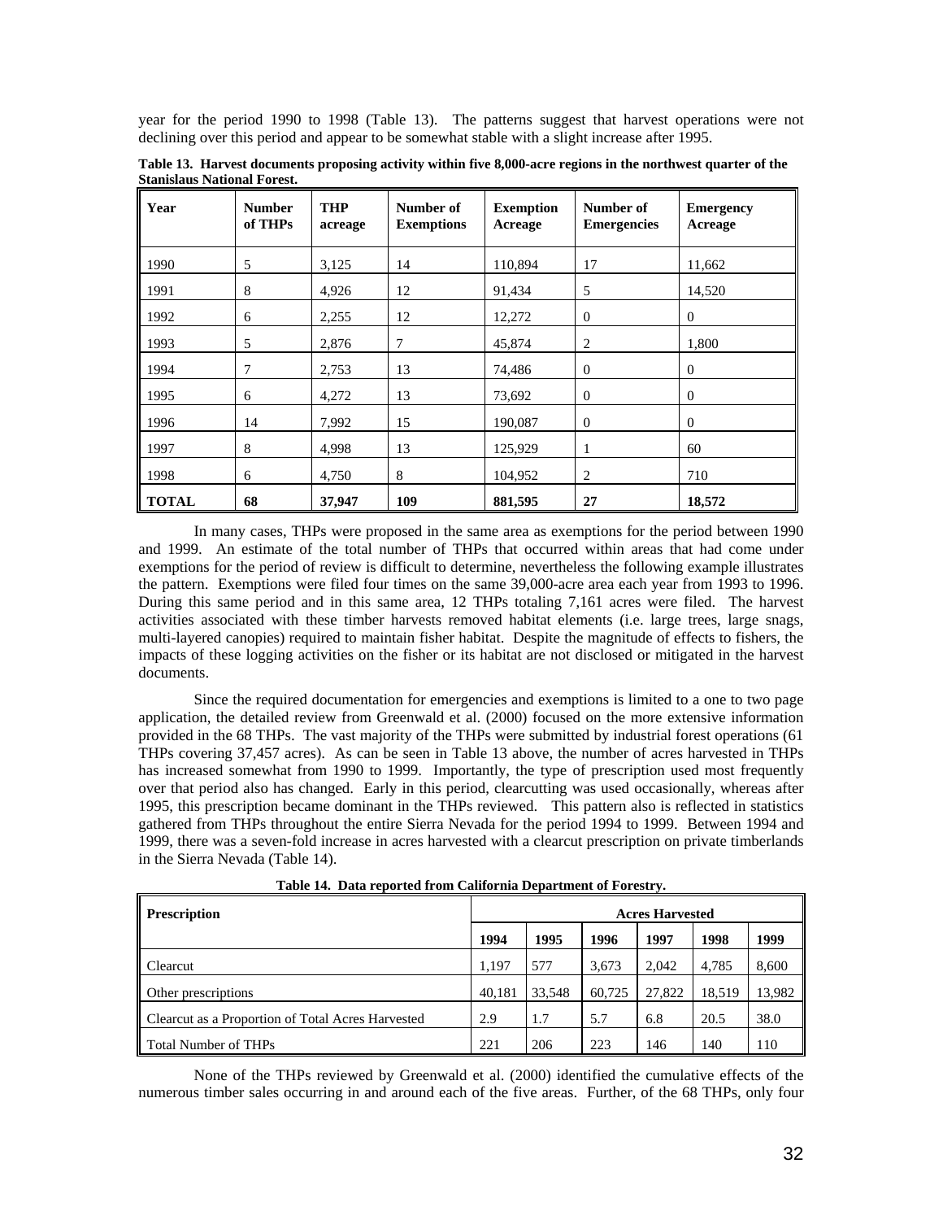year for the period 1990 to 1998 (Table 13). The patterns suggest that harvest operations were not declining over this period and appear to be somewhat stable with a slight increase after 1995.

**Table 13. Harvest documents proposing activity within five 8,000-acre regions in the northwest quarter of the Stanislaus National Forest.**

| Year | Number of THPs | THP acreage | Number of Exemptions | Exemption Acreage | Number of Emergencies | Emergency Acreage |
|---|---|---|---|---|---|---|
| 1990 | 5 | 3,125 | 14 | 110,894 | 17 | 11,662 |
| 1991 | 8 | 4,926 | 12 | 91,434 | 5 | 14,520 |
| 1992 | 6 | 2,255 | 12 | 12,272 | 0 | 0 |
| 1993 | 5 | 2,876 | 7 | 45,874 | 2 | 1,800 |
| 1994 | 7 | 2,753 | 13 | 74,486 | 0 | 0 |
| 1995 | 6 | 4,272 | 13 | 73,692 | 0 | 0 |
| 1996 | 14 | 7,992 | 15 | 190,087 | 0 | 0 |
| 1997 | 8 | 4,998 | 13 | 125,929 | 1 | 60 |
| 1998 | 6 | 4,750 | 8 | 104,952 | 2 | 710 |
| **TOTAL** | **68** | **37,947** | **109** | **881,595** | **27** | **18,572** |

In many cases, THPs were proposed in the same area as exemptions for the period between 1990 and 1999. An estimate of the total number of THPs that occurred within areas that had come under exemptions for the period of review is difficult to determine, nevertheless the following example illustrates the pattern. Exemptions were filed four times on the same 39,000-acre area each year from 1993 to 1996. During this same period and in this same area, 12 THPs totaling 7,161 acres were filed. The harvest activities associated with these timber harvests removed habitat elements (i.e. large trees, large snags, multi-layered canopies) required to maintain fisher habitat. Despite the magnitude of effects to fishers, the impacts of these logging activities on the fisher or its habitat are not disclosed or mitigated in the harvest documents.

Since the required documentation for emergencies and exemptions is limited to a one to two page application, the detailed review from Greenwald et al. (2000) focused on the more extensive information provided in the 68 THPs. The vast majority of the THPs were submitted by industrial forest operations (61 THPs covering 37,457 acres). As can be seen in Table 13 above, the number of acres harvested in THPs has increased somewhat from 1990 to 1999. Importantly, the type of prescription used most frequently over that period also has changed. Early in this period, clearcutting was used occasionally, whereas after 1995, this prescription became dominant in the THPs reviewed. This pattern also is reflected in statistics gathered from THPs throughout the entire Sierra Nevada for the period 1994 to 1999. Between 1994 and 1999, there was a seven-fold increase in acres harvested with a clearcut prescription on private timberlands in the Sierra Nevada (Table 14).

**Table 14. Data reported from California Department of Forestry.**

| Prescription | Acres Harvested | | | | | |
|---|---|---|---|---|---|---|
| | **1994** | **1995** | **1996** | **1997** | **1998** | **1999** |
| Clearcut | 1,197 | 577 | 3,673 | 2,042 | 4,785 | 8,600 |
| Other prescriptions | 40,181 | 33,548 | 60,725 | 27,822 | 18,519 | 13,982 |
| Clearcut as a Proportion of Total Acres Harvested | 2.9 | 1.7 | 5.7 | 6.8 | 20.5 | 38.0 |
| Total Number of THPs | 221 | 206 | 223 | 146 | 140 | 110 |

None of the THPs reviewed by Greenwald et al. (2000) identified the cumulative effects of the numerous timber sales occurring in and around each of the five areas. Further, of the 68 THPs, only four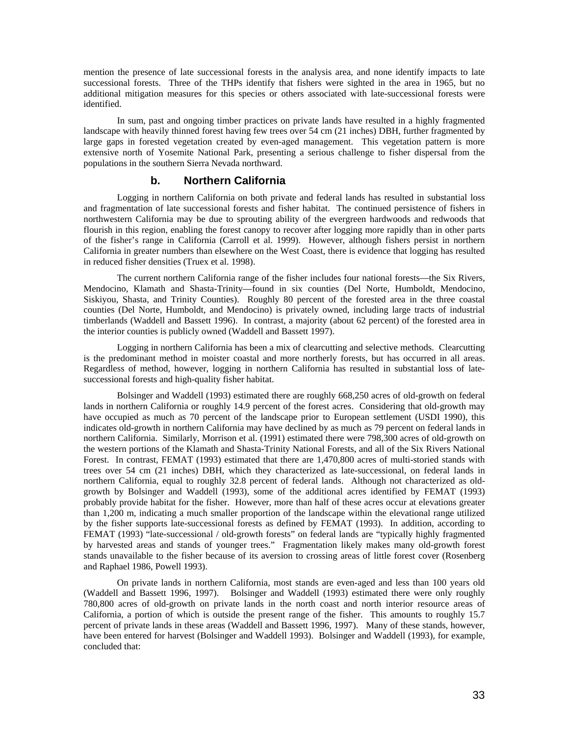mention the presence of late successional forests in the analysis area, and none identify impacts to late successional forests. Three of the THPs identify that fishers were sighted in the area in 1965, but no additional mitigation measures for this species or others associated with late-successional forests were identified.

In sum, past and ongoing timber practices on private lands have resulted in a highly fragmented landscape with heavily thinned forest having few trees over 54 cm (21 inches) DBH, further fragmented by large gaps in forested vegetation created by even-aged management. This vegetation pattern is more extensive north of Yosemite National Park, presenting a serious challenge to fisher dispersal from the populations in the southern Sierra Nevada northward.

### b. Northern California

Logging in northern California on both private and federal lands has resulted in substantial loss and fragmentation of late successional forests and fisher habitat. The continued persistence of fishers in northwestern California may be due to sprouting ability of the evergreen hardwoods and redwoods that flourish in this region, enabling the forest canopy to recover after logging more rapidly than in other parts of the fisher's range in California (Carroll et al. 1999). However, although fishers persist in northern California in greater numbers than elsewhere on the West Coast, there is evidence that logging has resulted in reduced fisher densities (Truex et al. 1998).

The current northern California range of the fisher includes four national forests—the Six Rivers, Mendocino, Klamath and Shasta-Trinity—found in six counties (Del Norte, Humboldt, Mendocino, Siskiyou, Shasta, and Trinity Counties). Roughly 80 percent of the forested area in the three coastal counties (Del Norte, Humboldt, and Mendocino) is privately owned, including large tracts of industrial timberlands (Waddell and Bassett 1996). In contrast, a majority (about 62 percent) of the forested area in the interior counties is publicly owned (Waddell and Bassett 1997).

Logging in northern California has been a mix of clearcutting and selective methods. Clearcutting is the predominant method in moister coastal and more northerly forests, but has occurred in all areas. Regardless of method, however, logging in northern California has resulted in substantial loss of late-successional forests and high-quality fisher habitat.

Bolsinger and Waddell (1993) estimated there are roughly 668,250 acres of old-growth on federal lands in northern California or roughly 14.9 percent of the forest acres. Considering that old-growth may have occupied as much as 70 percent of the landscape prior to European settlement (USDI 1990), this indicates old-growth in northern California may have declined by as much as 79 percent on federal lands in northern California. Similarly, Morrison et al. (1991) estimated there were 798,300 acres of old-growth on the western portions of the Klamath and Shasta-Trinity National Forests, and all of the Six Rivers National Forest. In contrast, FEMAT (1993) estimated that there are 1,470,800 acres of multi-storied stands with trees over 54 cm (21 inches) DBH, which they characterized as late-successional, on federal lands in northern California, equal to roughly 32.8 percent of federal lands. Although not characterized as old-growth by Bolsinger and Waddell (1993), some of the additional acres identified by FEMAT (1993) probably provide habitat for the fisher. However, more than half of these acres occur at elevations greater than 1,200 m, indicating a much smaller proportion of the landscape within the elevational range utilized by the fisher supports late-successional forests as defined by FEMAT (1993). In addition, according to FEMAT (1993) "late-successional / old-growth forests" on federal lands are "typically highly fragmented by harvested areas and stands of younger trees." Fragmentation likely makes many old-growth forest stands unavailable to the fisher because of its aversion to crossing areas of little forest cover (Rosenberg and Raphael 1986, Powell 1993).

On private lands in northern California, most stands are even-aged and less than 100 years old (Waddell and Bassett 1996, 1997). Bolsinger and Waddell (1993) estimated there were only roughly 780,800 acres of old-growth on private lands in the north coast and north interior resource areas of California, a portion of which is outside the present range of the fisher. This amounts to roughly 15.7 percent of private lands in these areas (Waddell and Bassett 1996, 1997). Many of these stands, however, have been entered for harvest (Bolsinger and Waddell 1993). Bolsinger and Waddell (1993), for example, concluded that: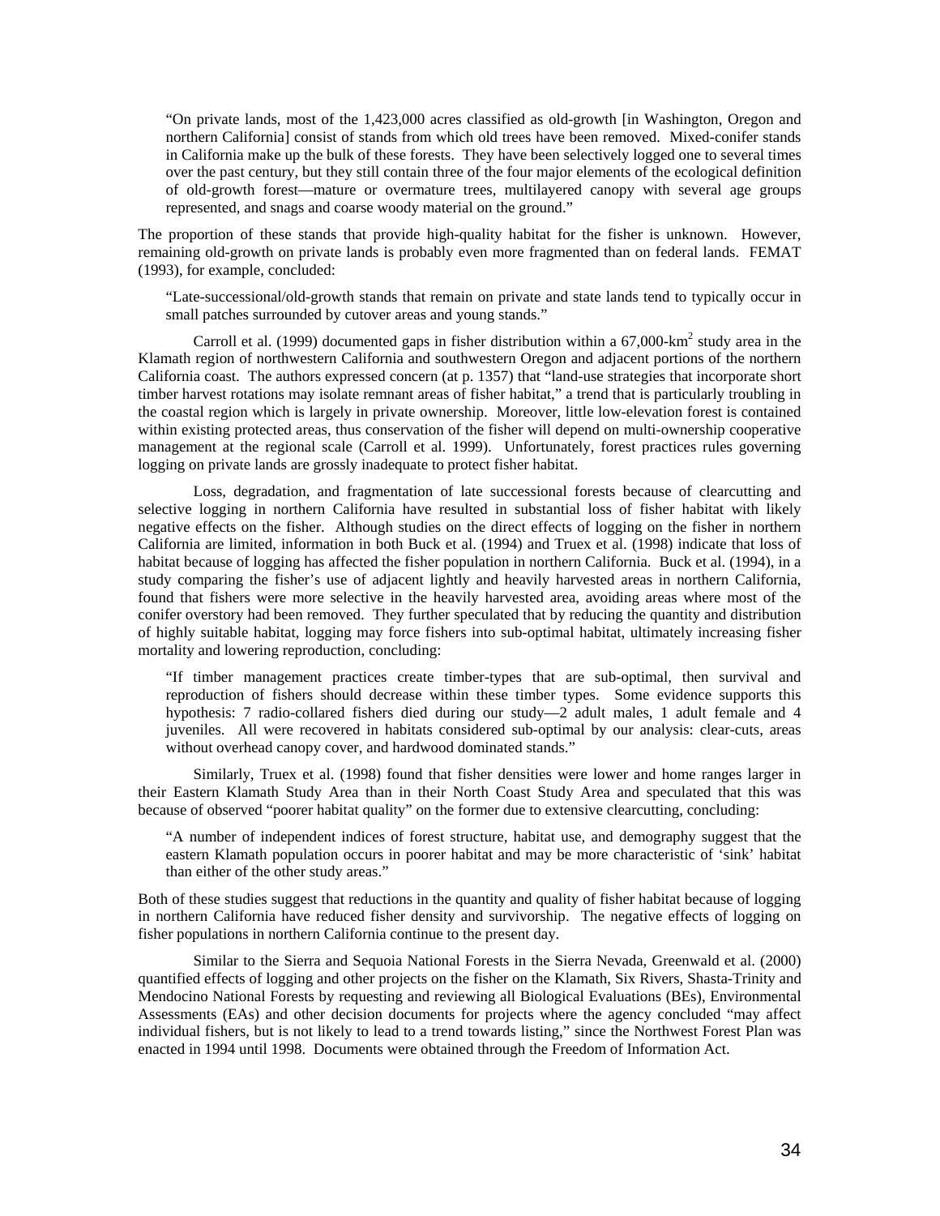> "On private lands, most of the 1,423,000 acres classified as old-growth [in Washington, Oregon and northern California] consist of stands from which old trees have been removed. Mixed-conifer stands in California make up the bulk of these forests. They have been selectively logged one to several times over the past century, but they still contain three of the four major elements of the ecological definition of old-growth forest—mature or overmature trees, multilayered canopy with several age groups represented, and snags and coarse woody material on the ground."

The proportion of these stands that provide high-quality habitat for the fisher is unknown. However, remaining old-growth on private lands is probably even more fragmented than on federal lands. FEMAT (1993), for example, concluded:

> "Late-successional/old-growth stands that remain on private and state lands tend to typically occur in small patches surrounded by cutover areas and young stands."

Carroll et al. (1999) documented gaps in fisher distribution within a 67,000-$km^2$ study area in the Klamath region of northwestern California and southwestern Oregon and adjacent portions of the northern California coast. The authors expressed concern (at p. 1357) that "land-use strategies that incorporate short timber harvest rotations may isolate remnant areas of fisher habitat," a trend that is particularly troubling in the coastal region which is largely in private ownership. Moreover, little low-elevation forest is contained within existing protected areas, thus conservation of the fisher will depend on multi-ownership cooperative management at the regional scale (Carroll et al. 1999). Unfortunately, forest practices rules governing logging on private lands are grossly inadequate to protect fisher habitat.

Loss, degradation, and fragmentation of late successional forests because of clearcutting and selective logging in northern California have resulted in substantial loss of fisher habitat with likely negative effects on the fisher. Although studies on the direct effects of logging on the fisher in northern California are limited, information in both Buck et al. (1994) and Truex et al. (1998) indicate that loss of habitat because of logging has affected the fisher population in northern California. Buck et al. (1994), in a study comparing the fisher's use of adjacent lightly and heavily harvested areas in northern California, found that fishers were more selective in the heavily harvested area, avoiding areas where most of the conifer overstory had been removed. They further speculated that by reducing the quantity and distribution of highly suitable habitat, logging may force fishers into sub-optimal habitat, ultimately increasing fisher mortality and lowering reproduction, concluding:

> "If timber management practices create timber-types that are sub-optimal, then survival and reproduction of fishers should decrease within these timber types. Some evidence supports this hypothesis: 7 radio-collared fishers died during our study—2 adult males, 1 adult female and 4 juveniles. All were recovered in habitats considered sub-optimal by our analysis: clear-cuts, areas without overhead canopy cover, and hardwood dominated stands."

Similarly, Truex et al. (1998) found that fisher densities were lower and home ranges larger in their Eastern Klamath Study Area than in their North Coast Study Area and speculated that this was because of observed "poorer habitat quality" on the former due to extensive clearcutting, concluding:

> "A number of independent indices of forest structure, habitat use, and demography suggest that the eastern Klamath population occurs in poorer habitat and may be more characteristic of 'sink' habitat than either of the other study areas."

Both of these studies suggest that reductions in the quantity and quality of fisher habitat because of logging in northern California have reduced fisher density and survivorship. The negative effects of logging on fisher populations in northern California continue to the present day.

Similar to the Sierra and Sequoia National Forests in the Sierra Nevada, Greenwald et al. (2000) quantified effects of logging and other projects on the fisher on the Klamath, Six Rivers, Shasta-Trinity and Mendocino National Forests by requesting and reviewing all Biological Evaluations (BEs), Environmental Assessments (EAs) and other decision documents for projects where the agency concluded "may affect individual fishers, but is not likely to lead to a trend towards listing," since the Northwest Forest Plan was enacted in 1994 until 1998. Documents were obtained through the Freedom of Information Act.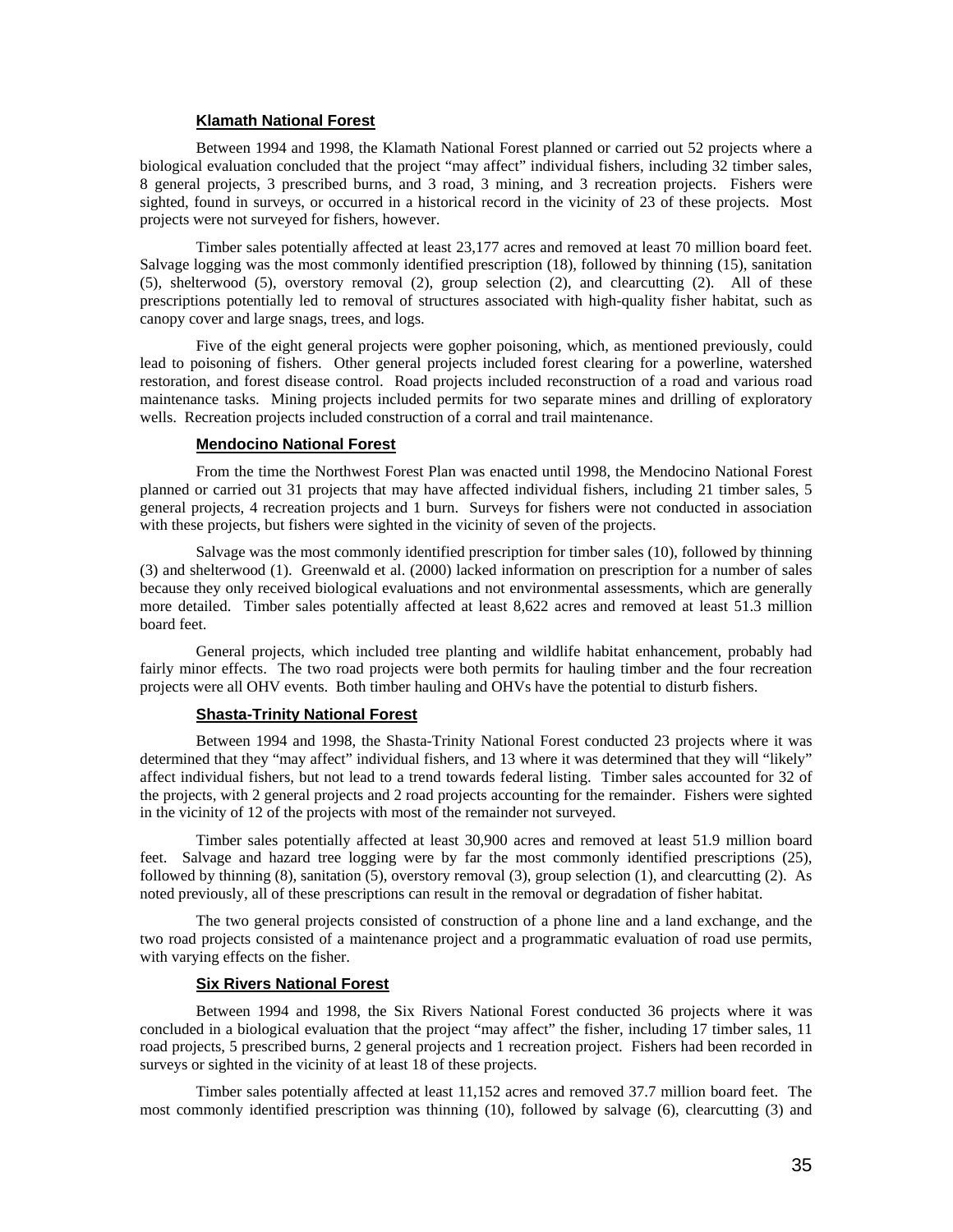### Klamath National Forest

Between 1994 and 1998, the Klamath National Forest planned or carried out 52 projects where a biological evaluation concluded that the project "may affect" individual fishers, including 32 timber sales, 8 general projects, 3 prescribed burns, and 3 road, 3 mining, and 3 recreation projects. Fishers were sighted, found in surveys, or occurred in a historical record in the vicinity of 23 of these projects. Most projects were not surveyed for fishers, however.

Timber sales potentially affected at least 23,177 acres and removed at least 70 million board feet. Salvage logging was the most commonly identified prescription (18), followed by thinning (15), sanitation (5), shelterwood (5), overstory removal (2), group selection (2), and clearcutting (2). All of these prescriptions potentially led to removal of structures associated with high-quality fisher habitat, such as canopy cover and large snags, trees, and logs.

Five of the eight general projects were gopher poisoning, which, as mentioned previously, could lead to poisoning of fishers. Other general projects included forest clearing for a powerline, watershed restoration, and forest disease control. Road projects included reconstruction of a road and various road maintenance tasks. Mining projects included permits for two separate mines and drilling of exploratory wells. Recreation projects included construction of a corral and trail maintenance.

### Mendocino National Forest

From the time the Northwest Forest Plan was enacted until 1998, the Mendocino National Forest planned or carried out 31 projects that may have affected individual fishers, including 21 timber sales, 5 general projects, 4 recreation projects and 1 burn. Surveys for fishers were not conducted in association with these projects, but fishers were sighted in the vicinity of seven of the projects.

Salvage was the most commonly identified prescription for timber sales (10), followed by thinning (3) and shelterwood (1). Greenwald et al. (2000) lacked information on prescription for a number of sales because they only received biological evaluations and not environmental assessments, which are generally more detailed. Timber sales potentially affected at least 8,622 acres and removed at least 51.3 million board feet.

General projects, which included tree planting and wildlife habitat enhancement, probably had fairly minor effects. The two road projects were both permits for hauling timber and the four recreation projects were all OHV events. Both timber hauling and OHVs have the potential to disturb fishers.

### Shasta-Trinity National Forest

Between 1994 and 1998, the Shasta-Trinity National Forest conducted 23 projects where it was determined that they "may affect" individual fishers, and 13 where it was determined that they will "likely" affect individual fishers, but not lead to a trend towards federal listing. Timber sales accounted for 32 of the projects, with 2 general projects and 2 road projects accounting for the remainder. Fishers were sighted in the vicinity of 12 of the projects with most of the remainder not surveyed.

Timber sales potentially affected at least 30,900 acres and removed at least 51.9 million board feet. Salvage and hazard tree logging were by far the most commonly identified prescriptions (25), followed by thinning (8), sanitation (5), overstory removal (3), group selection (1), and clearcutting (2). As noted previously, all of these prescriptions can result in the removal or degradation of fisher habitat.

The two general projects consisted of construction of a phone line and a land exchange, and the two road projects consisted of a maintenance project and a programmatic evaluation of road use permits, with varying effects on the fisher.

### Six Rivers National Forest

Between 1994 and 1998, the Six Rivers National Forest conducted 36 projects where it was concluded in a biological evaluation that the project "may affect" the fisher, including 17 timber sales, 11 road projects, 5 prescribed burns, 2 general projects and 1 recreation project. Fishers had been recorded in surveys or sighted in the vicinity of at least 18 of these projects.

Timber sales potentially affected at least 11,152 acres and removed 37.7 million board feet. The most commonly identified prescription was thinning (10), followed by salvage (6), clearcutting (3) and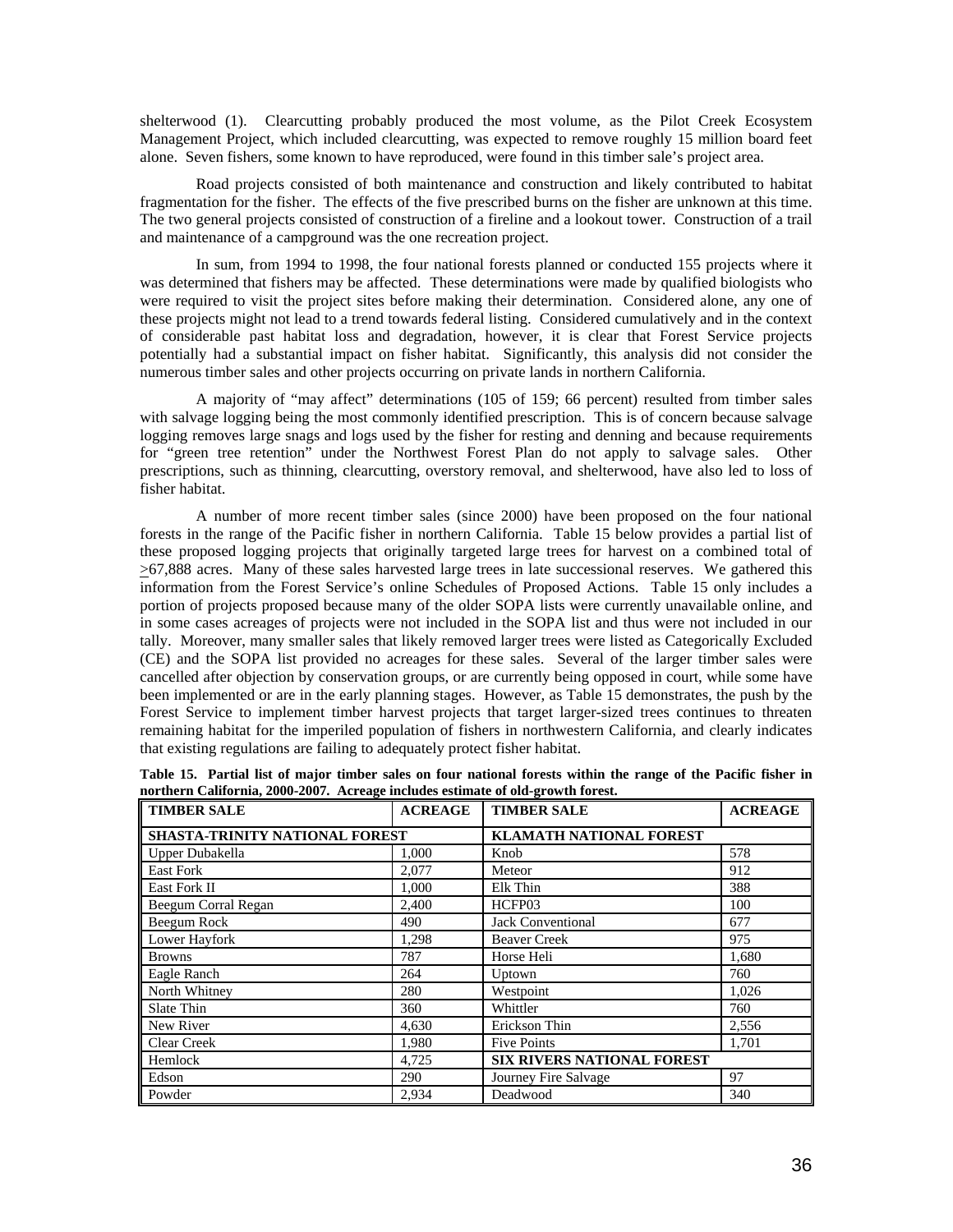shelterwood (1). Clearcutting probably produced the most volume, as the Pilot Creek Ecosystem Management Project, which included clearcutting, was expected to remove roughly 15 million board feet alone. Seven fishers, some known to have reproduced, were found in this timber sale's project area.

Road projects consisted of both maintenance and construction and likely contributed to habitat fragmentation for the fisher. The effects of the five prescribed burns on the fisher are unknown at this time. The two general projects consisted of construction of a fireline and a lookout tower. Construction of a trail and maintenance of a campground was the one recreation project.

In sum, from 1994 to 1998, the four national forests planned or conducted 155 projects where it was determined that fishers may be affected. These determinations were made by qualified biologists who were required to visit the project sites before making their determination. Considered alone, any one of these projects might not lead to a trend towards federal listing. Considered cumulatively and in the context of considerable past habitat loss and degradation, however, it is clear that Forest Service projects potentially had a substantial impact on fisher habitat. Significantly, this analysis did not consider the numerous timber sales and other projects occurring on private lands in northern California.

A majority of "may affect" determinations (105 of 159; 66 percent) resulted from timber sales with salvage logging being the most commonly identified prescription. This is of concern because salvage logging removes large snags and logs used by the fisher for resting and denning and because requirements for "green tree retention" under the Northwest Forest Plan do not apply to salvage sales. Other prescriptions, such as thinning, clearcutting, overstory removal, and shelterwood, have also led to loss of fisher habitat.

A number of more recent timber sales (since 2000) have been proposed on the four national forests in the range of the Pacific fisher in northern California. Table 15 below provides a partial list of these proposed logging projects that originally targeted large trees for harvest on a combined total of >67,888 acres. Many of these sales harvested large trees in late successional reserves. We gathered this information from the Forest Service's online Schedules of Proposed Actions. Table 15 only includes a portion of projects proposed because many of the older SOPA lists were currently unavailable online, and in some cases acreages of projects were not included in the SOPA list and thus were not included in our tally. Moreover, many smaller sales that likely removed larger trees were listed as Categorically Excluded (CE) and the SOPA list provided no acreages for these sales. Several of the larger timber sales were cancelled after objection by conservation groups, or are currently being opposed in court, while some have been implemented or are in the early planning stages. However, as Table 15 demonstrates, the push by the Forest Service to implement timber harvest projects that target larger-sized trees continues to threaten remaining habitat for the imperiled population of fishers in northwestern California, and clearly indicates that existing regulations are failing to adequately protect fisher habitat.

**Table 15. Partial list of major timber sales on four national forests within the range of the Pacific fisher in northern California, 2000-2007. Acreage includes estimate of old-growth forest.**

| TIMBER SALE | ACREAGE | TIMBER SALE | ACREAGE |
|---|---|---|---|
| **SHASTA-TRINITY NATIONAL FOREST** | | **KLAMATH NATIONAL FOREST** | |
| Upper Dubakella | 1,000 | Knob | 578 |
| East Fork | 2,077 | Meteor | 912 |
| East Fork II | 1,000 | Elk Thin | 388 |
| Beegum Corral Regan | 2,400 | HCFP03 | 100 |
| Beegum Rock | 490 | Jack Conventional | 677 |
| Lower Hayfork | 1,298 | Beaver Creek | 975 |
| Browns | 787 | Horse Heli | 1,680 |
| Eagle Ranch | 264 | Uptown | 760 |
| North Whitney | 280 | Westpoint | 1,026 |
| Slate Thin | 360 | Whittler | 760 |
| New River | 4,630 | Erickson Thin | 2,556 |
| Clear Creek | 1,980 | Five Points | 1,701 |
| Hemlock | 4,725 | **SIX RIVERS NATIONAL FOREST** | |
| Edson | 290 | Journey Fire Salvage | 97 |
| Powder | 2,934 | Deadwood | 340 |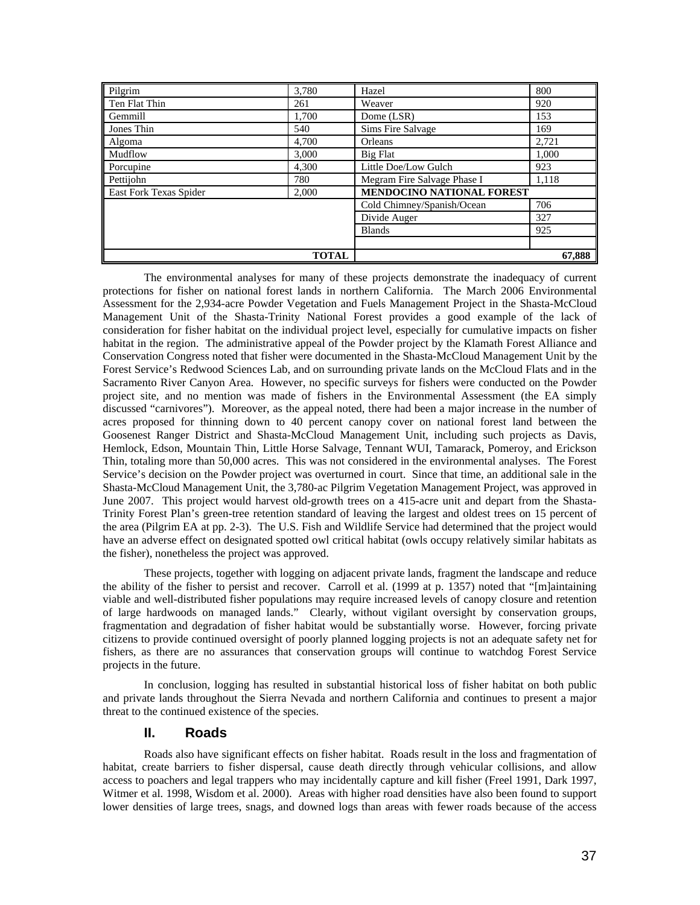| Pilgrim | 3,780 | Hazel | 800 |
|---|---|---|---|
| Ten Flat Thin | 261 | Weaver | 920 |
| Gemmill | 1,700 | Dome (LSR) | 153 |
| Jones Thin | 540 | Sims Fire Salvage | 169 |
| Algoma | 4,700 | Orleans | 2,721 |
| Mudflow | 3,000 | Big Flat | 1,000 |
| Porcupine | 4,300 | Little Doe/Low Gulch | 923 |
| Pettijohn | 780 | Megram Fire Salvage Phase I | 1,118 |
| East Fork Texas Spider | 2,000 | **MENDOCINO NATIONAL FOREST** | |
| | | Cold Chimney/Spanish/Ocean | 706 |
| | | Divide Auger | 327 |
| | | Blands | 925 |
| | | | |
| | **TOTAL** | | **67,888** |

The environmental analyses for many of these projects demonstrate the inadequacy of current protections for fisher on national forest lands in northern California. The March 2006 Environmental Assessment for the 2,934-acre Powder Vegetation and Fuels Management Project in the Shasta-McCloud Management Unit of the Shasta-Trinity National Forest provides a good example of the lack of consideration for fisher habitat on the individual project level, especially for cumulative impacts on fisher habitat in the region. The administrative appeal of the Powder project by the Klamath Forest Alliance and Conservation Congress noted that fisher were documented in the Shasta-McCloud Management Unit by the Forest Service's Redwood Sciences Lab, and on surrounding private lands on the McCloud Flats and in the Sacramento River Canyon Area. However, no specific surveys for fishers were conducted on the Powder project site, and no mention was made of fishers in the Environmental Assessment (the EA simply discussed "carnivores"). Moreover, as the appeal noted, there had been a major increase in the number of acres proposed for thinning down to 40 percent canopy cover on national forest land between the Goosenest Ranger District and Shasta-McCloud Management Unit, including such projects as Davis, Hemlock, Edson, Mountain Thin, Little Horse Salvage, Tennant WUI, Tamarack, Pomeroy, and Erickson Thin, totaling more than 50,000 acres. This was not considered in the environmental analyses. The Forest Service's decision on the Powder project was overturned in court. Since that time, an additional sale in the Shasta-McCloud Management Unit, the 3,780-ac Pilgrim Vegetation Management Project, was approved in June 2007. This project would harvest old-growth trees on a 415-acre unit and depart from the Shasta-Trinity Forest Plan's green-tree retention standard of leaving the largest and oldest trees on 15 percent of the area (Pilgrim EA at pp. 2-3). The U.S. Fish and Wildlife Service had determined that the project would have an adverse effect on designated spotted owl critical habitat (owls occupy relatively similar habitats as the fisher), nonetheless the project was approved.

These projects, together with logging on adjacent private lands, fragment the landscape and reduce the ability of the fisher to persist and recover. Carroll et al. (1999 at p. 1357) noted that "[m]aintaining viable and well-distributed fisher populations may require increased levels of canopy closure and retention of large hardwoods on managed lands." Clearly, without vigilant oversight by conservation groups, fragmentation and degradation of fisher habitat would be substantially worse. However, forcing private citizens to provide continued oversight of poorly planned logging projects is not an adequate safety net for fishers, as there are no assurances that conservation groups will continue to watchdog Forest Service projects in the future.

In conclusion, logging has resulted in substantial historical loss of fisher habitat on both public and private lands throughout the Sierra Nevada and northern California and continues to present a major threat to the continued existence of the species.

### II. Roads

Roads also have significant effects on fisher habitat. Roads result in the loss and fragmentation of habitat, create barriers to fisher dispersal, cause death directly through vehicular collisions, and allow access to poachers and legal trappers who may incidentally capture and kill fisher (Freel 1991, Dark 1997, Witmer et al. 1998, Wisdom et al. 2000). Areas with higher road densities have also been found to support lower densities of large trees, snags, and downed logs than areas with fewer roads because of the access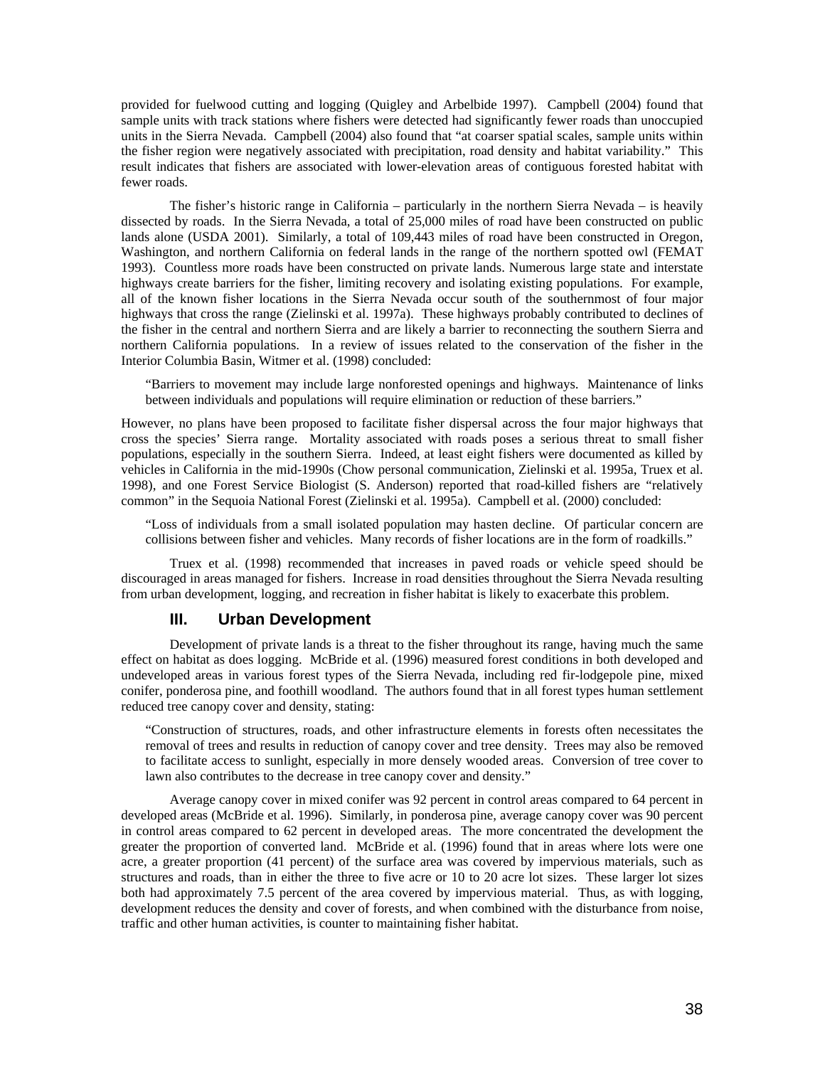provided for fuelwood cutting and logging (Quigley and Arbelbide 1997). Campbell (2004) found that sample units with track stations where fishers were detected had significantly fewer roads than unoccupied units in the Sierra Nevada. Campbell (2004) also found that "at coarser spatial scales, sample units within the fisher region were negatively associated with precipitation, road density and habitat variability." This result indicates that fishers are associated with lower-elevation areas of contiguous forested habitat with fewer roads.

The fisher's historic range in California – particularly in the northern Sierra Nevada – is heavily dissected by roads. In the Sierra Nevada, a total of 25,000 miles of road have been constructed on public lands alone (USDA 2001). Similarly, a total of 109,443 miles of road have been constructed in Oregon, Washington, and northern California on federal lands in the range of the northern spotted owl (FEMAT 1993). Countless more roads have been constructed on private lands. Numerous large state and interstate highways create barriers for the fisher, limiting recovery and isolating existing populations. For example, all of the known fisher locations in the Sierra Nevada occur south of the southernmost of four major highways that cross the range (Zielinski et al. 1997a). These highways probably contributed to declines of the fisher in the central and northern Sierra and are likely a barrier to reconnecting the southern Sierra and northern California populations. In a review of issues related to the conservation of the fisher in the Interior Columbia Basin, Witmer et al. (1998) concluded:

> "Barriers to movement may include large nonforested openings and highways. Maintenance of links between individuals and populations will require elimination or reduction of these barriers."

However, no plans have been proposed to facilitate fisher dispersal across the four major highways that cross the species' Sierra range. Mortality associated with roads poses a serious threat to small fisher populations, especially in the southern Sierra. Indeed, at least eight fishers were documented as killed by vehicles in California in the mid-1990s (Chow personal communication, Zielinski et al. 1995a, Truex et al. 1998), and one Forest Service Biologist (S. Anderson) reported that road-killed fishers are "relatively common" in the Sequoia National Forest (Zielinski et al. 1995a). Campbell et al. (2000) concluded:

> "Loss of individuals from a small isolated population may hasten decline. Of particular concern are collisions between fisher and vehicles. Many records of fisher locations are in the form of roadkills."

Truex et al. (1998) recommended that increases in paved roads or vehicle speed should be discouraged in areas managed for fishers. Increase in road densities throughout the Sierra Nevada resulting from urban development, logging, and recreation in fisher habitat is likely to exacerbate this problem.

### III. Urban Development

Development of private lands is a threat to the fisher throughout its range, having much the same effect on habitat as does logging. McBride et al. (1996) measured forest conditions in both developed and undeveloped areas in various forest types of the Sierra Nevada, including red fir-lodgepole pine, mixed conifer, ponderosa pine, and foothill woodland. The authors found that in all forest types human settlement reduced tree canopy cover and density, stating:

> "Construction of structures, roads, and other infrastructure elements in forests often necessitates the removal of trees and results in reduction of canopy cover and tree density. Trees may also be removed to facilitate access to sunlight, especially in more densely wooded areas. Conversion of tree cover to lawn also contributes to the decrease in tree canopy cover and density."

Average canopy cover in mixed conifer was 92 percent in control areas compared to 64 percent in developed areas (McBride et al. 1996). Similarly, in ponderosa pine, average canopy cover was 90 percent in control areas compared to 62 percent in developed areas. The more concentrated the development the greater the proportion of converted land. McBride et al. (1996) found that in areas where lots were one acre, a greater proportion (41 percent) of the surface area was covered by impervious materials, such as structures and roads, than in either the three to five acre or 10 to 20 acre lot sizes. These larger lot sizes both had approximately 7.5 percent of the area covered by impervious material. Thus, as with logging, development reduces the density and cover of forests, and when combined with the disturbance from noise, traffic and other human activities, is counter to maintaining fisher habitat.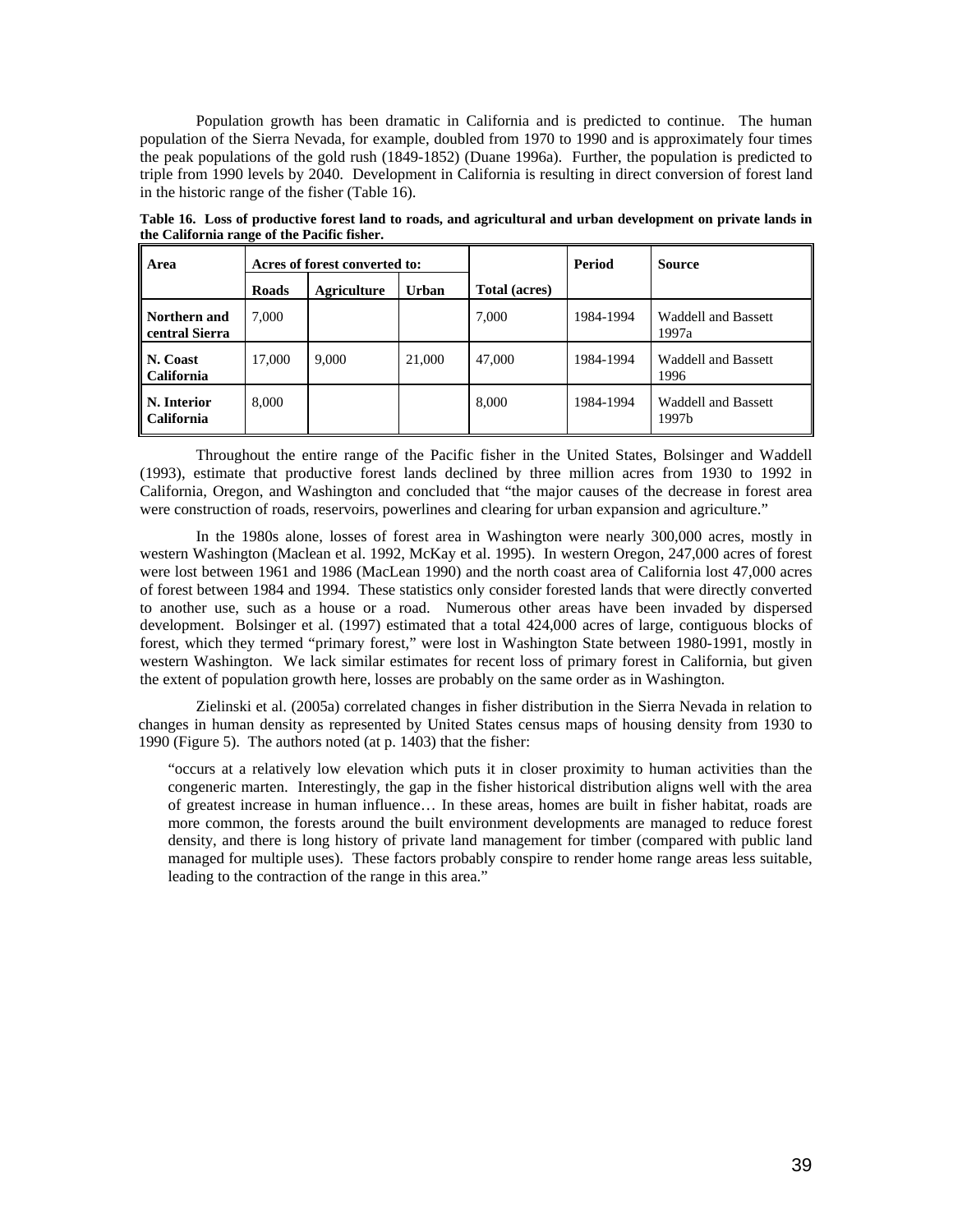Population growth has been dramatic in California and is predicted to continue. The human population of the Sierra Nevada, for example, doubled from 1970 to 1990 and is approximately four times the peak populations of the gold rush (1849-1852) (Duane 1996a). Further, the population is predicted to triple from 1990 levels by 2040. Development in California is resulting in direct conversion of forest land in the historic range of the fisher (Table 16).

**Table 16. Loss of productive forest land to roads, and agricultural and urban development on private lands in the California range of the Pacific fisher.**

| Area | Acres of forest converted to: | | | Total (acres) | Period | Source |
|---|---|---|---|---|---|---|
| | Roads | Agriculture | Urban | | | |
| **Northern and central Sierra** | 7,000 | | | 7,000 | 1984-1994 | Waddell and Bassett 1997a |
| **N. Coast California** | 17,000 | 9,000 | 21,000 | 47,000 | 1984-1994 | Waddell and Bassett 1996 |
| **N. Interior California** | 8,000 | | | 8,000 | 1984-1994 | Waddell and Bassett 1997b |

Throughout the entire range of the Pacific fisher in the United States, Bolsinger and Waddell (1993), estimate that productive forest lands declined by three million acres from 1930 to 1992 in California, Oregon, and Washington and concluded that "the major causes of the decrease in forest area were construction of roads, reservoirs, powerlines and clearing for urban expansion and agriculture."

In the 1980s alone, losses of forest area in Washington were nearly 300,000 acres, mostly in western Washington (Maclean et al. 1992, McKay et al. 1995). In western Oregon, 247,000 acres of forest were lost between 1961 and 1986 (MacLean 1990) and the north coast area of California lost 47,000 acres of forest between 1984 and 1994. These statistics only consider forested lands that were directly converted to another use, such as a house or a road. Numerous other areas have been invaded by dispersed development. Bolsinger et al. (1997) estimated that a total 424,000 acres of large, contiguous blocks of forest, which they termed "primary forest," were lost in Washington State between 1980-1991, mostly in western Washington. We lack similar estimates for recent loss of primary forest in California, but given the extent of population growth here, losses are probably on the same order as in Washington.

Zielinski et al. (2005a) correlated changes in fisher distribution in the Sierra Nevada in relation to changes in human density as represented by United States census maps of housing density from 1930 to 1990 (Figure 5). The authors noted (at p. 1403) that the fisher:

> "occurs at a relatively low elevation which puts it in closer proximity to human activities than the congeneric marten. Interestingly, the gap in the fisher historical distribution aligns well with the area of greatest increase in human influence… In these areas, homes are built in fisher habitat, roads are more common, the forests around the built environment developments are managed to reduce forest density, and there is long history of private land management for timber (compared with public land managed for multiple uses). These factors probably conspire to render home range areas less suitable, leading to the contraction of the range in this area."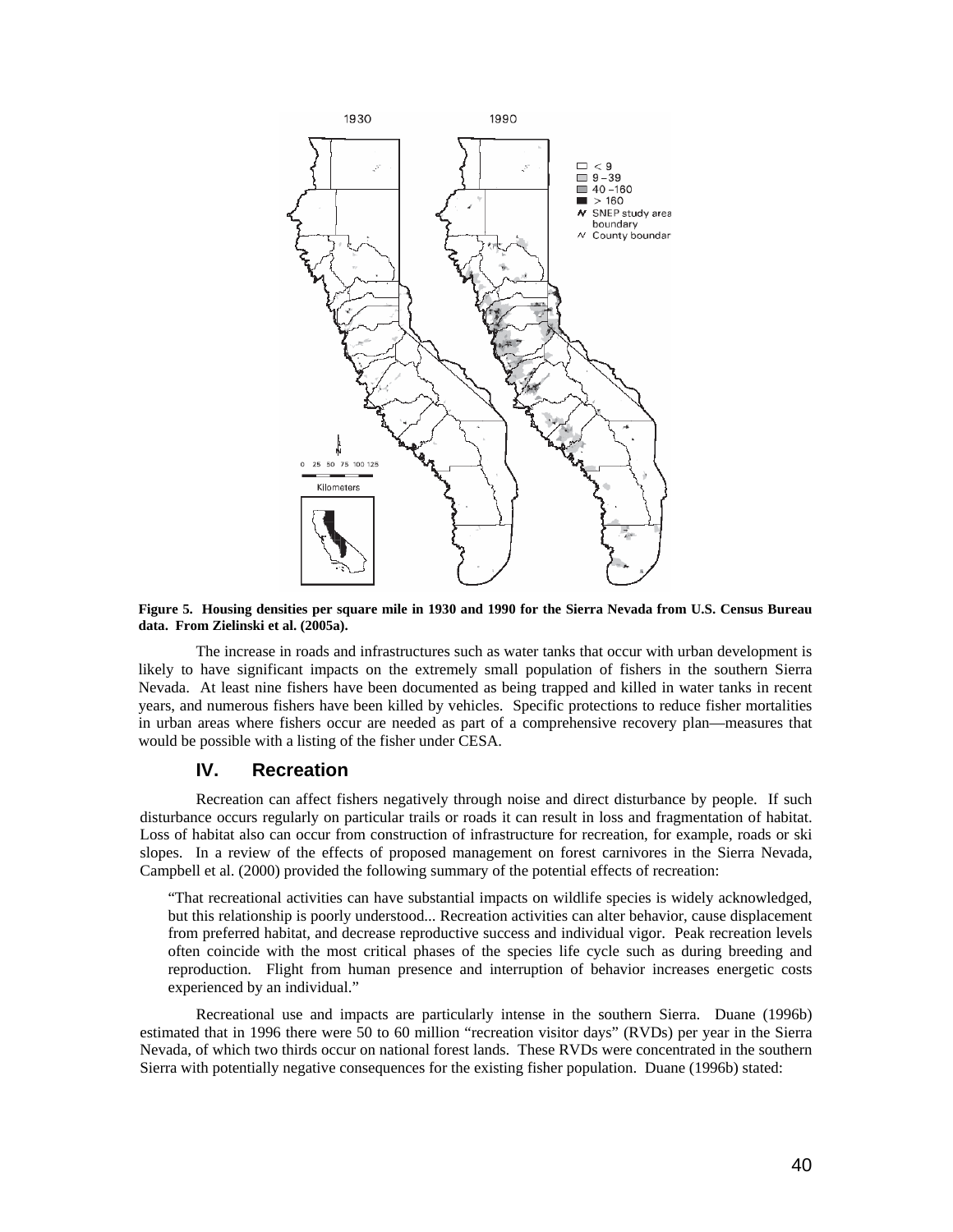**Figure 5. Housing densities per square mile in 1930 and 1990 for the Sierra Nevada from U.S. Census Bureau data. From Zielinski et al. (2005a).**

The increase in roads and infrastructures such as water tanks that occur with urban development is likely to have significant impacts on the extremely small population of fishers in the southern Sierra Nevada. At least nine fishers have been documented as being trapped and killed in water tanks in recent years, and numerous fishers have been killed by vehicles. Specific protections to reduce fisher mortalities in urban areas where fishers occur are needed as part of a comprehensive recovery plan—measures that would be possible with a listing of the fisher under CESA.

## IV. Recreation

Recreation can affect fishers negatively through noise and direct disturbance by people. If such disturbance occurs regularly on particular trails or roads it can result in loss and fragmentation of habitat. Loss of habitat also can occur from construction of infrastructure for recreation, for example, roads or ski slopes. In a review of the effects of proposed management on forest carnivores in the Sierra Nevada, Campbell et al. (2000) provided the following summary of the potential effects of recreation:

> "That recreational activities can have substantial impacts on wildlife species is widely acknowledged, but this relationship is poorly understood... Recreation activities can alter behavior, cause displacement from preferred habitat, and decrease reproductive success and individual vigor. Peak recreation levels often coincide with the most critical phases of the species life cycle such as during breeding and reproduction. Flight from human presence and interruption of behavior increases energetic costs experienced by an individual."

Recreational use and impacts are particularly intense in the southern Sierra. Duane (1996b) estimated that in 1996 there were 50 to 60 million "recreation visitor days" (RVDs) per year in the Sierra Nevada, of which two thirds occur on national forest lands. These RVDs were concentrated in the southern Sierra with potentially negative consequences for the existing fisher population. Duane (1996b) stated: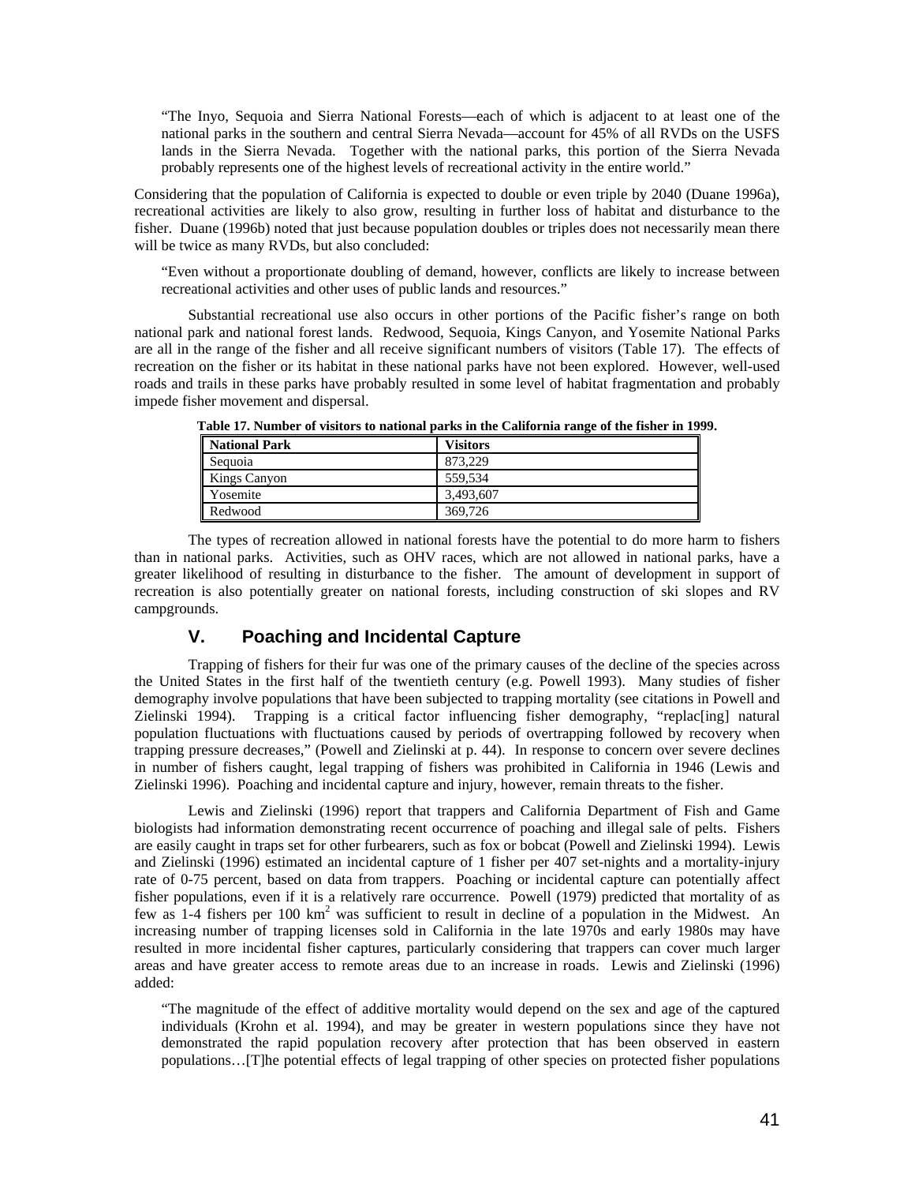> "The Inyo, Sequoia and Sierra National Forests—each of which is adjacent to at least one of the national parks in the southern and central Sierra Nevada—account for 45% of all RVDs on the USFS lands in the Sierra Nevada. Together with the national parks, this portion of the Sierra Nevada probably represents one of the highest levels of recreational activity in the entire world."

Considering that the population of California is expected to double or even triple by 2040 (Duane 1996a), recreational activities are likely to also grow, resulting in further loss of habitat and disturbance to the fisher. Duane (1996b) noted that just because population doubles or triples does not necessarily mean there will be twice as many RVDs, but also concluded:

> "Even without a proportionate doubling of demand, however, conflicts are likely to increase between recreational activities and other uses of public lands and resources."

Substantial recreational use also occurs in other portions of the Pacific fisher's range on both national park and national forest lands. Redwood, Sequoia, Kings Canyon, and Yosemite National Parks are all in the range of the fisher and all receive significant numbers of visitors (Table 17). The effects of recreation on the fisher or its habitat in these national parks have not been explored. However, well-used roads and trails in these parks have probably resulted in some level of habitat fragmentation and probably impede fisher movement and dispersal.

**Table 17. Number of visitors to national parks in the California range of the fisher in 1999.**

| National Park | Visitors |
|---|---|
| Sequoia | 873,229 |
| Kings Canyon | 559,534 |
| Yosemite | 3,493,607 |
| Redwood | 369,726 |

The types of recreation allowed in national forests have the potential to do more harm to fishers than in national parks. Activities, such as OHV races, which are not allowed in national parks, have a greater likelihood of resulting in disturbance to the fisher. The amount of development in support of recreation is also potentially greater on national forests, including construction of ski slopes and RV campgrounds.

## V. Poaching and Incidental Capture

Trapping of fishers for their fur was one of the primary causes of the decline of the species across the United States in the first half of the twentieth century (e.g. Powell 1993). Many studies of fisher demography involve populations that have been subjected to trapping mortality (see citations in Powell and Zielinski 1994). Trapping is a critical factor influencing fisher demography, "replac[ing] natural population fluctuations with fluctuations caused by periods of overtrapping followed by recovery when trapping pressure decreases," (Powell and Zielinski at p. 44). In response to concern over severe declines in number of fishers caught, legal trapping of fishers was prohibited in California in 1946 (Lewis and Zielinski 1996). Poaching and incidental capture and injury, however, remain threats to the fisher.

Lewis and Zielinski (1996) report that trappers and California Department of Fish and Game biologists had information demonstrating recent occurrence of poaching and illegal sale of pelts. Fishers are easily caught in traps set for other furbearers, such as fox or bobcat (Powell and Zielinski 1994). Lewis and Zielinski (1996) estimated an incidental capture of 1 fisher per 407 set-nights and a mortality-injury rate of 0-75 percent, based on data from trappers. Poaching or incidental capture can potentially affect fisher populations, even if it is a relatively rare occurrence. Powell (1979) predicted that mortality of as few as 1-4 fishers per 100 $km^2$ was sufficient to result in decline of a population in the Midwest. An increasing number of trapping licenses sold in California in the late 1970s and early 1980s may have resulted in more incidental fisher captures, particularly considering that trappers can cover much larger areas and have greater access to remote areas due to an increase in roads. Lewis and Zielinski (1996) added:

> "The magnitude of the effect of additive mortality would depend on the sex and age of the captured individuals (Krohn et al. 1994), and may be greater in western populations since they have not demonstrated the rapid population recovery after protection that has been observed in eastern populations…[T]he potential effects of legal trapping of other species on protected fisher populations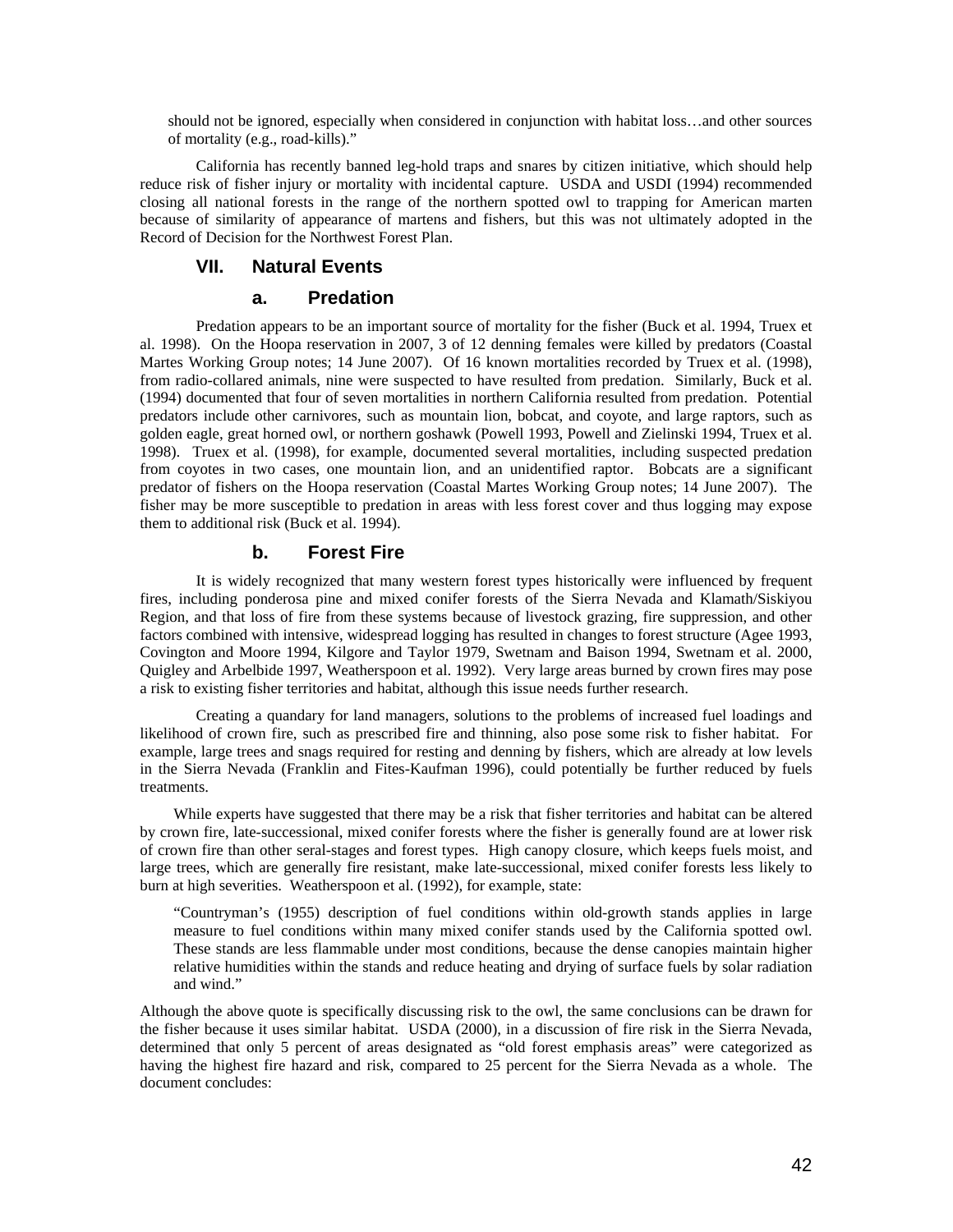should not be ignored, especially when considered in conjunction with habitat loss…and other sources of mortality (e.g., road-kills)."

California has recently banned leg-hold traps and snares by citizen initiative, which should help reduce risk of fisher injury or mortality with incidental capture. USDA and USDI (1994) recommended closing all national forests in the range of the northern spotted owl to trapping for American marten because of similarity of appearance of martens and fishers, but this was not ultimately adopted in the Record of Decision for the Northwest Forest Plan.

## VII. Natural Events

### a. Predation

Predation appears to be an important source of mortality for the fisher (Buck et al. 1994, Truex et al. 1998). On the Hoopa reservation in 2007, 3 of 12 denning females were killed by predators (Coastal Martes Working Group notes; 14 June 2007). Of 16 known mortalities recorded by Truex et al. (1998), from radio-collared animals, nine were suspected to have resulted from predation. Similarly, Buck et al. (1994) documented that four of seven mortalities in northern California resulted from predation. Potential predators include other carnivores, such as mountain lion, bobcat, and coyote, and large raptors, such as golden eagle, great horned owl, or northern goshawk (Powell 1993, Powell and Zielinski 1994, Truex et al. 1998). Truex et al. (1998), for example, documented several mortalities, including suspected predation from coyotes in two cases, one mountain lion, and an unidentified raptor. Bobcats are a significant predator of fishers on the Hoopa reservation (Coastal Martes Working Group notes; 14 June 2007). The fisher may be more susceptible to predation in areas with less forest cover and thus logging may expose them to additional risk (Buck et al. 1994).

### b. Forest Fire

It is widely recognized that many western forest types historically were influenced by frequent fires, including ponderosa pine and mixed conifer forests of the Sierra Nevada and Klamath/Siskiyou Region, and that loss of fire from these systems because of livestock grazing, fire suppression, and other factors combined with intensive, widespread logging has resulted in changes to forest structure (Agee 1993, Covington and Moore 1994, Kilgore and Taylor 1979, Swetnam and Baison 1994, Swetnam et al. 2000, Quigley and Arbelbide 1997, Weatherspoon et al. 1992). Very large areas burned by crown fires may pose a risk to existing fisher territories and habitat, although this issue needs further research.

Creating a quandary for land managers, solutions to the problems of increased fuel loadings and likelihood of crown fire, such as prescribed fire and thinning, also pose some risk to fisher habitat. For example, large trees and snags required for resting and denning by fishers, which are already at low levels in the Sierra Nevada (Franklin and Fites-Kaufman 1996), could potentially be further reduced by fuels treatments.

While experts have suggested that there may be a risk that fisher territories and habitat can be altered by crown fire, late-successional, mixed conifer forests where the fisher is generally found are at lower risk of crown fire than other seral-stages and forest types. High canopy closure, which keeps fuels moist, and large trees, which are generally fire resistant, make late-successional, mixed conifer forests less likely to burn at high severities. Weatherspoon et al. (1992), for example, state:

> "Countryman's (1955) description of fuel conditions within old-growth stands applies in large measure to fuel conditions within many mixed conifer stands used by the California spotted owl. These stands are less flammable under most conditions, because the dense canopies maintain higher relative humidities within the stands and reduce heating and drying of surface fuels by solar radiation and wind."

Although the above quote is specifically discussing risk to the owl, the same conclusions can be drawn for the fisher because it uses similar habitat. USDA (2000), in a discussion of fire risk in the Sierra Nevada, determined that only 5 percent of areas designated as "old forest emphasis areas" were categorized as having the highest fire hazard and risk, compared to 25 percent for the Sierra Nevada as a whole. The document concludes: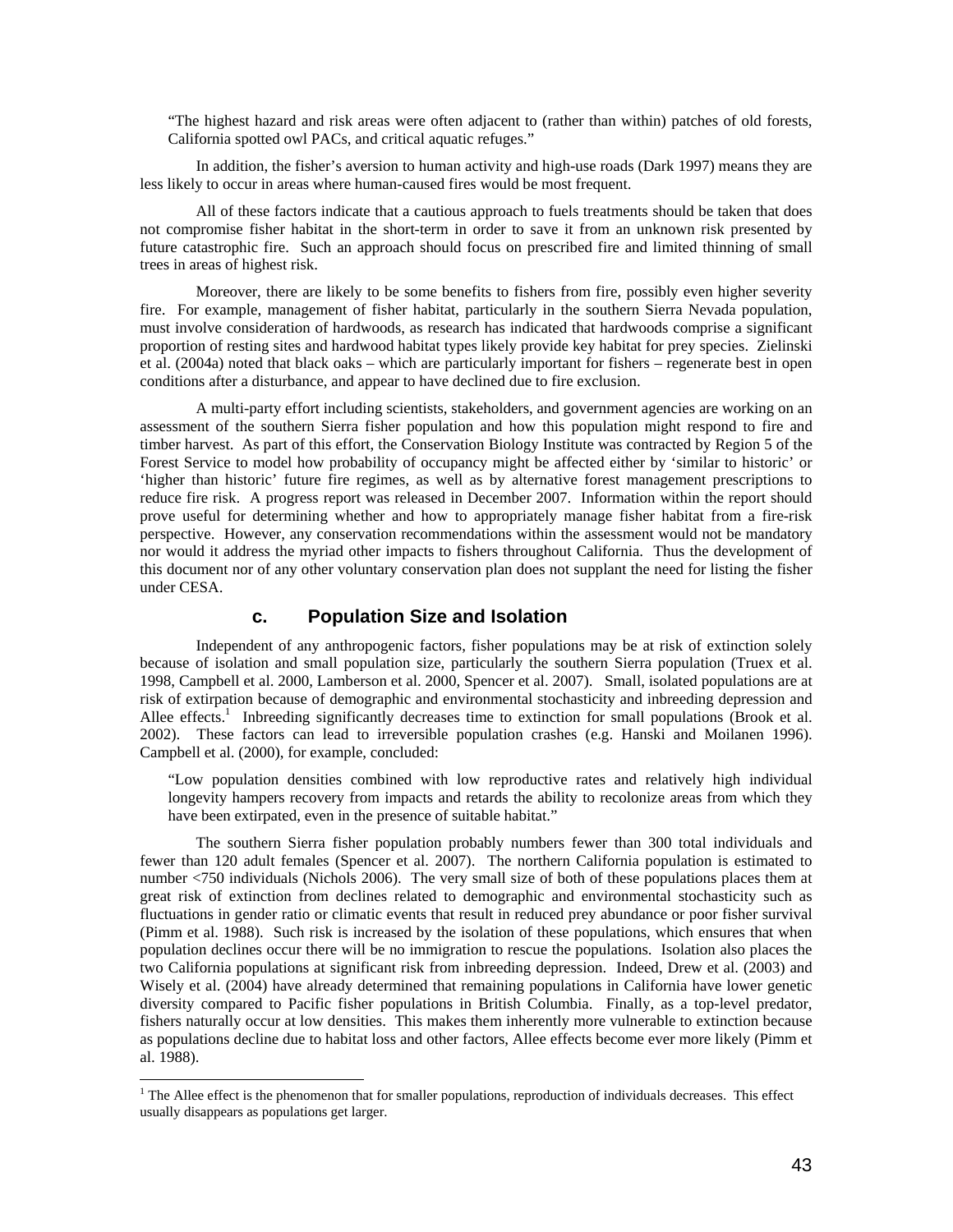> "The highest hazard and risk areas were often adjacent to (rather than within) patches of old forests, California spotted owl PACs, and critical aquatic refuges."

In addition, the fisher's aversion to human activity and high-use roads (Dark 1997) means they are less likely to occur in areas where human-caused fires would be most frequent.

All of these factors indicate that a cautious approach to fuels treatments should be taken that does not compromise fisher habitat in the short-term in order to save it from an unknown risk presented by future catastrophic fire. Such an approach should focus on prescribed fire and limited thinning of small trees in areas of highest risk.

Moreover, there are likely to be some benefits to fishers from fire, possibly even higher severity fire. For example, management of fisher habitat, particularly in the southern Sierra Nevada population, must involve consideration of hardwoods, as research has indicated that hardwoods comprise a significant proportion of resting sites and hardwood habitat types likely provide key habitat for prey species. Zielinski et al. (2004a) noted that black oaks – which are particularly important for fishers – regenerate best in open conditions after a disturbance, and appear to have declined due to fire exclusion.

A multi-party effort including scientists, stakeholders, and government agencies are working on an assessment of the southern Sierra fisher population and how this population might respond to fire and timber harvest. As part of this effort, the Conservation Biology Institute was contracted by Region 5 of the Forest Service to model how probability of occupancy might be affected either by 'similar to historic' or 'higher than historic' future fire regimes, as well as by alternative forest management prescriptions to reduce fire risk. A progress report was released in December 2007. Information within the report should prove useful for determining whether and how to appropriately manage fisher habitat from a fire-risk perspective. However, any conservation recommendations within the assessment would not be mandatory nor would it address the myriad other impacts to fishers throughout California. Thus the development of this document nor of any other voluntary conservation plan does not supplant the need for listing the fisher under CESA.

### c. Population Size and Isolation

Independent of any anthropogenic factors, fisher populations may be at risk of extinction solely because of isolation and small population size, particularly the southern Sierra population (Truex et al. 1998, Campbell et al. 2000, Lamberson et al. 2000, Spencer et al. 2007). Small, isolated populations are at risk of extirpation because of demographic and environmental stochasticity and inbreeding depression and Allee effects.[1] Inbreeding significantly decreases time to extinction for small populations (Brook et al. 2002). These factors can lead to irreversible population crashes (e.g. Hanski and Moilanen 1996). Campbell et al. (2000), for example, concluded:

> "Low population densities combined with low reproductive rates and relatively high individual longevity hampers recovery from impacts and retards the ability to recolonize areas from which they have been extirpated, even in the presence of suitable habitat."

The southern Sierra fisher population probably numbers fewer than 300 total individuals and fewer than 120 adult females (Spencer et al. 2007). The northern California population is estimated to number <750 individuals (Nichols 2006). The very small size of both of these populations places them at great risk of extinction from declines related to demographic and environmental stochasticity such as fluctuations in gender ratio or climatic events that result in reduced prey abundance or poor fisher survival (Pimm et al. 1988). Such risk is increased by the isolation of these populations, which ensures that when population declines occur there will be no immigration to rescue the populations. Isolation also places the two California populations at significant risk from inbreeding depression. Indeed, Drew et al. (2003) and Wisely et al. (2004) have already determined that remaining populations in California have lower genetic diversity compared to Pacific fisher populations in British Columbia. Finally, as a top-level predator, fishers naturally occur at low densities. This makes them inherently more vulnerable to extinction because as populations decline due to habitat loss and other factors, Allee effects become ever more likely (Pimm et al. 1988).

[1] The Allee effect is the phenomenon that for smaller populations, reproduction of individuals decreases. This effect usually disappears as populations get larger.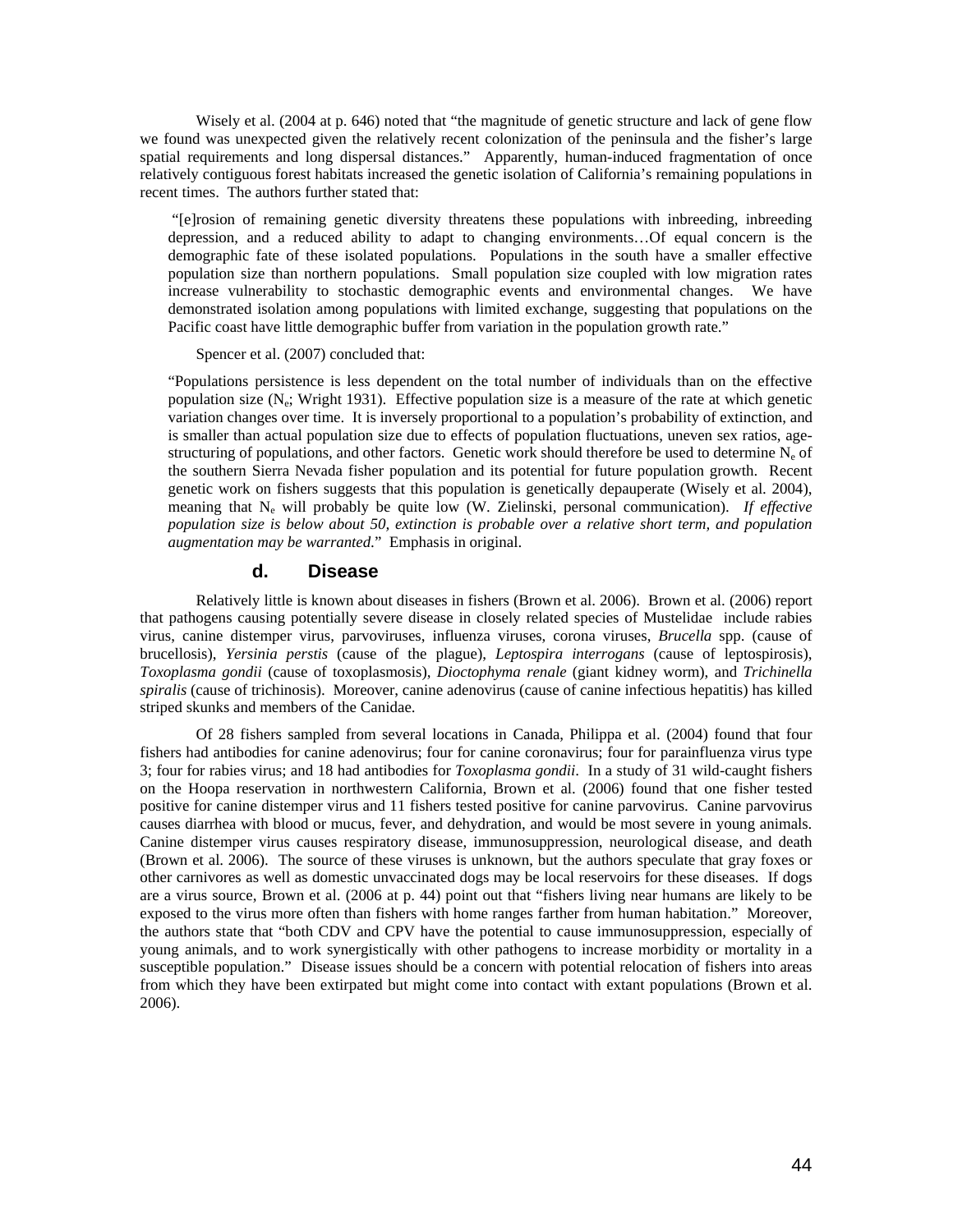Wisely et al. (2004 at p. 646) noted that "the magnitude of genetic structure and lack of gene flow we found was unexpected given the relatively recent colonization of the peninsula and the fisher's large spatial requirements and long dispersal distances." Apparently, human-induced fragmentation of once relatively contiguous forest habitats increased the genetic isolation of California's remaining populations in recent times. The authors further stated that:

> "[e]rosion of remaining genetic diversity threatens these populations with inbreeding, inbreeding depression, and a reduced ability to adapt to changing environments…Of equal concern is the demographic fate of these isolated populations. Populations in the south have a smaller effective population size than northern populations. Small population size coupled with low migration rates increase vulnerability to stochastic demographic events and environmental changes. We have demonstrated isolation among populations with limited exchange, suggesting that populations on the Pacific coast have little demographic buffer from variation in the population growth rate."

Spencer et al. (2007) concluded that:

> "Populations persistence is less dependent on the total number of individuals than on the effective population size ($N_e$; Wright 1931). Effective population size is a measure of the rate at which genetic variation changes over time. It is inversely proportional to a population's probability of extinction, and is smaller than actual population size due to effects of population fluctuations, uneven sex ratios, age-structuring of populations, and other factors. Genetic work should therefore be used to determine $N_e$ of the southern Sierra Nevada fisher population and its potential for future population growth. Recent genetic work on fishers suggests that this population is genetically depauperate (Wisely et al. 2004), meaning that $N_e$ will probably be quite low (W. Zielinski, personal communication). *If effective population size is below about 50, extinction is probable over a relative short term, and population augmentation may be warranted*." Emphasis in original.

### d. Disease

Relatively little is known about diseases in fishers (Brown et al. 2006). Brown et al. (2006) report that pathogens causing potentially severe disease in closely related species of Mustelidae include rabies virus, canine distemper virus, parvoviruses, influenza viruses, corona viruses, *Brucella* spp. (cause of brucellosis), *Yersinia perstis* (cause of the plague), *Leptospira interrogans* (cause of leptospirosis), *Toxoplasma gondii* (cause of toxoplasmosis), *Dioctophyma renale* (giant kidney worm), and *Trichinella spiralis* (cause of trichinosis). Moreover, canine adenovirus (cause of canine infectious hepatitis) has killed striped skunks and members of the Canidae.

Of 28 fishers sampled from several locations in Canada, Philippa et al. (2004) found that four fishers had antibodies for canine adenovirus; four for canine coronavirus; four for parainfluenza virus type 3; four for rabies virus; and 18 had antibodies for *Toxoplasma gondii*. In a study of 31 wild-caught fishers on the Hoopa reservation in northwestern California, Brown et al. (2006) found that one fisher tested positive for canine distemper virus and 11 fishers tested positive for canine parvovirus. Canine parvovirus causes diarrhea with blood or mucus, fever, and dehydration, and would be most severe in young animals. Canine distemper virus causes respiratory disease, immunosuppression, neurological disease, and death (Brown et al. 2006). The source of these viruses is unknown, but the authors speculate that gray foxes or other carnivores as well as domestic unvaccinated dogs may be local reservoirs for these diseases. If dogs are a virus source, Brown et al. (2006 at p. 44) point out that "fishers living near humans are likely to be exposed to the virus more often than fishers with home ranges farther from human habitation." Moreover, the authors state that "both CDV and CPV have the potential to cause immunosuppression, especially of young animals, and to work synergistically with other pathogens to increase morbidity or mortality in a susceptible population." Disease issues should be a concern with potential relocation of fishers into areas from which they have been extirpated but might come into contact with extant populations (Brown et al. 2006).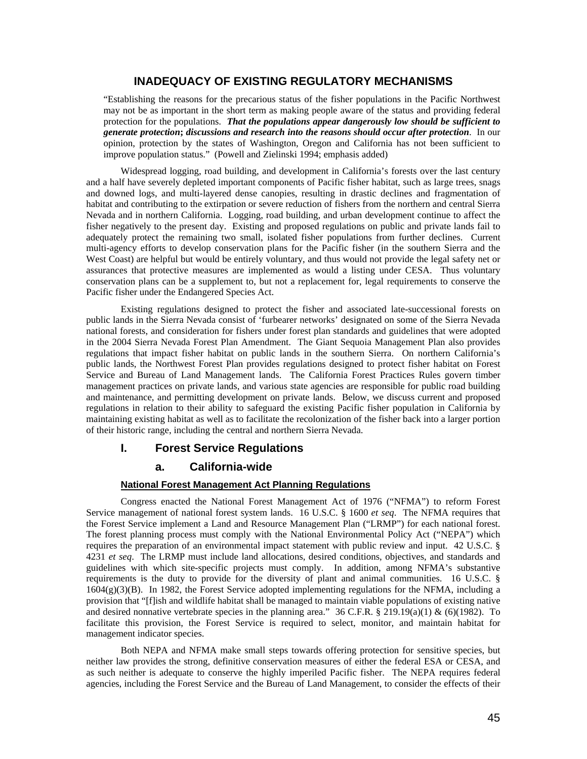## INADEQUACY OF EXISTING REGULATORY MECHANISMS

> "Establishing the reasons for the precarious status of the fisher populations in the Pacific Northwest may not be as important in the short term as making people aware of the status and providing federal protection for the populations. ***That the populations appear dangerously low should be sufficient to generate protection*****;** ***discussions and research into the reasons should occur after protection***. In our opinion, protection by the states of Washington, Oregon and California has not been sufficient to improve population status." (Powell and Zielinski 1994; emphasis added)

Widespread logging, road building, and development in California's forests over the last century and a half have severely depleted important components of Pacific fisher habitat, such as large trees, snags and downed logs, and multi-layered dense canopies, resulting in drastic declines and fragmentation of habitat and contributing to the extirpation or severe reduction of fishers from the northern and central Sierra Nevada and in northern California. Logging, road building, and urban development continue to affect the fisher negatively to the present day. Existing and proposed regulations on public and private lands fail to adequately protect the remaining two small, isolated fisher populations from further declines. Current multi-agency efforts to develop conservation plans for the Pacific fisher (in the southern Sierra and the West Coast) are helpful but would be entirely voluntary, and thus would not provide the legal safety net or assurances that protective measures are implemented as would a listing under CESA. Thus voluntary conservation plans can be a supplement to, but not a replacement for, legal requirements to conserve the Pacific fisher under the Endangered Species Act.

Existing regulations designed to protect the fisher and associated late-successional forests on public lands in the Sierra Nevada consist of 'furbearer networks' designated on some of the Sierra Nevada national forests, and consideration for fishers under forest plan standards and guidelines that were adopted in the 2004 Sierra Nevada Forest Plan Amendment. The Giant Sequoia Management Plan also provides regulations that impact fisher habitat on public lands in the southern Sierra. On northern California's public lands, the Northwest Forest Plan provides regulations designed to protect fisher habitat on Forest Service and Bureau of Land Management lands. The California Forest Practices Rules govern timber management practices on private lands, and various state agencies are responsible for public road building and maintenance, and permitting development on private lands. Below, we discuss current and proposed regulations in relation to their ability to safeguard the existing Pacific fisher population in California by maintaining existing habitat as well as to facilitate the recolonization of the fisher back into a larger portion of their historic range, including the central and northern Sierra Nevada.

### I. Forest Service Regulations

#### a. California-wide

**National Forest Management Act Planning Regulations**

Congress enacted the National Forest Management Act of 1976 ("NFMA") to reform Forest Service management of national forest system lands. 16 U.S.C. § 1600 *et seq*. The NFMA requires that the Forest Service implement a Land and Resource Management Plan ("LRMP") for each national forest. The forest planning process must comply with the National Environmental Policy Act ("NEPA") which requires the preparation of an environmental impact statement with public review and input. 42 U.S.C. § 4231 *et seq*. The LRMP must include land allocations, desired conditions, objectives, and standards and guidelines with which site-specific projects must comply. In addition, among NFMA's substantive requirements is the duty to provide for the diversity of plant and animal communities. 16 U.S.C. § 1604(g)(3)(B). In 1982, the Forest Service adopted implementing regulations for the NFMA, including a provision that "[f]ish and wildlife habitat shall be managed to maintain viable populations of existing native and desired nonnative vertebrate species in the planning area." 36 C.F.R. § 219.19(a)(1) & (6)(1982). To facilitate this provision, the Forest Service is required to select, monitor, and maintain habitat for management indicator species.

Both NEPA and NFMA make small steps towards offering protection for sensitive species, but neither law provides the strong, definitive conservation measures of either the federal ESA or CESA, and as such neither is adequate to conserve the highly imperiled Pacific fisher. The NEPA requires federal agencies, including the Forest Service and the Bureau of Land Management, to consider the effects of their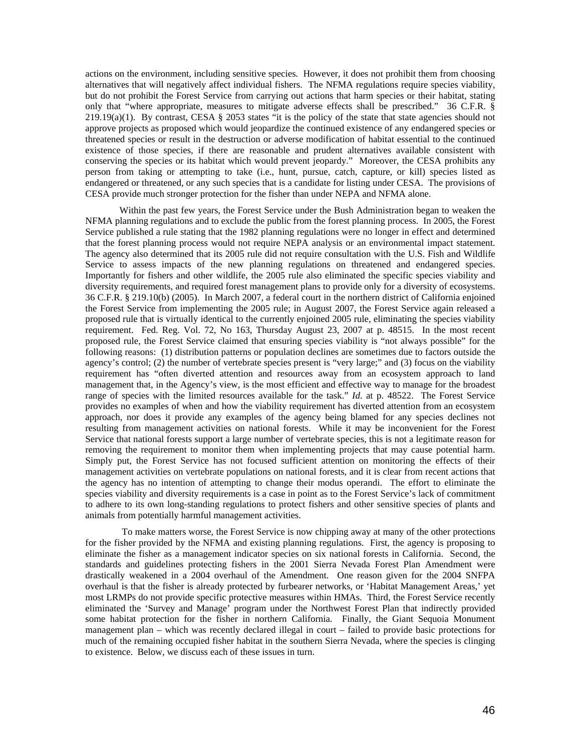actions on the environment, including sensitive species. However, it does not prohibit them from choosing alternatives that will negatively affect individual fishers. The NFMA regulations require species viability, but do not prohibit the Forest Service from carrying out actions that harm species or their habitat, stating only that "where appropriate, measures to mitigate adverse effects shall be prescribed." 36 C.F.R. § 219.19(a)(1). By contrast, CESA § 2053 states "it is the policy of the state that state agencies should not approve projects as proposed which would jeopardize the continued existence of any endangered species or threatened species or result in the destruction or adverse modification of habitat essential to the continued existence of those species, if there are reasonable and prudent alternatives available consistent with conserving the species or its habitat which would prevent jeopardy." Moreover, the CESA prohibits any person from taking or attempting to take (i.e., hunt, pursue, catch, capture, or kill) species listed as endangered or threatened, or any such species that is a candidate for listing under CESA. The provisions of CESA provide much stronger protection for the fisher than under NEPA and NFMA alone.

Within the past few years, the Forest Service under the Bush Administration began to weaken the NFMA planning regulations and to exclude the public from the forest planning process. In 2005, the Forest Service published a rule stating that the 1982 planning regulations were no longer in effect and determined that the forest planning process would not require NEPA analysis or an environmental impact statement. The agency also determined that its 2005 rule did not require consultation with the U.S. Fish and Wildlife Service to assess impacts of the new planning regulations on threatened and endangered species. Importantly for fishers and other wildlife, the 2005 rule also eliminated the specific species viability and diversity requirements, and required forest management plans to provide only for a diversity of ecosystems. 36 C.F.R. § 219.10(b) (2005). In March 2007, a federal court in the northern district of California enjoined the Forest Service from implementing the 2005 rule; in August 2007, the Forest Service again released a proposed rule that is virtually identical to the currently enjoined 2005 rule, eliminating the species viability requirement. Fed. Reg. Vol. 72, No 163, Thursday August 23, 2007 at p. 48515. In the most recent proposed rule, the Forest Service claimed that ensuring species viability is "not always possible" for the following reasons: (1) distribution patterns or population declines are sometimes due to factors outside the agency's control; (2) the number of vertebrate species present is "very large;" and (3) focus on the viability requirement has "often diverted attention and resources away from an ecosystem approach to land management that, in the Agency's view, is the most efficient and effective way to manage for the broadest range of species with the limited resources available for the task." *Id.* at p. 48522. The Forest Service provides no examples of when and how the viability requirement has diverted attention from an ecosystem approach, nor does it provide any examples of the agency being blamed for any species declines not resulting from management activities on national forests. While it may be inconvenient for the Forest Service that national forests support a large number of vertebrate species, this is not a legitimate reason for removing the requirement to monitor them when implementing projects that may cause potential harm. Simply put, the Forest Service has not focused sufficient attention on monitoring the effects of their management activities on vertebrate populations on national forests, and it is clear from recent actions that the agency has no intention of attempting to change their modus operandi. The effort to eliminate the species viability and diversity requirements is a case in point as to the Forest Service's lack of commitment to adhere to its own long-standing regulations to protect fishers and other sensitive species of plants and animals from potentially harmful management activities.

To make matters worse, the Forest Service is now chipping away at many of the other protections for the fisher provided by the NFMA and existing planning regulations. First, the agency is proposing to eliminate the fisher as a management indicator species on six national forests in California. Second, the standards and guidelines protecting fishers in the 2001 Sierra Nevada Forest Plan Amendment were drastically weakened in a 2004 overhaul of the Amendment. One reason given for the 2004 SNFPA overhaul is that the fisher is already protected by furbearer networks, or 'Habitat Management Areas,' yet most LRMPs do not provide specific protective measures within HMAs. Third, the Forest Service recently eliminated the 'Survey and Manage' program under the Northwest Forest Plan that indirectly provided some habitat protection for the fisher in northern California. Finally, the Giant Sequoia Monument management plan – which was recently declared illegal in court – failed to provide basic protections for much of the remaining occupied fisher habitat in the southern Sierra Nevada, where the species is clinging to existence. Below, we discuss each of these issues in turn.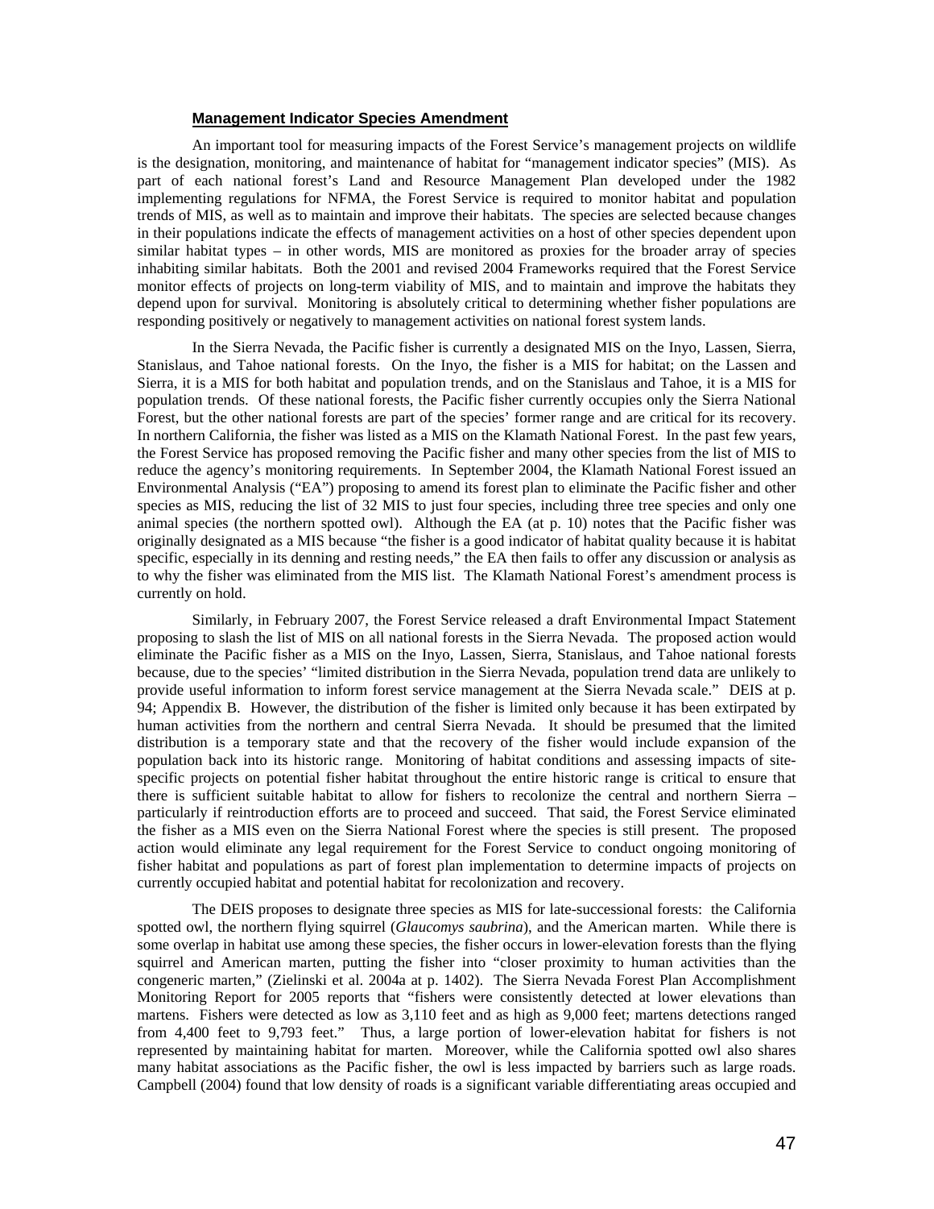**Management Indicator Species Amendment**

An important tool for measuring impacts of the Forest Service's management projects on wildlife is the designation, monitoring, and maintenance of habitat for "management indicator species" (MIS). As part of each national forest's Land and Resource Management Plan developed under the 1982 implementing regulations for NFMA, the Forest Service is required to monitor habitat and population trends of MIS, as well as to maintain and improve their habitats. The species are selected because changes in their populations indicate the effects of management activities on a host of other species dependent upon similar habitat types – in other words, MIS are monitored as proxies for the broader array of species inhabiting similar habitats. Both the 2001 and revised 2004 Frameworks required that the Forest Service monitor effects of projects on long-term viability of MIS, and to maintain and improve the habitats they depend upon for survival. Monitoring is absolutely critical to determining whether fisher populations are responding positively or negatively to management activities on national forest system lands.

In the Sierra Nevada, the Pacific fisher is currently a designated MIS on the Inyo, Lassen, Sierra, Stanislaus, and Tahoe national forests. On the Inyo, the fisher is a MIS for habitat; on the Lassen and Sierra, it is a MIS for both habitat and population trends, and on the Stanislaus and Tahoe, it is a MIS for population trends. Of these national forests, the Pacific fisher currently occupies only the Sierra National Forest, but the other national forests are part of the species' former range and are critical for its recovery. In northern California, the fisher was listed as a MIS on the Klamath National Forest. In the past few years, the Forest Service has proposed removing the Pacific fisher and many other species from the list of MIS to reduce the agency's monitoring requirements. In September 2004, the Klamath National Forest issued an Environmental Analysis ("EA") proposing to amend its forest plan to eliminate the Pacific fisher and other species as MIS, reducing the list of 32 MIS to just four species, including three tree species and only one animal species (the northern spotted owl). Although the EA (at p. 10) notes that the Pacific fisher was originally designated as a MIS because "the fisher is a good indicator of habitat quality because it is habitat specific, especially in its denning and resting needs," the EA then fails to offer any discussion or analysis as to why the fisher was eliminated from the MIS list. The Klamath National Forest's amendment process is currently on hold.

Similarly, in February 2007, the Forest Service released a draft Environmental Impact Statement proposing to slash the list of MIS on all national forests in the Sierra Nevada. The proposed action would eliminate the Pacific fisher as a MIS on the Inyo, Lassen, Sierra, Stanislaus, and Tahoe national forests because, due to the species' "limited distribution in the Sierra Nevada, population trend data are unlikely to provide useful information to inform forest service management at the Sierra Nevada scale." DEIS at p. 94; Appendix B. However, the distribution of the fisher is limited only because it has been extirpated by human activities from the northern and central Sierra Nevada. It should be presumed that the limited distribution is a temporary state and that the recovery of the fisher would include expansion of the population back into its historic range. Monitoring of habitat conditions and assessing impacts of site-specific projects on potential fisher habitat throughout the entire historic range is critical to ensure that there is sufficient suitable habitat to allow for fishers to recolonize the central and northern Sierra – particularly if reintroduction efforts are to proceed and succeed. That said, the Forest Service eliminated the fisher as a MIS even on the Sierra National Forest where the species is still present. The proposed action would eliminate any legal requirement for the Forest Service to conduct ongoing monitoring of fisher habitat and populations as part of forest plan implementation to determine impacts of projects on currently occupied habitat and potential habitat for recolonization and recovery.

The DEIS proposes to designate three species as MIS for late-successional forests: the California spotted owl, the northern flying squirrel (*Glaucomys saubrina*), and the American marten. While there is some overlap in habitat use among these species, the fisher occurs in lower-elevation forests than the flying squirrel and American marten, putting the fisher into "closer proximity to human activities than the congeneric marten," (Zielinski et al. 2004a at p. 1402). The Sierra Nevada Forest Plan Accomplishment Monitoring Report for 2005 reports that "fishers were consistently detected at lower elevations than martens. Fishers were detected as low as 3,110 feet and as high as 9,000 feet; martens detections ranged from 4,400 feet to 9,793 feet." Thus, a large portion of lower-elevation habitat for fishers is not represented by maintaining habitat for marten. Moreover, while the California spotted owl also shares many habitat associations as the Pacific fisher, the owl is less impacted by barriers such as large roads. Campbell (2004) found that low density of roads is a significant variable differentiating areas occupied and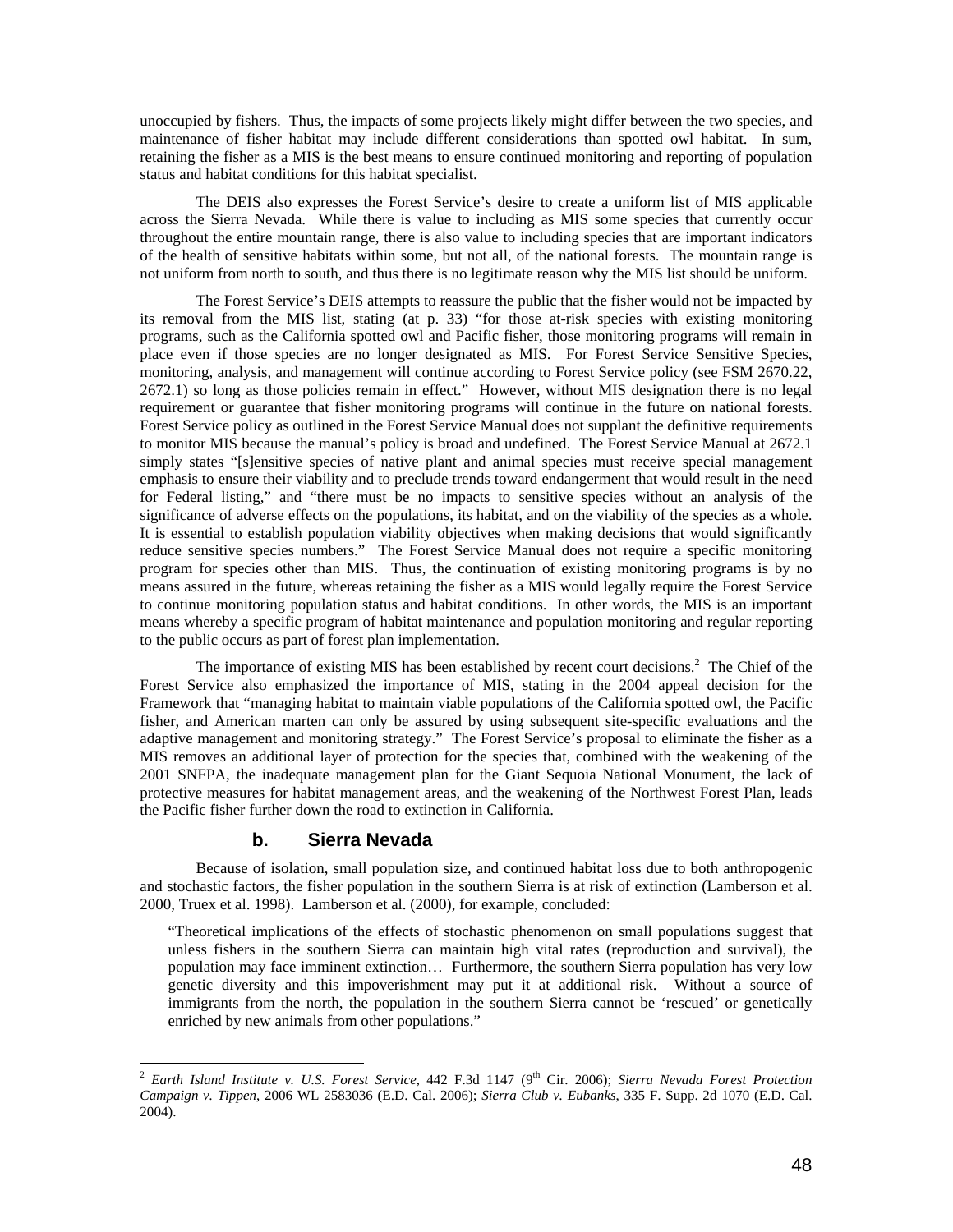unoccupied by fishers. Thus, the impacts of some projects likely might differ between the two species, and maintenance of fisher habitat may include different considerations than spotted owl habitat. In sum, retaining the fisher as a MIS is the best means to ensure continued monitoring and reporting of population status and habitat conditions for this habitat specialist.

The DEIS also expresses the Forest Service's desire to create a uniform list of MIS applicable across the Sierra Nevada. While there is value to including as MIS some species that currently occur throughout the entire mountain range, there is also value to including species that are important indicators of the health of sensitive habitats within some, but not all, of the national forests. The mountain range is not uniform from north to south, and thus there is no legitimate reason why the MIS list should be uniform.

The Forest Service's DEIS attempts to reassure the public that the fisher would not be impacted by its removal from the MIS list, stating (at p. 33) "for those at-risk species with existing monitoring programs, such as the California spotted owl and Pacific fisher, those monitoring programs will remain in place even if those species are no longer designated as MIS. For Forest Service Sensitive Species, monitoring, analysis, and management will continue according to Forest Service policy (see FSM 2670.22, 2672.1) so long as those policies remain in effect." However, without MIS designation there is no legal requirement or guarantee that fisher monitoring programs will continue in the future on national forests. Forest Service policy as outlined in the Forest Service Manual does not supplant the definitive requirements to monitor MIS because the manual's policy is broad and undefined. The Forest Service Manual at 2672.1 simply states "[s]ensitive species of native plant and animal species must receive special management emphasis to ensure their viability and to preclude trends toward endangerment that would result in the need for Federal listing," and "there must be no impacts to sensitive species without an analysis of the significance of adverse effects on the populations, its habitat, and on the viability of the species as a whole. It is essential to establish population viability objectives when making decisions that would significantly reduce sensitive species numbers." The Forest Service Manual does not require a specific monitoring program for species other than MIS. Thus, the continuation of existing monitoring programs is by no means assured in the future, whereas retaining the fisher as a MIS would legally require the Forest Service to continue monitoring population status and habitat conditions. In other words, the MIS is an important means whereby a specific program of habitat maintenance and population monitoring and regular reporting to the public occurs as part of forest plan implementation.

The importance of existing MIS has been established by recent court decisions.[2] The Chief of the Forest Service also emphasized the importance of MIS, stating in the 2004 appeal decision for the Framework that "managing habitat to maintain viable populations of the California spotted owl, the Pacific fisher, and American marten can only be assured by using subsequent site-specific evaluations and the adaptive management and monitoring strategy." The Forest Service's proposal to eliminate the fisher as a MIS removes an additional layer of protection for the species that, combined with the weakening of the 2001 SNFPA, the inadequate management plan for the Giant Sequoia National Monument, the lack of protective measures for habitat management areas, and the weakening of the Northwest Forest Plan, leads the Pacific fisher further down the road to extinction in California.

### b. Sierra Nevada

Because of isolation, small population size, and continued habitat loss due to both anthropogenic and stochastic factors, the fisher population in the southern Sierra is at risk of extinction (Lamberson et al. 2000, Truex et al. 1998). Lamberson et al. (2000), for example, concluded:

> "Theoretical implications of the effects of stochastic phenomenon on small populations suggest that unless fishers in the southern Sierra can maintain high vital rates (reproduction and survival), the population may face imminent extinction… Furthermore, the southern Sierra population has very low genetic diversity and this impoverishment may put it at additional risk. Without a source of immigrants from the north, the population in the southern Sierra cannot be 'rescued' or genetically enriched by new animals from other populations."

---

[2] *Earth Island Institute v. U.S. Forest Service*, 442 F.3d 1147 (9th Cir. 2006); *Sierra Nevada Forest Protection Campaign v. Tippen*, 2006 WL 2583036 (E.D. Cal. 2006); *Sierra Club v. Eubanks*, 335 F. Supp. 2d 1070 (E.D. Cal. 2004).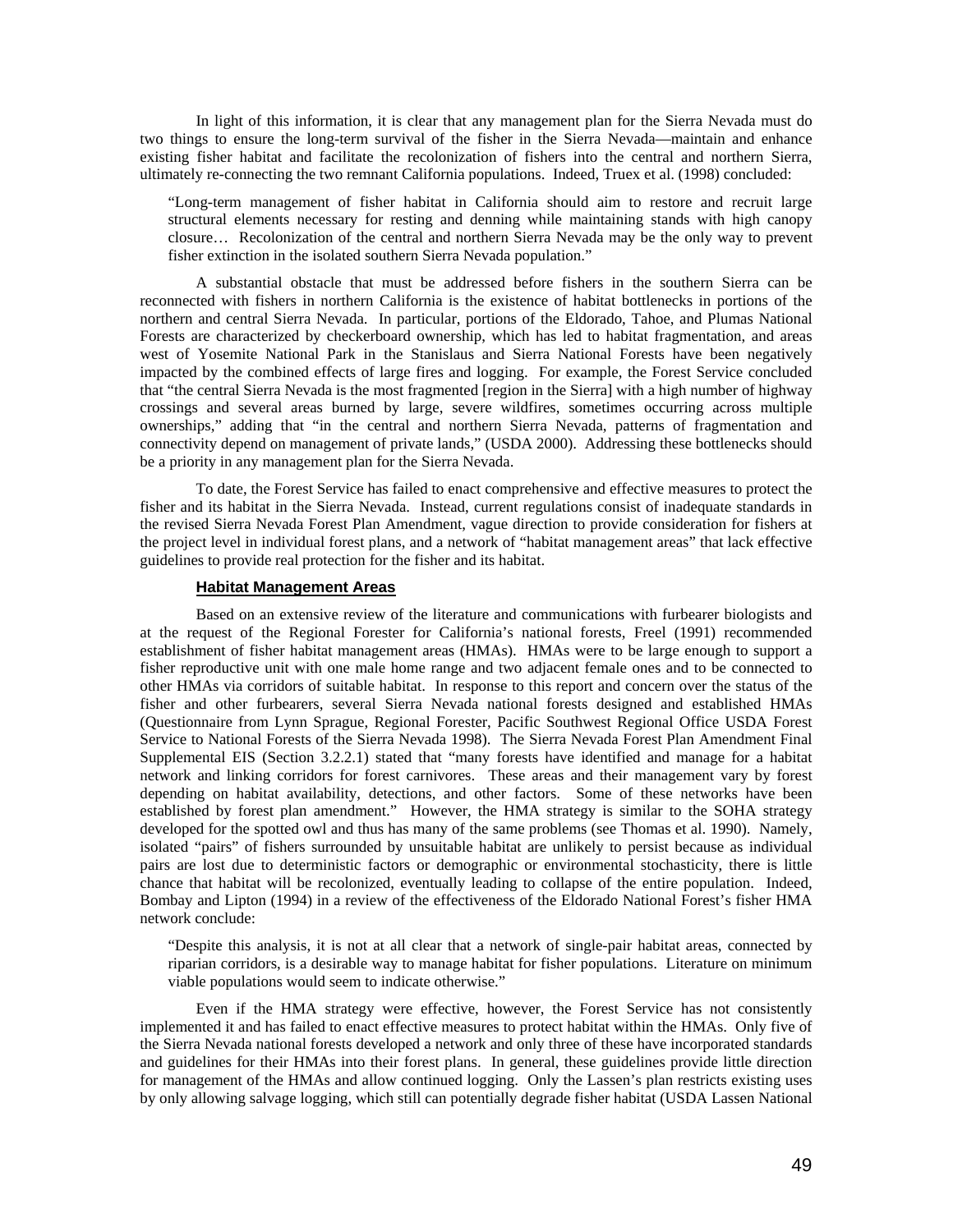In light of this information, it is clear that any management plan for the Sierra Nevada must do two things to ensure the long-term survival of the fisher in the Sierra Nevada—maintain and enhance existing fisher habitat and facilitate the recolonization of fishers into the central and northern Sierra, ultimately re-connecting the two remnant California populations. Indeed, Truex et al. (1998) concluded:

> "Long-term management of fisher habitat in California should aim to restore and recruit large structural elements necessary for resting and denning while maintaining stands with high canopy closure… Recolonization of the central and northern Sierra Nevada may be the only way to prevent fisher extinction in the isolated southern Sierra Nevada population."

A substantial obstacle that must be addressed before fishers in the southern Sierra can be reconnected with fishers in northern California is the existence of habitat bottlenecks in portions of the northern and central Sierra Nevada. In particular, portions of the Eldorado, Tahoe, and Plumas National Forests are characterized by checkerboard ownership, which has led to habitat fragmentation, and areas west of Yosemite National Park in the Stanislaus and Sierra National Forests have been negatively impacted by the combined effects of large fires and logging. For example, the Forest Service concluded that "the central Sierra Nevada is the most fragmented [region in the Sierra] with a high number of highway crossings and several areas burned by large, severe wildfires, sometimes occurring across multiple ownerships," adding that "in the central and northern Sierra Nevada, patterns of fragmentation and connectivity depend on management of private lands," (USDA 2000). Addressing these bottlenecks should be a priority in any management plan for the Sierra Nevada.

To date, the Forest Service has failed to enact comprehensive and effective measures to protect the fisher and its habitat in the Sierra Nevada. Instead, current regulations consist of inadequate standards in the revised Sierra Nevada Forest Plan Amendment, vague direction to provide consideration for fishers at the project level in individual forest plans, and a network of "habitat management areas" that lack effective guidelines to provide real protection for the fisher and its habitat.

### Habitat Management Areas

Based on an extensive review of the literature and communications with furbearer biologists and at the request of the Regional Forester for California's national forests, Freel (1991) recommended establishment of fisher habitat management areas (HMAs). HMAs were to be large enough to support a fisher reproductive unit with one male home range and two adjacent female ones and to be connected to other HMAs via corridors of suitable habitat. In response to this report and concern over the status of the fisher and other furbearers, several Sierra Nevada national forests designed and established HMAs (Questionnaire from Lynn Sprague, Regional Forester, Pacific Southwest Regional Office USDA Forest Service to National Forests of the Sierra Nevada 1998). The Sierra Nevada Forest Plan Amendment Final Supplemental EIS (Section 3.2.2.1) stated that "many forests have identified and manage for a habitat network and linking corridors for forest carnivores. These areas and their management vary by forest depending on habitat availability, detections, and other factors. Some of these networks have been established by forest plan amendment." However, the HMA strategy is similar to the SOHA strategy developed for the spotted owl and thus has many of the same problems (see Thomas et al. 1990). Namely, isolated "pairs" of fishers surrounded by unsuitable habitat are unlikely to persist because as individual pairs are lost due to deterministic factors or demographic or environmental stochasticity, there is little chance that habitat will be recolonized, eventually leading to collapse of the entire population. Indeed, Bombay and Lipton (1994) in a review of the effectiveness of the Eldorado National Forest's fisher HMA network conclude:

> "Despite this analysis, it is not at all clear that a network of single-pair habitat areas, connected by riparian corridors, is a desirable way to manage habitat for fisher populations. Literature on minimum viable populations would seem to indicate otherwise."

Even if the HMA strategy were effective, however, the Forest Service has not consistently implemented it and has failed to enact effective measures to protect habitat within the HMAs. Only five of the Sierra Nevada national forests developed a network and only three of these have incorporated standards and guidelines for their HMAs into their forest plans. In general, these guidelines provide little direction for management of the HMAs and allow continued logging. Only the Lassen's plan restricts existing uses by only allowing salvage logging, which still can potentially degrade fisher habitat (USDA Lassen National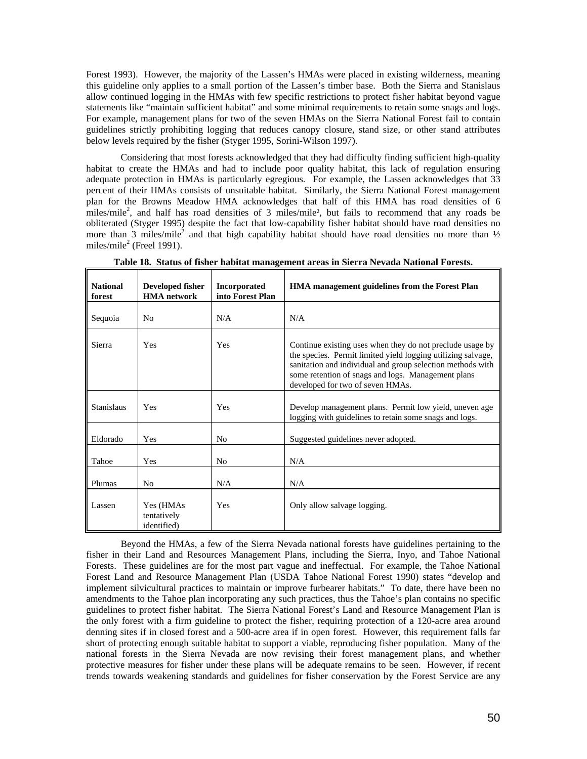Forest 1993). However, the majority of the Lassen's HMAs were placed in existing wilderness, meaning this guideline only applies to a small portion of the Lassen's timber base. Both the Sierra and Stanislaus allow continued logging in the HMAs with few specific restrictions to protect fisher habitat beyond vague statements like "maintain sufficient habitat" and some minimal requirements to retain some snags and logs. For example, management plans for two of the seven HMAs on the Sierra National Forest fail to contain guidelines strictly prohibiting logging that reduces canopy closure, stand size, or other stand attributes below levels required by the fisher (Styger 1995, Sorini-Wilson 1997).

Considering that most forests acknowledged that they had difficulty finding sufficient high-quality habitat to create the HMAs and had to include poor quality habitat, this lack of regulation ensuring adequate protection in HMAs is particularly egregious. For example, the Lassen acknowledges that 33 percent of their HMAs consists of unsuitable habitat. Similarly, the Sierra National Forest management plan for the Browns Meadow HMA acknowledges that half of this HMA has road densities of 6 miles/mile$^2$, and half has road densities of 3 miles/mile$^2$, but fails to recommend that any roads be obliterated (Styger 1995) despite the fact that low-capability fisher habitat should have road densities no more than 3 miles/mile$^2$ and that high capability habitat should have road densities no more than ½ miles/mile$^2$ (Freel 1991).

**Table 18. Status of fisher habitat management areas in Sierra Nevada National Forests.**

| National forest | Developed fisher HMA network | Incorporated into Forest Plan | HMA management guidelines from the Forest Plan |
|---|---|---|---|
| Sequoia | No | N/A | N/A |
| Sierra | Yes | Yes | Continue existing uses when they do not preclude usage by the species. Permit limited yield logging utilizing salvage, sanitation and individual and group selection methods with some retention of snags and logs. Management plans developed for two of seven HMAs. |
| Stanislaus | Yes | Yes | Develop management plans. Permit low yield, uneven age logging with guidelines to retain some snags and logs. |
| Eldorado | Yes | No | Suggested guidelines never adopted. |
| Tahoe | Yes | No | N/A |
| Plumas | No | N/A | N/A |
| Lassen | Yes (HMAs tentatively identified) | Yes | Only allow salvage logging. |

Beyond the HMAs, a few of the Sierra Nevada national forests have guidelines pertaining to the fisher in their Land and Resources Management Plans, including the Sierra, Inyo, and Tahoe National Forests. These guidelines are for the most part vague and ineffectual. For example, the Tahoe National Forest Land and Resource Management Plan (USDA Tahoe National Forest 1990) states "develop and implement silvicultural practices to maintain or improve furbearer habitats." To date, there have been no amendments to the Tahoe plan incorporating any such practices, thus the Tahoe's plan contains no specific guidelines to protect fisher habitat. The Sierra National Forest's Land and Resource Management Plan is the only forest with a firm guideline to protect the fisher, requiring protection of a 120-acre area around denning sites if in closed forest and a 500-acre area if in open forest. However, this requirement falls far short of protecting enough suitable habitat to support a viable, reproducing fisher population. Many of the national forests in the Sierra Nevada are now revising their forest management plans, and whether protective measures for fisher under these plans will be adequate remains to be seen. However, if recent trends towards weakening standards and guidelines for fisher conservation by the Forest Service are any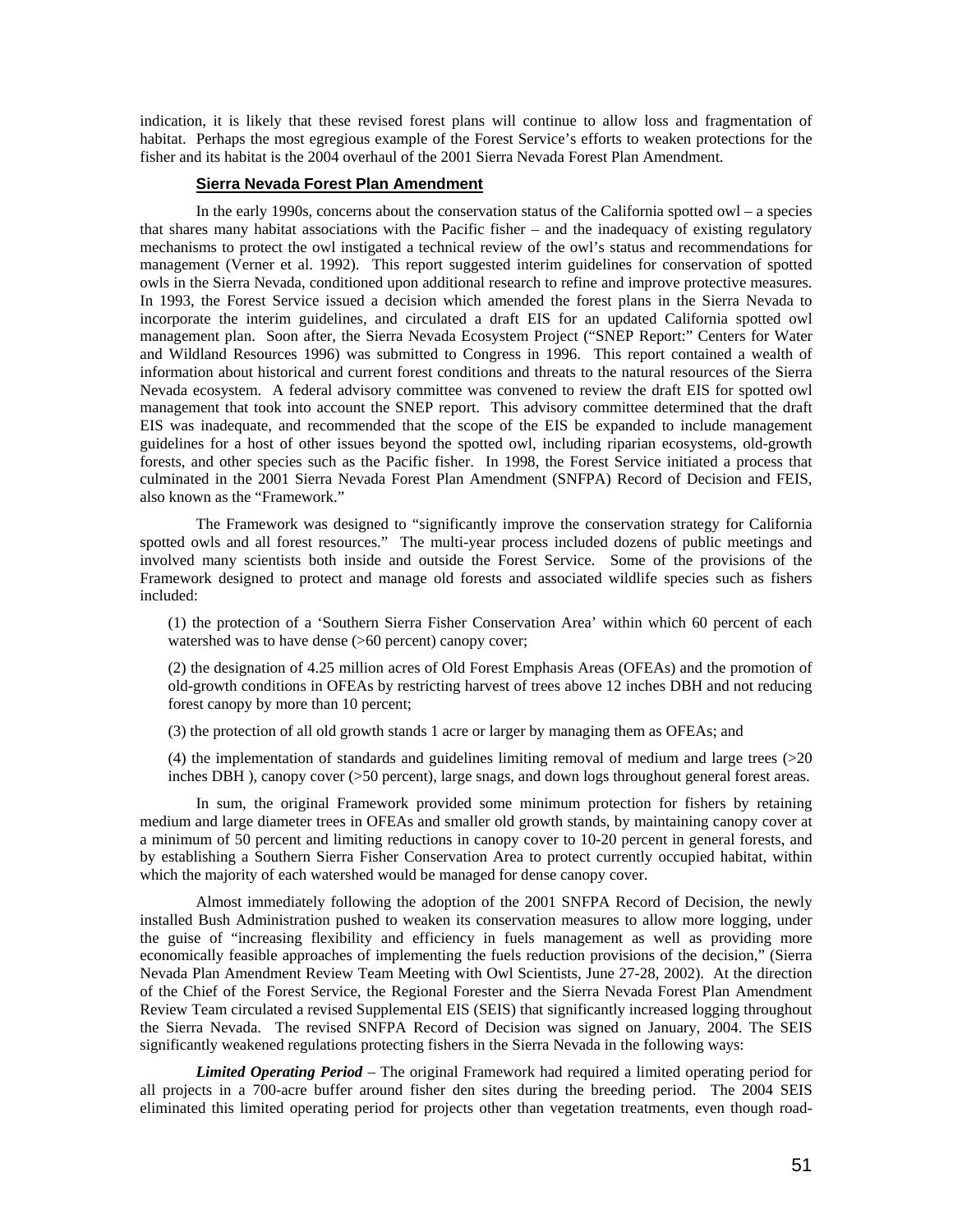indication, it is likely that these revised forest plans will continue to allow loss and fragmentation of habitat. Perhaps the most egregious example of the Forest Service's efforts to weaken protections for the fisher and its habitat is the 2004 overhaul of the 2001 Sierra Nevada Forest Plan Amendment.

### Sierra Nevada Forest Plan Amendment

In the early 1990s, concerns about the conservation status of the California spotted owl – a species that shares many habitat associations with the Pacific fisher – and the inadequacy of existing regulatory mechanisms to protect the owl instigated a technical review of the owl's status and recommendations for management (Verner et al. 1992). This report suggested interim guidelines for conservation of spotted owls in the Sierra Nevada, conditioned upon additional research to refine and improve protective measures. In 1993, the Forest Service issued a decision which amended the forest plans in the Sierra Nevada to incorporate the interim guidelines, and circulated a draft EIS for an updated California spotted owl management plan. Soon after, the Sierra Nevada Ecosystem Project ("SNEP Report:" Centers for Water and Wildland Resources 1996) was submitted to Congress in 1996. This report contained a wealth of information about historical and current forest conditions and threats to the natural resources of the Sierra Nevada ecosystem. A federal advisory committee was convened to review the draft EIS for spotted owl management that took into account the SNEP report. This advisory committee determined that the draft EIS was inadequate, and recommended that the scope of the EIS be expanded to include management guidelines for a host of other issues beyond the spotted owl, including riparian ecosystems, old-growth forests, and other species such as the Pacific fisher. In 1998, the Forest Service initiated a process that culminated in the 2001 Sierra Nevada Forest Plan Amendment (SNFPA) Record of Decision and FEIS, also known as the "Framework."

The Framework was designed to "significantly improve the conservation strategy for California spotted owls and all forest resources." The multi-year process included dozens of public meetings and involved many scientists both inside and outside the Forest Service. Some of the provisions of the Framework designed to protect and manage old forests and associated wildlife species such as fishers included:

(1) the protection of a 'Southern Sierra Fisher Conservation Area' within which 60 percent of each watershed was to have dense (>60 percent) canopy cover;

(2) the designation of 4.25 million acres of Old Forest Emphasis Areas (OFEAs) and the promotion of old-growth conditions in OFEAs by restricting harvest of trees above 12 inches DBH and not reducing forest canopy by more than 10 percent;

(3) the protection of all old growth stands 1 acre or larger by managing them as OFEAs; and

(4) the implementation of standards and guidelines limiting removal of medium and large trees (>20 inches DBH ), canopy cover (>50 percent), large snags, and down logs throughout general forest areas.

In sum, the original Framework provided some minimum protection for fishers by retaining medium and large diameter trees in OFEAs and smaller old growth stands, by maintaining canopy cover at a minimum of 50 percent and limiting reductions in canopy cover to 10-20 percent in general forests, and by establishing a Southern Sierra Fisher Conservation Area to protect currently occupied habitat, within which the majority of each watershed would be managed for dense canopy cover.

Almost immediately following the adoption of the 2001 SNFPA Record of Decision, the newly installed Bush Administration pushed to weaken its conservation measures to allow more logging, under the guise of "increasing flexibility and efficiency in fuels management as well as providing more economically feasible approaches of implementing the fuels reduction provisions of the decision," (Sierra Nevada Plan Amendment Review Team Meeting with Owl Scientists, June 27-28, 2002). At the direction of the Chief of the Forest Service, the Regional Forester and the Sierra Nevada Forest Plan Amendment Review Team circulated a revised Supplemental EIS (SEIS) that significantly increased logging throughout the Sierra Nevada. The revised SNFPA Record of Decision was signed on January, 2004. The SEIS significantly weakened regulations protecting fishers in the Sierra Nevada in the following ways:

***Limited Operating Period*** – The original Framework had required a limited operating period for all projects in a 700-acre buffer around fisher den sites during the breeding period. The 2004 SEIS eliminated this limited operating period for projects other than vegetation treatments, even though road-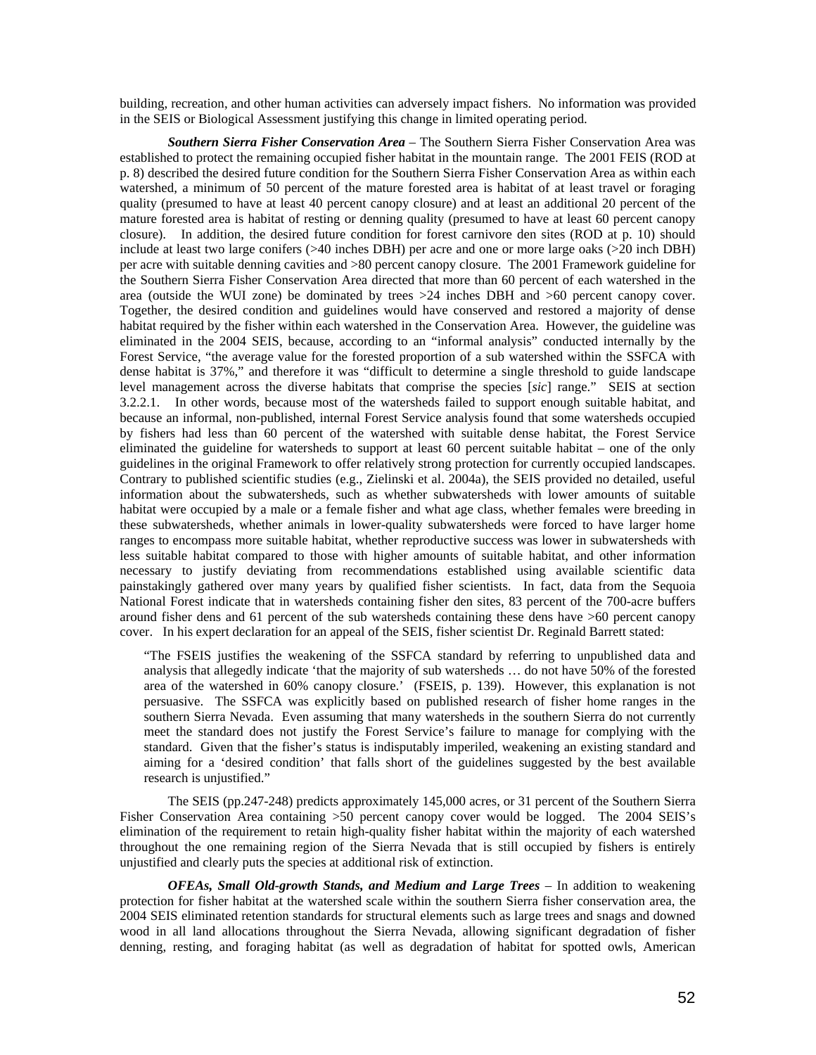building, recreation, and other human activities can adversely impact fishers. No information was provided in the SEIS or Biological Assessment justifying this change in limited operating period.

***Southern Sierra Fisher Conservation Area*** – The Southern Sierra Fisher Conservation Area was established to protect the remaining occupied fisher habitat in the mountain range. The 2001 FEIS (ROD at p. 8) described the desired future condition for the Southern Sierra Fisher Conservation Area as within each watershed, a minimum of 50 percent of the mature forested area is habitat of at least travel or foraging quality (presumed to have at least 40 percent canopy closure) and at least an additional 20 percent of the mature forested area is habitat of resting or denning quality (presumed to have at least 60 percent canopy closure). In addition, the desired future condition for forest carnivore den sites (ROD at p. 10) should include at least two large conifers (>40 inches DBH) per acre and one or more large oaks (>20 inch DBH) per acre with suitable denning cavities and >80 percent canopy closure. The 2001 Framework guideline for the Southern Sierra Fisher Conservation Area directed that more than 60 percent of each watershed in the area (outside the WUI zone) be dominated by trees >24 inches DBH and >60 percent canopy cover. Together, the desired condition and guidelines would have conserved and restored a majority of dense habitat required by the fisher within each watershed in the Conservation Area. However, the guideline was eliminated in the 2004 SEIS, because, according to an "informal analysis" conducted internally by the Forest Service, "the average value for the forested proportion of a sub watershed within the SSFCA with dense habitat is 37%," and therefore it was "difficult to determine a single threshold to guide landscape level management across the diverse habitats that comprise the species [*sic*] range." SEIS at section 3.2.2.1. In other words, because most of the watersheds failed to support enough suitable habitat, and because an informal, non-published, internal Forest Service analysis found that some watersheds occupied by fishers had less than 60 percent of the watershed with suitable dense habitat, the Forest Service eliminated the guideline for watersheds to support at least 60 percent suitable habitat – one of the only guidelines in the original Framework to offer relatively strong protection for currently occupied landscapes. Contrary to published scientific studies (e.g., Zielinski et al. 2004a), the SEIS provided no detailed, useful information about the subwatersheds, such as whether subwatersheds with lower amounts of suitable habitat were occupied by a male or a female fisher and what age class, whether females were breeding in these subwatersheds, whether animals in lower-quality subwatersheds were forced to have larger home ranges to encompass more suitable habitat, whether reproductive success was lower in subwatersheds with less suitable habitat compared to those with higher amounts of suitable habitat, and other information necessary to justify deviating from recommendations established using available scientific data painstakingly gathered over many years by qualified fisher scientists. In fact, data from the Sequoia National Forest indicate that in watersheds containing fisher den sites, 83 percent of the 700-acre buffers around fisher dens and 61 percent of the sub watersheds containing these dens have >60 percent canopy cover. In his expert declaration for an appeal of the SEIS, fisher scientist Dr. Reginald Barrett stated:

> "The FSEIS justifies the weakening of the SSFCA standard by referring to unpublished data and analysis that allegedly indicate 'that the majority of sub watersheds … do not have 50% of the forested area of the watershed in 60% canopy closure.' (FSEIS, p. 139). However, this explanation is not persuasive. The SSFCA was explicitly based on published research of fisher home ranges in the southern Sierra Nevada. Even assuming that many watersheds in the southern Sierra do not currently meet the standard does not justify the Forest Service's failure to manage for complying with the standard. Given that the fisher's status is indisputably imperiled, weakening an existing standard and aiming for a 'desired condition' that falls short of the guidelines suggested by the best available research is unjustified."

The SEIS (pp.247-248) predicts approximately 145,000 acres, or 31 percent of the Southern Sierra Fisher Conservation Area containing >50 percent canopy cover would be logged. The 2004 SEIS's elimination of the requirement to retain high-quality fisher habitat within the majority of each watershed throughout the one remaining region of the Sierra Nevada that is still occupied by fishers is entirely unjustified and clearly puts the species at additional risk of extinction.

***OFEAs, Small Old-growth Stands, and Medium and Large Trees*** – In addition to weakening protection for fisher habitat at the watershed scale within the southern Sierra fisher conservation area, the 2004 SEIS eliminated retention standards for structural elements such as large trees and snags and downed wood in all land allocations throughout the Sierra Nevada, allowing significant degradation of fisher denning, resting, and foraging habitat (as well as degradation of habitat for spotted owls, American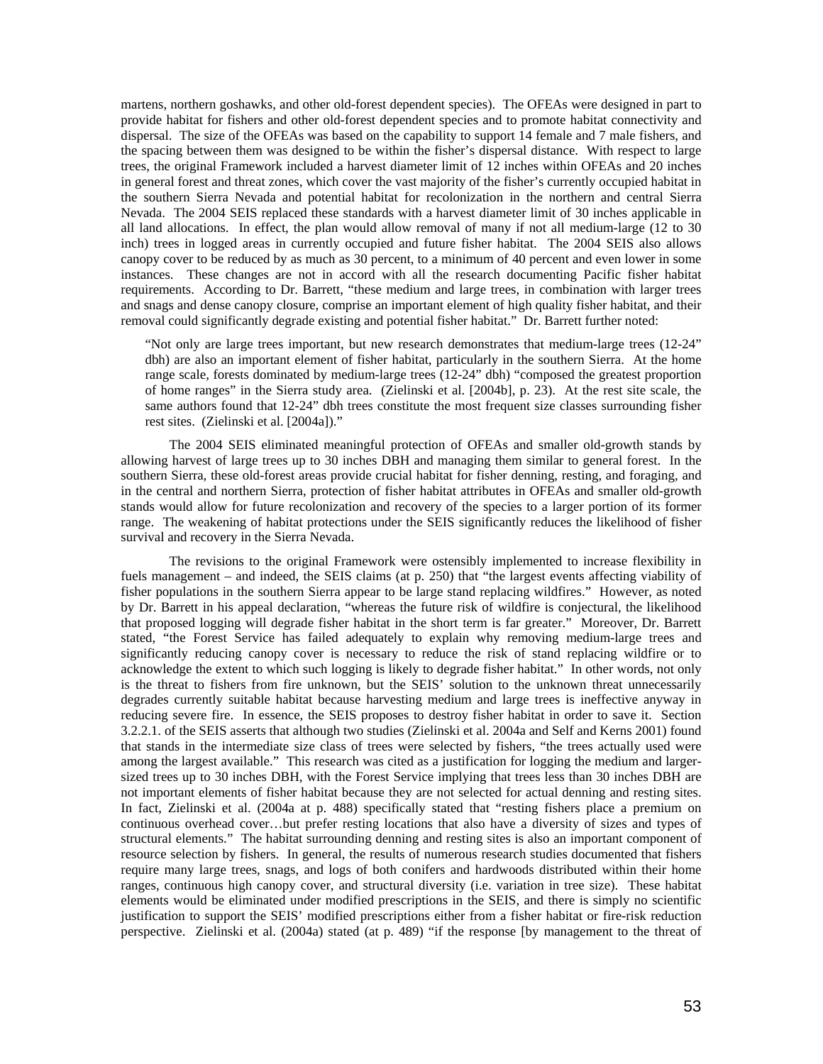martens, northern goshawks, and other old-forest dependent species). The OFEAs were designed in part to provide habitat for fishers and other old-forest dependent species and to promote habitat connectivity and dispersal. The size of the OFEAs was based on the capability to support 14 female and 7 male fishers, and the spacing between them was designed to be within the fisher's dispersal distance. With respect to large trees, the original Framework included a harvest diameter limit of 12 inches within OFEAs and 20 inches in general forest and threat zones, which cover the vast majority of the fisher's currently occupied habitat in the southern Sierra Nevada and potential habitat for recolonization in the northern and central Sierra Nevada. The 2004 SEIS replaced these standards with a harvest diameter limit of 30 inches applicable in all land allocations. In effect, the plan would allow removal of many if not all medium-large (12 to 30 inch) trees in logged areas in currently occupied and future fisher habitat. The 2004 SEIS also allows canopy cover to be reduced by as much as 30 percent, to a minimum of 40 percent and even lower in some instances. These changes are not in accord with all the research documenting Pacific fisher habitat requirements. According to Dr. Barrett, "these medium and large trees, in combination with larger trees and snags and dense canopy closure, comprise an important element of high quality fisher habitat, and their removal could significantly degrade existing and potential fisher habitat." Dr. Barrett further noted:

> "Not only are large trees important, but new research demonstrates that medium-large trees (12-24" dbh) are also an important element of fisher habitat, particularly in the southern Sierra. At the home range scale, forests dominated by medium-large trees (12-24" dbh) "composed the greatest proportion of home ranges" in the Sierra study area. (Zielinski et al. [2004b], p. 23). At the rest site scale, the same authors found that 12-24" dbh trees constitute the most frequent size classes surrounding fisher rest sites. (Zielinski et al. [2004a])."

The 2004 SEIS eliminated meaningful protection of OFEAs and smaller old-growth stands by allowing harvest of large trees up to 30 inches DBH and managing them similar to general forest. In the southern Sierra, these old-forest areas provide crucial habitat for fisher denning, resting, and foraging, and in the central and northern Sierra, protection of fisher habitat attributes in OFEAs and smaller old-growth stands would allow for future recolonization and recovery of the species to a larger portion of its former range. The weakening of habitat protections under the SEIS significantly reduces the likelihood of fisher survival and recovery in the Sierra Nevada.

The revisions to the original Framework were ostensibly implemented to increase flexibility in fuels management – and indeed, the SEIS claims (at p. 250) that "the largest events affecting viability of fisher populations in the southern Sierra appear to be large stand replacing wildfires." However, as noted by Dr. Barrett in his appeal declaration, "whereas the future risk of wildfire is conjectural, the likelihood that proposed logging will degrade fisher habitat in the short term is far greater." Moreover, Dr. Barrett stated, "the Forest Service has failed adequately to explain why removing medium-large trees and significantly reducing canopy cover is necessary to reduce the risk of stand replacing wildfire or to acknowledge the extent to which such logging is likely to degrade fisher habitat." In other words, not only is the threat to fishers from fire unknown, but the SEIS' solution to the unknown threat unnecessarily degrades currently suitable habitat because harvesting medium and large trees is ineffective anyway in reducing severe fire. In essence, the SEIS proposes to destroy fisher habitat in order to save it. Section 3.2.2.1. of the SEIS asserts that although two studies (Zielinski et al. 2004a and Self and Kerns 2001) found that stands in the intermediate size class of trees were selected by fishers, "the trees actually used were among the largest available." This research was cited as a justification for logging the medium and larger-sized trees up to 30 inches DBH, with the Forest Service implying that trees less than 30 inches DBH are not important elements of fisher habitat because they are not selected for actual denning and resting sites. In fact, Zielinski et al. (2004a at p. 488) specifically stated that "resting fishers place a premium on continuous overhead cover…but prefer resting locations that also have a diversity of sizes and types of structural elements." The habitat surrounding denning and resting sites is also an important component of resource selection by fishers. In general, the results of numerous research studies documented that fishers require many large trees, snags, and logs of both conifers and hardwoods distributed within their home ranges, continuous high canopy cover, and structural diversity (i.e. variation in tree size). These habitat elements would be eliminated under modified prescriptions in the SEIS, and there is simply no scientific justification to support the SEIS' modified prescriptions either from a fisher habitat or fire-risk reduction perspective. Zielinski et al. (2004a) stated (at p. 489) "if the response [by management to the threat of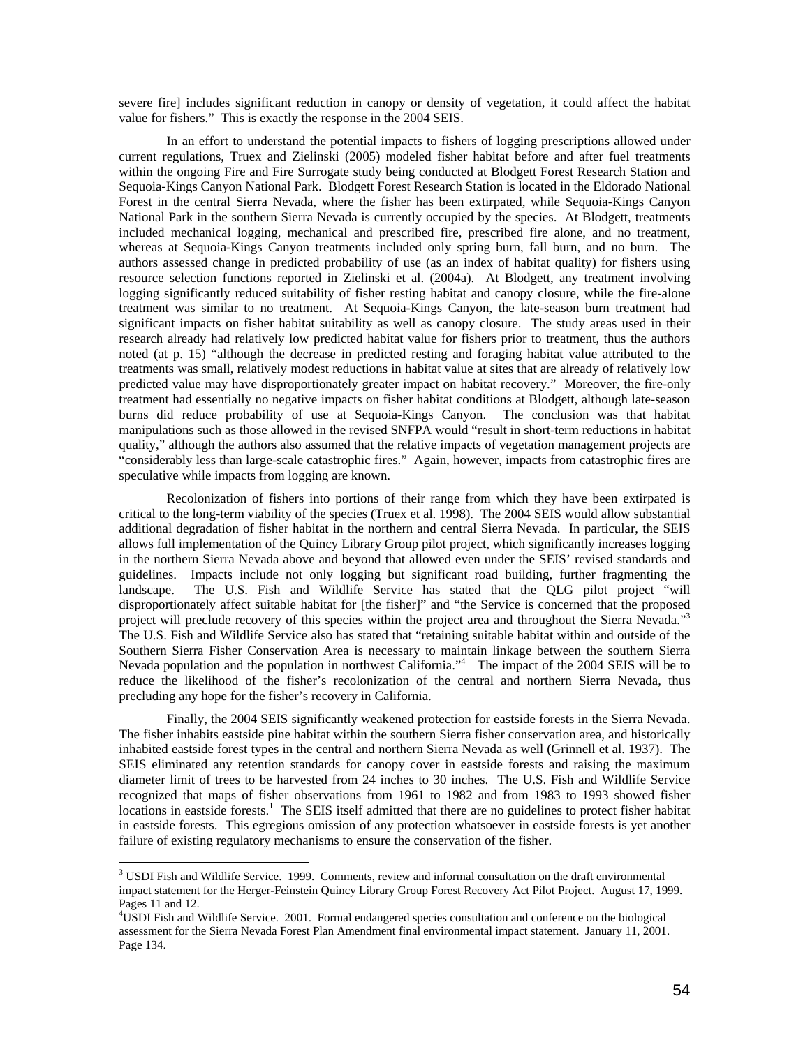severe fire] includes significant reduction in canopy or density of vegetation, it could affect the habitat value for fishers." This is exactly the response in the 2004 SEIS.

In an effort to understand the potential impacts to fishers of logging prescriptions allowed under current regulations, Truex and Zielinski (2005) modeled fisher habitat before and after fuel treatments within the ongoing Fire and Fire Surrogate study being conducted at Blodgett Forest Research Station and Sequoia-Kings Canyon National Park. Blodgett Forest Research Station is located in the Eldorado National Forest in the central Sierra Nevada, where the fisher has been extirpated, while Sequoia-Kings Canyon National Park in the southern Sierra Nevada is currently occupied by the species. At Blodgett, treatments included mechanical logging, mechanical and prescribed fire, prescribed fire alone, and no treatment, whereas at Sequoia-Kings Canyon treatments included only spring burn, fall burn, and no burn. The authors assessed change in predicted probability of use (as an index of habitat quality) for fishers using resource selection functions reported in Zielinski et al. (2004a). At Blodgett, any treatment involving logging significantly reduced suitability of fisher resting habitat and canopy closure, while the fire-alone treatment was similar to no treatment. At Sequoia-Kings Canyon, the late-season burn treatment had significant impacts on fisher habitat suitability as well as canopy closure. The study areas used in their research already had relatively low predicted habitat value for fishers prior to treatment, thus the authors noted (at p. 15) "although the decrease in predicted resting and foraging habitat value attributed to the treatments was small, relatively modest reductions in habitat value at sites that are already of relatively low predicted value may have disproportionately greater impact on habitat recovery." Moreover, the fire-only treatment had essentially no negative impacts on fisher habitat conditions at Blodgett, although late-season burns did reduce probability of use at Sequoia-Kings Canyon. The conclusion was that habitat manipulations such as those allowed in the revised SNFPA would "result in short-term reductions in habitat quality," although the authors also assumed that the relative impacts of vegetation management projects are "considerably less than large-scale catastrophic fires." Again, however, impacts from catastrophic fires are speculative while impacts from logging are known.

Recolonization of fishers into portions of their range from which they have been extirpated is critical to the long-term viability of the species (Truex et al. 1998). The 2004 SEIS would allow substantial additional degradation of fisher habitat in the northern and central Sierra Nevada. In particular, the SEIS allows full implementation of the Quincy Library Group pilot project, which significantly increases logging in the northern Sierra Nevada above and beyond that allowed even under the SEIS' revised standards and guidelines. Impacts include not only logging but significant road building, further fragmenting the landscape. The U.S. Fish and Wildlife Service has stated that the QLG pilot project "will disproportionately affect suitable habitat for [the fisher]" and "the Service is concerned that the proposed project will preclude recovery of this species within the project area and throughout the Sierra Nevada."[3] The U.S. Fish and Wildlife Service also has stated that "retaining suitable habitat within and outside of the Southern Sierra Fisher Conservation Area is necessary to maintain linkage between the southern Sierra Nevada population and the population in northwest California."[4] The impact of the 2004 SEIS will be to reduce the likelihood of the fisher's recolonization of the central and northern Sierra Nevada, thus precluding any hope for the fisher's recovery in California.

Finally, the 2004 SEIS significantly weakened protection for eastside forests in the Sierra Nevada. The fisher inhabits eastside pine habitat within the southern Sierra fisher conservation area, and historically inhabited eastside forest types in the central and northern Sierra Nevada as well (Grinnell et al. 1937). The SEIS eliminated any retention standards for canopy cover in eastside forests and raising the maximum diameter limit of trees to be harvested from 24 inches to 30 inches. The U.S. Fish and Wildlife Service recognized that maps of fisher observations from 1961 to 1982 and from 1983 to 1993 showed fisher locations in eastside forests.[1] The SEIS itself admitted that there are no guidelines to protect fisher habitat in eastside forests. This egregious omission of any protection whatsoever in eastside forests is yet another failure of existing regulatory mechanisms to ensure the conservation of the fisher.

[3] USDI Fish and Wildlife Service. 1999. Comments, review and informal consultation on the draft environmental impact statement for the Herger-Feinstein Quincy Library Group Forest Recovery Act Pilot Project. August 17, 1999. Pages 11 and 12.

[4] USDI Fish and Wildlife Service. 2001. Formal endangered species consultation and conference on the biological assessment for the Sierra Nevada Forest Plan Amendment final environmental impact statement. January 11, 2001. Page 134.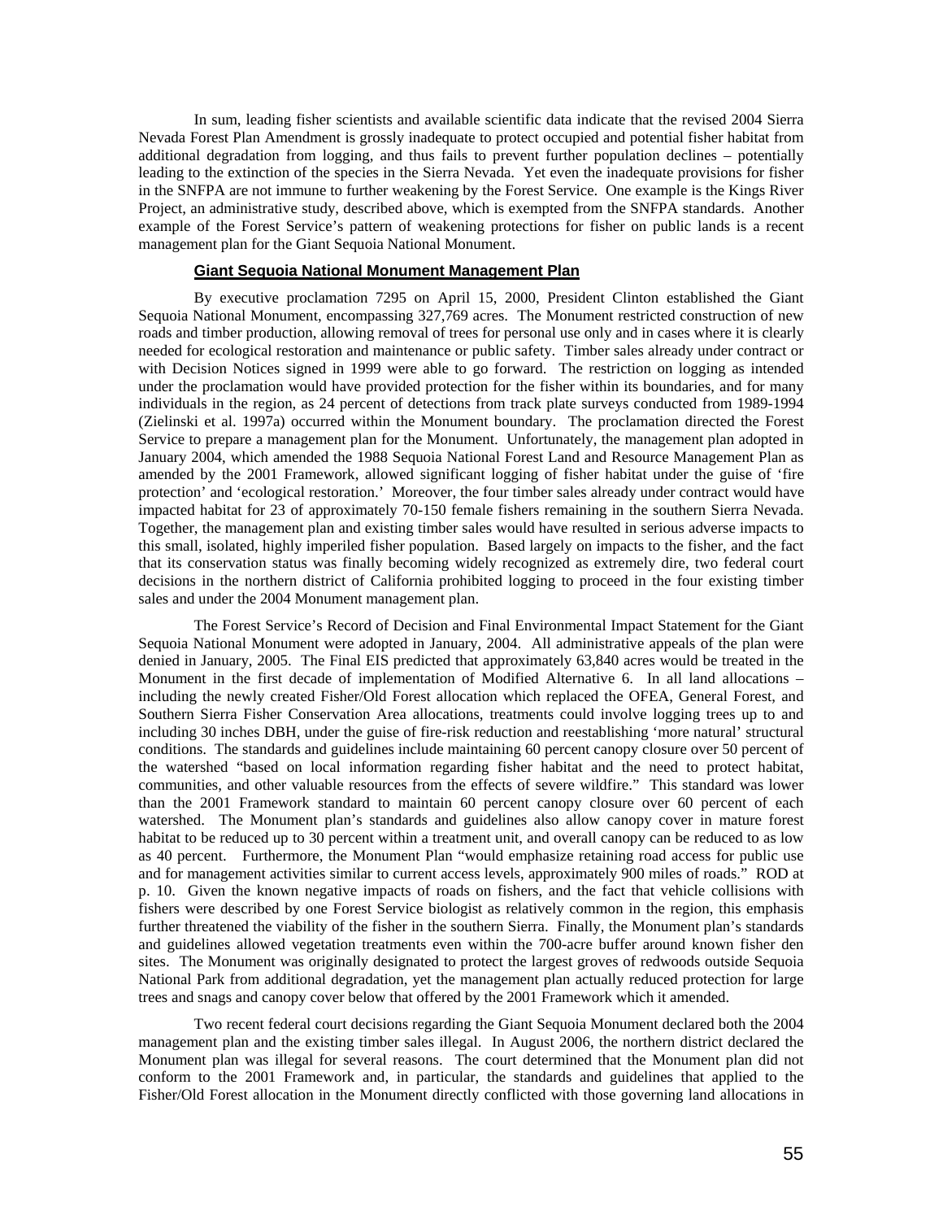In sum, leading fisher scientists and available scientific data indicate that the revised 2004 Sierra Nevada Forest Plan Amendment is grossly inadequate to protect occupied and potential fisher habitat from additional degradation from logging, and thus fails to prevent further population declines – potentially leading to the extinction of the species in the Sierra Nevada. Yet even the inadequate provisions for fisher in the SNFPA are not immune to further weakening by the Forest Service. One example is the Kings River Project, an administrative study, described above, which is exempted from the SNFPA standards. Another example of the Forest Service's pattern of weakening protections for fisher on public lands is a recent management plan for the Giant Sequoia National Monument.

### Giant Sequoia National Monument Management Plan

By executive proclamation 7295 on April 15, 2000, President Clinton established the Giant Sequoia National Monument, encompassing 327,769 acres. The Monument restricted construction of new roads and timber production, allowing removal of trees for personal use only and in cases where it is clearly needed for ecological restoration and maintenance or public safety. Timber sales already under contract or with Decision Notices signed in 1999 were able to go forward. The restriction on logging as intended under the proclamation would have provided protection for the fisher within its boundaries, and for many individuals in the region, as 24 percent of detections from track plate surveys conducted from 1989-1994 (Zielinski et al. 1997a) occurred within the Monument boundary. The proclamation directed the Forest Service to prepare a management plan for the Monument. Unfortunately, the management plan adopted in January 2004, which amended the 1988 Sequoia National Forest Land and Resource Management Plan as amended by the 2001 Framework, allowed significant logging of fisher habitat under the guise of 'fire protection' and 'ecological restoration.' Moreover, the four timber sales already under contract would have impacted habitat for 23 of approximately 70-150 female fishers remaining in the southern Sierra Nevada. Together, the management plan and existing timber sales would have resulted in serious adverse impacts to this small, isolated, highly imperiled fisher population. Based largely on impacts to the fisher, and the fact that its conservation status was finally becoming widely recognized as extremely dire, two federal court decisions in the northern district of California prohibited logging to proceed in the four existing timber sales and under the 2004 Monument management plan.

The Forest Service's Record of Decision and Final Environmental Impact Statement for the Giant Sequoia National Monument were adopted in January, 2004. All administrative appeals of the plan were denied in January, 2005. The Final EIS predicted that approximately 63,840 acres would be treated in the Monument in the first decade of implementation of Modified Alternative 6. In all land allocations – including the newly created Fisher/Old Forest allocation which replaced the OFEA, General Forest, and Southern Sierra Fisher Conservation Area allocations, treatments could involve logging trees up to and including 30 inches DBH, under the guise of fire-risk reduction and reestablishing 'more natural' structural conditions. The standards and guidelines include maintaining 60 percent canopy closure over 50 percent of the watershed "based on local information regarding fisher habitat and the need to protect habitat, communities, and other valuable resources from the effects of severe wildfire." This standard was lower than the 2001 Framework standard to maintain 60 percent canopy closure over 60 percent of each watershed. The Monument plan's standards and guidelines also allow canopy cover in mature forest habitat to be reduced up to 30 percent within a treatment unit, and overall canopy can be reduced to as low as 40 percent. Furthermore, the Monument Plan "would emphasize retaining road access for public use and for management activities similar to current access levels, approximately 900 miles of roads." ROD at p. 10. Given the known negative impacts of roads on fishers, and the fact that vehicle collisions with fishers were described by one Forest Service biologist as relatively common in the region, this emphasis further threatened the viability of the fisher in the southern Sierra. Finally, the Monument plan's standards and guidelines allowed vegetation treatments even within the 700-acre buffer around known fisher den sites. The Monument was originally designated to protect the largest groves of redwoods outside Sequoia National Park from additional degradation, yet the management plan actually reduced protection for large trees and snags and canopy cover below that offered by the 2001 Framework which it amended.

Two recent federal court decisions regarding the Giant Sequoia Monument declared both the 2004 management plan and the existing timber sales illegal. In August 2006, the northern district declared the Monument plan was illegal for several reasons. The court determined that the Monument plan did not conform to the 2001 Framework and, in particular, the standards and guidelines that applied to the Fisher/Old Forest allocation in the Monument directly conflicted with those governing land allocations in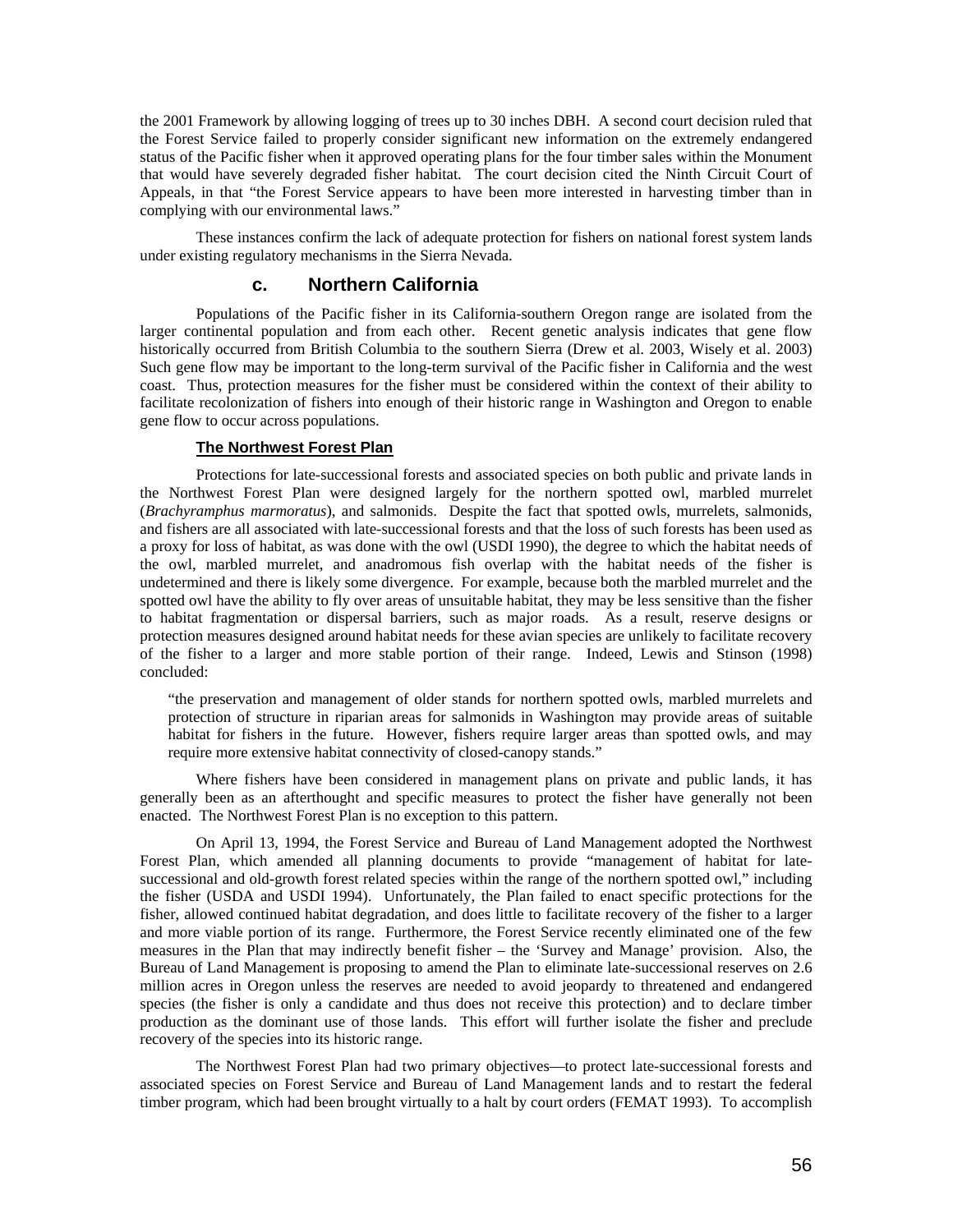the 2001 Framework by allowing logging of trees up to 30 inches DBH. A second court decision ruled that the Forest Service failed to properly consider significant new information on the extremely endangered status of the Pacific fisher when it approved operating plans for the four timber sales within the Monument that would have severely degraded fisher habitat. The court decision cited the Ninth Circuit Court of Appeals, in that "the Forest Service appears to have been more interested in harvesting timber than in complying with our environmental laws."

These instances confirm the lack of adequate protection for fishers on national forest system lands under existing regulatory mechanisms in the Sierra Nevada.

### c. Northern California

Populations of the Pacific fisher in its California-southern Oregon range are isolated from the larger continental population and from each other. Recent genetic analysis indicates that gene flow historically occurred from British Columbia to the southern Sierra (Drew et al. 2003, Wisely et al. 2003) Such gene flow may be important to the long-term survival of the Pacific fisher in California and the west coast. Thus, protection measures for the fisher must be considered within the context of their ability to facilitate recolonization of fishers into enough of their historic range in Washington and Oregon to enable gene flow to occur across populations.

**The Northwest Forest Plan**

Protections for late-successional forests and associated species on both public and private lands in the Northwest Forest Plan were designed largely for the northern spotted owl, marbled murrelet (*Brachyramphus marmoratus*), and salmonids. Despite the fact that spotted owls, murrelets, salmonids, and fishers are all associated with late-successional forests and that the loss of such forests has been used as a proxy for loss of habitat, as was done with the owl (USDI 1990), the degree to which the habitat needs of the owl, marbled murrelet, and anadromous fish overlap with the habitat needs of the fisher is undetermined and there is likely some divergence. For example, because both the marbled murrelet and the spotted owl have the ability to fly over areas of unsuitable habitat, they may be less sensitive than the fisher to habitat fragmentation or dispersal barriers, such as major roads. As a result, reserve designs or protection measures designed around habitat needs for these avian species are unlikely to facilitate recovery of the fisher to a larger and more stable portion of their range. Indeed, Lewis and Stinson (1998) concluded:

> "the preservation and management of older stands for northern spotted owls, marbled murrelets and protection of structure in riparian areas for salmonids in Washington may provide areas of suitable habitat for fishers in the future. However, fishers require larger areas than spotted owls, and may require more extensive habitat connectivity of closed-canopy stands."

Where fishers have been considered in management plans on private and public lands, it has generally been as an afterthought and specific measures to protect the fisher have generally not been enacted. The Northwest Forest Plan is no exception to this pattern.

On April 13, 1994, the Forest Service and Bureau of Land Management adopted the Northwest Forest Plan, which amended all planning documents to provide "management of habitat for late-successional and old-growth forest related species within the range of the northern spotted owl," including the fisher (USDA and USDI 1994). Unfortunately, the Plan failed to enact specific protections for the fisher, allowed continued habitat degradation, and does little to facilitate recovery of the fisher to a larger and more viable portion of its range. Furthermore, the Forest Service recently eliminated one of the few measures in the Plan that may indirectly benefit fisher – the 'Survey and Manage' provision. Also, the Bureau of Land Management is proposing to amend the Plan to eliminate late-successional reserves on 2.6 million acres in Oregon unless the reserves are needed to avoid jeopardy to threatened and endangered species (the fisher is only a candidate and thus does not receive this protection) and to declare timber production as the dominant use of those lands. This effort will further isolate the fisher and preclude recovery of the species into its historic range.

The Northwest Forest Plan had two primary objectives—to protect late-successional forests and associated species on Forest Service and Bureau of Land Management lands and to restart the federal timber program, which had been brought virtually to a halt by court orders (FEMAT 1993). To accomplish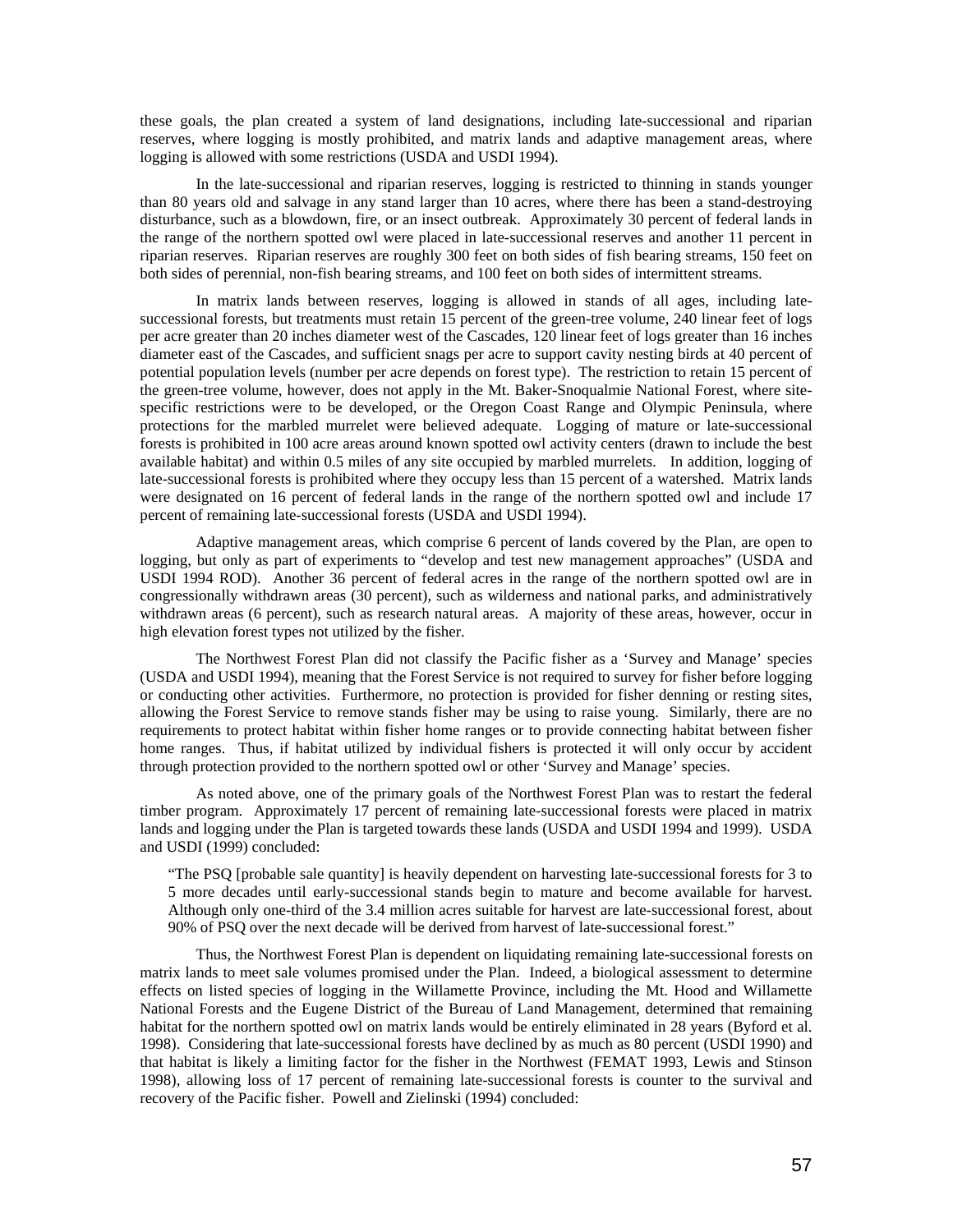these goals, the plan created a system of land designations, including late-successional and riparian reserves, where logging is mostly prohibited, and matrix lands and adaptive management areas, where logging is allowed with some restrictions (USDA and USDI 1994).

In the late-successional and riparian reserves, logging is restricted to thinning in stands younger than 80 years old and salvage in any stand larger than 10 acres, where there has been a stand-destroying disturbance, such as a blowdown, fire, or an insect outbreak. Approximately 30 percent of federal lands in the range of the northern spotted owl were placed in late-successional reserves and another 11 percent in riparian reserves. Riparian reserves are roughly 300 feet on both sides of fish bearing streams, 150 feet on both sides of perennial, non-fish bearing streams, and 100 feet on both sides of intermittent streams.

In matrix lands between reserves, logging is allowed in stands of all ages, including late-successional forests, but treatments must retain 15 percent of the green-tree volume, 240 linear feet of logs per acre greater than 20 inches diameter west of the Cascades, 120 linear feet of logs greater than 16 inches diameter east of the Cascades, and sufficient snags per acre to support cavity nesting birds at 40 percent of potential population levels (number per acre depends on forest type). The restriction to retain 15 percent of the green-tree volume, however, does not apply in the Mt. Baker-Snoqualmie National Forest, where site-specific restrictions were to be developed, or the Oregon Coast Range and Olympic Peninsula, where protections for the marbled murrelet were believed adequate. Logging of mature or late-successional forests is prohibited in 100 acre areas around known spotted owl activity centers (drawn to include the best available habitat) and within 0.5 miles of any site occupied by marbled murrelets. In addition, logging of late-successional forests is prohibited where they occupy less than 15 percent of a watershed. Matrix lands were designated on 16 percent of federal lands in the range of the northern spotted owl and include 17 percent of remaining late-successional forests (USDA and USDI 1994).

Adaptive management areas, which comprise 6 percent of lands covered by the Plan, are open to logging, but only as part of experiments to "develop and test new management approaches" (USDA and USDI 1994 ROD). Another 36 percent of federal acres in the range of the northern spotted owl are in congressionally withdrawn areas (30 percent), such as wilderness and national parks, and administratively withdrawn areas (6 percent), such as research natural areas. A majority of these areas, however, occur in high elevation forest types not utilized by the fisher.

The Northwest Forest Plan did not classify the Pacific fisher as a 'Survey and Manage' species (USDA and USDI 1994), meaning that the Forest Service is not required to survey for fisher before logging or conducting other activities. Furthermore, no protection is provided for fisher denning or resting sites, allowing the Forest Service to remove stands fisher may be using to raise young. Similarly, there are no requirements to protect habitat within fisher home ranges or to provide connecting habitat between fisher home ranges. Thus, if habitat utilized by individual fishers is protected it will only occur by accident through protection provided to the northern spotted owl or other 'Survey and Manage' species.

As noted above, one of the primary goals of the Northwest Forest Plan was to restart the federal timber program. Approximately 17 percent of remaining late-successional forests were placed in matrix lands and logging under the Plan is targeted towards these lands (USDA and USDI 1994 and 1999). USDA and USDI (1999) concluded:

> "The PSQ [probable sale quantity] is heavily dependent on harvesting late-successional forests for 3 to 5 more decades until early-successional stands begin to mature and become available for harvest. Although only one-third of the 3.4 million acres suitable for harvest are late-successional forest, about 90% of PSQ over the next decade will be derived from harvest of late-successional forest."

Thus, the Northwest Forest Plan is dependent on liquidating remaining late-successional forests on matrix lands to meet sale volumes promised under the Plan. Indeed, a biological assessment to determine effects on listed species of logging in the Willamette Province, including the Mt. Hood and Willamette National Forests and the Eugene District of the Bureau of Land Management, determined that remaining habitat for the northern spotted owl on matrix lands would be entirely eliminated in 28 years (Byford et al. 1998). Considering that late-successional forests have declined by as much as 80 percent (USDI 1990) and that habitat is likely a limiting factor for the fisher in the Northwest (FEMAT 1993, Lewis and Stinson 1998), allowing loss of 17 percent of remaining late-successional forests is counter to the survival and recovery of the Pacific fisher. Powell and Zielinski (1994) concluded: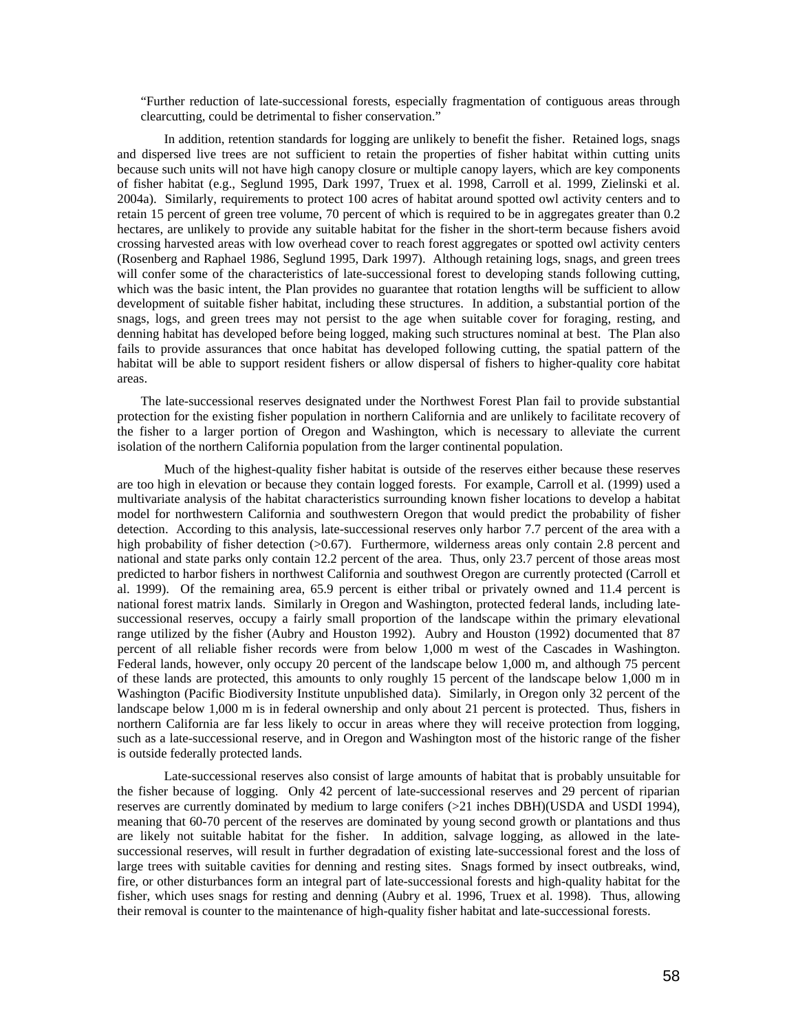"Further reduction of late-successional forests, especially fragmentation of contiguous areas through clearcutting, could be detrimental to fisher conservation."

In addition, retention standards for logging are unlikely to benefit the fisher. Retained logs, snags and dispersed live trees are not sufficient to retain the properties of fisher habitat within cutting units because such units will not have high canopy closure or multiple canopy layers, which are key components of fisher habitat (e.g., Seglund 1995, Dark 1997, Truex et al. 1998, Carroll et al. 1999, Zielinski et al. 2004a). Similarly, requirements to protect 100 acres of habitat around spotted owl activity centers and to retain 15 percent of green tree volume, 70 percent of which is required to be in aggregates greater than 0.2 hectares, are unlikely to provide any suitable habitat for the fisher in the short-term because fishers avoid crossing harvested areas with low overhead cover to reach forest aggregates or spotted owl activity centers (Rosenberg and Raphael 1986, Seglund 1995, Dark 1997). Although retaining logs, snags, and green trees will confer some of the characteristics of late-successional forest to developing stands following cutting, which was the basic intent, the Plan provides no guarantee that rotation lengths will be sufficient to allow development of suitable fisher habitat, including these structures. In addition, a substantial portion of the snags, logs, and green trees may not persist to the age when suitable cover for foraging, resting, and denning habitat has developed before being logged, making such structures nominal at best. The Plan also fails to provide assurances that once habitat has developed following cutting, the spatial pattern of the habitat will be able to support resident fishers or allow dispersal of fishers to higher-quality core habitat areas.

The late-successional reserves designated under the Northwest Forest Plan fail to provide substantial protection for the existing fisher population in northern California and are unlikely to facilitate recovery of the fisher to a larger portion of Oregon and Washington, which is necessary to alleviate the current isolation of the northern California population from the larger continental population.

Much of the highest-quality fisher habitat is outside of the reserves either because these reserves are too high in elevation or because they contain logged forests. For example, Carroll et al. (1999) used a multivariate analysis of the habitat characteristics surrounding known fisher locations to develop a habitat model for northwestern California and southwestern Oregon that would predict the probability of fisher detection. According to this analysis, late-successional reserves only harbor 7.7 percent of the area with a high probability of fisher detection (>0.67). Furthermore, wilderness areas only contain 2.8 percent and national and state parks only contain 12.2 percent of the area. Thus, only 23.7 percent of those areas most predicted to harbor fishers in northwest California and southwest Oregon are currently protected (Carroll et al. 1999). Of the remaining area, 65.9 percent is either tribal or privately owned and 11.4 percent is national forest matrix lands. Similarly in Oregon and Washington, protected federal lands, including late-successional reserves, occupy a fairly small proportion of the landscape within the primary elevational range utilized by the fisher (Aubry and Houston 1992). Aubry and Houston (1992) documented that 87 percent of all reliable fisher records were from below 1,000 m west of the Cascades in Washington. Federal lands, however, only occupy 20 percent of the landscape below 1,000 m, and although 75 percent of these lands are protected, this amounts to only roughly 15 percent of the landscape below 1,000 m in Washington (Pacific Biodiversity Institute unpublished data). Similarly, in Oregon only 32 percent of the landscape below 1,000 m is in federal ownership and only about 21 percent is protected. Thus, fishers in northern California are far less likely to occur in areas where they will receive protection from logging, such as a late-successional reserve, and in Oregon and Washington most of the historic range of the fisher is outside federally protected lands.

Late-successional reserves also consist of large amounts of habitat that is probably unsuitable for the fisher because of logging. Only 42 percent of late-successional reserves and 29 percent of riparian reserves are currently dominated by medium to large conifers (>21 inches DBH)(USDA and USDI 1994), meaning that 60-70 percent of the reserves are dominated by young second growth or plantations and thus are likely not suitable habitat for the fisher. In addition, salvage logging, as allowed in the late-successional reserves, will result in further degradation of existing late-successional forest and the loss of large trees with suitable cavities for denning and resting sites. Snags formed by insect outbreaks, wind, fire, or other disturbances form an integral part of late-successional forests and high-quality habitat for the fisher, which uses snags for resting and denning (Aubry et al. 1996, Truex et al. 1998). Thus, allowing their removal is counter to the maintenance of high-quality fisher habitat and late-successional forests.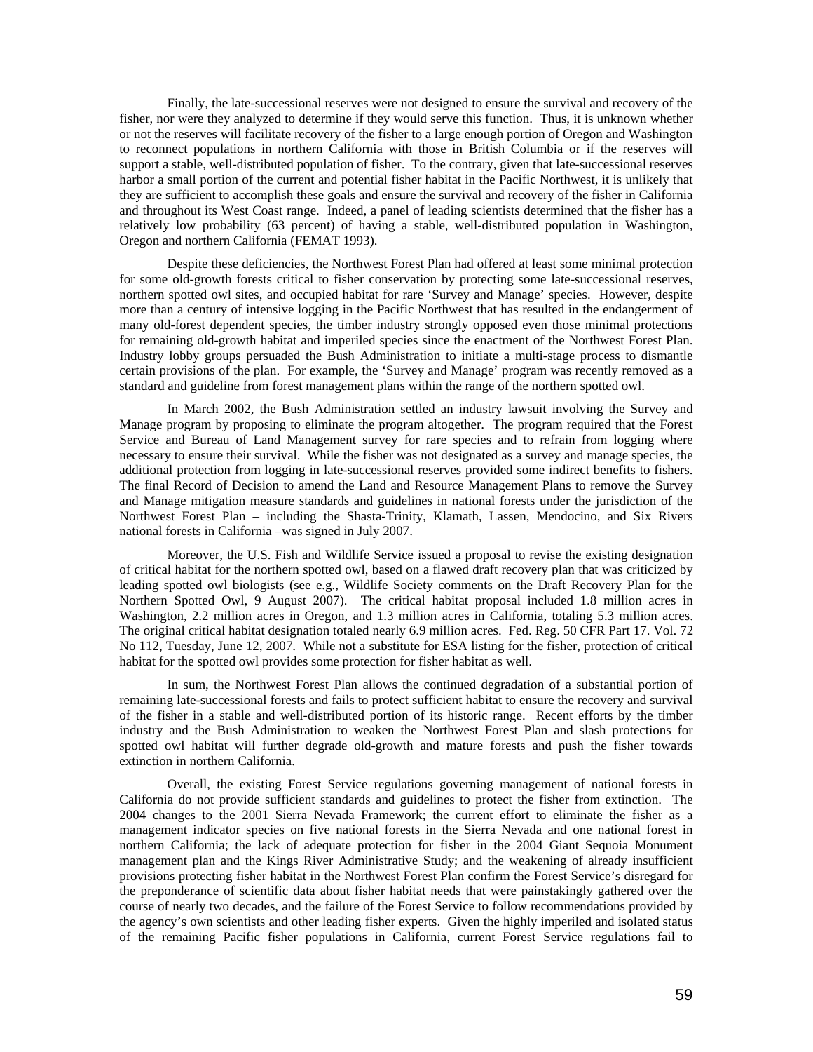Finally, the late-successional reserves were not designed to ensure the survival and recovery of the fisher, nor were they analyzed to determine if they would serve this function. Thus, it is unknown whether or not the reserves will facilitate recovery of the fisher to a large enough portion of Oregon and Washington to reconnect populations in northern California with those in British Columbia or if the reserves will support a stable, well-distributed population of fisher. To the contrary, given that late-successional reserves harbor a small portion of the current and potential fisher habitat in the Pacific Northwest, it is unlikely that they are sufficient to accomplish these goals and ensure the survival and recovery of the fisher in California and throughout its West Coast range. Indeed, a panel of leading scientists determined that the fisher has a relatively low probability (63 percent) of having a stable, well-distributed population in Washington, Oregon and northern California (FEMAT 1993).

Despite these deficiencies, the Northwest Forest Plan had offered at least some minimal protection for some old-growth forests critical to fisher conservation by protecting some late-successional reserves, northern spotted owl sites, and occupied habitat for rare 'Survey and Manage' species. However, despite more than a century of intensive logging in the Pacific Northwest that has resulted in the endangerment of many old-forest dependent species, the timber industry strongly opposed even those minimal protections for remaining old-growth habitat and imperiled species since the enactment of the Northwest Forest Plan. Industry lobby groups persuaded the Bush Administration to initiate a multi-stage process to dismantle certain provisions of the plan. For example, the 'Survey and Manage' program was recently removed as a standard and guideline from forest management plans within the range of the northern spotted owl.

In March 2002, the Bush Administration settled an industry lawsuit involving the Survey and Manage program by proposing to eliminate the program altogether. The program required that the Forest Service and Bureau of Land Management survey for rare species and to refrain from logging where necessary to ensure their survival. While the fisher was not designated as a survey and manage species, the additional protection from logging in late-successional reserves provided some indirect benefits to fishers. The final Record of Decision to amend the Land and Resource Management Plans to remove the Survey and Manage mitigation measure standards and guidelines in national forests under the jurisdiction of the Northwest Forest Plan – including the Shasta-Trinity, Klamath, Lassen, Mendocino, and Six Rivers national forests in California –was signed in July 2007.

Moreover, the U.S. Fish and Wildlife Service issued a proposal to revise the existing designation of critical habitat for the northern spotted owl, based on a flawed draft recovery plan that was criticized by leading spotted owl biologists (see e.g., Wildlife Society comments on the Draft Recovery Plan for the Northern Spotted Owl, 9 August 2007). The critical habitat proposal included 1.8 million acres in Washington, 2.2 million acres in Oregon, and 1.3 million acres in California, totaling 5.3 million acres. The original critical habitat designation totaled nearly 6.9 million acres. Fed. Reg. 50 CFR Part 17. Vol. 72 No 112, Tuesday, June 12, 2007. While not a substitute for ESA listing for the fisher, protection of critical habitat for the spotted owl provides some protection for fisher habitat as well.

In sum, the Northwest Forest Plan allows the continued degradation of a substantial portion of remaining late-successional forests and fails to protect sufficient habitat to ensure the recovery and survival of the fisher in a stable and well-distributed portion of its historic range. Recent efforts by the timber industry and the Bush Administration to weaken the Northwest Forest Plan and slash protections for spotted owl habitat will further degrade old-growth and mature forests and push the fisher towards extinction in northern California.

Overall, the existing Forest Service regulations governing management of national forests in California do not provide sufficient standards and guidelines to protect the fisher from extinction. The 2004 changes to the 2001 Sierra Nevada Framework; the current effort to eliminate the fisher as a management indicator species on five national forests in the Sierra Nevada and one national forest in northern California; the lack of adequate protection for fisher in the 2004 Giant Sequoia Monument management plan and the Kings River Administrative Study; and the weakening of already insufficient provisions protecting fisher habitat in the Northwest Forest Plan confirm the Forest Service's disregard for the preponderance of scientific data about fisher habitat needs that were painstakingly gathered over the course of nearly two decades, and the failure of the Forest Service to follow recommendations provided by the agency's own scientists and other leading fisher experts. Given the highly imperiled and isolated status of the remaining Pacific fisher populations in California, current Forest Service regulations fail to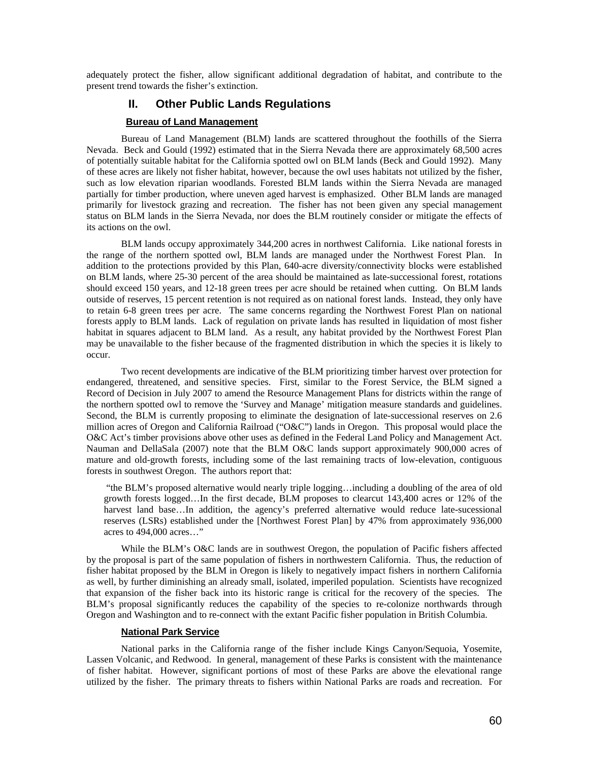adequately protect the fisher, allow significant additional degradation of habitat, and contribute to the present trend towards the fisher's extinction.

## II. Other Public Lands Regulations

### Bureau of Land Management

Bureau of Land Management (BLM) lands are scattered throughout the foothills of the Sierra Nevada. Beck and Gould (1992) estimated that in the Sierra Nevada there are approximately 68,500 acres of potentially suitable habitat for the California spotted owl on BLM lands (Beck and Gould 1992). Many of these acres are likely not fisher habitat, however, because the owl uses habitats not utilized by the fisher, such as low elevation riparian woodlands. Forested BLM lands within the Sierra Nevada are managed partially for timber production, where uneven aged harvest is emphasized. Other BLM lands are managed primarily for livestock grazing and recreation. The fisher has not been given any special management status on BLM lands in the Sierra Nevada, nor does the BLM routinely consider or mitigate the effects of its actions on the owl.

BLM lands occupy approximately 344,200 acres in northwest California. Like national forests in the range of the northern spotted owl, BLM lands are managed under the Northwest Forest Plan. In addition to the protections provided by this Plan, 640-acre diversity/connectivity blocks were established on BLM lands, where 25-30 percent of the area should be maintained as late-successional forest, rotations should exceed 150 years, and 12-18 green trees per acre should be retained when cutting. On BLM lands outside of reserves, 15 percent retention is not required as on national forest lands. Instead, they only have to retain 6-8 green trees per acre. The same concerns regarding the Northwest Forest Plan on national forests apply to BLM lands. Lack of regulation on private lands has resulted in liquidation of most fisher habitat in squares adjacent to BLM land. As a result, any habitat provided by the Northwest Forest Plan may be unavailable to the fisher because of the fragmented distribution in which the species it is likely to occur.

Two recent developments are indicative of the BLM prioritizing timber harvest over protection for endangered, threatened, and sensitive species. First, similar to the Forest Service, the BLM signed a Record of Decision in July 2007 to amend the Resource Management Plans for districts within the range of the northern spotted owl to remove the 'Survey and Manage' mitigation measure standards and guidelines. Second, the BLM is currently proposing to eliminate the designation of late-successional reserves on 2.6 million acres of Oregon and California Railroad ("O&C") lands in Oregon. This proposal would place the O&C Act's timber provisions above other uses as defined in the Federal Land Policy and Management Act. Nauman and DellaSala (2007) note that the BLM O&C lands support approximately 900,000 acres of mature and old-growth forests, including some of the last remaining tracts of low-elevation, contiguous forests in southwest Oregon. The authors report that:

> "the BLM's proposed alternative would nearly triple logging…including a doubling of the area of old growth forests logged…In the first decade, BLM proposes to clearcut 143,400 acres or 12% of the harvest land base…In addition, the agency's preferred alternative would reduce late-sucessional reserves (LSRs) established under the [Northwest Forest Plan] by 47% from approximately 936,000 acres to 494,000 acres…"

While the BLM's O&C lands are in southwest Oregon, the population of Pacific fishers affected by the proposal is part of the same population of fishers in northwestern California. Thus, the reduction of fisher habitat proposed by the BLM in Oregon is likely to negatively impact fishers in northern California as well, by further diminishing an already small, isolated, imperiled population. Scientists have recognized that expansion of the fisher back into its historic range is critical for the recovery of the species. The BLM's proposal significantly reduces the capability of the species to re-colonize northwards through Oregon and Washington and to re-connect with the extant Pacific fisher population in British Columbia.

### National Park Service

National parks in the California range of the fisher include Kings Canyon/Sequoia, Yosemite, Lassen Volcanic, and Redwood. In general, management of these Parks is consistent with the maintenance of fisher habitat. However, significant portions of most of these Parks are above the elevational range utilized by the fisher. The primary threats to fishers within National Parks are roads and recreation. For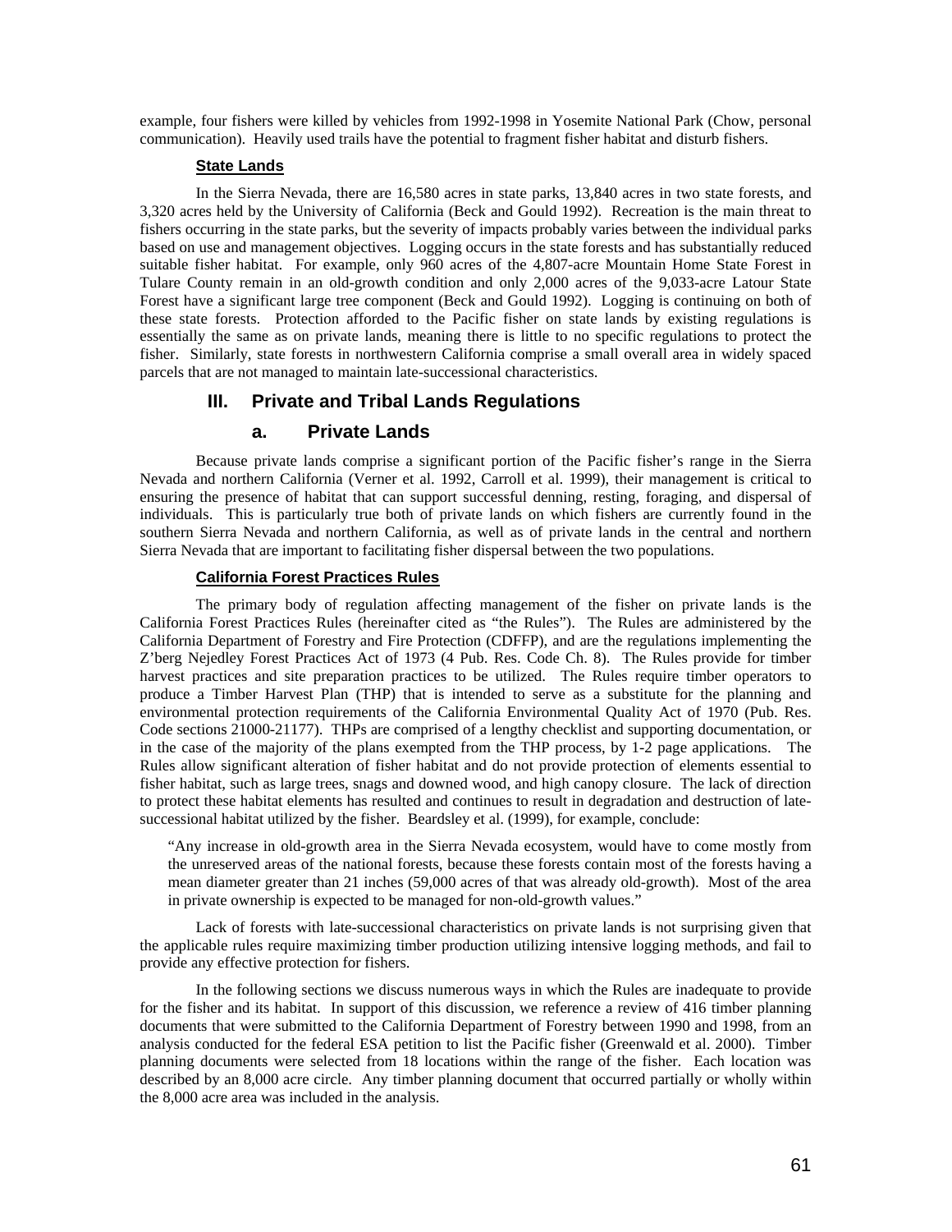example, four fishers were killed by vehicles from 1992-1998 in Yosemite National Park (Chow, personal communication). Heavily used trails have the potential to fragment fisher habitat and disturb fishers.

#### State Lands

In the Sierra Nevada, there are 16,580 acres in state parks, 13,840 acres in two state forests, and 3,320 acres held by the University of California (Beck and Gould 1992). Recreation is the main threat to fishers occurring in the state parks, but the severity of impacts probably varies between the individual parks based on use and management objectives. Logging occurs in the state forests and has substantially reduced suitable fisher habitat. For example, only 960 acres of the 4,807-acre Mountain Home State Forest in Tulare County remain in an old-growth condition and only 2,000 acres of the 9,033-acre Latour State Forest have a significant large tree component (Beck and Gould 1992). Logging is continuing on both of these state forests. Protection afforded to the Pacific fisher on state lands by existing regulations is essentially the same as on private lands, meaning there is little to no specific regulations to protect the fisher. Similarly, state forests in northwestern California comprise a small overall area in widely spaced parcels that are not managed to maintain late-successional characteristics.

## III. Private and Tribal Lands Regulations

### a. Private Lands

Because private lands comprise a significant portion of the Pacific fisher's range in the Sierra Nevada and northern California (Verner et al. 1992, Carroll et al. 1999), their management is critical to ensuring the presence of habitat that can support successful denning, resting, foraging, and dispersal of individuals. This is particularly true both of private lands on which fishers are currently found in the southern Sierra Nevada and northern California, as well as of private lands in the central and northern Sierra Nevada that are important to facilitating fisher dispersal between the two populations.

#### California Forest Practices Rules

The primary body of regulation affecting management of the fisher on private lands is the California Forest Practices Rules (hereinafter cited as "the Rules"). The Rules are administered by the California Department of Forestry and Fire Protection (CDFFP), and are the regulations implementing the Z'berg Nejedley Forest Practices Act of 1973 (4 Pub. Res. Code Ch. 8). The Rules provide for timber harvest practices and site preparation practices to be utilized. The Rules require timber operators to produce a Timber Harvest Plan (THP) that is intended to serve as a substitute for the planning and environmental protection requirements of the California Environmental Quality Act of 1970 (Pub. Res. Code sections 21000-21177). THPs are comprised of a lengthy checklist and supporting documentation, or in the case of the majority of the plans exempted from the THP process, by 1-2 page applications. The Rules allow significant alteration of fisher habitat and do not provide protection of elements essential to fisher habitat, such as large trees, snags and downed wood, and high canopy closure. The lack of direction to protect these habitat elements has resulted and continues to result in degradation and destruction of late-successional habitat utilized by the fisher. Beardsley et al. (1999), for example, conclude:

> "Any increase in old-growth area in the Sierra Nevada ecosystem, would have to come mostly from the unreserved areas of the national forests, because these forests contain most of the forests having a mean diameter greater than 21 inches (59,000 acres of that was already old-growth). Most of the area in private ownership is expected to be managed for non-old-growth values."

Lack of forests with late-successional characteristics on private lands is not surprising given that the applicable rules require maximizing timber production utilizing intensive logging methods, and fail to provide any effective protection for fishers.

In the following sections we discuss numerous ways in which the Rules are inadequate to provide for the fisher and its habitat. In support of this discussion, we reference a review of 416 timber planning documents that were submitted to the California Department of Forestry between 1990 and 1998, from an analysis conducted for the federal ESA petition to list the Pacific fisher (Greenwald et al. 2000). Timber planning documents were selected from 18 locations within the range of the fisher. Each location was described by an 8,000 acre circle. Any timber planning document that occurred partially or wholly within the 8,000 acre area was included in the analysis.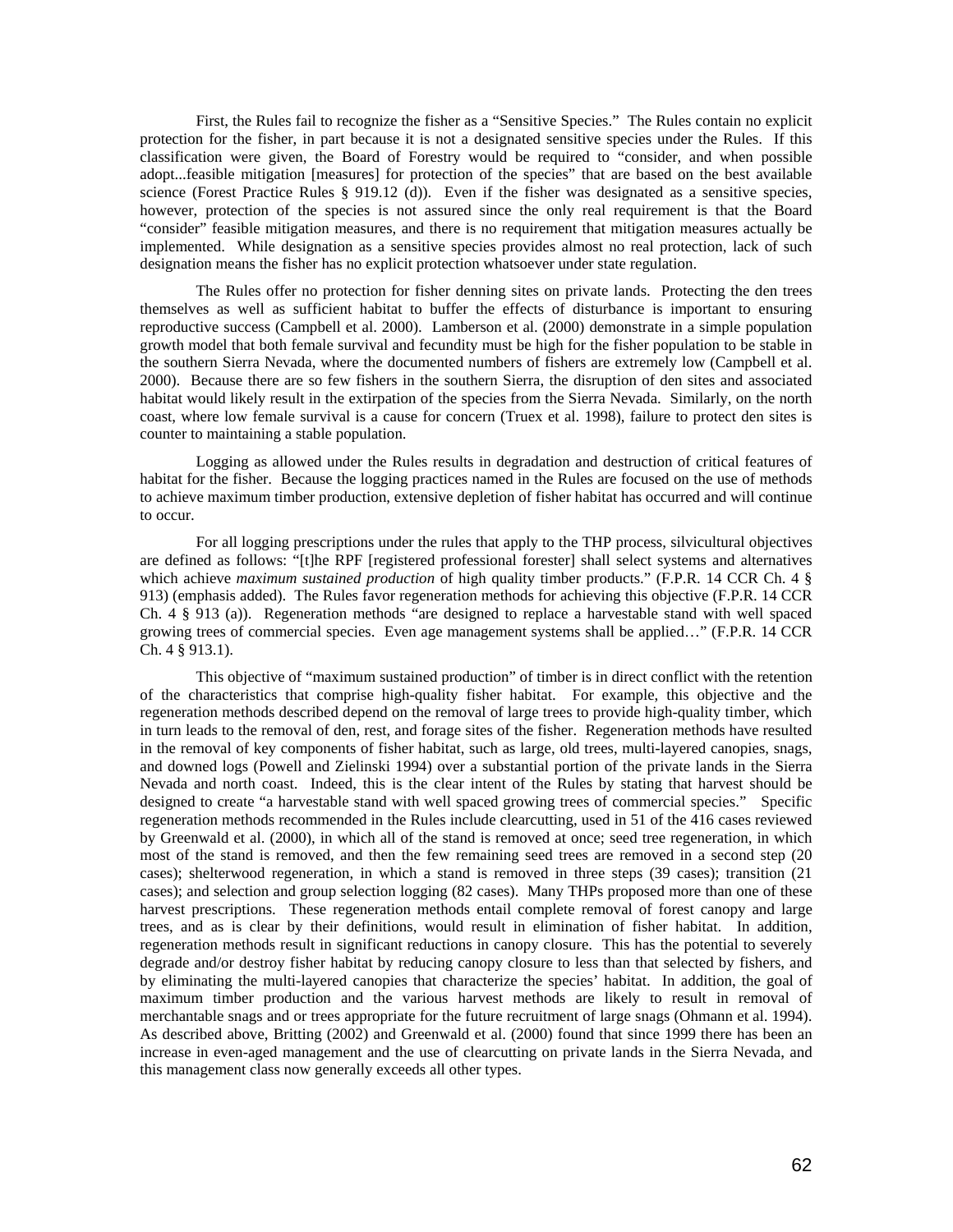First, the Rules fail to recognize the fisher as a "Sensitive Species." The Rules contain no explicit protection for the fisher, in part because it is not a designated sensitive species under the Rules. If this classification were given, the Board of Forestry would be required to "consider, and when possible adopt...feasible mitigation [measures] for protection of the species" that are based on the best available science (Forest Practice Rules § 919.12 (d)). Even if the fisher was designated as a sensitive species, however, protection of the species is not assured since the only real requirement is that the Board "consider" feasible mitigation measures, and there is no requirement that mitigation measures actually be implemented. While designation as a sensitive species provides almost no real protection, lack of such designation means the fisher has no explicit protection whatsoever under state regulation.

The Rules offer no protection for fisher denning sites on private lands. Protecting the den trees themselves as well as sufficient habitat to buffer the effects of disturbance is important to ensuring reproductive success (Campbell et al. 2000). Lamberson et al. (2000) demonstrate in a simple population growth model that both female survival and fecundity must be high for the fisher population to be stable in the southern Sierra Nevada, where the documented numbers of fishers are extremely low (Campbell et al. 2000). Because there are so few fishers in the southern Sierra, the disruption of den sites and associated habitat would likely result in the extirpation of the species from the Sierra Nevada. Similarly, on the north coast, where low female survival is a cause for concern (Truex et al. 1998), failure to protect den sites is counter to maintaining a stable population.

Logging as allowed under the Rules results in degradation and destruction of critical features of habitat for the fisher. Because the logging practices named in the Rules are focused on the use of methods to achieve maximum timber production, extensive depletion of fisher habitat has occurred and will continue to occur.

For all logging prescriptions under the rules that apply to the THP process, silvicultural objectives are defined as follows: "[t]he RPF [registered professional forester] shall select systems and alternatives which achieve *maximum sustained production* of high quality timber products." (F.P.R. 14 CCR Ch. 4 § 913) (emphasis added). The Rules favor regeneration methods for achieving this objective (F.P.R. 14 CCR Ch. 4 § 913 (a)). Regeneration methods "are designed to replace a harvestable stand with well spaced growing trees of commercial species. Even age management systems shall be applied…" (F.P.R. 14 CCR Ch. 4 § 913.1).

This objective of "maximum sustained production" of timber is in direct conflict with the retention of the characteristics that comprise high-quality fisher habitat. For example, this objective and the regeneration methods described depend on the removal of large trees to provide high-quality timber, which in turn leads to the removal of den, rest, and forage sites of the fisher. Regeneration methods have resulted in the removal of key components of fisher habitat, such as large, old trees, multi-layered canopies, snags, and downed logs (Powell and Zielinski 1994) over a substantial portion of the private lands in the Sierra Nevada and north coast. Indeed, this is the clear intent of the Rules by stating that harvest should be designed to create "a harvestable stand with well spaced growing trees of commercial species." Specific regeneration methods recommended in the Rules include clearcutting, used in 51 of the 416 cases reviewed by Greenwald et al. (2000), in which all of the stand is removed at once; seed tree regeneration, in which most of the stand is removed, and then the few remaining seed trees are removed in a second step (20 cases); shelterwood regeneration, in which a stand is removed in three steps (39 cases); transition (21 cases); and selection and group selection logging (82 cases). Many THPs proposed more than one of these harvest prescriptions. These regeneration methods entail complete removal of forest canopy and large trees, and as is clear by their definitions, would result in elimination of fisher habitat. In addition, regeneration methods result in significant reductions in canopy closure. This has the potential to severely degrade and/or destroy fisher habitat by reducing canopy closure to less than that selected by fishers, and by eliminating the multi-layered canopies that characterize the species' habitat. In addition, the goal of maximum timber production and the various harvest methods are likely to result in removal of merchantable snags and or trees appropriate for the future recruitment of large snags (Ohmann et al. 1994). As described above, Britting (2002) and Greenwald et al. (2000) found that since 1999 there has been an increase in even-aged management and the use of clearcutting on private lands in the Sierra Nevada, and this management class now generally exceeds all other types.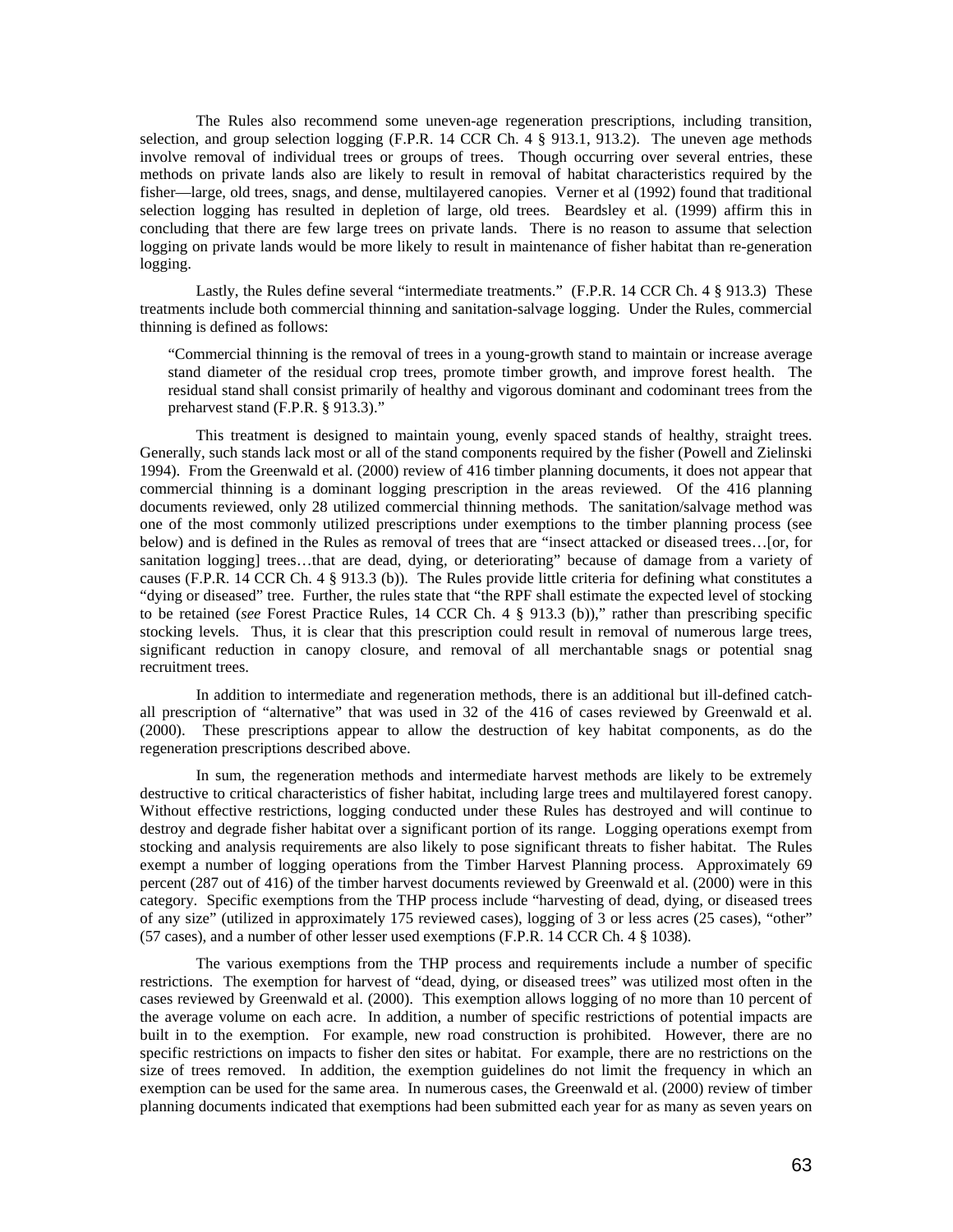The Rules also recommend some uneven-age regeneration prescriptions, including transition, selection, and group selection logging (F.P.R. 14 CCR Ch. 4 § 913.1, 913.2). The uneven age methods involve removal of individual trees or groups of trees. Though occurring over several entries, these methods on private lands also are likely to result in removal of habitat characteristics required by the fisher—large, old trees, snags, and dense, multilayered canopies. Verner et al (1992) found that traditional selection logging has resulted in depletion of large, old trees. Beardsley et al. (1999) affirm this in concluding that there are few large trees on private lands. There is no reason to assume that selection logging on private lands would be more likely to result in maintenance of fisher habitat than re-generation logging.

Lastly, the Rules define several "intermediate treatments." (F.P.R. 14 CCR Ch. 4 § 913.3) These treatments include both commercial thinning and sanitation-salvage logging. Under the Rules, commercial thinning is defined as follows:

> "Commercial thinning is the removal of trees in a young-growth stand to maintain or increase average stand diameter of the residual crop trees, promote timber growth, and improve forest health. The residual stand shall consist primarily of healthy and vigorous dominant and codominant trees from the preharvest stand (F.P.R. § 913.3)."

This treatment is designed to maintain young, evenly spaced stands of healthy, straight trees. Generally, such stands lack most or all of the stand components required by the fisher (Powell and Zielinski 1994). From the Greenwald et al. (2000) review of 416 timber planning documents, it does not appear that commercial thinning is a dominant logging prescription in the areas reviewed. Of the 416 planning documents reviewed, only 28 utilized commercial thinning methods. The sanitation/salvage method was one of the most commonly utilized prescriptions under exemptions to the timber planning process (see below) and is defined in the Rules as removal of trees that are "insect attacked or diseased trees…[or, for sanitation logging] trees…that are dead, dying, or deteriorating" because of damage from a variety of causes (F.P.R. 14 CCR Ch. 4 § 913.3 (b)). The Rules provide little criteria for defining what constitutes a "dying or diseased" tree. Further, the rules state that "the RPF shall estimate the expected level of stocking to be retained (*see* Forest Practice Rules, 14 CCR Ch. 4 § 913.3 (b))," rather than prescribing specific stocking levels. Thus, it is clear that this prescription could result in removal of numerous large trees, significant reduction in canopy closure, and removal of all merchantable snags or potential snag recruitment trees.

In addition to intermediate and regeneration methods, there is an additional but ill-defined catch-all prescription of "alternative" that was used in 32 of the 416 of cases reviewed by Greenwald et al. (2000). These prescriptions appear to allow the destruction of key habitat components, as do the regeneration prescriptions described above.

In sum, the regeneration methods and intermediate harvest methods are likely to be extremely destructive to critical characteristics of fisher habitat, including large trees and multilayered forest canopy. Without effective restrictions, logging conducted under these Rules has destroyed and will continue to destroy and degrade fisher habitat over a significant portion of its range. Logging operations exempt from stocking and analysis requirements are also likely to pose significant threats to fisher habitat. The Rules exempt a number of logging operations from the Timber Harvest Planning process. Approximately 69 percent (287 out of 416) of the timber harvest documents reviewed by Greenwald et al. (2000) were in this category. Specific exemptions from the THP process include "harvesting of dead, dying, or diseased trees of any size" (utilized in approximately 175 reviewed cases), logging of 3 or less acres (25 cases), "other" (57 cases), and a number of other lesser used exemptions (F.P.R. 14 CCR Ch. 4 § 1038).

The various exemptions from the THP process and requirements include a number of specific restrictions. The exemption for harvest of "dead, dying, or diseased trees" was utilized most often in the cases reviewed by Greenwald et al. (2000). This exemption allows logging of no more than 10 percent of the average volume on each acre. In addition, a number of specific restrictions of potential impacts are built in to the exemption. For example, new road construction is prohibited. However, there are no specific restrictions on impacts to fisher den sites or habitat. For example, there are no restrictions on the size of trees removed. In addition, the exemption guidelines do not limit the frequency in which an exemption can be used for the same area. In numerous cases, the Greenwald et al. (2000) review of timber planning documents indicated that exemptions had been submitted each year for as many as seven years on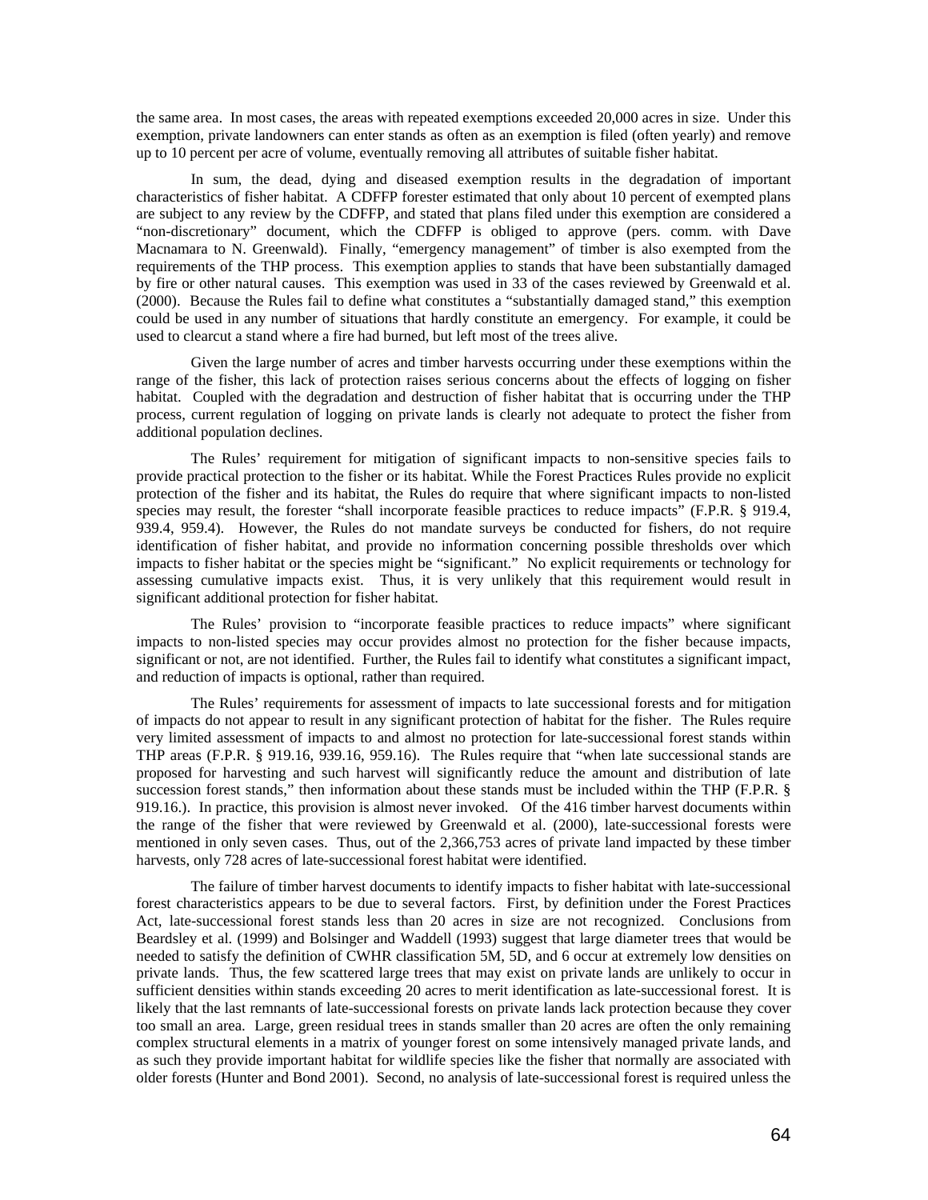the same area. In most cases, the areas with repeated exemptions exceeded 20,000 acres in size. Under this exemption, private landowners can enter stands as often as an exemption is filed (often yearly) and remove up to 10 percent per acre of volume, eventually removing all attributes of suitable fisher habitat.

In sum, the dead, dying and diseased exemption results in the degradation of important characteristics of fisher habitat. A CDFFP forester estimated that only about 10 percent of exempted plans are subject to any review by the CDFFP, and stated that plans filed under this exemption are considered a "non-discretionary" document, which the CDFFP is obliged to approve (pers. comm. with Dave Macnamara to N. Greenwald). Finally, "emergency management" of timber is also exempted from the requirements of the THP process. This exemption applies to stands that have been substantially damaged by fire or other natural causes. This exemption was used in 33 of the cases reviewed by Greenwald et al. (2000). Because the Rules fail to define what constitutes a "substantially damaged stand," this exemption could be used in any number of situations that hardly constitute an emergency. For example, it could be used to clearcut a stand where a fire had burned, but left most of the trees alive.

Given the large number of acres and timber harvests occurring under these exemptions within the range of the fisher, this lack of protection raises serious concerns about the effects of logging on fisher habitat. Coupled with the degradation and destruction of fisher habitat that is occurring under the THP process, current regulation of logging on private lands is clearly not adequate to protect the fisher from additional population declines.

The Rules' requirement for mitigation of significant impacts to non-sensitive species fails to provide practical protection to the fisher or its habitat. While the Forest Practices Rules provide no explicit protection of the fisher and its habitat, the Rules do require that where significant impacts to non-listed species may result, the forester "shall incorporate feasible practices to reduce impacts" (F.P.R. § 919.4, 939.4, 959.4). However, the Rules do not mandate surveys be conducted for fishers, do not require identification of fisher habitat, and provide no information concerning possible thresholds over which impacts to fisher habitat or the species might be "significant." No explicit requirements or technology for assessing cumulative impacts exist. Thus, it is very unlikely that this requirement would result in significant additional protection for fisher habitat.

The Rules' provision to "incorporate feasible practices to reduce impacts" where significant impacts to non-listed species may occur provides almost no protection for the fisher because impacts, significant or not, are not identified. Further, the Rules fail to identify what constitutes a significant impact, and reduction of impacts is optional, rather than required.

The Rules' requirements for assessment of impacts to late successional forests and for mitigation of impacts do not appear to result in any significant protection of habitat for the fisher. The Rules require very limited assessment of impacts to and almost no protection for late-successional forest stands within THP areas (F.P.R. § 919.16, 939.16, 959.16). The Rules require that "when late successional stands are proposed for harvesting and such harvest will significantly reduce the amount and distribution of late succession forest stands," then information about these stands must be included within the THP (F.P.R. § 919.16.). In practice, this provision is almost never invoked. Of the 416 timber harvest documents within the range of the fisher that were reviewed by Greenwald et al. (2000), late-successional forests were mentioned in only seven cases. Thus, out of the 2,366,753 acres of private land impacted by these timber harvests, only 728 acres of late-successional forest habitat were identified.

The failure of timber harvest documents to identify impacts to fisher habitat with late-successional forest characteristics appears to be due to several factors. First, by definition under the Forest Practices Act, late-successional forest stands less than 20 acres in size are not recognized. Conclusions from Beardsley et al. (1999) and Bolsinger and Waddell (1993) suggest that large diameter trees that would be needed to satisfy the definition of CWHR classification 5M, 5D, and 6 occur at extremely low densities on private lands. Thus, the few scattered large trees that may exist on private lands are unlikely to occur in sufficient densities within stands exceeding 20 acres to merit identification as late-successional forest. It is likely that the last remnants of late-successional forests on private lands lack protection because they cover too small an area. Large, green residual trees in stands smaller than 20 acres are often the only remaining complex structural elements in a matrix of younger forest on some intensively managed private lands, and as such they provide important habitat for wildlife species like the fisher that normally are associated with older forests (Hunter and Bond 2001). Second, no analysis of late-successional forest is required unless the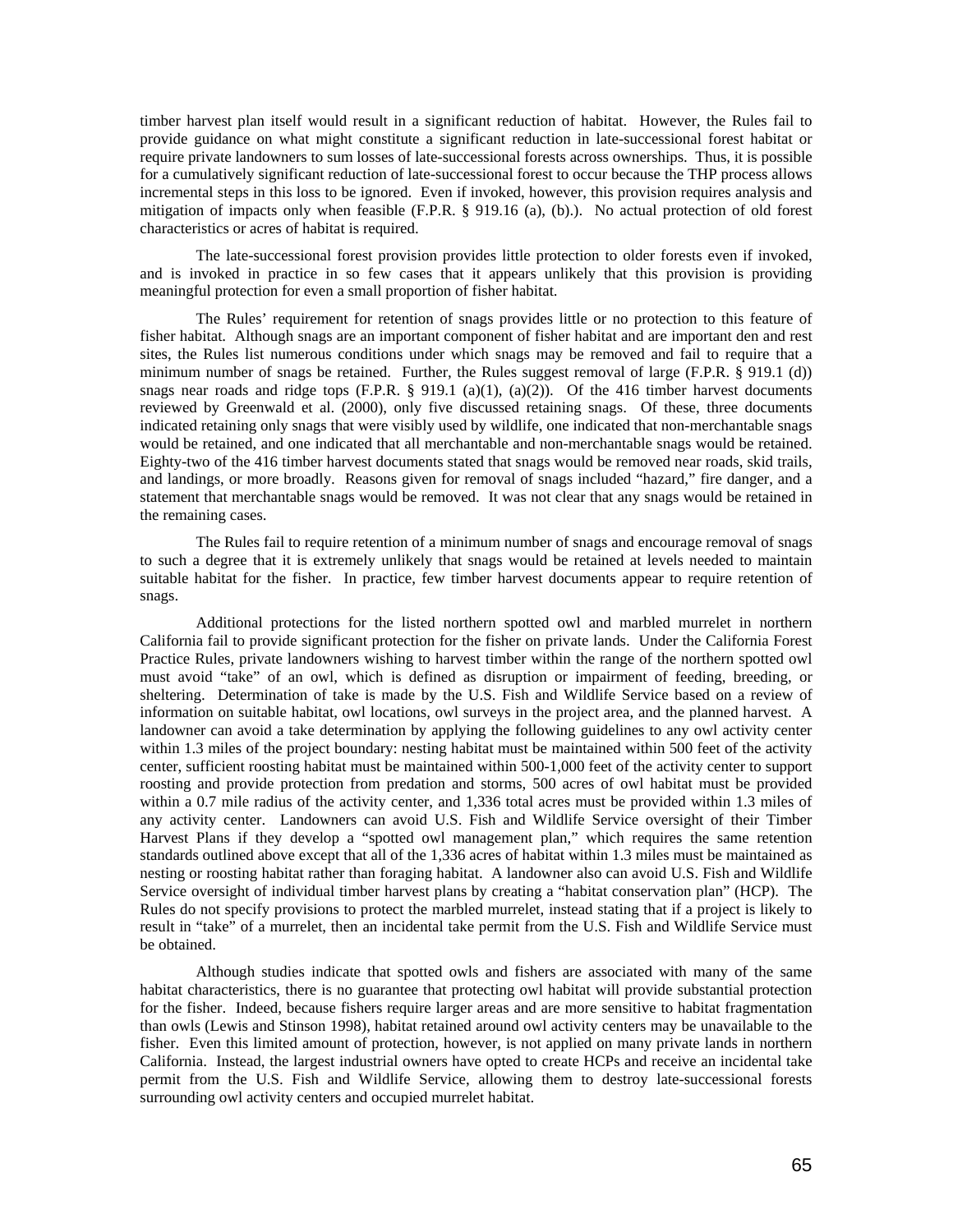timber harvest plan itself would result in a significant reduction of habitat. However, the Rules fail to provide guidance on what might constitute a significant reduction in late-successional forest habitat or require private landowners to sum losses of late-successional forests across ownerships. Thus, it is possible for a cumulatively significant reduction of late-successional forest to occur because the THP process allows incremental steps in this loss to be ignored. Even if invoked, however, this provision requires analysis and mitigation of impacts only when feasible (F.P.R. § 919.16 (a), (b).). No actual protection of old forest characteristics or acres of habitat is required.

The late-successional forest provision provides little protection to older forests even if invoked, and is invoked in practice in so few cases that it appears unlikely that this provision is providing meaningful protection for even a small proportion of fisher habitat.

The Rules' requirement for retention of snags provides little or no protection to this feature of fisher habitat. Although snags are an important component of fisher habitat and are important den and rest sites, the Rules list numerous conditions under which snags may be removed and fail to require that a minimum number of snags be retained. Further, the Rules suggest removal of large (F.P.R. § 919.1 (d)) snags near roads and ridge tops (F.P.R. § 919.1 (a)(1), (a)(2)). Of the 416 timber harvest documents reviewed by Greenwald et al. (2000), only five discussed retaining snags. Of these, three documents indicated retaining only snags that were visibly used by wildlife, one indicated that non-merchantable snags would be retained, and one indicated that all merchantable and non-merchantable snags would be retained. Eighty-two of the 416 timber harvest documents stated that snags would be removed near roads, skid trails, and landings, or more broadly. Reasons given for removal of snags included "hazard," fire danger, and a statement that merchantable snags would be removed. It was not clear that any snags would be retained in the remaining cases.

The Rules fail to require retention of a minimum number of snags and encourage removal of snags to such a degree that it is extremely unlikely that snags would be retained at levels needed to maintain suitable habitat for the fisher. In practice, few timber harvest documents appear to require retention of snags.

Additional protections for the listed northern spotted owl and marbled murrelet in northern California fail to provide significant protection for the fisher on private lands. Under the California Forest Practice Rules, private landowners wishing to harvest timber within the range of the northern spotted owl must avoid "take" of an owl, which is defined as disruption or impairment of feeding, breeding, or sheltering. Determination of take is made by the U.S. Fish and Wildlife Service based on a review of information on suitable habitat, owl locations, owl surveys in the project area, and the planned harvest. A landowner can avoid a take determination by applying the following guidelines to any owl activity center within 1.3 miles of the project boundary: nesting habitat must be maintained within 500 feet of the activity center, sufficient roosting habitat must be maintained within 500-1,000 feet of the activity center to support roosting and provide protection from predation and storms, 500 acres of owl habitat must be provided within a 0.7 mile radius of the activity center, and 1,336 total acres must be provided within 1.3 miles of any activity center. Landowners can avoid U.S. Fish and Wildlife Service oversight of their Timber Harvest Plans if they develop a "spotted owl management plan," which requires the same retention standards outlined above except that all of the 1,336 acres of habitat within 1.3 miles must be maintained as nesting or roosting habitat rather than foraging habitat. A landowner also can avoid U.S. Fish and Wildlife Service oversight of individual timber harvest plans by creating a "habitat conservation plan" (HCP). The Rules do not specify provisions to protect the marbled murrelet, instead stating that if a project is likely to result in "take" of a murrelet, then an incidental take permit from the U.S. Fish and Wildlife Service must be obtained.

Although studies indicate that spotted owls and fishers are associated with many of the same habitat characteristics, there is no guarantee that protecting owl habitat will provide substantial protection for the fisher. Indeed, because fishers require larger areas and are more sensitive to habitat fragmentation than owls (Lewis and Stinson 1998), habitat retained around owl activity centers may be unavailable to the fisher. Even this limited amount of protection, however, is not applied on many private lands in northern California. Instead, the largest industrial owners have opted to create HCPs and receive an incidental take permit from the U.S. Fish and Wildlife Service, allowing them to destroy late-successional forests surrounding owl activity centers and occupied murrelet habitat.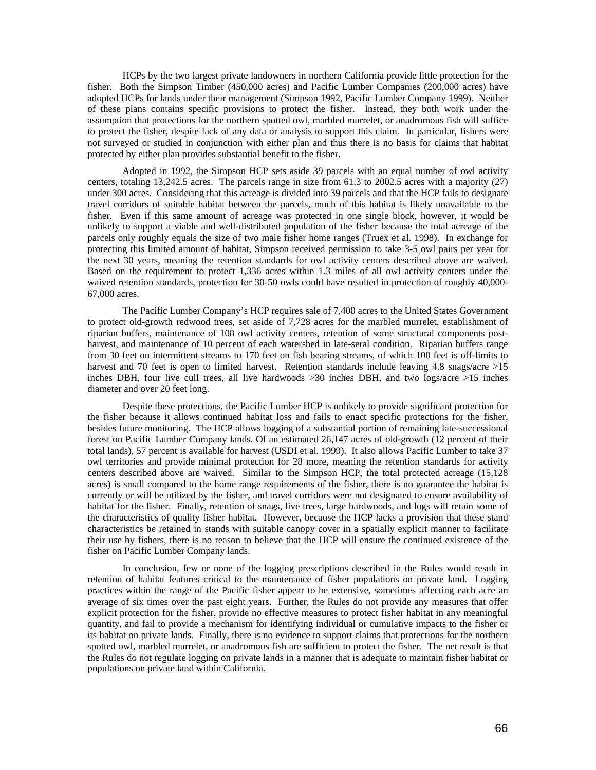HCPs by the two largest private landowners in northern California provide little protection for the fisher. Both the Simpson Timber (450,000 acres) and Pacific Lumber Companies (200,000 acres) have adopted HCPs for lands under their management (Simpson 1992, Pacific Lumber Company 1999). Neither of these plans contains specific provisions to protect the fisher. Instead, they both work under the assumption that protections for the northern spotted owl, marbled murrelet, or anadromous fish will suffice to protect the fisher, despite lack of any data or analysis to support this claim. In particular, fishers were not surveyed or studied in conjunction with either plan and thus there is no basis for claims that habitat protected by either plan provides substantial benefit to the fisher.

Adopted in 1992, the Simpson HCP sets aside 39 parcels with an equal number of owl activity centers, totaling 13,242.5 acres. The parcels range in size from 61.3 to 2002.5 acres with a majority (27) under 300 acres. Considering that this acreage is divided into 39 parcels and that the HCP fails to designate travel corridors of suitable habitat between the parcels, much of this habitat is likely unavailable to the fisher. Even if this same amount of acreage was protected in one single block, however, it would be unlikely to support a viable and well-distributed population of the fisher because the total acreage of the parcels only roughly equals the size of two male fisher home ranges (Truex et al. 1998). In exchange for protecting this limited amount of habitat, Simpson received permission to take 3-5 owl pairs per year for the next 30 years, meaning the retention standards for owl activity centers described above are waived. Based on the requirement to protect 1,336 acres within 1.3 miles of all owl activity centers under the waived retention standards, protection for 30-50 owls could have resulted in protection of roughly 40,000-67,000 acres.

The Pacific Lumber Company's HCP requires sale of 7,400 acres to the United States Government to protect old-growth redwood trees, set aside of 7,728 acres for the marbled murrelet, establishment of riparian buffers, maintenance of 108 owl activity centers, retention of some structural components post-harvest, and maintenance of 10 percent of each watershed in late-seral condition. Riparian buffers range from 30 feet on intermittent streams to 170 feet on fish bearing streams, of which 100 feet is off-limits to harvest and 70 feet is open to limited harvest. Retention standards include leaving 4.8 snags/acre >15 inches DBH, four live cull trees, all live hardwoods >30 inches DBH, and two logs/acre >15 inches diameter and over 20 feet long.

Despite these protections, the Pacific Lumber HCP is unlikely to provide significant protection for the fisher because it allows continued habitat loss and fails to enact specific protections for the fisher, besides future monitoring. The HCP allows logging of a substantial portion of remaining late-successional forest on Pacific Lumber Company lands. Of an estimated 26,147 acres of old-growth (12 percent of their total lands), 57 percent is available for harvest (USDI et al. 1999). It also allows Pacific Lumber to take 37 owl territories and provide minimal protection for 28 more, meaning the retention standards for activity centers described above are waived. Similar to the Simpson HCP, the total protected acreage (15,128 acres) is small compared to the home range requirements of the fisher, there is no guarantee the habitat is currently or will be utilized by the fisher, and travel corridors were not designated to ensure availability of habitat for the fisher. Finally, retention of snags, live trees, large hardwoods, and logs will retain some of the characteristics of quality fisher habitat. However, because the HCP lacks a provision that these stand characteristics be retained in stands with suitable canopy cover in a spatially explicit manner to facilitate their use by fishers, there is no reason to believe that the HCP will ensure the continued existence of the fisher on Pacific Lumber Company lands.

In conclusion, few or none of the logging prescriptions described in the Rules would result in retention of habitat features critical to the maintenance of fisher populations on private land. Logging practices within the range of the Pacific fisher appear to be extensive, sometimes affecting each acre an average of six times over the past eight years. Further, the Rules do not provide any measures that offer explicit protection for the fisher, provide no effective measures to protect fisher habitat in any meaningful quantity, and fail to provide a mechanism for identifying individual or cumulative impacts to the fisher or its habitat on private lands. Finally, there is no evidence to support claims that protections for the northern spotted owl, marbled murrelet, or anadromous fish are sufficient to protect the fisher. The net result is that the Rules do not regulate logging on private lands in a manner that is adequate to maintain fisher habitat or populations on private land within California.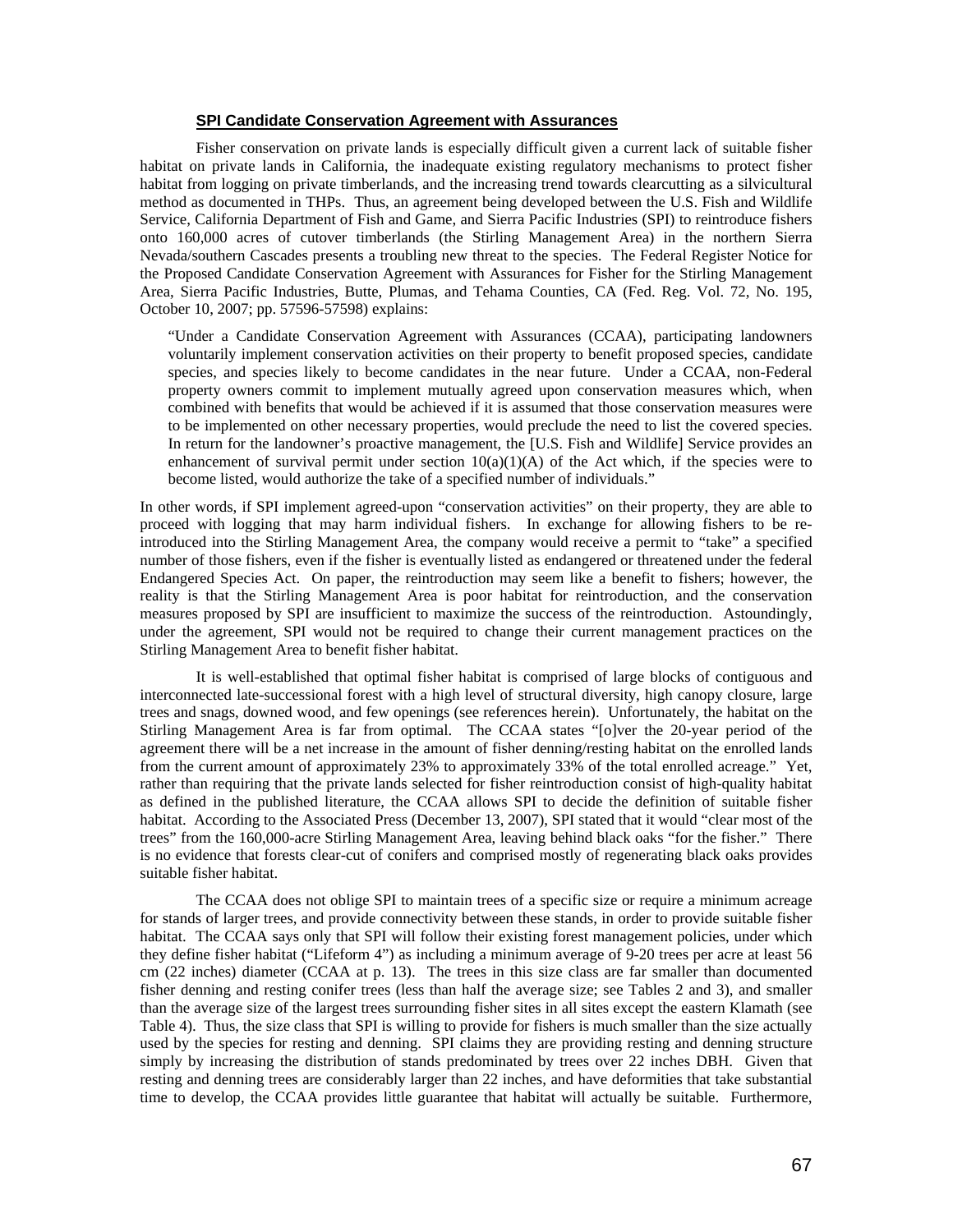### SPI Candidate Conservation Agreement with Assurances

Fisher conservation on private lands is especially difficult given a current lack of suitable fisher habitat on private lands in California, the inadequate existing regulatory mechanisms to protect fisher habitat from logging on private timberlands, and the increasing trend towards clearcutting as a silvicultural method as documented in THPs. Thus, an agreement being developed between the U.S. Fish and Wildlife Service, California Department of Fish and Game, and Sierra Pacific Industries (SPI) to reintroduce fishers onto 160,000 acres of cutover timberlands (the Stirling Management Area) in the northern Sierra Nevada/southern Cascades presents a troubling new threat to the species. The Federal Register Notice for the Proposed Candidate Conservation Agreement with Assurances for Fisher for the Stirling Management Area, Sierra Pacific Industries, Butte, Plumas, and Tehama Counties, CA (Fed. Reg. Vol. 72, No. 195, October 10, 2007; pp. 57596-57598) explains:

> "Under a Candidate Conservation Agreement with Assurances (CCAA), participating landowners voluntarily implement conservation activities on their property to benefit proposed species, candidate species, and species likely to become candidates in the near future. Under a CCAA, non-Federal property owners commit to implement mutually agreed upon conservation measures which, when combined with benefits that would be achieved if it is assumed that those conservation measures were to be implemented on other necessary properties, would preclude the need to list the covered species. In return for the landowner's proactive management, the [U.S. Fish and Wildlife] Service provides an enhancement of survival permit under section 10(a)(1)(A) of the Act which, if the species were to become listed, would authorize the take of a specified number of individuals."

In other words, if SPI implement agreed-upon "conservation activities" on their property, they are able to proceed with logging that may harm individual fishers. In exchange for allowing fishers to be re-introduced into the Stirling Management Area, the company would receive a permit to "take" a specified number of those fishers, even if the fisher is eventually listed as endangered or threatened under the federal Endangered Species Act. On paper, the reintroduction may seem like a benefit to fishers; however, the reality is that the Stirling Management Area is poor habitat for reintroduction, and the conservation measures proposed by SPI are insufficient to maximize the success of the reintroduction. Astoundingly, under the agreement, SPI would not be required to change their current management practices on the Stirling Management Area to benefit fisher habitat.

It is well-established that optimal fisher habitat is comprised of large blocks of contiguous and interconnected late-successional forest with a high level of structural diversity, high canopy closure, large trees and snags, downed wood, and few openings (see references herein). Unfortunately, the habitat on the Stirling Management Area is far from optimal. The CCAA states "[o]ver the 20-year period of the agreement there will be a net increase in the amount of fisher denning/resting habitat on the enrolled lands from the current amount of approximately 23% to approximately 33% of the total enrolled acreage." Yet, rather than requiring that the private lands selected for fisher reintroduction consist of high-quality habitat as defined in the published literature, the CCAA allows SPI to decide the definition of suitable fisher habitat. According to the Associated Press (December 13, 2007), SPI stated that it would "clear most of the trees" from the 160,000-acre Stirling Management Area, leaving behind black oaks "for the fisher." There is no evidence that forests clear-cut of conifers and comprised mostly of regenerating black oaks provides suitable fisher habitat.

The CCAA does not oblige SPI to maintain trees of a specific size or require a minimum acreage for stands of larger trees, and provide connectivity between these stands, in order to provide suitable fisher habitat. The CCAA says only that SPI will follow their existing forest management policies, under which they define fisher habitat ("Lifeform 4") as including a minimum average of 9-20 trees per acre at least 56 cm (22 inches) diameter (CCAA at p. 13). The trees in this size class are far smaller than documented fisher denning and resting conifer trees (less than half the average size; see Tables 2 and 3), and smaller than the average size of the largest trees surrounding fisher sites in all sites except the eastern Klamath (see Table 4). Thus, the size class that SPI is willing to provide for fishers is much smaller than the size actually used by the species for resting and denning. SPI claims they are providing resting and denning structure simply by increasing the distribution of stands predominated by trees over 22 inches DBH. Given that resting and denning trees are considerably larger than 22 inches, and have deformities that take substantial time to develop, the CCAA provides little guarantee that habitat will actually be suitable. Furthermore,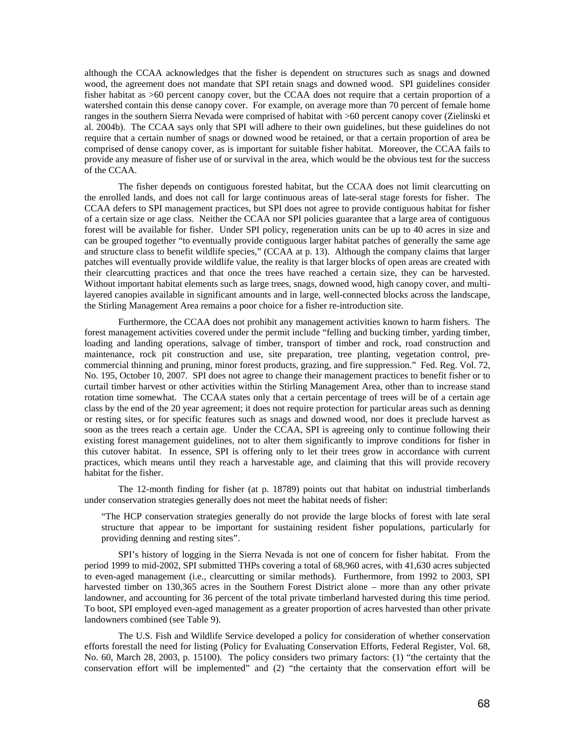although the CCAA acknowledges that the fisher is dependent on structures such as snags and downed wood, the agreement does not mandate that SPI retain snags and downed wood. SPI guidelines consider fisher habitat as >60 percent canopy cover, but the CCAA does not require that a certain proportion of a watershed contain this dense canopy cover. For example, on average more than 70 percent of female home ranges in the southern Sierra Nevada were comprised of habitat with >60 percent canopy cover (Zielinski et al. 2004b). The CCAA says only that SPI will adhere to their own guidelines, but these guidelines do not require that a certain number of snags or downed wood be retained, or that a certain proportion of area be comprised of dense canopy cover, as is important for suitable fisher habitat. Moreover, the CCAA fails to provide any measure of fisher use of or survival in the area, which would be the obvious test for the success of the CCAA.

The fisher depends on contiguous forested habitat, but the CCAA does not limit clearcutting on the enrolled lands, and does not call for large continuous areas of late-seral stage forests for fisher. The CCAA defers to SPI management practices, but SPI does not agree to provide contiguous habitat for fisher of a certain size or age class. Neither the CCAA nor SPI policies guarantee that a large area of contiguous forest will be available for fisher. Under SPI policy, regeneration units can be up to 40 acres in size and can be grouped together "to eventually provide contiguous larger habitat patches of generally the same age and structure class to benefit wildlife species," (CCAA at p. 13). Although the company claims that larger patches will eventually provide wildlife value, the reality is that larger blocks of open areas are created with their clearcutting practices and that once the trees have reached a certain size, they can be harvested. Without important habitat elements such as large trees, snags, downed wood, high canopy cover, and multi-layered canopies available in significant amounts and in large, well-connected blocks across the landscape, the Stirling Management Area remains a poor choice for a fisher re-introduction site.

Furthermore, the CCAA does not prohibit any management activities known to harm fishers. The forest management activities covered under the permit include "felling and bucking timber, yarding timber, loading and landing operations, salvage of timber, transport of timber and rock, road construction and maintenance, rock pit construction and use, site preparation, tree planting, vegetation control, pre-commercial thinning and pruning, minor forest products, grazing, and fire suppression." Fed. Reg. Vol. 72, No. 195, October 10, 2007. SPI does not agree to change their management practices to benefit fisher or to curtail timber harvest or other activities within the Stirling Management Area, other than to increase stand rotation time somewhat. The CCAA states only that a certain percentage of trees will be of a certain age class by the end of the 20 year agreement; it does not require protection for particular areas such as denning or resting sites, or for specific features such as snags and downed wood, nor does it preclude harvest as soon as the trees reach a certain age. Under the CCAA, SPI is agreeing only to continue following their existing forest management guidelines, not to alter them significantly to improve conditions for fisher in this cutover habitat. In essence, SPI is offering only to let their trees grow in accordance with current practices, which means until they reach a harvestable age, and claiming that this will provide recovery habitat for the fisher.

The 12-month finding for fisher (at p. 18789) points out that habitat on industrial timberlands under conservation strategies generally does not meet the habitat needs of fisher:

> "The HCP conservation strategies generally do not provide the large blocks of forest with late seral structure that appear to be important for sustaining resident fisher populations, particularly for providing denning and resting sites".

SPI's history of logging in the Sierra Nevada is not one of concern for fisher habitat. From the period 1999 to mid-2002, SPI submitted THPs covering a total of 68,960 acres, with 41,630 acres subjected to even-aged management (i.e., clearcutting or similar methods). Furthermore, from 1992 to 2003, SPI harvested timber on 130,365 acres in the Southern Forest District alone – more than any other private landowner, and accounting for 36 percent of the total private timberland harvested during this time period. To boot, SPI employed even-aged management as a greater proportion of acres harvested than other private landowners combined (see Table 9).

The U.S. Fish and Wildlife Service developed a policy for consideration of whether conservation efforts forestall the need for listing (Policy for Evaluating Conservation Efforts, Federal Register, Vol. 68, No. 60, March 28, 2003, p. 15100). The policy considers two primary factors: (1) "the certainty that the conservation effort will be implemented" and (2) "the certainty that the conservation effort will be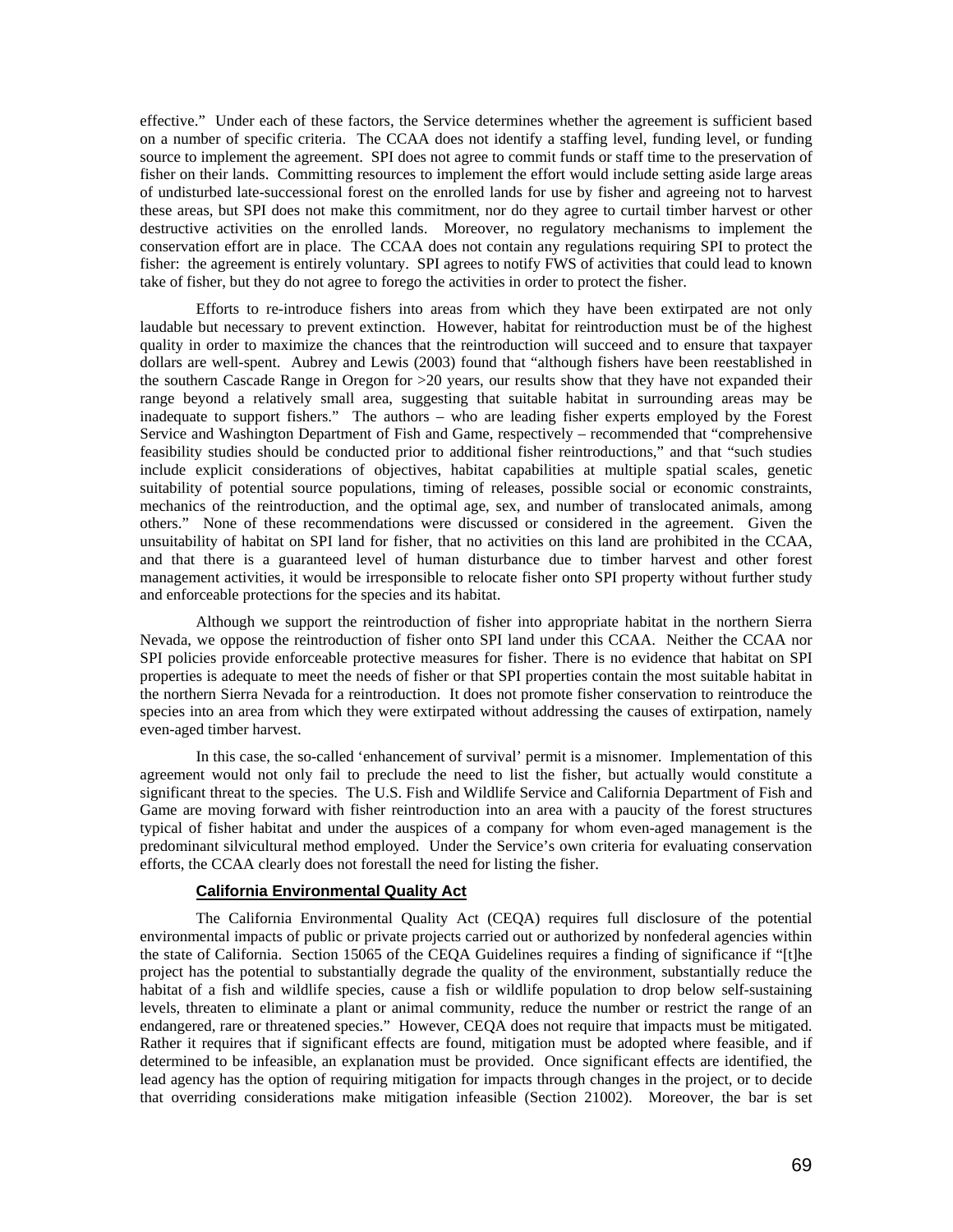effective." Under each of these factors, the Service determines whether the agreement is sufficient based on a number of specific criteria. The CCAA does not identify a staffing level, funding level, or funding source to implement the agreement. SPI does not agree to commit funds or staff time to the preservation of fisher on their lands. Committing resources to implement the effort would include setting aside large areas of undisturbed late-successional forest on the enrolled lands for use by fisher and agreeing not to harvest these areas, but SPI does not make this commitment, nor do they agree to curtail timber harvest or other destructive activities on the enrolled lands. Moreover, no regulatory mechanisms to implement the conservation effort are in place. The CCAA does not contain any regulations requiring SPI to protect the fisher: the agreement is entirely voluntary. SPI agrees to notify FWS of activities that could lead to known take of fisher, but they do not agree to forego the activities in order to protect the fisher.

Efforts to re-introduce fishers into areas from which they have been extirpated are not only laudable but necessary to prevent extinction. However, habitat for reintroduction must be of the highest quality in order to maximize the chances that the reintroduction will succeed and to ensure that taxpayer dollars are well-spent. Aubrey and Lewis (2003) found that "although fishers have been reestablished in the southern Cascade Range in Oregon for >20 years, our results show that they have not expanded their range beyond a relatively small area, suggesting that suitable habitat in surrounding areas may be inadequate to support fishers." The authors – who are leading fisher experts employed by the Forest Service and Washington Department of Fish and Game, respectively – recommended that "comprehensive feasibility studies should be conducted prior to additional fisher reintroductions," and that "such studies include explicit considerations of objectives, habitat capabilities at multiple spatial scales, genetic suitability of potential source populations, timing of releases, possible social or economic constraints, mechanics of the reintroduction, and the optimal age, sex, and number of translocated animals, among others." None of these recommendations were discussed or considered in the agreement. Given the unsuitability of habitat on SPI land for fisher, that no activities on this land are prohibited in the CCAA, and that there is a guaranteed level of human disturbance due to timber harvest and other forest management activities, it would be irresponsible to relocate fisher onto SPI property without further study and enforceable protections for the species and its habitat.

Although we support the reintroduction of fisher into appropriate habitat in the northern Sierra Nevada, we oppose the reintroduction of fisher onto SPI land under this CCAA. Neither the CCAA nor SPI policies provide enforceable protective measures for fisher. There is no evidence that habitat on SPI properties is adequate to meet the needs of fisher or that SPI properties contain the most suitable habitat in the northern Sierra Nevada for a reintroduction. It does not promote fisher conservation to reintroduce the species into an area from which they were extirpated without addressing the causes of extirpation, namely even-aged timber harvest.

In this case, the so-called 'enhancement of survival' permit is a misnomer. Implementation of this agreement would not only fail to preclude the need to list the fisher, but actually would constitute a significant threat to the species. The U.S. Fish and Wildlife Service and California Department of Fish and Game are moving forward with fisher reintroduction into an area with a paucity of the forest structures typical of fisher habitat and under the auspices of a company for whom even-aged management is the predominant silvicultural method employed. Under the Service's own criteria for evaluating conservation efforts, the CCAA clearly does not forestall the need for listing the fisher.

### California Environmental Quality Act

The California Environmental Quality Act (CEQA) requires full disclosure of the potential environmental impacts of public or private projects carried out or authorized by nonfederal agencies within the state of California. Section 15065 of the CEQA Guidelines requires a finding of significance if "[t]he project has the potential to substantially degrade the quality of the environment, substantially reduce the habitat of a fish and wildlife species, cause a fish or wildlife population to drop below self-sustaining levels, threaten to eliminate a plant or animal community, reduce the number or restrict the range of an endangered, rare or threatened species." However, CEQA does not require that impacts must be mitigated. Rather it requires that if significant effects are found, mitigation must be adopted where feasible, and if determined to be infeasible, an explanation must be provided. Once significant effects are identified, the lead agency has the option of requiring mitigation for impacts through changes in the project, or to decide that overriding considerations make mitigation infeasible (Section 21002). Moreover, the bar is set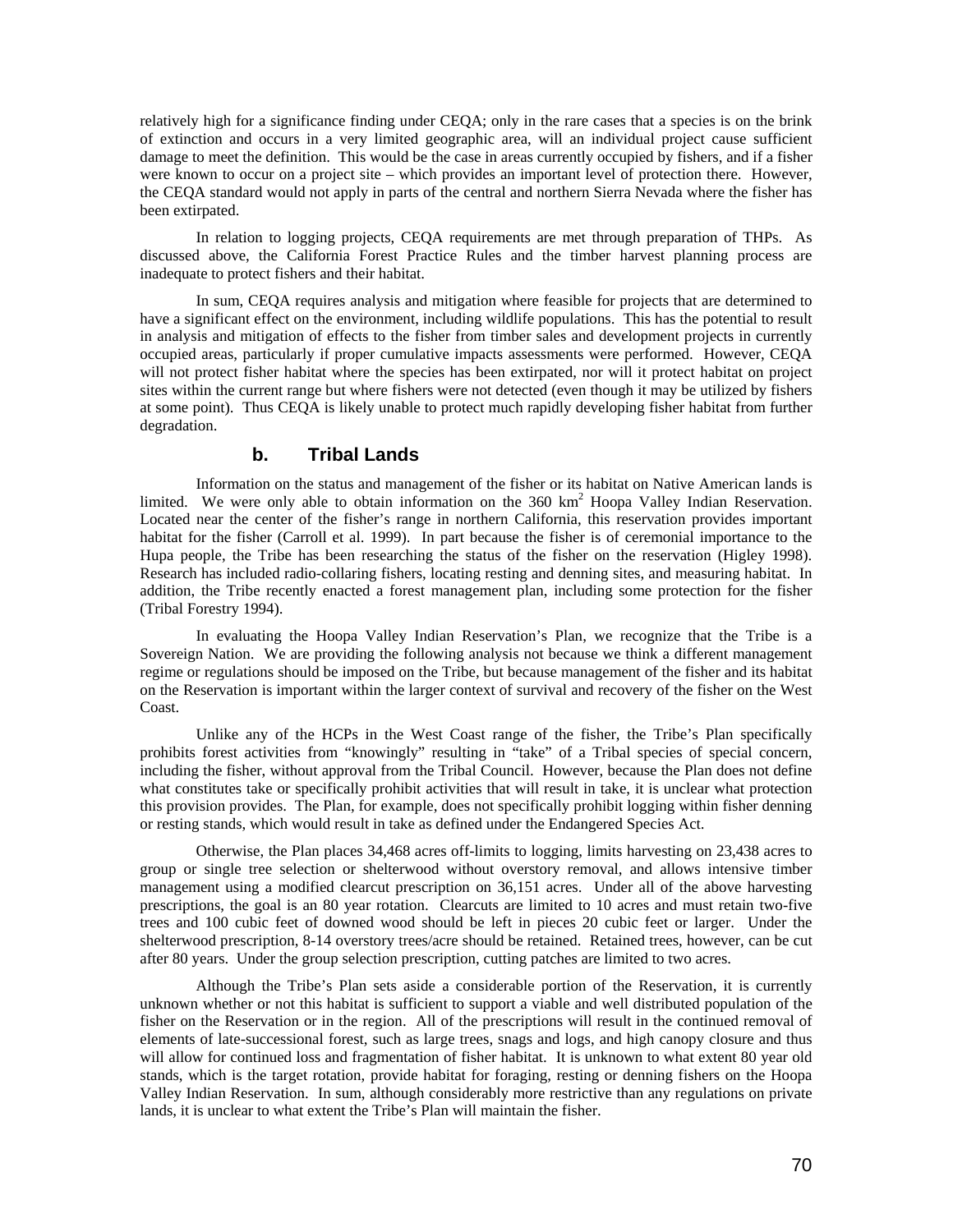relatively high for a significance finding under CEQA; only in the rare cases that a species is on the brink of extinction and occurs in a very limited geographic area, will an individual project cause sufficient damage to meet the definition. This would be the case in areas currently occupied by fishers, and if a fisher were known to occur on a project site – which provides an important level of protection there. However, the CEQA standard would not apply in parts of the central and northern Sierra Nevada where the fisher has been extirpated.

In relation to logging projects, CEQA requirements are met through preparation of THPs. As discussed above, the California Forest Practice Rules and the timber harvest planning process are inadequate to protect fishers and their habitat.

In sum, CEQA requires analysis and mitigation where feasible for projects that are determined to have a significant effect on the environment, including wildlife populations. This has the potential to result in analysis and mitigation of effects to the fisher from timber sales and development projects in currently occupied areas, particularly if proper cumulative impacts assessments were performed. However, CEQA will not protect fisher habitat where the species has been extirpated, nor will it protect habitat on project sites within the current range but where fishers were not detected (even though it may be utilized by fishers at some point). Thus CEQA is likely unable to protect much rapidly developing fisher habitat from further degradation.

### b. Tribal Lands

Information on the status and management of the fisher or its habitat on Native American lands is limited. We were only able to obtain information on the 360 $km^2$ Hoopa Valley Indian Reservation. Located near the center of the fisher's range in northern California, this reservation provides important habitat for the fisher (Carroll et al. 1999). In part because the fisher is of ceremonial importance to the Hupa people, the Tribe has been researching the status of the fisher on the reservation (Higley 1998). Research has included radio-collaring fishers, locating resting and denning sites, and measuring habitat. In addition, the Tribe recently enacted a forest management plan, including some protection for the fisher (Tribal Forestry 1994).

In evaluating the Hoopa Valley Indian Reservation's Plan, we recognize that the Tribe is a Sovereign Nation. We are providing the following analysis not because we think a different management regime or regulations should be imposed on the Tribe, but because management of the fisher and its habitat on the Reservation is important within the larger context of survival and recovery of the fisher on the West Coast.

Unlike any of the HCPs in the West Coast range of the fisher, the Tribe's Plan specifically prohibits forest activities from "knowingly" resulting in "take" of a Tribal species of special concern, including the fisher, without approval from the Tribal Council. However, because the Plan does not define what constitutes take or specifically prohibit activities that will result in take, it is unclear what protection this provision provides. The Plan, for example, does not specifically prohibit logging within fisher denning or resting stands, which would result in take as defined under the Endangered Species Act.

Otherwise, the Plan places 34,468 acres off-limits to logging, limits harvesting on 23,438 acres to group or single tree selection or shelterwood without overstory removal, and allows intensive timber management using a modified clearcut prescription on 36,151 acres. Under all of the above harvesting prescriptions, the goal is an 80 year rotation. Clearcuts are limited to 10 acres and must retain two-five trees and 100 cubic feet of downed wood should be left in pieces 20 cubic feet or larger. Under the shelterwood prescription, 8-14 overstory trees/acre should be retained. Retained trees, however, can be cut after 80 years. Under the group selection prescription, cutting patches are limited to two acres.

Although the Tribe's Plan sets aside a considerable portion of the Reservation, it is currently unknown whether or not this habitat is sufficient to support a viable and well distributed population of the fisher on the Reservation or in the region. All of the prescriptions will result in the continued removal of elements of late-successional forest, such as large trees, snags and logs, and high canopy closure and thus will allow for continued loss and fragmentation of fisher habitat. It is unknown to what extent 80 year old stands, which is the target rotation, provide habitat for foraging, resting or denning fishers on the Hoopa Valley Indian Reservation. In sum, although considerably more restrictive than any regulations on private lands, it is unclear to what extent the Tribe's Plan will maintain the fisher.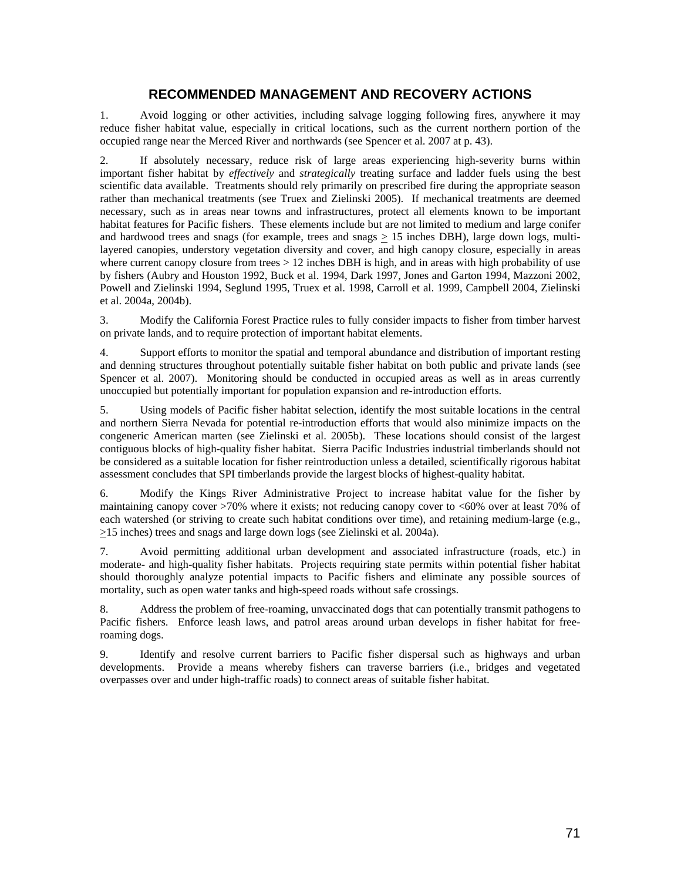## RECOMMENDED MANAGEMENT AND RECOVERY ACTIONS

1. Avoid logging or other activities, including salvage logging following fires, anywhere it may reduce fisher habitat value, especially in critical locations, such as the current northern portion of the occupied range near the Merced River and northwards (see Spencer et al. 2007 at p. 43).

2. If absolutely necessary, reduce risk of large areas experiencing high-severity burns within important fisher habitat by *effectively* and *strategically* treating surface and ladder fuels using the best scientific data available. Treatments should rely primarily on prescribed fire during the appropriate season rather than mechanical treatments (see Truex and Zielinski 2005). If mechanical treatments are deemed necessary, such as in areas near towns and infrastructures, protect all elements known to be important habitat features for Pacific fishers. These elements include but are not limited to medium and large conifer and hardwood trees and snags (for example, trees and snags ≥ 15 inches DBH), large down logs, multi-layered canopies, understory vegetation diversity and cover, and high canopy closure, especially in areas where current canopy closure from trees > 12 inches DBH is high, and in areas with high probability of use by fishers (Aubry and Houston 1992, Buck et al. 1994, Dark 1997, Jones and Garton 1994, Mazzoni 2002, Powell and Zielinski 1994, Seglund 1995, Truex et al. 1998, Carroll et al. 1999, Campbell 2004, Zielinski et al. 2004a, 2004b).

3. Modify the California Forest Practice rules to fully consider impacts to fisher from timber harvest on private lands, and to require protection of important habitat elements.

4. Support efforts to monitor the spatial and temporal abundance and distribution of important resting and denning structures throughout potentially suitable fisher habitat on both public and private lands (see Spencer et al. 2007). Monitoring should be conducted in occupied areas as well as in areas currently unoccupied but potentially important for population expansion and re-introduction efforts.

5. Using models of Pacific fisher habitat selection, identify the most suitable locations in the central and northern Sierra Nevada for potential re-introduction efforts that would also minimize impacts on the congeneric American marten (see Zielinski et al. 2005b). These locations should consist of the largest contiguous blocks of high-quality fisher habitat. Sierra Pacific Industries industrial timberlands should not be considered as a suitable location for fisher reintroduction unless a detailed, scientifically rigorous habitat assessment concludes that SPI timberlands provide the largest blocks of highest-quality habitat.

6. Modify the Kings River Administrative Project to increase habitat value for the fisher by maintaining canopy cover >70% where it exists; not reducing canopy cover to <60% over at least 70% of each watershed (or striving to create such habitat conditions over time), and retaining medium-large (e.g., ≥15 inches) trees and snags and large down logs (see Zielinski et al. 2004a).

7. Avoid permitting additional urban development and associated infrastructure (roads, etc.) in moderate- and high-quality fisher habitats. Projects requiring state permits within potential fisher habitat should thoroughly analyze potential impacts to Pacific fishers and eliminate any possible sources of mortality, such as open water tanks and high-speed roads without safe crossings.

8. Address the problem of free-roaming, unvaccinated dogs that can potentially transmit pathogens to Pacific fishers. Enforce leash laws, and patrol areas around urban develops in fisher habitat for free-roaming dogs.

9. Identify and resolve current barriers to Pacific fisher dispersal such as highways and urban developments. Provide a means whereby fishers can traverse barriers (i.e., bridges and vegetated overpasses over and under high-traffic roads) to connect areas of suitable fisher habitat.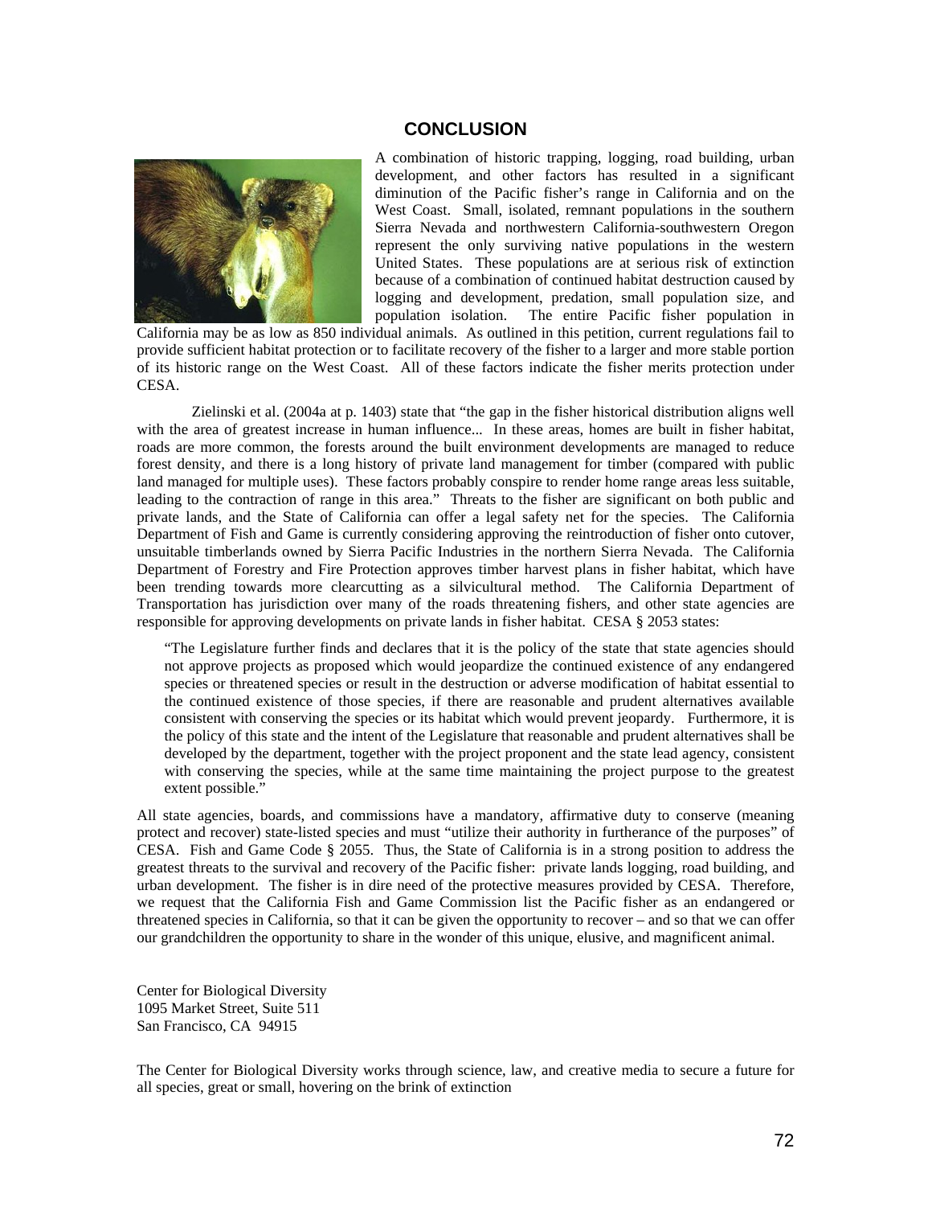## CONCLUSION

A combination of historic trapping, logging, road building, urban development, and other factors has resulted in a significant diminution of the Pacific fisher's range in California and on the West Coast. Small, isolated, remnant populations in the southern Sierra Nevada and northwestern California-southwestern Oregon represent the only surviving native populations in the western United States. These populations are at serious risk of extinction because of a combination of continued habitat destruction caused by logging and development, predation, small population size, and population isolation. The entire Pacific fisher population in California may be as low as 850 individual animals. As outlined in this petition, current regulations fail to provide sufficient habitat protection or to facilitate recovery of the fisher to a larger and more stable portion of its historic range on the West Coast. All of these factors indicate the fisher merits protection under CESA.

Zielinski et al. (2004a at p. 1403) state that "the gap in the fisher historical distribution aligns well with the area of greatest increase in human influence... In these areas, homes are built in fisher habitat, roads are more common, the forests around the built environment developments are managed to reduce forest density, and there is a long history of private land management for timber (compared with public land managed for multiple uses). These factors probably conspire to render home range areas less suitable, leading to the contraction of range in this area." Threats to the fisher are significant on both public and private lands, and the State of California can offer a legal safety net for the species. The California Department of Fish and Game is currently considering approving the reintroduction of fisher onto cutover, unsuitable timberlands owned by Sierra Pacific Industries in the northern Sierra Nevada. The California Department of Forestry and Fire Protection approves timber harvest plans in fisher habitat, which have been trending towards more clearcutting as a silvicultural method. The California Department of Transportation has jurisdiction over many of the roads threatening fishers, and other state agencies are responsible for approving developments on private lands in fisher habitat. CESA § 2053 states:

> "The Legislature further finds and declares that it is the policy of the state that state agencies should not approve projects as proposed which would jeopardize the continued existence of any endangered species or threatened species or result in the destruction or adverse modification of habitat essential to the continued existence of those species, if there are reasonable and prudent alternatives available consistent with conserving the species or its habitat which would prevent jeopardy. Furthermore, it is the policy of this state and the intent of the Legislature that reasonable and prudent alternatives shall be developed by the department, together with the project proponent and the state lead agency, consistent with conserving the species, while at the same time maintaining the project purpose to the greatest extent possible."

All state agencies, boards, and commissions have a mandatory, affirmative duty to conserve (meaning protect and recover) state-listed species and must "utilize their authority in furtherance of the purposes" of CESA. Fish and Game Code § 2055. Thus, the State of California is in a strong position to address the greatest threats to the survival and recovery of the Pacific fisher: private lands logging, road building, and urban development. The fisher is in dire need of the protective measures provided by CESA. Therefore, we request that the California Fish and Game Commission list the Pacific fisher as an endangered or threatened species in California, so that it can be given the opportunity to recover – and so that we can offer our grandchildren the opportunity to share in the wonder of this unique, elusive, and magnificent animal.

Center for Biological Diversity
1095 Market Street, Suite 511
San Francisco, CA 94915

The Center for Biological Diversity works through science, law, and creative media to secure a future for all species, great or small, hovering on the brink of extinction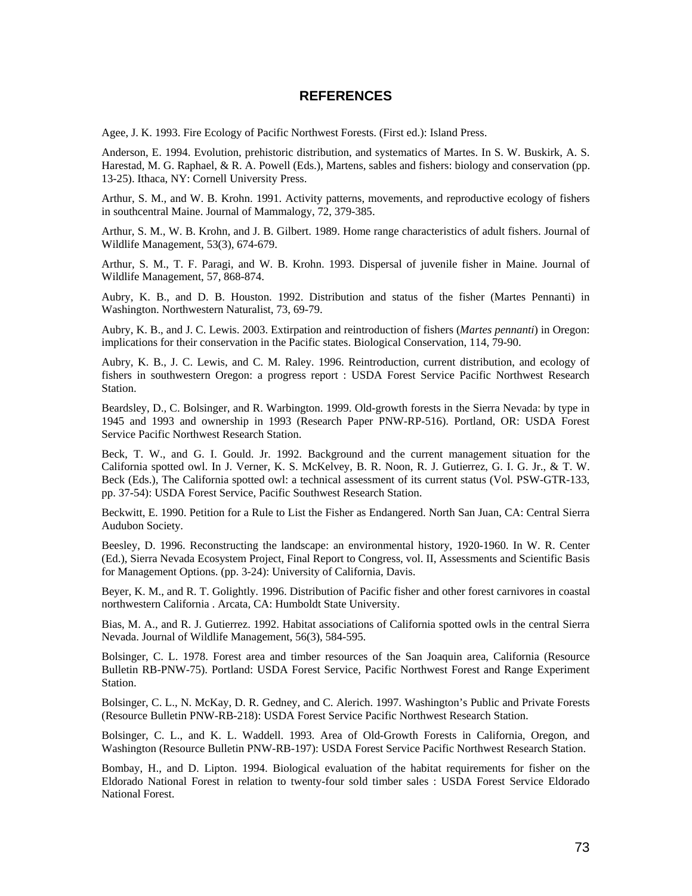# REFERENCES

Agee, J. K. 1993. Fire Ecology of Pacific Northwest Forests. (First ed.): Island Press.

Anderson, E. 1994. Evolution, prehistoric distribution, and systematics of Martes. In S. W. Buskirk, A. S. Harestad, M. G. Raphael, & R. A. Powell (Eds.), Martens, sables and fishers: biology and conservation (pp. 13-25). Ithaca, NY: Cornell University Press.

Arthur, S. M., and W. B. Krohn. 1991. Activity patterns, movements, and reproductive ecology of fishers in southcentral Maine. Journal of Mammalogy, 72, 379-385.

Arthur, S. M., W. B. Krohn, and J. B. Gilbert. 1989. Home range characteristics of adult fishers. Journal of Wildlife Management, 53(3), 674-679.

Arthur, S. M., T. F. Paragi, and W. B. Krohn. 1993. Dispersal of juvenile fisher in Maine. Journal of Wildlife Management, 57, 868-874.

Aubry, K. B., and D. B. Houston. 1992. Distribution and status of the fisher (Martes Pennanti) in Washington. Northwestern Naturalist, 73, 69-79.

Aubry, K. B., and J. C. Lewis. 2003. Extirpation and reintroduction of fishers (*Martes pennanti*) in Oregon: implications for their conservation in the Pacific states. Biological Conservation, 114, 79-90.

Aubry, K. B., J. C. Lewis, and C. M. Raley. 1996. Reintroduction, current distribution, and ecology of fishers in southwestern Oregon: a progress report : USDA Forest Service Pacific Northwest Research Station.

Beardsley, D., C. Bolsinger, and R. Warbington. 1999. Old-growth forests in the Sierra Nevada: by type in 1945 and 1993 and ownership in 1993 (Research Paper PNW-RP-516). Portland, OR: USDA Forest Service Pacific Northwest Research Station.

Beck, T. W., and G. I. Gould. Jr. 1992. Background and the current management situation for the California spotted owl. In J. Verner, K. S. McKelvey, B. R. Noon, R. J. Gutierrez, G. I. G. Jr., & T. W. Beck (Eds.), The California spotted owl: a technical assessment of its current status (Vol. PSW-GTR-133, pp. 37-54): USDA Forest Service, Pacific Southwest Research Station.

Beckwitt, E. 1990. Petition for a Rule to List the Fisher as Endangered. North San Juan, CA: Central Sierra Audubon Society.

Beesley, D. 1996. Reconstructing the landscape: an environmental history, 1920-1960. In W. R. Center (Ed.), Sierra Nevada Ecosystem Project, Final Report to Congress, vol. II, Assessments and Scientific Basis for Management Options. (pp. 3-24): University of California, Davis.

Beyer, K. M., and R. T. Golightly. 1996. Distribution of Pacific fisher and other forest carnivores in coastal northwestern California . Arcata, CA: Humboldt State University.

Bias, M. A., and R. J. Gutierrez. 1992. Habitat associations of California spotted owls in the central Sierra Nevada. Journal of Wildlife Management, 56(3), 584-595.

Bolsinger, C. L. 1978. Forest area and timber resources of the San Joaquin area, California (Resource Bulletin RB-PNW-75). Portland: USDA Forest Service, Pacific Northwest Forest and Range Experiment Station.

Bolsinger, C. L., N. McKay, D. R. Gedney, and C. Alerich. 1997. Washington's Public and Private Forests (Resource Bulletin PNW-RB-218): USDA Forest Service Pacific Northwest Research Station.

Bolsinger, C. L., and K. L. Waddell. 1993. Area of Old-Growth Forests in California, Oregon, and Washington (Resource Bulletin PNW-RB-197): USDA Forest Service Pacific Northwest Research Station.

Bombay, H., and D. Lipton. 1994. Biological evaluation of the habitat requirements for fisher on the Eldorado National Forest in relation to twenty-four sold timber sales : USDA Forest Service Eldorado National Forest.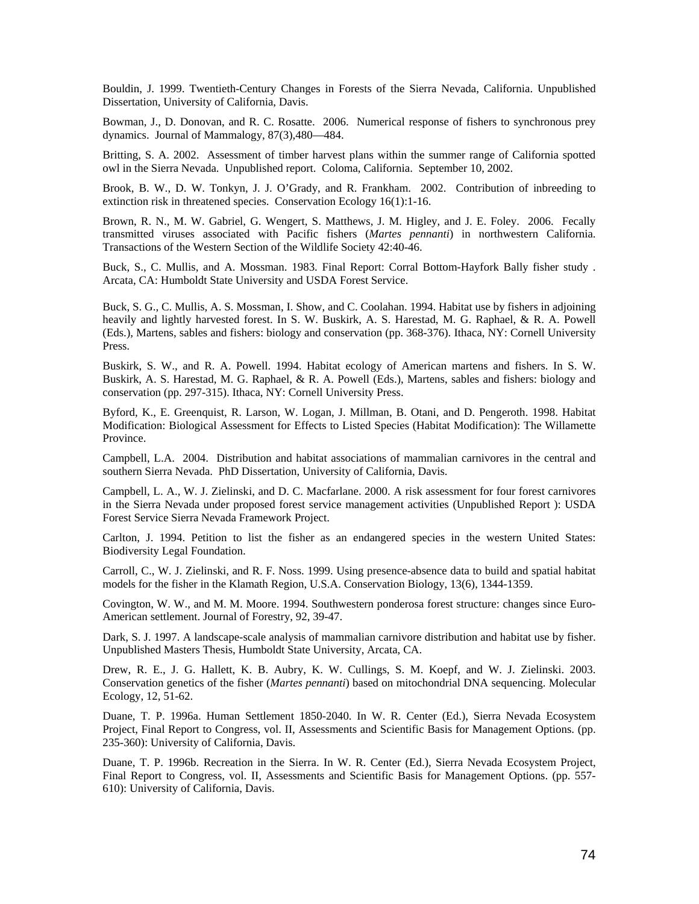Bouldin, J. 1999. Twentieth-Century Changes in Forests of the Sierra Nevada, California. Unpublished Dissertation, University of California, Davis.

Bowman, J., D. Donovan, and R. C. Rosatte. 2006. Numerical response of fishers to synchronous prey dynamics. Journal of Mammalogy, 87(3),480—484.

Britting, S. A. 2002. Assessment of timber harvest plans within the summer range of California spotted owl in the Sierra Nevada. Unpublished report. Coloma, California. September 10, 2002.

Brook, B. W., D. W. Tonkyn, J. J. O'Grady, and R. Frankham. 2002. Contribution of inbreeding to extinction risk in threatened species. Conservation Ecology 16(1):1-16.

Brown, R. N., M. W. Gabriel, G. Wengert, S. Matthews, J. M. Higley, and J. E. Foley. 2006. Fecally transmitted viruses associated with Pacific fishers (*Martes pennanti*) in northwestern California. Transactions of the Western Section of the Wildlife Society 42:40-46.

Buck, S., C. Mullis, and A. Mossman. 1983. Final Report: Corral Bottom-Hayfork Bally fisher study . Arcata, CA: Humboldt State University and USDA Forest Service.

Buck, S. G., C. Mullis, A. S. Mossman, I. Show, and C. Coolahan. 1994. Habitat use by fishers in adjoining heavily and lightly harvested forest. In S. W. Buskirk, A. S. Harestad, M. G. Raphael, & R. A. Powell (Eds.), Martens, sables and fishers: biology and conservation (pp. 368-376). Ithaca, NY: Cornell University Press.

Buskirk, S. W., and R. A. Powell. 1994. Habitat ecology of American martens and fishers. In S. W. Buskirk, A. S. Harestad, M. G. Raphael, & R. A. Powell (Eds.), Martens, sables and fishers: biology and conservation (pp. 297-315). Ithaca, NY: Cornell University Press.

Byford, K., E. Greenquist, R. Larson, W. Logan, J. Millman, B. Otani, and D. Pengeroth. 1998. Habitat Modification: Biological Assessment for Effects to Listed Species (Habitat Modification): The Willamette Province.

Campbell, L.A. 2004. Distribution and habitat associations of mammalian carnivores in the central and southern Sierra Nevada. PhD Dissertation, University of California, Davis.

Campbell, L. A., W. J. Zielinski, and D. C. Macfarlane. 2000. A risk assessment for four forest carnivores in the Sierra Nevada under proposed forest service management activities (Unpublished Report ): USDA Forest Service Sierra Nevada Framework Project.

Carlton, J. 1994. Petition to list the fisher as an endangered species in the western United States: Biodiversity Legal Foundation.

Carroll, C., W. J. Zielinski, and R. F. Noss. 1999. Using presence-absence data to build and spatial habitat models for the fisher in the Klamath Region, U.S.A. Conservation Biology, 13(6), 1344-1359.

Covington, W. W., and M. M. Moore. 1994. Southwestern ponderosa forest structure: changes since Euro-American settlement. Journal of Forestry, 92, 39-47.

Dark, S. J. 1997. A landscape-scale analysis of mammalian carnivore distribution and habitat use by fisher. Unpublished Masters Thesis, Humboldt State University, Arcata, CA.

Drew, R. E., J. G. Hallett, K. B. Aubry, K. W. Cullings, S. M. Koepf, and W. J. Zielinski. 2003. Conservation genetics of the fisher (*Martes pennanti*) based on mitochondrial DNA sequencing. Molecular Ecology, 12, 51-62.

Duane, T. P. 1996a. Human Settlement 1850-2040. In W. R. Center (Ed.), Sierra Nevada Ecosystem Project, Final Report to Congress, vol. II, Assessments and Scientific Basis for Management Options. (pp. 235-360): University of California, Davis.

Duane, T. P. 1996b. Recreation in the Sierra. In W. R. Center (Ed.), Sierra Nevada Ecosystem Project, Final Report to Congress, vol. II, Assessments and Scientific Basis for Management Options. (pp. 557-610): University of California, Davis.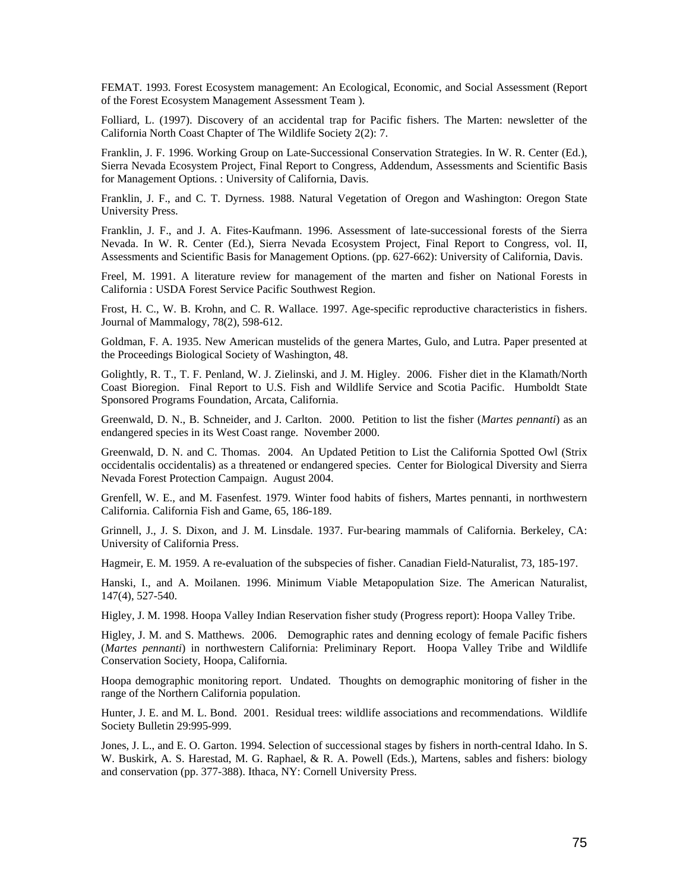FEMAT. 1993. Forest Ecosystem management: An Ecological, Economic, and Social Assessment (Report of the Forest Ecosystem Management Assessment Team ).

Folliard, L. (1997). Discovery of an accidental trap for Pacific fishers. The Marten: newsletter of the California North Coast Chapter of The Wildlife Society 2(2): 7.

Franklin, J. F. 1996. Working Group on Late-Successional Conservation Strategies. In W. R. Center (Ed.), Sierra Nevada Ecosystem Project, Final Report to Congress, Addendum, Assessments and Scientific Basis for Management Options. : University of California, Davis.

Franklin, J. F., and C. T. Dyrness. 1988. Natural Vegetation of Oregon and Washington: Oregon State University Press.

Franklin, J. F., and J. A. Fites-Kaufmann. 1996. Assessment of late-successional forests of the Sierra Nevada. In W. R. Center (Ed.), Sierra Nevada Ecosystem Project, Final Report to Congress, vol. II, Assessments and Scientific Basis for Management Options. (pp. 627-662): University of California, Davis.

Freel, M. 1991. A literature review for management of the marten and fisher on National Forests in California : USDA Forest Service Pacific Southwest Region.

Frost, H. C., W. B. Krohn, and C. R. Wallace. 1997. Age-specific reproductive characteristics in fishers. Journal of Mammalogy, 78(2), 598-612.

Goldman, F. A. 1935. New American mustelids of the genera Martes, Gulo, and Lutra. Paper presented at the Proceedings Biological Society of Washington, 48.

Golightly, R. T., T. F. Penland, W. J. Zielinski, and J. M. Higley. 2006. Fisher diet in the Klamath/North Coast Bioregion. Final Report to U.S. Fish and Wildlife Service and Scotia Pacific. Humboldt State Sponsored Programs Foundation, Arcata, California.

Greenwald, D. N., B. Schneider, and J. Carlton. 2000. Petition to list the fisher (*Martes pennanti*) as an endangered species in its West Coast range. November 2000.

Greenwald, D. N. and C. Thomas. 2004. An Updated Petition to List the California Spotted Owl (Strix occidentalis occidentalis) as a threatened or endangered species. Center for Biological Diversity and Sierra Nevada Forest Protection Campaign. August 2004.

Grenfell, W. E., and M. Fasenfest. 1979. Winter food habits of fishers, Martes pennanti, in northwestern California. California Fish and Game, 65, 186-189.

Grinnell, J., J. S. Dixon, and J. M. Linsdale. 1937. Fur-bearing mammals of California. Berkeley, CA: University of California Press.

Hagmeir, E. M. 1959. A re-evaluation of the subspecies of fisher. Canadian Field-Naturalist, 73, 185-197.

Hanski, I., and A. Moilanen. 1996. Minimum Viable Metapopulation Size. The American Naturalist, 147(4), 527-540.

Higley, J. M. 1998. Hoopa Valley Indian Reservation fisher study (Progress report): Hoopa Valley Tribe.

Higley, J. M. and S. Matthews. 2006. Demographic rates and denning ecology of female Pacific fishers (*Martes pennanti*) in northwestern California: Preliminary Report. Hoopa Valley Tribe and Wildlife Conservation Society, Hoopa, California.

Hoopa demographic monitoring report. Undated. Thoughts on demographic monitoring of fisher in the range of the Northern California population.

Hunter, J. E. and M. L. Bond. 2001. Residual trees: wildlife associations and recommendations. Wildlife Society Bulletin 29:995-999.

Jones, J. L., and E. O. Garton. 1994. Selection of successional stages by fishers in north-central Idaho. In S. W. Buskirk, A. S. Harestad, M. G. Raphael, & R. A. Powell (Eds.), Martens, sables and fishers: biology and conservation (pp. 377-388). Ithaca, NY: Cornell University Press.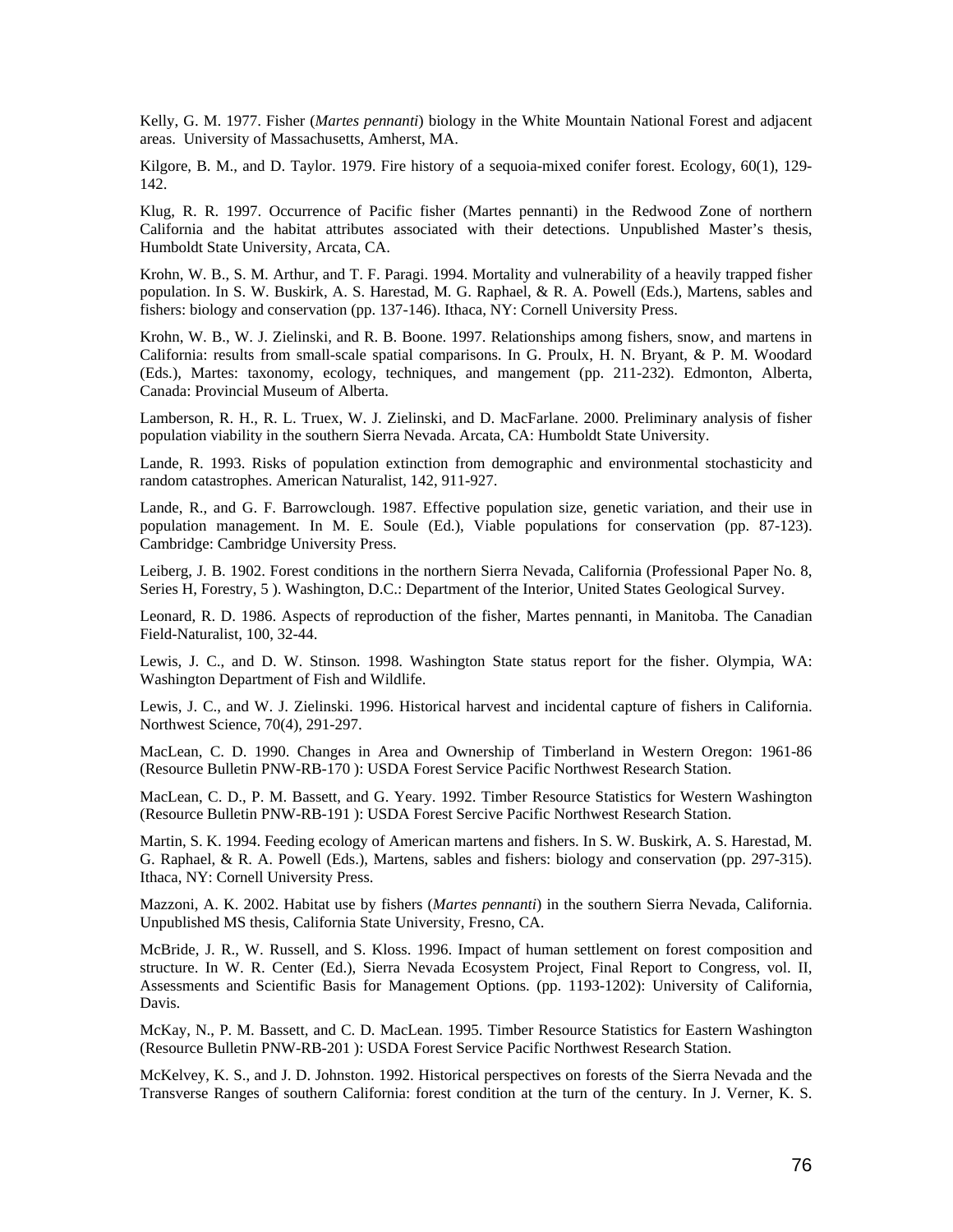Kelly, G. M. 1977. Fisher (*Martes pennanti*) biology in the White Mountain National Forest and adjacent areas. University of Massachusetts, Amherst, MA.

Kilgore, B. M., and D. Taylor. 1979. Fire history of a sequoia-mixed conifer forest. Ecology, 60(1), 129-142.

Klug, R. R. 1997. Occurrence of Pacific fisher (Martes pennanti) in the Redwood Zone of northern California and the habitat attributes associated with their detections. Unpublished Master's thesis, Humboldt State University, Arcata, CA.

Krohn, W. B., S. M. Arthur, and T. F. Paragi. 1994. Mortality and vulnerability of a heavily trapped fisher population. In S. W. Buskirk, A. S. Harestad, M. G. Raphael, & R. A. Powell (Eds.), Martens, sables and fishers: biology and conservation (pp. 137-146). Ithaca, NY: Cornell University Press.

Krohn, W. B., W. J. Zielinski, and R. B. Boone. 1997. Relationships among fishers, snow, and martens in California: results from small-scale spatial comparisons. In G. Proulx, H. N. Bryant, & P. M. Woodard (Eds.), Martes: taxonomy, ecology, techniques, and mangement (pp. 211-232). Edmonton, Alberta, Canada: Provincial Museum of Alberta.

Lamberson, R. H., R. L. Truex, W. J. Zielinski, and D. MacFarlane. 2000. Preliminary analysis of fisher population viability in the southern Sierra Nevada. Arcata, CA: Humboldt State University.

Lande, R. 1993. Risks of population extinction from demographic and environmental stochasticity and random catastrophes. American Naturalist, 142, 911-927.

Lande, R., and G. F. Barrowclough. 1987. Effective population size, genetic variation, and their use in population management. In M. E. Soule (Ed.), Viable populations for conservation (pp. 87-123). Cambridge: Cambridge University Press.

Leiberg, J. B. 1902. Forest conditions in the northern Sierra Nevada, California (Professional Paper No. 8, Series H, Forestry, 5 ). Washington, D.C.: Department of the Interior, United States Geological Survey.

Leonard, R. D. 1986. Aspects of reproduction of the fisher, Martes pennanti, in Manitoba. The Canadian Field-Naturalist, 100, 32-44.

Lewis, J. C., and D. W. Stinson. 1998. Washington State status report for the fisher. Olympia, WA: Washington Department of Fish and Wildlife.

Lewis, J. C., and W. J. Zielinski. 1996. Historical harvest and incidental capture of fishers in California. Northwest Science, 70(4), 291-297.

MacLean, C. D. 1990. Changes in Area and Ownership of Timberland in Western Oregon: 1961-86 (Resource Bulletin PNW-RB-170 ): USDA Forest Service Pacific Northwest Research Station.

MacLean, C. D., P. M. Bassett, and G. Yeary. 1992. Timber Resource Statistics for Western Washington (Resource Bulletin PNW-RB-191 ): USDA Forest Sercive Pacific Northwest Research Station.

Martin, S. K. 1994. Feeding ecology of American martens and fishers. In S. W. Buskirk, A. S. Harestad, M. G. Raphael, & R. A. Powell (Eds.), Martens, sables and fishers: biology and conservation (pp. 297-315). Ithaca, NY: Cornell University Press.

Mazzoni, A. K. 2002. Habitat use by fishers (*Martes pennanti*) in the southern Sierra Nevada, California. Unpublished MS thesis, California State University, Fresno, CA.

McBride, J. R., W. Russell, and S. Kloss. 1996. Impact of human settlement on forest composition and structure. In W. R. Center (Ed.), Sierra Nevada Ecosystem Project, Final Report to Congress, vol. II, Assessments and Scientific Basis for Management Options. (pp. 1193-1202): University of California, Davis.

McKay, N., P. M. Bassett, and C. D. MacLean. 1995. Timber Resource Statistics for Eastern Washington (Resource Bulletin PNW-RB-201 ): USDA Forest Service Pacific Northwest Research Station.

McKelvey, K. S., and J. D. Johnston. 1992. Historical perspectives on forests of the Sierra Nevada and the Transverse Ranges of southern California: forest condition at the turn of the century. In J. Verner, K. S.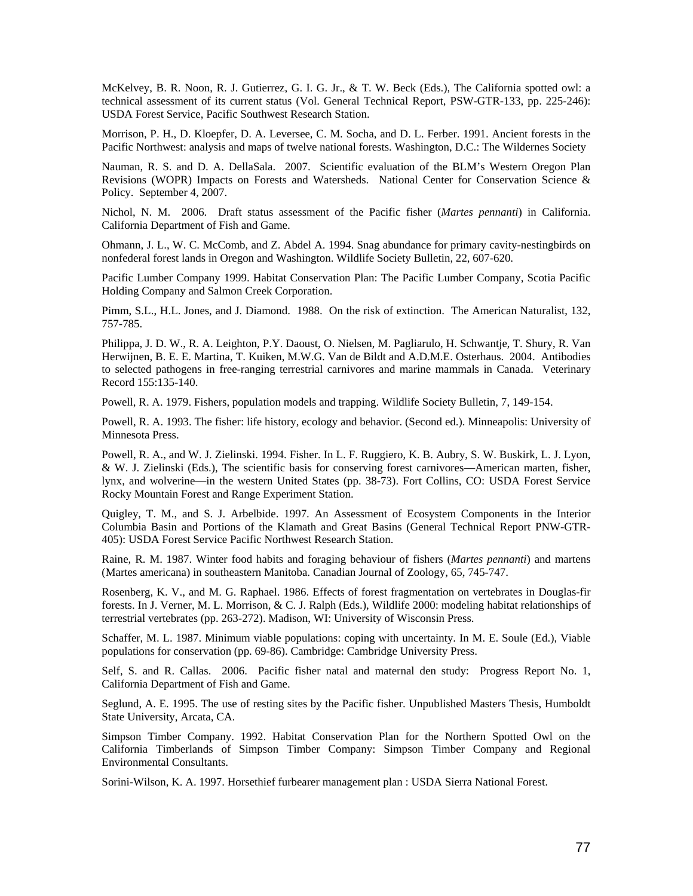McKelvey, B. R. Noon, R. J. Gutierrez, G. I. G. Jr., & T. W. Beck (Eds.), The California spotted owl: a technical assessment of its current status (Vol. General Technical Report, PSW-GTR-133, pp. 225-246): USDA Forest Service, Pacific Southwest Research Station.

Morrison, P. H., D. Kloepfer, D. A. Leversee, C. M. Socha, and D. L. Ferber. 1991. Ancient forests in the Pacific Northwest: analysis and maps of twelve national forests. Washington, D.C.: The Wildernes Society

Nauman, R. S. and D. A. DellaSala. 2007. Scientific evaluation of the BLM's Western Oregon Plan Revisions (WOPR) Impacts on Forests and Watersheds. National Center for Conservation Science & Policy. September 4, 2007.

Nichol, N. M. 2006. Draft status assessment of the Pacific fisher (*Martes pennanti*) in California. California Department of Fish and Game.

Ohmann, J. L., W. C. McComb, and Z. Abdel A. 1994. Snag abundance for primary cavity-nestingbirds on nonfederal forest lands in Oregon and Washington. Wildlife Society Bulletin, 22, 607-620.

Pacific Lumber Company 1999. Habitat Conservation Plan: The Pacific Lumber Company, Scotia Pacific Holding Company and Salmon Creek Corporation.

Pimm, S.L., H.L. Jones, and J. Diamond. 1988. On the risk of extinction. The American Naturalist, 132, 757-785.

Philippa, J. D. W., R. A. Leighton, P.Y. Daoust, O. Nielsen, M. Pagliarulo, H. Schwantje, T. Shury, R. Van Herwijnen, B. E. E. Martina, T. Kuiken, M.W.G. Van de Bildt and A.D.M.E. Osterhaus. 2004. Antibodies to selected pathogens in free-ranging terrestrial carnivores and marine mammals in Canada. Veterinary Record 155:135-140.

Powell, R. A. 1979. Fishers, population models and trapping. Wildlife Society Bulletin, 7, 149-154.

Powell, R. A. 1993. The fisher: life history, ecology and behavior. (Second ed.). Minneapolis: University of Minnesota Press.

Powell, R. A., and W. J. Zielinski. 1994. Fisher. In L. F. Ruggiero, K. B. Aubry, S. W. Buskirk, L. J. Lyon, & W. J. Zielinski (Eds.), The scientific basis for conserving forest carnivores—American marten, fisher, lynx, and wolverine—in the western United States (pp. 38-73). Fort Collins, CO: USDA Forest Service Rocky Mountain Forest and Range Experiment Station.

Quigley, T. M., and S. J. Arbelbide. 1997. An Assessment of Ecosystem Components in the Interior Columbia Basin and Portions of the Klamath and Great Basins (General Technical Report PNW-GTR-405): USDA Forest Service Pacific Northwest Research Station.

Raine, R. M. 1987. Winter food habits and foraging behaviour of fishers (*Martes pennanti*) and martens (Martes americana) in southeastern Manitoba. Canadian Journal of Zoology, 65, 745-747.

Rosenberg, K. V., and M. G. Raphael. 1986. Effects of forest fragmentation on vertebrates in Douglas-fir forests. In J. Verner, M. L. Morrison, & C. J. Ralph (Eds.), Wildlife 2000: modeling habitat relationships of terrestrial vertebrates (pp. 263-272). Madison, WI: University of Wisconsin Press.

Schaffer, M. L. 1987. Minimum viable populations: coping with uncertainty. In M. E. Soule (Ed.), Viable populations for conservation (pp. 69-86). Cambridge: Cambridge University Press.

Self, S. and R. Callas. 2006. Pacific fisher natal and maternal den study: Progress Report No. 1, California Department of Fish and Game.

Seglund, A. E. 1995. The use of resting sites by the Pacific fisher. Unpublished Masters Thesis, Humboldt State University, Arcata, CA.

Simpson Timber Company. 1992. Habitat Conservation Plan for the Northern Spotted Owl on the California Timberlands of Simpson Timber Company: Simpson Timber Company and Regional Environmental Consultants.

Sorini-Wilson, K. A. 1997. Horsethief furbearer management plan : USDA Sierra National Forest.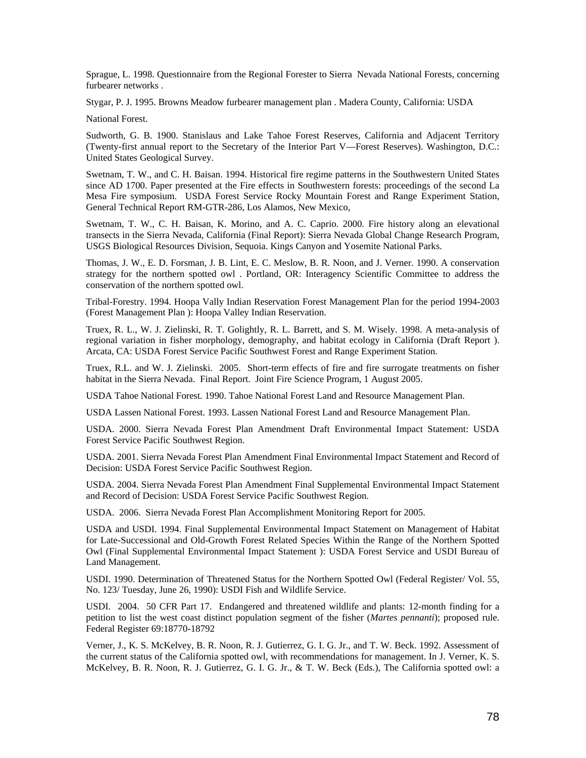Sprague, L. 1998. Questionnaire from the Regional Forester to Sierra Nevada National Forests, concerning furbearer networks .

Stygar, P. J. 1995. Browns Meadow furbearer management plan . Madera County, California: USDA

National Forest.

Sudworth, G. B. 1900. Stanislaus and Lake Tahoe Forest Reserves, California and Adjacent Territory (Twenty-first annual report to the Secretary of the Interior Part V—Forest Reserves). Washington, D.C.: United States Geological Survey.

Swetnam, T. W., and C. H. Baisan. 1994. Historical fire regime patterns in the Southwestern United States since AD 1700. Paper presented at the Fire effects in Southwestern forests: proceedings of the second La Mesa Fire symposium. USDA Forest Service Rocky Mountain Forest and Range Experiment Station, General Technical Report RM-GTR-286, Los Alamos, New Mexico,

Swetnam, T. W., C. H. Baisan, K. Morino, and A. C. Caprio. 2000. Fire history along an elevational transects in the Sierra Nevada, California (Final Report): Sierra Nevada Global Change Research Program, USGS Biological Resources Division, Sequoia. Kings Canyon and Yosemite National Parks.

Thomas, J. W., E. D. Forsman, J. B. Lint, E. C. Meslow, B. R. Noon, and J. Verner. 1990. A conservation strategy for the northern spotted owl . Portland, OR: Interagency Scientific Committee to address the conservation of the northern spotted owl.

Tribal-Forestry. 1994. Hoopa Vally Indian Reservation Forest Management Plan for the period 1994-2003 (Forest Management Plan ): Hoopa Valley Indian Reservation.

Truex, R. L., W. J. Zielinski, R. T. Golightly, R. L. Barrett, and S. M. Wisely. 1998. A meta-analysis of regional variation in fisher morphology, demography, and habitat ecology in California (Draft Report ). Arcata, CA: USDA Forest Service Pacific Southwest Forest and Range Experiment Station.

Truex, R.L. and W. J. Zielinski. 2005. Short-term effects of fire and fire surrogate treatments on fisher habitat in the Sierra Nevada. Final Report. Joint Fire Science Program, 1 August 2005.

USDA Tahoe National Forest. 1990. Tahoe National Forest Land and Resource Management Plan.

USDA Lassen National Forest. 1993. Lassen National Forest Land and Resource Management Plan.

USDA. 2000. Sierra Nevada Forest Plan Amendment Draft Environmental Impact Statement: USDA Forest Service Pacific Southwest Region.

USDA. 2001. Sierra Nevada Forest Plan Amendment Final Environmental Impact Statement and Record of Decision: USDA Forest Service Pacific Southwest Region.

USDA. 2004. Sierra Nevada Forest Plan Amendment Final Supplemental Environmental Impact Statement and Record of Decision: USDA Forest Service Pacific Southwest Region.

USDA. 2006. Sierra Nevada Forest Plan Accomplishment Monitoring Report for 2005.

USDA and USDI. 1994. Final Supplemental Environmental Impact Statement on Management of Habitat for Late-Successional and Old-Growth Forest Related Species Within the Range of the Northern Spotted Owl (Final Supplemental Environmental Impact Statement ): USDA Forest Service and USDI Bureau of Land Management.

USDI. 1990. Determination of Threatened Status for the Northern Spotted Owl (Federal Register/ Vol. 55, No. 123/ Tuesday, June 26, 1990): USDI Fish and Wildlife Service.

USDI. 2004. 50 CFR Part 17. Endangered and threatened wildlife and plants: 12-month finding for a petition to list the west coast distinct population segment of the fisher (*Martes pennanti*); proposed rule. Federal Register 69:18770-18792

Verner, J., K. S. McKelvey, B. R. Noon, R. J. Gutierrez, G. I. G. Jr., and T. W. Beck. 1992. Assessment of the current status of the California spotted owl, with recommendations for management. In J. Verner, K. S. McKelvey, B. R. Noon, R. J. Gutierrez, G. I. G. Jr., & T. W. Beck (Eds.), The California spotted owl: a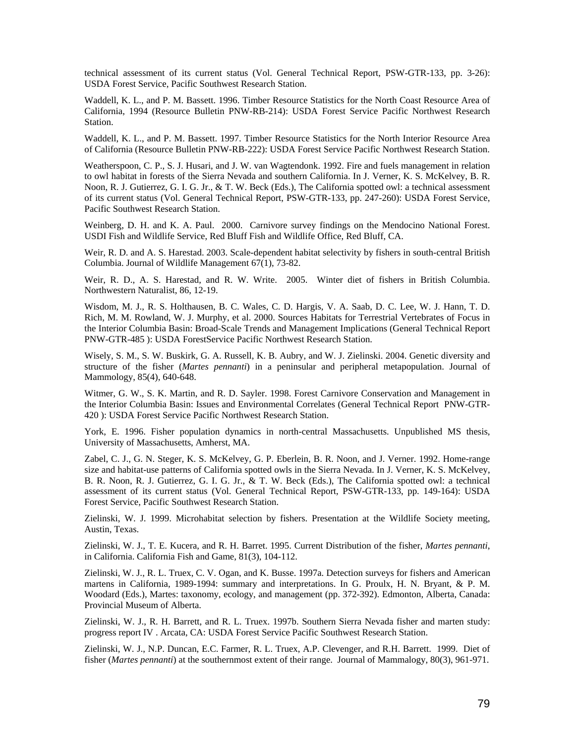technical assessment of its current status (Vol. General Technical Report, PSW-GTR-133, pp. 3-26): USDA Forest Service, Pacific Southwest Research Station.

Waddell, K. L., and P. M. Bassett. 1996. Timber Resource Statistics for the North Coast Resource Area of California, 1994 (Resource Bulletin PNW-RB-214): USDA Forest Service Pacific Northwest Research Station.

Waddell, K. L., and P. M. Bassett. 1997. Timber Resource Statistics for the North Interior Resource Area of California (Resource Bulletin PNW-RB-222): USDA Forest Service Pacific Northwest Research Station.

Weatherspoon, C. P., S. J. Husari, and J. W. van Wagtendonk. 1992. Fire and fuels management in relation to owl habitat in forests of the Sierra Nevada and southern California. In J. Verner, K. S. McKelvey, B. R. Noon, R. J. Gutierrez, G. I. G. Jr., & T. W. Beck (Eds.), The California spotted owl: a technical assessment of its current status (Vol. General Technical Report, PSW-GTR-133, pp. 247-260): USDA Forest Service, Pacific Southwest Research Station.

Weinberg, D. H. and K. A. Paul. 2000. Carnivore survey findings on the Mendocino National Forest. USDI Fish and Wildlife Service, Red Bluff Fish and Wildlife Office, Red Bluff, CA.

Weir, R. D. and A. S. Harestad. 2003. Scale-dependent habitat selectivity by fishers in south-central British Columbia. Journal of Wildlife Management 67(1), 73-82.

Weir, R. D., A. S. Harestad, and R. W. Write. 2005. Winter diet of fishers in British Columbia. Northwestern Naturalist, 86, 12-19.

Wisdom, M. J., R. S. Holthausen, B. C. Wales, C. D. Hargis, V. A. Saab, D. C. Lee, W. J. Hann, T. D. Rich, M. M. Rowland, W. J. Murphy, et al. 2000. Sources Habitats for Terrestrial Vertebrates of Focus in the Interior Columbia Basin: Broad-Scale Trends and Management Implications (General Technical Report PNW-GTR-485 ): USDA ForestService Pacific Northwest Research Station.

Wisely, S. M., S. W. Buskirk, G. A. Russell, K. B. Aubry, and W. J. Zielinski. 2004. Genetic diversity and structure of the fisher (*Martes pennanti*) in a peninsular and peripheral metapopulation. Journal of Mammology, 85(4), 640-648.

Witmer, G. W., S. K. Martin, and R. D. Sayler. 1998. Forest Carnivore Conservation and Management in the Interior Columbia Basin: Issues and Environmental Correlates (General Technical Report PNW-GTR-420 ): USDA Forest Service Pacific Northwest Research Station.

York, E. 1996. Fisher population dynamics in north-central Massachusetts. Unpublished MS thesis, University of Massachusetts, Amherst, MA.

Zabel, C. J., G. N. Steger, K. S. McKelvey, G. P. Eberlein, B. R. Noon, and J. Verner. 1992. Home-range size and habitat-use patterns of California spotted owls in the Sierra Nevada. In J. Verner, K. S. McKelvey, B. R. Noon, R. J. Gutierrez, G. I. G. Jr., & T. W. Beck (Eds.), The California spotted owl: a technical assessment of its current status (Vol. General Technical Report, PSW-GTR-133, pp. 149-164): USDA Forest Service, Pacific Southwest Research Station.

Zielinski, W. J. 1999. Microhabitat selection by fishers. Presentation at the Wildlife Society meeting, Austin, Texas.

Zielinski, W. J., T. E. Kucera, and R. H. Barret. 1995. Current Distribution of the fisher, *Martes pennanti*, in California. California Fish and Game, 81(3), 104-112.

Zielinski, W. J., R. L. Truex, C. V. Ogan, and K. Busse. 1997a. Detection surveys for fishers and American martens in California, 1989-1994: summary and interpretations. In G. Proulx, H. N. Bryant, & P. M. Woodard (Eds.), Martes: taxonomy, ecology, and management (pp. 372-392). Edmonton, Alberta, Canada: Provincial Museum of Alberta.

Zielinski, W. J., R. H. Barrett, and R. L. Truex. 1997b. Southern Sierra Nevada fisher and marten study: progress report IV . Arcata, CA: USDA Forest Service Pacific Southwest Research Station.

Zielinski, W. J., N.P. Duncan, E.C. Farmer, R. L. Truex, A.P. Clevenger, and R.H. Barrett. 1999. Diet of fisher (*Martes pennanti*) at the southernmost extent of their range. Journal of Mammalogy, 80(3), 961-971.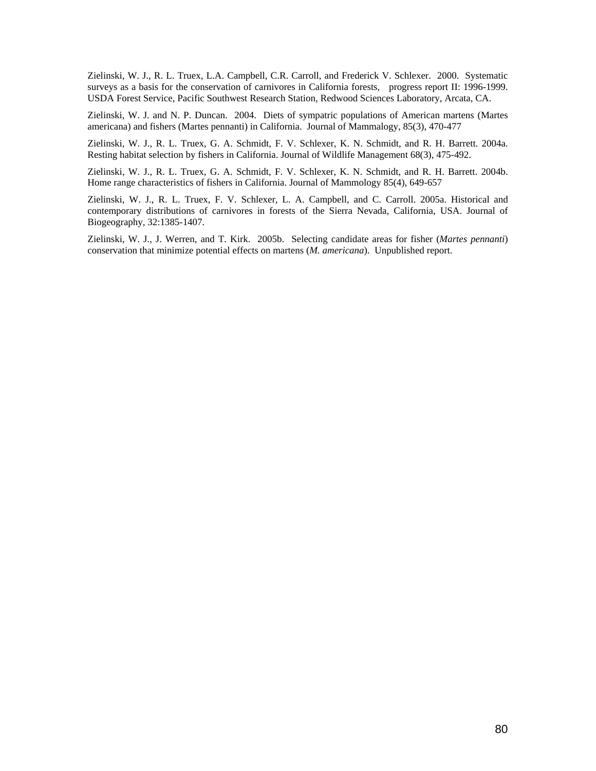Zielinski, W. J., R. L. Truex, L.A. Campbell, C.R. Carroll, and Frederick V. Schlexer. 2000. Systematic surveys as a basis for the conservation of carnivores in California forests, progress report II: 1996-1999. USDA Forest Service, Pacific Southwest Research Station, Redwood Sciences Laboratory, Arcata, CA.

Zielinski, W. J. and N. P. Duncan. 2004. Diets of sympatric populations of American martens (Martes americana) and fishers (Martes pennanti) in California. Journal of Mammalogy, 85(3), 470-477

Zielinski, W. J., R. L. Truex, G. A. Schmidt, F. V. Schlexer, K. N. Schmidt, and R. H. Barrett. 2004a. Resting habitat selection by fishers in California. Journal of Wildlife Management 68(3), 475-492.

Zielinski, W. J., R. L. Truex, G. A. Schmidt, F. V. Schlexer, K. N. Schmidt, and R. H. Barrett. 2004b. Home range characteristics of fishers in California. Journal of Mammology 85(4), 649-657

Zielinski, W. J., R. L. Truex, F. V. Schlexer, L. A. Campbell, and C. Carroll. 2005a. Historical and contemporary distributions of carnivores in forests of the Sierra Nevada, California, USA. Journal of Biogeography, 32:1385-1407.

Zielinski, W. J., J. Werren, and T. Kirk. 2005b. Selecting candidate areas for fisher (*Martes pennanti*) conservation that minimize potential effects on martens (*M. americana*). Unpublished report.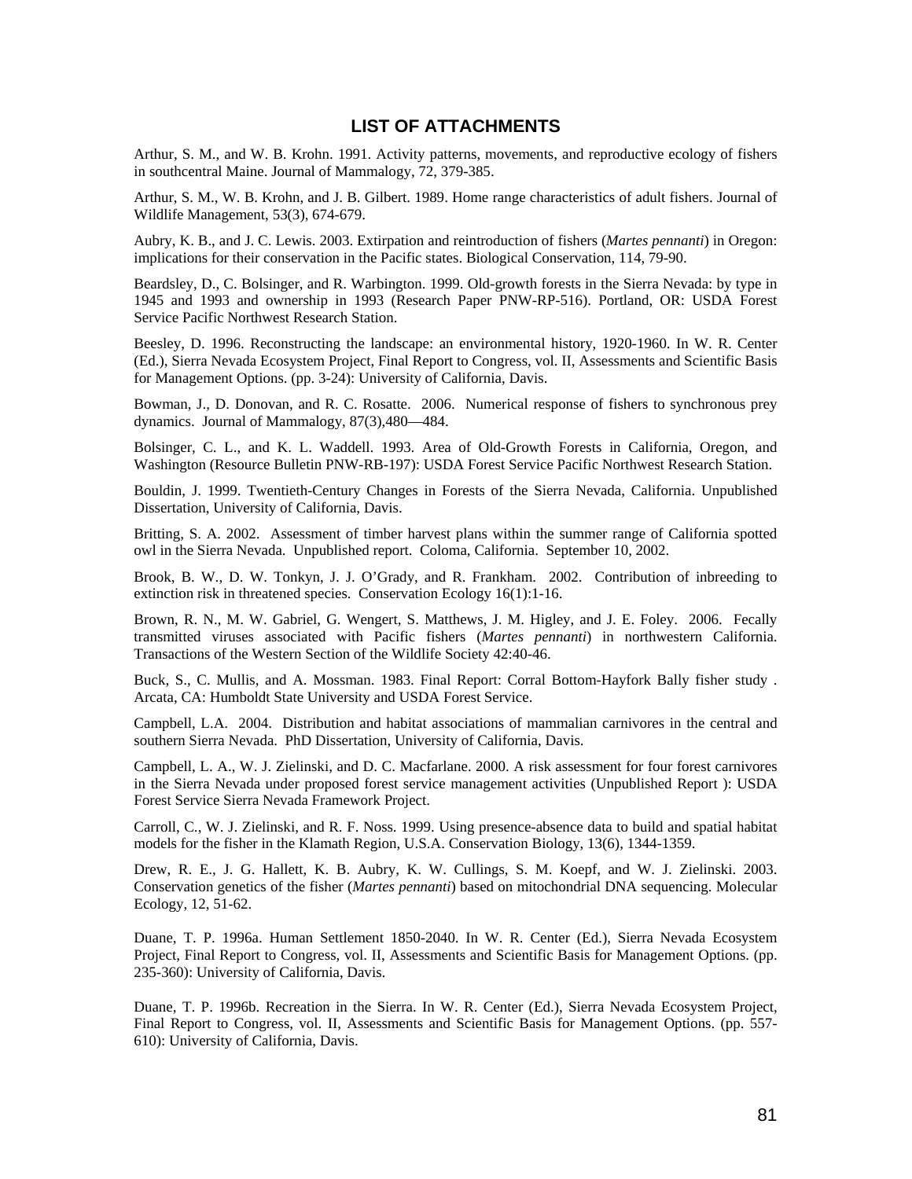## LIST OF ATTACHMENTS

Arthur, S. M., and W. B. Krohn. 1991. Activity patterns, movements, and reproductive ecology of fishers in southcentral Maine. Journal of Mammalogy, 72, 379-385.

Arthur, S. M., W. B. Krohn, and J. B. Gilbert. 1989. Home range characteristics of adult fishers. Journal of Wildlife Management, 53(3), 674-679.

Aubry, K. B., and J. C. Lewis. 2003. Extirpation and reintroduction of fishers (*Martes pennanti*) in Oregon: implications for their conservation in the Pacific states. Biological Conservation, 114, 79-90.

Beardsley, D., C. Bolsinger, and R. Warbington. 1999. Old-growth forests in the Sierra Nevada: by type in 1945 and 1993 and ownership in 1993 (Research Paper PNW-RP-516). Portland, OR: USDA Forest Service Pacific Northwest Research Station.

Beesley, D. 1996. Reconstructing the landscape: an environmental history, 1920-1960. In W. R. Center (Ed.), Sierra Nevada Ecosystem Project, Final Report to Congress, vol. II, Assessments and Scientific Basis for Management Options. (pp. 3-24): University of California, Davis.

Bowman, J., D. Donovan, and R. C. Rosatte. 2006. Numerical response of fishers to synchronous prey dynamics. Journal of Mammalogy, 87(3),480—484.

Bolsinger, C. L., and K. L. Waddell. 1993. Area of Old-Growth Forests in California, Oregon, and Washington (Resource Bulletin PNW-RB-197): USDA Forest Service Pacific Northwest Research Station.

Bouldin, J. 1999. Twentieth-Century Changes in Forests of the Sierra Nevada, California. Unpublished Dissertation, University of California, Davis.

Britting, S. A. 2002. Assessment of timber harvest plans within the summer range of California spotted owl in the Sierra Nevada. Unpublished report. Coloma, California. September 10, 2002.

Brook, B. W., D. W. Tonkyn, J. J. O'Grady, and R. Frankham. 2002. Contribution of inbreeding to extinction risk in threatened species. Conservation Ecology 16(1):1-16.

Brown, R. N., M. W. Gabriel, G. Wengert, S. Matthews, J. M. Higley, and J. E. Foley. 2006. Fecally transmitted viruses associated with Pacific fishers (*Martes pennanti*) in northwestern California. Transactions of the Western Section of the Wildlife Society 42:40-46.

Buck, S., C. Mullis, and A. Mossman. 1983. Final Report: Corral Bottom-Hayfork Bally fisher study . Arcata, CA: Humboldt State University and USDA Forest Service.

Campbell, L.A. 2004. Distribution and habitat associations of mammalian carnivores in the central and southern Sierra Nevada. PhD Dissertation, University of California, Davis.

Campbell, L. A., W. J. Zielinski, and D. C. Macfarlane. 2000. A risk assessment for four forest carnivores in the Sierra Nevada under proposed forest service management activities (Unpublished Report ): USDA Forest Service Sierra Nevada Framework Project.

Carroll, C., W. J. Zielinski, and R. F. Noss. 1999. Using presence-absence data to build and spatial habitat models for the fisher in the Klamath Region, U.S.A. Conservation Biology, 13(6), 1344-1359.

Drew, R. E., J. G. Hallett, K. B. Aubry, K. W. Cullings, S. M. Koepf, and W. J. Zielinski. 2003. Conservation genetics of the fisher (*Martes pennanti*) based on mitochondrial DNA sequencing. Molecular Ecology, 12, 51-62.

Duane, T. P. 1996a. Human Settlement 1850-2040. In W. R. Center (Ed.), Sierra Nevada Ecosystem Project, Final Report to Congress, vol. II, Assessments and Scientific Basis for Management Options. (pp. 235-360): University of California, Davis.

Duane, T. P. 1996b. Recreation in the Sierra. In W. R. Center (Ed.), Sierra Nevada Ecosystem Project, Final Report to Congress, vol. II, Assessments and Scientific Basis for Management Options. (pp. 557-610): University of California, Davis.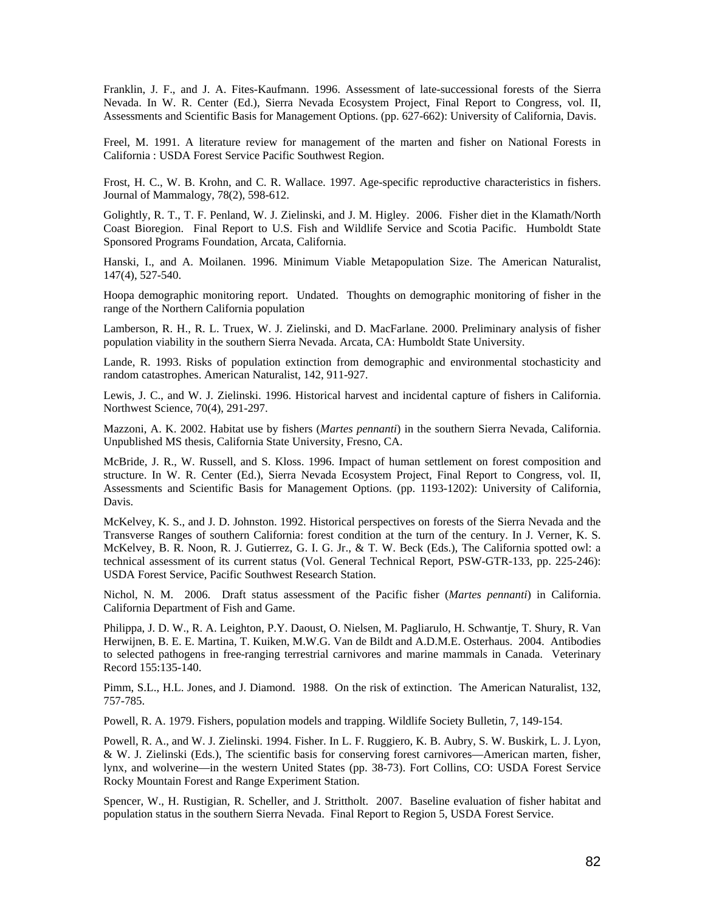Franklin, J. F., and J. A. Fites-Kaufmann. 1996. Assessment of late-successional forests of the Sierra Nevada. In W. R. Center (Ed.), Sierra Nevada Ecosystem Project, Final Report to Congress, vol. II, Assessments and Scientific Basis for Management Options. (pp. 627-662): University of California, Davis.

Freel, M. 1991. A literature review for management of the marten and fisher on National Forests in California : USDA Forest Service Pacific Southwest Region.

Frost, H. C., W. B. Krohn, and C. R. Wallace. 1997. Age-specific reproductive characteristics in fishers. Journal of Mammalogy, 78(2), 598-612.

Golightly, R. T., T. F. Penland, W. J. Zielinski, and J. M. Higley. 2006. Fisher diet in the Klamath/North Coast Bioregion. Final Report to U.S. Fish and Wildlife Service and Scotia Pacific. Humboldt State Sponsored Programs Foundation, Arcata, California.

Hanski, I., and A. Moilanen. 1996. Minimum Viable Metapopulation Size. The American Naturalist, 147(4), 527-540.

Hoopa demographic monitoring report. Undated. Thoughts on demographic monitoring of fisher in the range of the Northern California population

Lamberson, R. H., R. L. Truex, W. J. Zielinski, and D. MacFarlane. 2000. Preliminary analysis of fisher population viability in the southern Sierra Nevada. Arcata, CA: Humboldt State University.

Lande, R. 1993. Risks of population extinction from demographic and environmental stochasticity and random catastrophes. American Naturalist, 142, 911-927.

Lewis, J. C., and W. J. Zielinski. 1996. Historical harvest and incidental capture of fishers in California. Northwest Science, 70(4), 291-297.

Mazzoni, A. K. 2002. Habitat use by fishers (*Martes pennanti*) in the southern Sierra Nevada, California. Unpublished MS thesis, California State University, Fresno, CA.

McBride, J. R., W. Russell, and S. Kloss. 1996. Impact of human settlement on forest composition and structure. In W. R. Center (Ed.), Sierra Nevada Ecosystem Project, Final Report to Congress, vol. II, Assessments and Scientific Basis for Management Options. (pp. 1193-1202): University of California, Davis.

McKelvey, K. S., and J. D. Johnston. 1992. Historical perspectives on forests of the Sierra Nevada and the Transverse Ranges of southern California: forest condition at the turn of the century. In J. Verner, K. S. McKelvey, B. R. Noon, R. J. Gutierrez, G. I. G. Jr., & T. W. Beck (Eds.), The California spotted owl: a technical assessment of its current status (Vol. General Technical Report, PSW-GTR-133, pp. 225-246): USDA Forest Service, Pacific Southwest Research Station.

Nichol, N. M. 2006. Draft status assessment of the Pacific fisher (*Martes pennanti*) in California. California Department of Fish and Game.

Philippa, J. D. W., R. A. Leighton, P.Y. Daoust, O. Nielsen, M. Pagliarulo, H. Schwantje, T. Shury, R. Van Herwijnen, B. E. E. Martina, T. Kuiken, M.W.G. Van de Bildt and A.D.M.E. Osterhaus. 2004. Antibodies to selected pathogens in free-ranging terrestrial carnivores and marine mammals in Canada. Veterinary Record 155:135-140.

Pimm, S.L., H.L. Jones, and J. Diamond. 1988. On the risk of extinction. The American Naturalist, 132, 757-785.

Powell, R. A. 1979. Fishers, population models and trapping. Wildlife Society Bulletin, 7, 149-154.

Powell, R. A., and W. J. Zielinski. 1994. Fisher. In L. F. Ruggiero, K. B. Aubry, S. W. Buskirk, L. J. Lyon, & W. J. Zielinski (Eds.), The scientific basis for conserving forest carnivores—American marten, fisher, lynx, and wolverine—in the western United States (pp. 38-73). Fort Collins, CO: USDA Forest Service Rocky Mountain Forest and Range Experiment Station.

Spencer, W., H. Rustigian, R. Scheller, and J. Strittholt. 2007. Baseline evaluation of fisher habitat and population status in the southern Sierra Nevada. Final Report to Region 5, USDA Forest Service.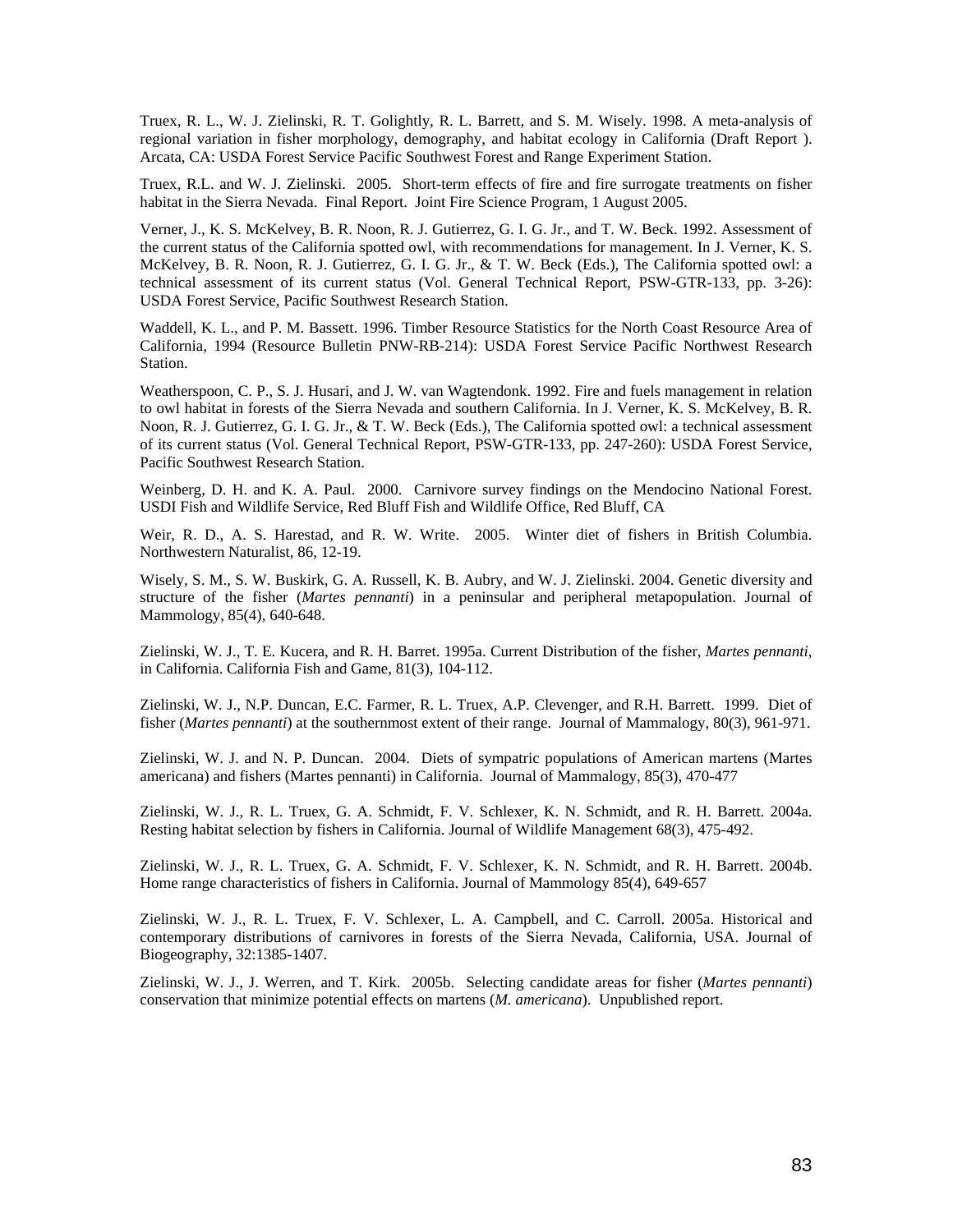Truex, R. L., W. J. Zielinski, R. T. Golightly, R. L. Barrett, and S. M. Wisely. 1998. A meta-analysis of regional variation in fisher morphology, demography, and habitat ecology in California (Draft Report ). Arcata, CA: USDA Forest Service Pacific Southwest Forest and Range Experiment Station.

Truex, R.L. and W. J. Zielinski. 2005. Short-term effects of fire and fire surrogate treatments on fisher habitat in the Sierra Nevada. Final Report. Joint Fire Science Program, 1 August 2005.

Verner, J., K. S. McKelvey, B. R. Noon, R. J. Gutierrez, G. I. G. Jr., and T. W. Beck. 1992. Assessment of the current status of the California spotted owl, with recommendations for management. In J. Verner, K. S. McKelvey, B. R. Noon, R. J. Gutierrez, G. I. G. Jr., & T. W. Beck (Eds.), The California spotted owl: a technical assessment of its current status (Vol. General Technical Report, PSW-GTR-133, pp. 3-26): USDA Forest Service, Pacific Southwest Research Station.

Waddell, K. L., and P. M. Bassett. 1996. Timber Resource Statistics for the North Coast Resource Area of California, 1994 (Resource Bulletin PNW-RB-214): USDA Forest Service Pacific Northwest Research Station.

Weatherspoon, C. P., S. J. Husari, and J. W. van Wagtendonk. 1992. Fire and fuels management in relation to owl habitat in forests of the Sierra Nevada and southern California. In J. Verner, K. S. McKelvey, B. R. Noon, R. J. Gutierrez, G. I. G. Jr., & T. W. Beck (Eds.), The California spotted owl: a technical assessment of its current status (Vol. General Technical Report, PSW-GTR-133, pp. 247-260): USDA Forest Service, Pacific Southwest Research Station.

Weinberg, D. H. and K. A. Paul. 2000. Carnivore survey findings on the Mendocino National Forest. USDI Fish and Wildlife Service, Red Bluff Fish and Wildlife Office, Red Bluff, CA

Weir, R. D., A. S. Harestad, and R. W. Write. 2005. Winter diet of fishers in British Columbia. Northwestern Naturalist, 86, 12-19.

Wisely, S. M., S. W. Buskirk, G. A. Russell, K. B. Aubry, and W. J. Zielinski. 2004. Genetic diversity and structure of the fisher (*Martes pennanti*) in a peninsular and peripheral metapopulation. Journal of Mammology, 85(4), 640-648.

Zielinski, W. J., T. E. Kucera, and R. H. Barret. 1995a. Current Distribution of the fisher, *Martes pennanti*, in California. California Fish and Game, 81(3), 104-112.

Zielinski, W. J., N.P. Duncan, E.C. Farmer, R. L. Truex, A.P. Clevenger, and R.H. Barrett. 1999. Diet of fisher (*Martes pennanti*) at the southernmost extent of their range. Journal of Mammalogy, 80(3), 961-971.

Zielinski, W. J. and N. P. Duncan. 2004. Diets of sympatric populations of American martens (Martes americana) and fishers (Martes pennanti) in California. Journal of Mammalogy, 85(3), 470-477

Zielinski, W. J., R. L. Truex, G. A. Schmidt, F. V. Schlexer, K. N. Schmidt, and R. H. Barrett. 2004a. Resting habitat selection by fishers in California. Journal of Wildlife Management 68(3), 475-492.

Zielinski, W. J., R. L. Truex, G. A. Schmidt, F. V. Schlexer, K. N. Schmidt, and R. H. Barrett. 2004b. Home range characteristics of fishers in California. Journal of Mammology 85(4), 649-657

Zielinski, W. J., R. L. Truex, F. V. Schlexer, L. A. Campbell, and C. Carroll. 2005a. Historical and contemporary distributions of carnivores in forests of the Sierra Nevada, California, USA. Journal of Biogeography, 32:1385-1407.

Zielinski, W. J., J. Werren, and T. Kirk. 2005b. Selecting candidate areas for fisher (*Martes pennanti*) conservation that minimize potential effects on martens (*M. americana*). Unpublished report.